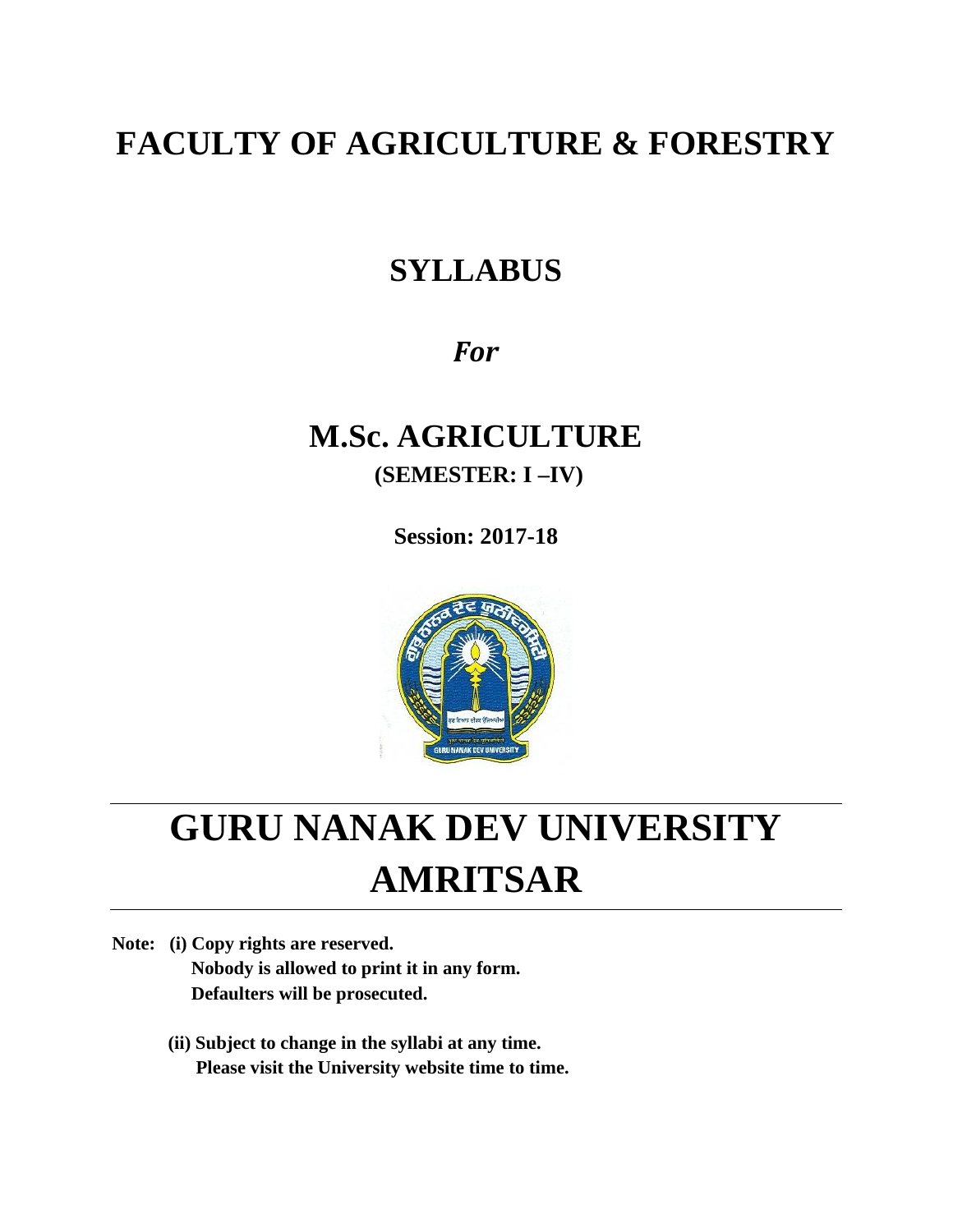# FACULTY OF AGRICULTURE & FORESTRY

## SYLLABUS

*For*

## M.Sc. AGRICULTURE

**(SEMESTER: I –IV)**

**Session: 2017-18**

# GURU NANAK DEV UNIVERSITY AMRITSAR

**Note: (i) Copy rights are reserved.**
**Nobody is allowed to print it in any form.**
**Defaulters will be prosecuted.**

**(ii) Subject to change in the syllabi at any time.**
**Please visit the University website time to time.**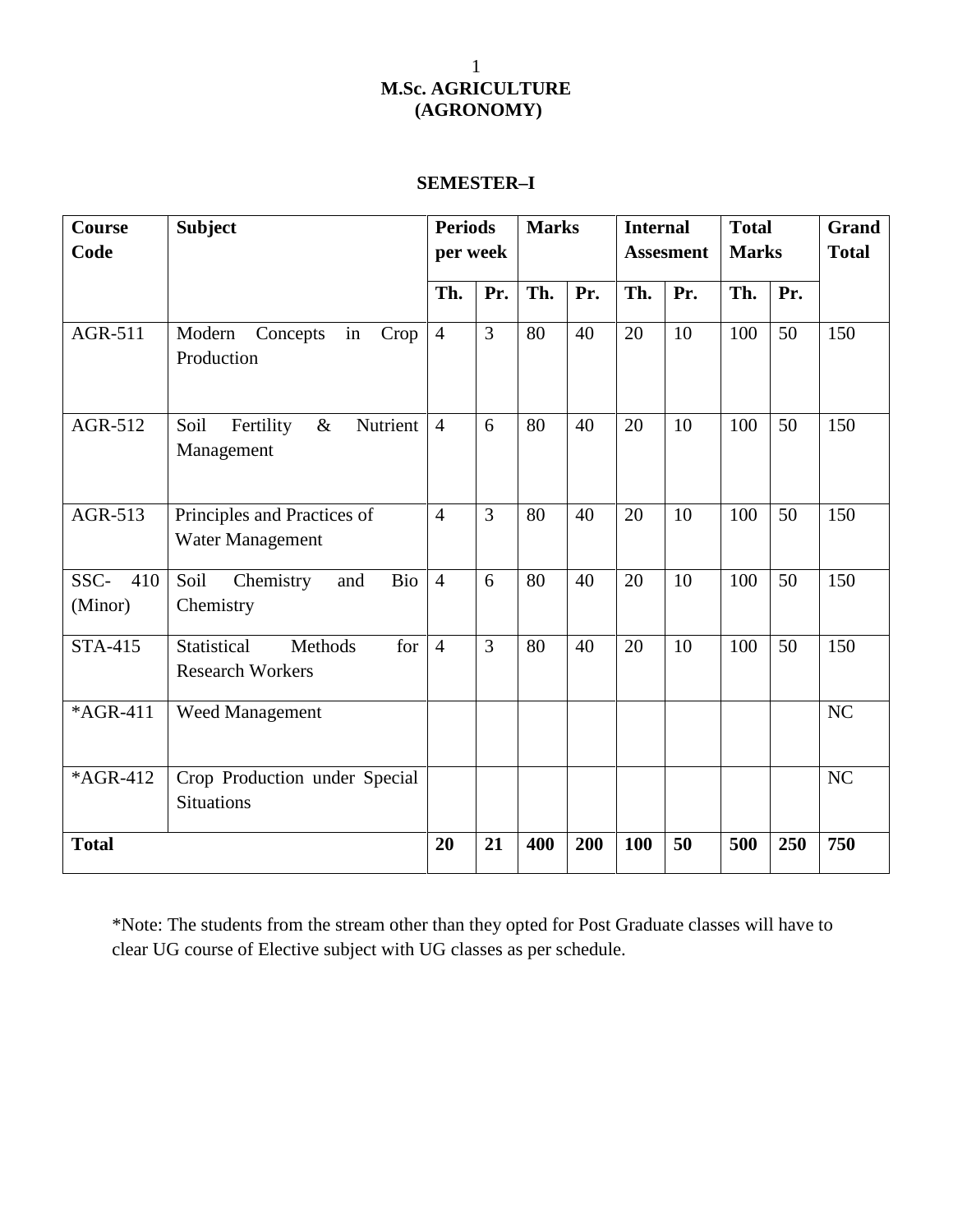# M.Sc. AGRICULTURE
# (AGRONOMY)

## SEMESTER–I

| Course Code | Subject | Periods per week | | Marks | | Internal Assesment | | Total Marks | | Grand Total |
|---|---|---|---|---|---|---|---|---|---|---|
| | | Th. | Pr. | Th. | Pr. | Th. | Pr. | Th. | Pr. | |
| AGR-511 | Modern Concepts in Crop Production | 4 | 3 | 80 | 40 | 20 | 10 | 100 | 50 | 150 |
| AGR-512 | Soil Fertility & Nutrient Management | 4 | 6 | 80 | 40 | 20 | 10 | 100 | 50 | 150 |
| AGR-513 | Principles and Practices of Water Management | 4 | 3 | 80 | 40 | 20 | 10 | 100 | 50 | 150 |
| SSC- 410 (Minor) | Soil Chemistry and Bio Chemistry | 4 | 6 | 80 | 40 | 20 | 10 | 100 | 50 | 150 |
| STA-415 | Statistical Methods for Research Workers | 4 | 3 | 80 | 40 | 20 | 10 | 100 | 50 | 150 |
| *AGR-411 | Weed Management | | | | | | | | | NC |
| *AGR-412 | Crop Production under Special Situations | | | | | | | | | NC |
| **Total** | | **20** | **21** | **400** | **200** | **100** | **50** | **500** | **250** | **750** |

*Note: The students from the stream other than they opted for Post Graduate classes will have to clear UG course of Elective subject with UG classes as per schedule.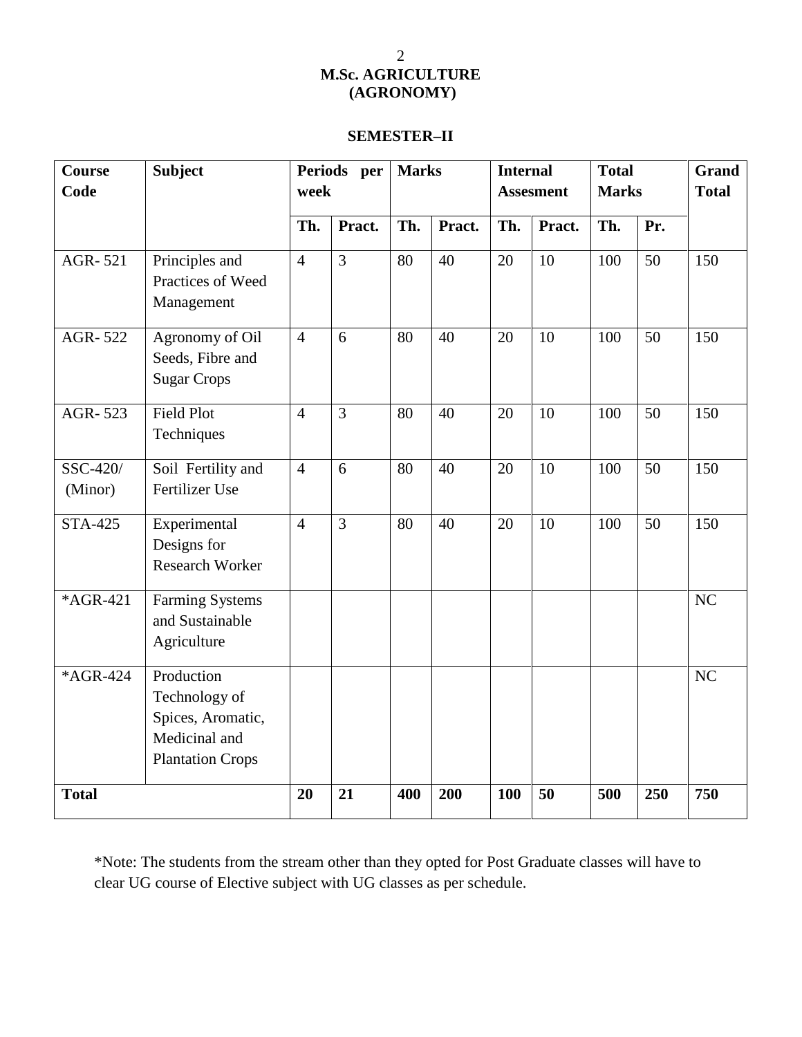# M.Sc. AGRICULTURE (AGRONOMY)

## SEMESTER–II

| Course Code | Subject | Periods per week | | Marks | | Internal Assesment | | Total Marks | | Grand Total |
|---|---|---|---|---|---|---|---|---|---|---|
| | | Th. | Pract. | Th. | Pract. | Th. | Pract. | Th. | Pr. | |
| AGR- 521 | Principles and Practices of Weed Management | 4 | 3 | 80 | 40 | 20 | 10 | 100 | 50 | 150 |
| AGR- 522 | Agronomy of Oil Seeds, Fibre and Sugar Crops | 4 | 6 | 80 | 40 | 20 | 10 | 100 | 50 | 150 |
| AGR- 523 | Field Plot Techniques | 4 | 3 | 80 | 40 | 20 | 10 | 100 | 50 | 150 |
| SSC-420/ (Minor) | Soil Fertility and Fertilizer Use | 4 | 6 | 80 | 40 | 20 | 10 | 100 | 50 | 150 |
| STA-425 | Experimental Designs for Research Worker | 4 | 3 | 80 | 40 | 20 | 10 | 100 | 50 | 150 |
| *AGR-421 | Farming Systems and Sustainable Agriculture | | | | | | | | | NC |
| *AGR-424 | Production Technology of Spices, Aromatic, Medicinal and Plantation Crops | | | | | | | | | NC |
| **Total** | | **20** | **21** | **400** | **200** | **100** | **50** | **500** | **250** | **750** |

*Note: The students from the stream other than they opted for Post Graduate classes will have to clear UG course of Elective subject with UG classes as per schedule.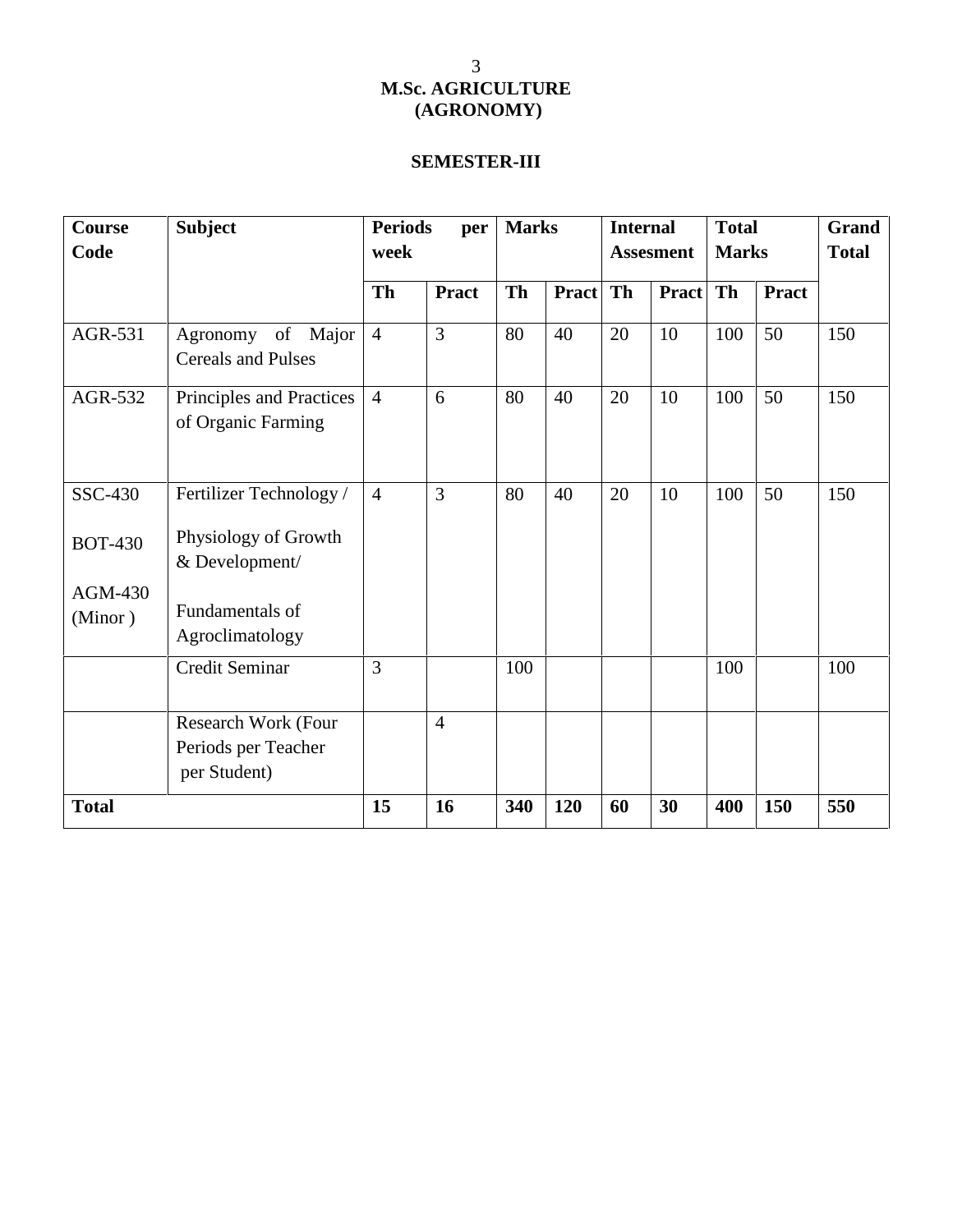# M.Sc. AGRICULTURE
# (AGRONOMY)

## SEMESTER-III

| Course Code | Subject | Periods per week | | Marks | | Internal Assesment | | Total Marks | | Grand Total |
|---|---|---|---|---|---|---|---|---|---|---|
| | | Th | Pract | Th | Pract | Th | Pract | Th | Pract | |
| AGR-531 | Agronomy of Major Cereals and Pulses | 4 | 3 | 80 | 40 | 20 | 10 | 100 | 50 | 150 |
| AGR-532 | Principles and Practices of Organic Farming | 4 | 6 | 80 | 40 | 20 | 10 | 100 | 50 | 150 |
| SSC-430 BOT-430 AGM-430 (Minor ) | Fertilizer Technology / Physiology of Growth & Development/ Fundamentals of Agroclimatology | 4 | 3 | 80 | 40 | 20 | 10 | 100 | 50 | 150 |
| | Credit Seminar | 3 | | 100 | | | | 100 | | 100 |
| | Research Work (Four Periods per Teacher per Student) | | 4 | | | | | | | |
| **Total** | | **15** | **16** | **340** | **120** | **60** | **30** | **400** | **150** | **550** |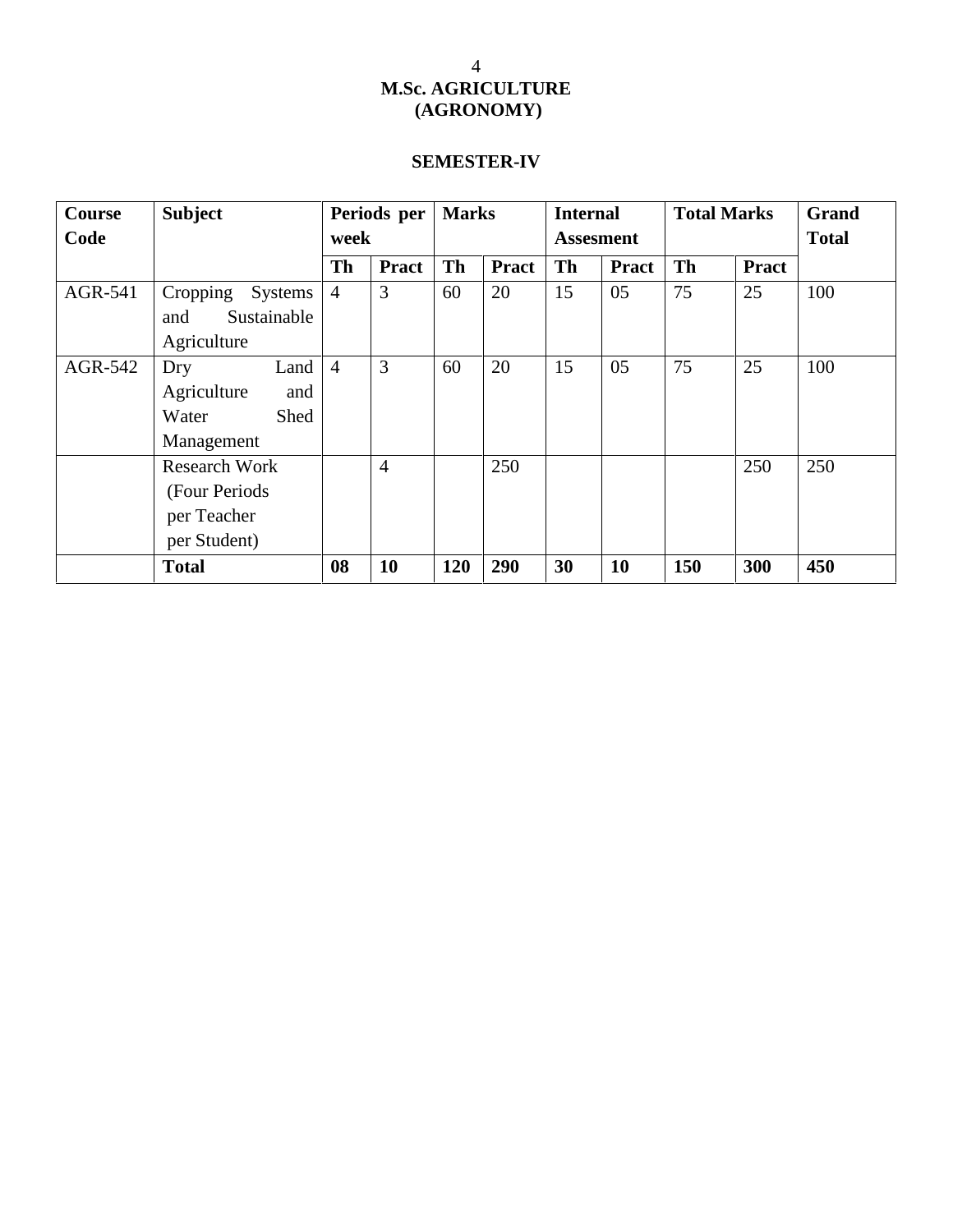# M.Sc. AGRICULTURE (AGRONOMY)

## SEMESTER-IV

| Course Code | Subject | Periods per week | | Marks | | Internal Assesment | | Total Marks | | Grand Total |
|---|---|---|---|---|---|---|---|---|---|---|
| | | Th | Pract | Th | Pract | Th | Pract | Th | Pract | |
| AGR-541 | Cropping Systems and Sustainable Agriculture | 4 | 3 | 60 | 20 | 15 | 05 | 75 | 25 | 100 |
| AGR-542 | Dry Land Agriculture and Water Shed Management | 4 | 3 | 60 | 20 | 15 | 05 | 75 | 25 | 100 |
| | Research Work (Four Periods per Teacher per Student) | | 4 | | 250 | | | | 250 | 250 |
| | **Total** | **08** | **10** | **120** | **290** | **30** | **10** | **150** | **300** | **450** |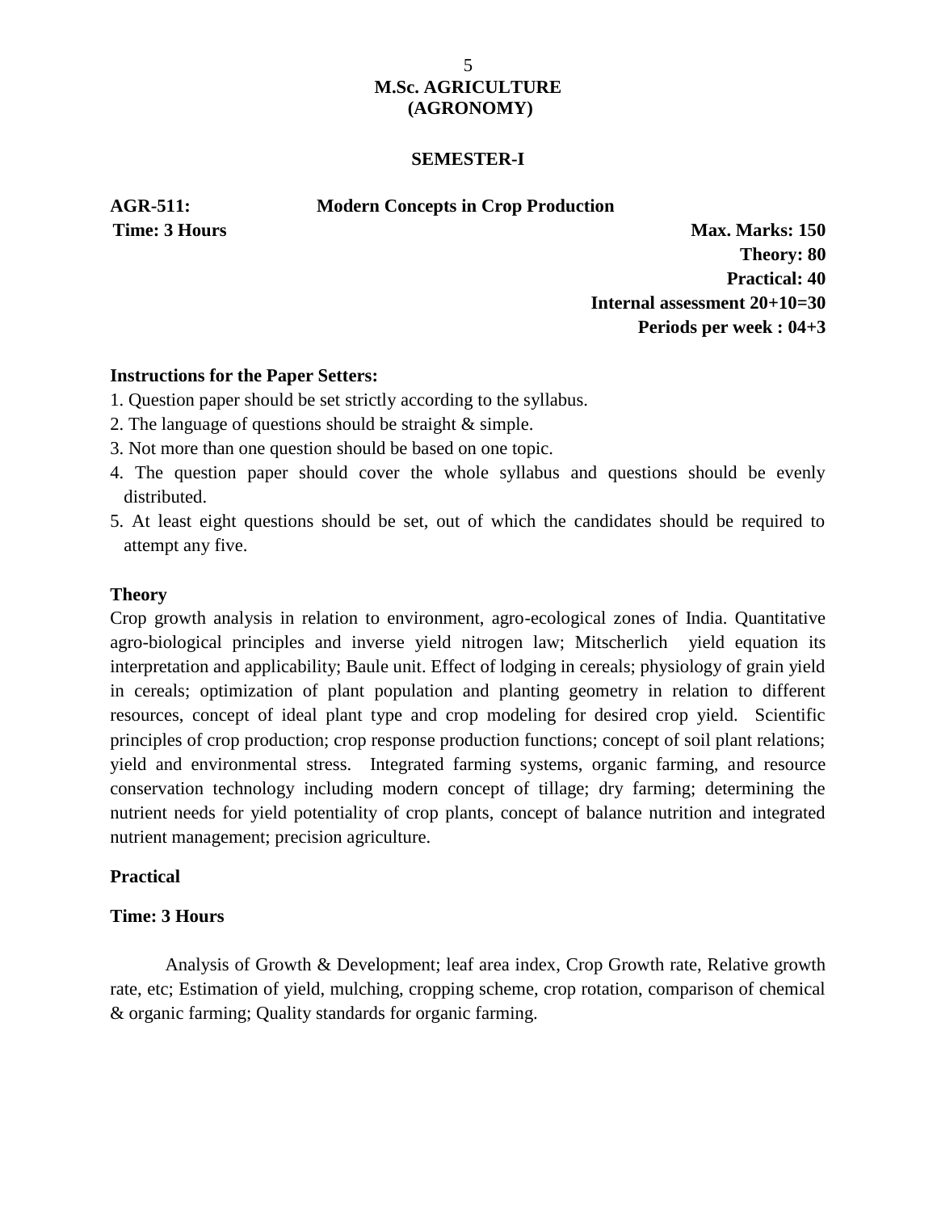# M.Sc. AGRICULTURE (AGRONOMY)

## SEMESTER-I

**AGR-511: Modern Concepts in Crop Production**

**Time: 3 Hours**

**Max. Marks: 150**
**Theory: 80**
**Practical: 40**
**Internal assessment 20+10=30**
**Periods per week : 04+3**

**Instructions for the Paper Setters:**

1. Question paper should be set strictly according to the syllabus.
2. The language of questions should be straight & simple.
3. Not more than one question should be based on one topic.
4. The question paper should cover the whole syllabus and questions should be evenly distributed.
5. At least eight questions should be set, out of which the candidates should be required to attempt any five.

### Theory

Crop growth analysis in relation to environment, agro-ecological zones of India. Quantitative agro-biological principles and inverse yield nitrogen law; Mitscherlich yield equation its interpretation and applicability; Baule unit. Effect of lodging in cereals; physiology of grain yield in cereals; optimization of plant population and planting geometry in relation to different resources, concept of ideal plant type and crop modeling for desired crop yield. Scientific principles of crop production; crop response production functions; concept of soil plant relations; yield and environmental stress. Integrated farming systems, organic farming, and resource conservation technology including modern concept of tillage; dry farming; determining the nutrient needs for yield potentiality of crop plants, concept of balance nutrition and integrated nutrient management; precision agriculture.

### Practical

**Time: 3 Hours**

Analysis of Growth & Development; leaf area index, Crop Growth rate, Relative growth rate, etc; Estimation of yield, mulching, cropping scheme, crop rotation, comparison of chemical & organic farming; Quality standards for organic farming.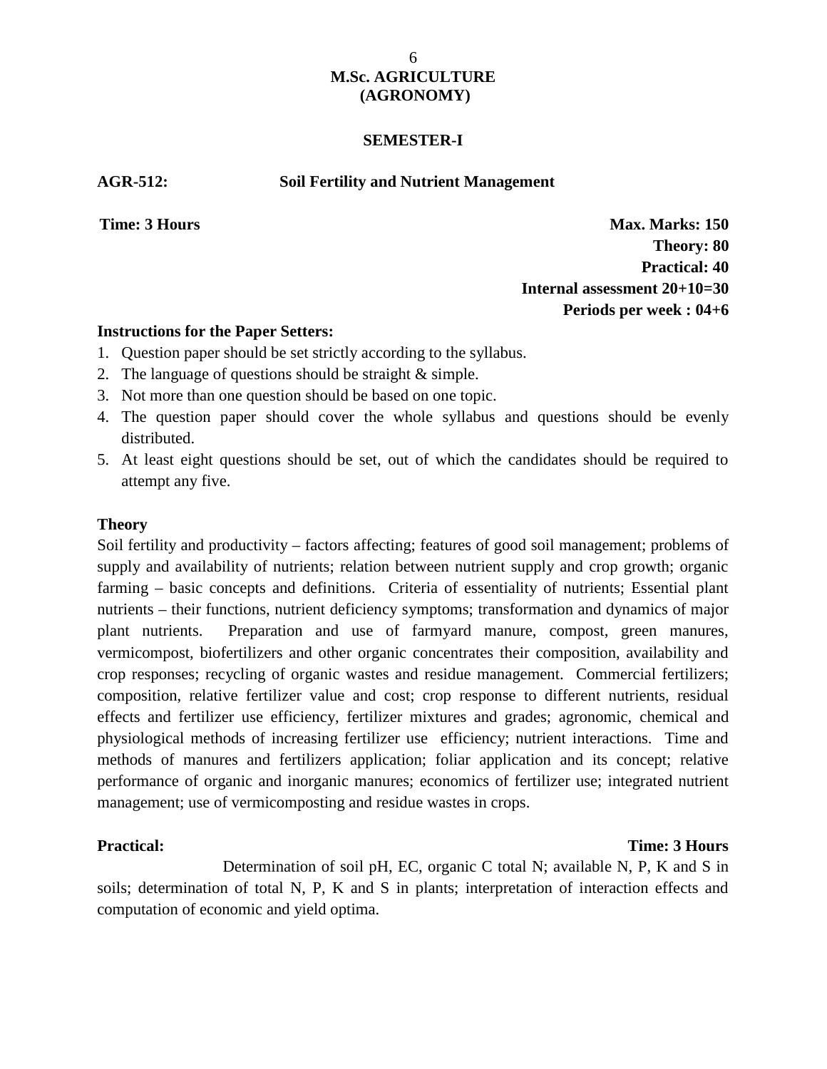# M.Sc. AGRICULTURE (AGRONOMY)

## SEMESTER-I

**AGR-512: Soil Fertility and Nutrient Management**

**Time: 3 Hours**

**Max. Marks: 150**
**Theory: 80**
**Practical: 40**
**Internal assessment 20+10=30**
**Periods per week : 04+6**

**Instructions for the Paper Setters:**

1. Question paper should be set strictly according to the syllabus.
2. The language of questions should be straight & simple.
3. Not more than one question should be based on one topic.
4. The question paper should cover the whole syllabus and questions should be evenly distributed.
5. At least eight questions should be set, out of which the candidates should be required to attempt any five.

**Theory**

Soil fertility and productivity – factors affecting; features of good soil management; problems of supply and availability of nutrients; relation between nutrient supply and crop growth; organic farming – basic concepts and definitions. Criteria of essentiality of nutrients; Essential plant nutrients – their functions, nutrient deficiency symptoms; transformation and dynamics of major plant nutrients. Preparation and use of farmyard manure, compost, green manures, vermicompost, biofertilizers and other organic concentrates their composition, availability and crop responses; recycling of organic wastes and residue management. Commercial fertilizers; composition, relative fertilizer value and cost; crop response to different nutrients, residual effects and fertilizer use efficiency, fertilizer mixtures and grades; agronomic, chemical and physiological methods of increasing fertilizer use efficiency; nutrient interactions. Time and methods of manures and fertilizers application; foliar application and its concept; relative performance of organic and inorganic manures; economics of fertilizer use; integrated nutrient management; use of vermicomposting and residue wastes in crops.

**Practical:** **Time: 3 Hours**

Determination of soil pH, EC, organic C total N; available N, P, K and S in soils; determination of total N, P, K and S in plants; interpretation of interaction effects and computation of economic and yield optima.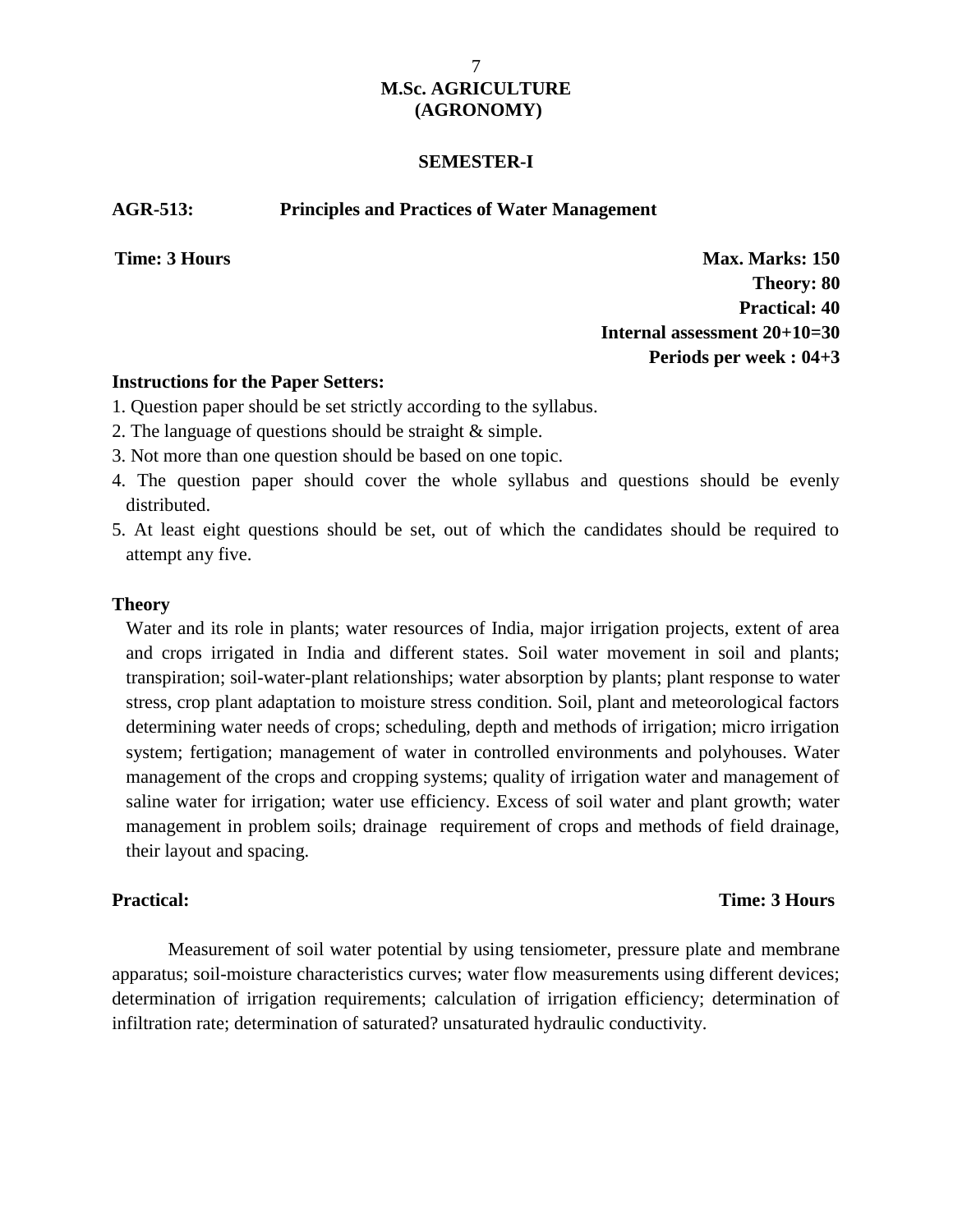# M.Sc. AGRICULTURE
# (AGRONOMY)

## SEMESTER-I

**AGR-513: Principles and Practices of Water Management**

**Time: 3 Hours**

**Max. Marks: 150**
**Theory: 80**
**Practical: 40**
**Internal assessment 20+10=30**
**Periods per week : 04+3**

**Instructions for the Paper Setters:**

1. Question paper should be set strictly according to the syllabus.
2. The language of questions should be straight & simple.
3. Not more than one question should be based on one topic.
4. The question paper should cover the whole syllabus and questions should be evenly distributed.
5. At least eight questions should be set, out of which the candidates should be required to attempt any five.

**Theory**

Water and its role in plants; water resources of India, major irrigation projects, extent of area and crops irrigated in India and different states. Soil water movement in soil and plants; transpiration; soil-water-plant relationships; water absorption by plants; plant response to water stress, crop plant adaptation to moisture stress condition. Soil, plant and meteorological factors determining water needs of crops; scheduling, depth and methods of irrigation; micro irrigation system; fertigation; management of water in controlled environments and polyhouses. Water management of the crops and cropping systems; quality of irrigation water and management of saline water for irrigation; water use efficiency. Excess of soil water and plant growth; water management in problem soils; drainage requirement of crops and methods of field drainage, their layout and spacing.

**Practical:** **Time: 3 Hours**

Measurement of soil water potential by using tensiometer, pressure plate and membrane apparatus; soil-moisture characteristics curves; water flow measurements using different devices; determination of irrigation requirements; calculation of irrigation efficiency; determination of infiltration rate; determination of saturated? unsaturated hydraulic conductivity.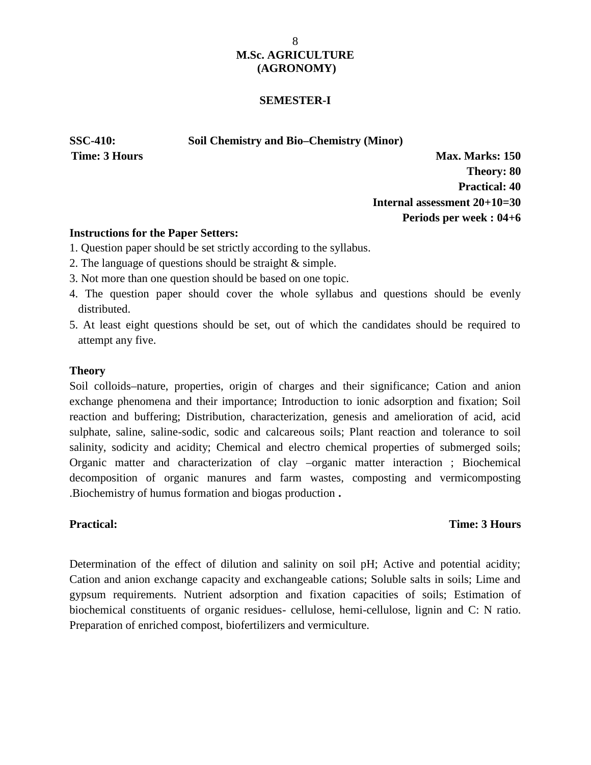# M.Sc. AGRICULTURE (AGRONOMY)

## SEMESTER-I

**SSC-410: Soil Chemistry and Bio–Chemistry (Minor)**

**Time: 3 Hours**

**Max. Marks: 150**
**Theory: 80**
**Practical: 40**
**Internal assessment 20+10=30**
**Periods per week : 04+6**

**Instructions for the Paper Setters:**

1. Question paper should be set strictly according to the syllabus.
2. The language of questions should be straight & simple.
3. Not more than one question should be based on one topic.
4. The question paper should cover the whole syllabus and questions should be evenly distributed.
5. At least eight questions should be set, out of which the candidates should be required to attempt any five.

**Theory**

Soil colloids–nature, properties, origin of charges and their significance; Cation and anion exchange phenomena and their importance; Introduction to ionic adsorption and fixation; Soil reaction and buffering; Distribution, characterization, genesis and amelioration of acid, acid sulphate, saline, saline-sodic, sodic and calcareous soils; Plant reaction and tolerance to soil salinity, sodicity and acidity; Chemical and electro chemical properties of submerged soils; Organic matter and characterization of clay –organic matter interaction ; Biochemical decomposition of organic manures and farm wastes, composting and vermicomposting .Biochemistry of humus formation and biogas production **.**

**Practical:** **Time: 3 Hours**

Determination of the effect of dilution and salinity on soil pH; Active and potential acidity; Cation and anion exchange capacity and exchangeable cations; Soluble salts in soils; Lime and gypsum requirements. Nutrient adsorption and fixation capacities of soils; Estimation of biochemical constituents of organic residues- cellulose, hemi-cellulose, lignin and C: N ratio. Preparation of enriched compost, biofertilizers and vermiculture.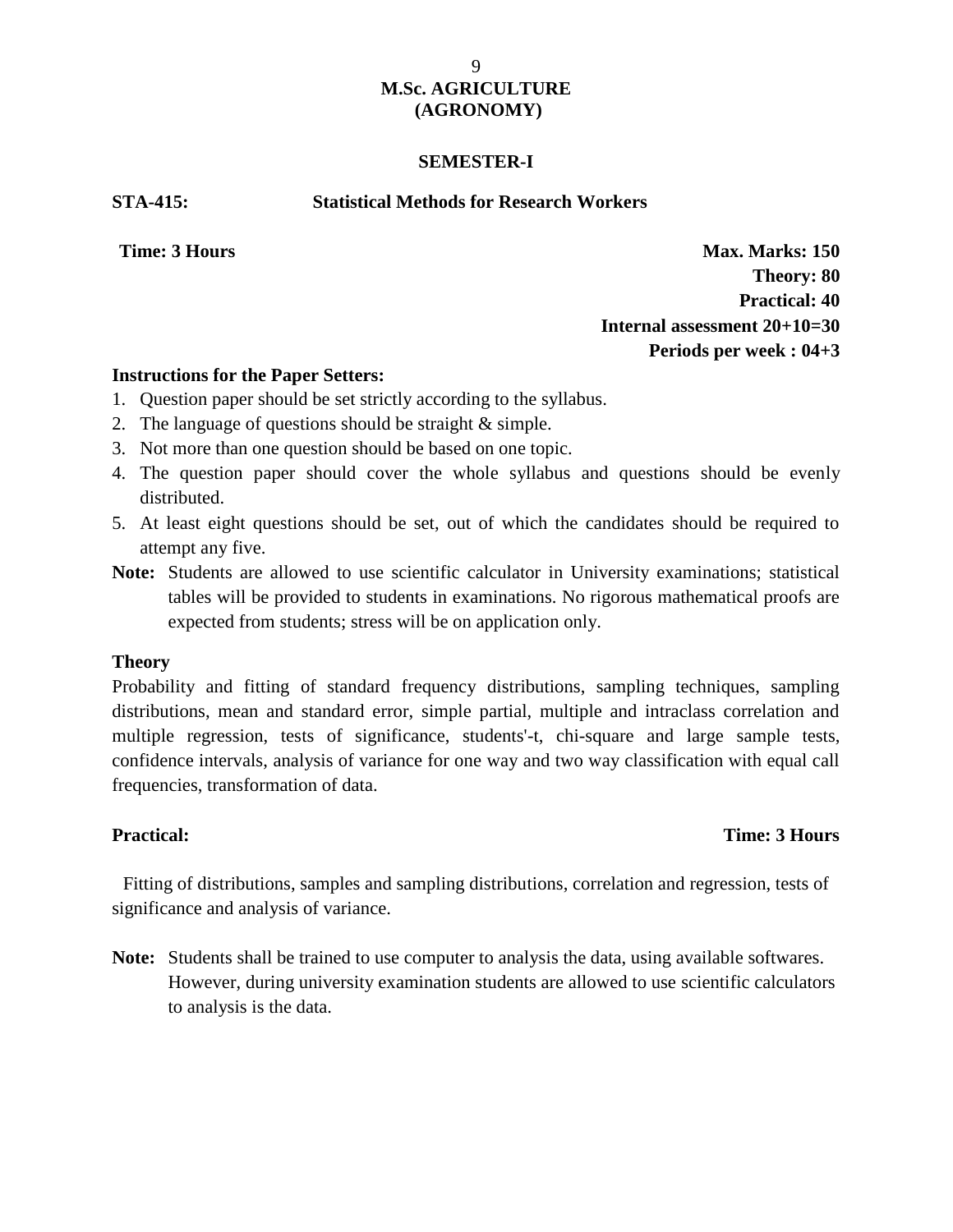# M.Sc. AGRICULTURE (AGRONOMY)

## SEMESTER-I

**STA-415: Statistical Methods for Research Workers**

**Time: 3 Hours**

**Max. Marks: 150**
**Theory: 80**
**Practical: 40**
**Internal assessment 20+10=30**
**Periods per week : 04+3**

**Instructions for the Paper Setters:**

1. Question paper should be set strictly according to the syllabus.
2. The language of questions should be straight & simple.
3. Not more than one question should be based on one topic.
4. The question paper should cover the whole syllabus and questions should be evenly distributed.
5. At least eight questions should be set, out of which the candidates should be required to attempt any five.

**Note:** Students are allowed to use scientific calculator in University examinations; statistical tables will be provided to students in examinations. No rigorous mathematical proofs are expected from students; stress will be on application only.

**Theory**

Probability and fitting of standard frequency distributions, sampling techniques, sampling distributions, mean and standard error, simple partial, multiple and intraclass correlation and multiple regression, tests of significance, students'-t, chi-square and large sample tests, confidence intervals, analysis of variance for one way and two way classification with equal call frequencies, transformation of data.

**Practical:** **Time: 3 Hours**

Fitting of distributions, samples and sampling distributions, correlation and regression, tests of significance and analysis of variance.

**Note:** Students shall be trained to use computer to analysis the data, using available softwares. However, during university examination students are allowed to use scientific calculators to analysis is the data.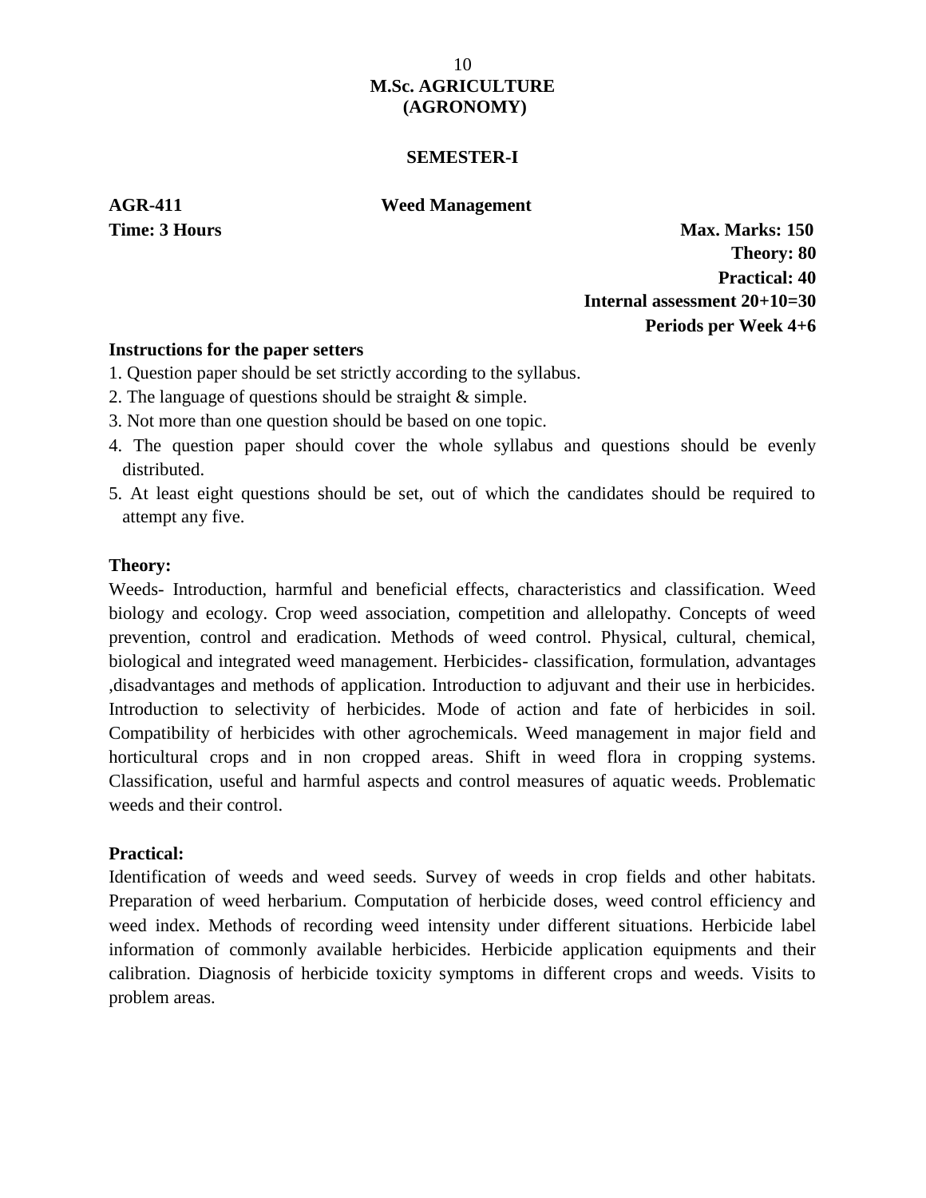# M.Sc. AGRICULTURE (AGRONOMY)

## SEMESTER-I

**AGR-411** **Weed Management**

**Time: 3 Hours**

**Max. Marks: 150**
**Theory: 80**
**Practical: 40**
**Internal assessment 20+10=30**
**Periods per Week 4+6**

**Instructions for the paper setters**

1. Question paper should be set strictly according to the syllabus.
2. The language of questions should be straight & simple.
3. Not more than one question should be based on one topic.
4. The question paper should cover the whole syllabus and questions should be evenly distributed.
5. At least eight questions should be set, out of which the candidates should be required to attempt any five.

**Theory:**

Weeds- Introduction, harmful and beneficial effects, characteristics and classification. Weed biology and ecology. Crop weed association, competition and allelopathy. Concepts of weed prevention, control and eradication. Methods of weed control. Physical, cultural, chemical, biological and integrated weed management. Herbicides- classification, formulation, advantages ,disadvantages and methods of application. Introduction to adjuvant and their use in herbicides. Introduction to selectivity of herbicides. Mode of action and fate of herbicides in soil. Compatibility of herbicides with other agrochemicals. Weed management in major field and horticultural crops and in non cropped areas. Shift in weed flora in cropping systems. Classification, useful and harmful aspects and control measures of aquatic weeds. Problematic weeds and their control.

**Practical:**

Identification of weeds and weed seeds. Survey of weeds in crop fields and other habitats. Preparation of weed herbarium. Computation of herbicide doses, weed control efficiency and weed index. Methods of recording weed intensity under different situations. Herbicide label information of commonly available herbicides. Herbicide application equipments and their calibration. Diagnosis of herbicide toxicity symptoms in different crops and weeds. Visits to problem areas.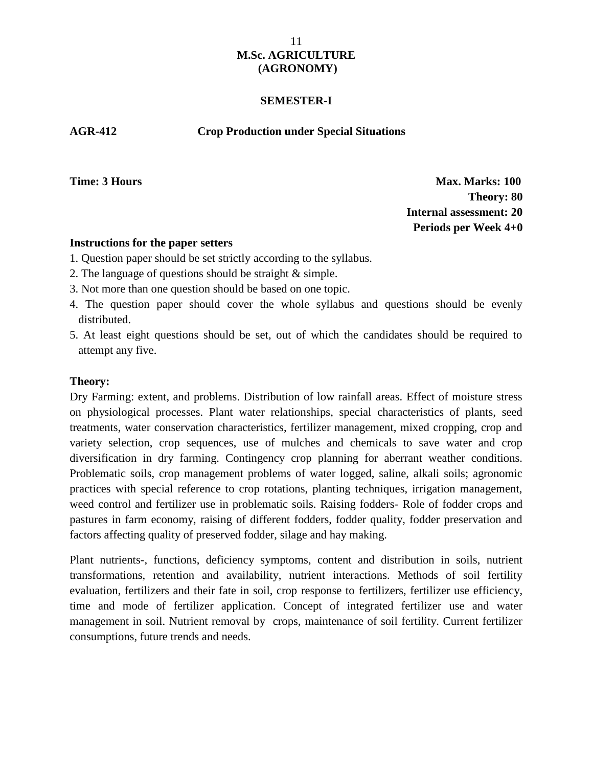# M.Sc. AGRICULTURE (AGRONOMY)

## SEMESTER-I

**AGR-412 Crop Production under Special Situations**

**Time: 3 Hours**

**Max. Marks: 100**
**Theory: 80**
**Internal assessment: 20**
**Periods per Week 4+0**

**Instructions for the paper setters**

1. Question paper should be set strictly according to the syllabus.
2. The language of questions should be straight & simple.
3. Not more than one question should be based on one topic.
4. The question paper should cover the whole syllabus and questions should be evenly distributed.
5. At least eight questions should be set, out of which the candidates should be required to attempt any five.

**Theory:**

Dry Farming: extent, and problems. Distribution of low rainfall areas. Effect of moisture stress on physiological processes. Plant water relationships, special characteristics of plants, seed treatments, water conservation characteristics, fertilizer management, mixed cropping, crop and variety selection, crop sequences, use of mulches and chemicals to save water and crop diversification in dry farming. Contingency crop planning for aberrant weather conditions. Problematic soils, crop management problems of water logged, saline, alkali soils; agronomic practices with special reference to crop rotations, planting techniques, irrigation management, weed control and fertilizer use in problematic soils. Raising fodders- Role of fodder crops and pastures in farm economy, raising of different fodders, fodder quality, fodder preservation and factors affecting quality of preserved fodder, silage and hay making.

Plant nutrients-, functions, deficiency symptoms, content and distribution in soils, nutrient transformations, retention and availability, nutrient interactions. Methods of soil fertility evaluation, fertilizers and their fate in soil, crop response to fertilizers, fertilizer use efficiency, time and mode of fertilizer application. Concept of integrated fertilizer use and water management in soil. Nutrient removal by crops, maintenance of soil fertility. Current fertilizer consumptions, future trends and needs.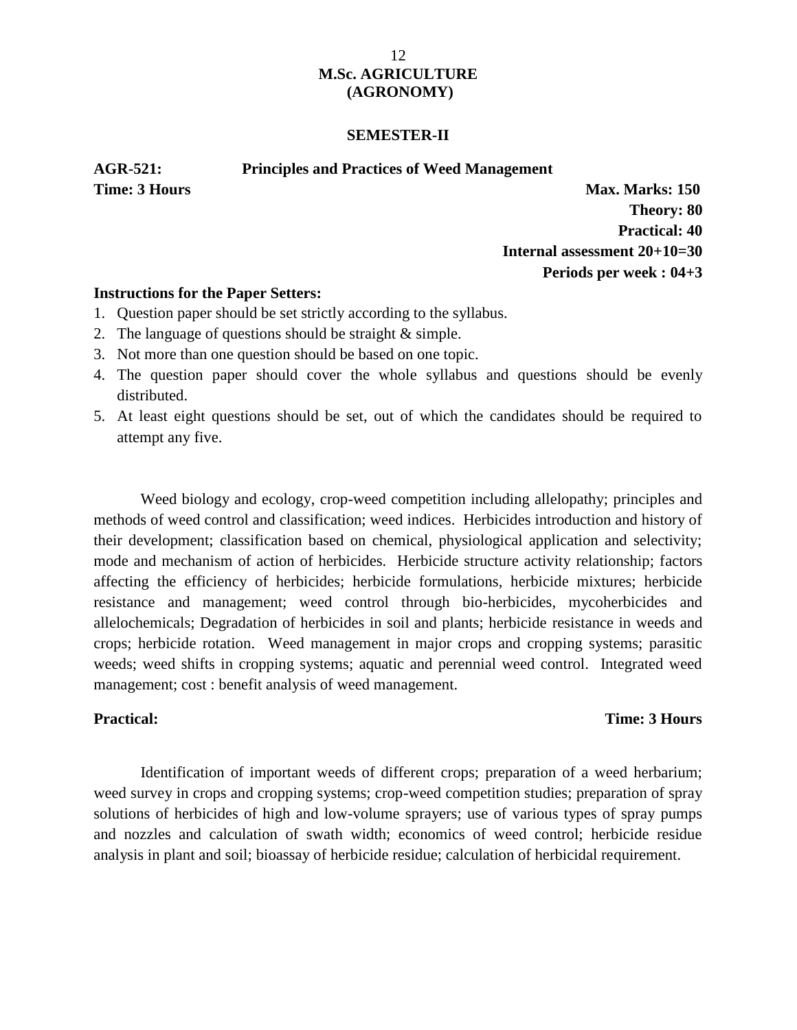# M.Sc. AGRICULTURE (AGRONOMY)

## SEMESTER-II

**AGR-521: Principles and Practices of Weed Management**

**Time: 3 Hours**

**Max. Marks: 150**
**Theory: 80**
**Practical: 40**
**Internal assessment 20+10=30**
**Periods per week : 04+3**

**Instructions for the Paper Setters:**

1. Question paper should be set strictly according to the syllabus.
2. The language of questions should be straight & simple.
3. Not more than one question should be based on one topic.
4. The question paper should cover the whole syllabus and questions should be evenly distributed.
5. At least eight questions should be set, out of which the candidates should be required to attempt any five.

Weed biology and ecology, crop-weed competition including allelopathy; principles and methods of weed control and classification; weed indices. Herbicides introduction and history of their development; classification based on chemical, physiological application and selectivity; mode and mechanism of action of herbicides. Herbicide structure activity relationship; factors affecting the efficiency of herbicides; herbicide formulations, herbicide mixtures; herbicide resistance and management; weed control through bio-herbicides, mycoherbicides and allelochemicals; Degradation of herbicides in soil and plants; herbicide resistance in weeds and crops; herbicide rotation. Weed management in major crops and cropping systems; parasitic weeds; weed shifts in cropping systems; aquatic and perennial weed control. Integrated weed management; cost : benefit analysis of weed management.

**Practical:** **Time: 3 Hours**

Identification of important weeds of different crops; preparation of a weed herbarium; weed survey in crops and cropping systems; crop-weed competition studies; preparation of spray solutions of herbicides of high and low-volume sprayers; use of various types of spray pumps and nozzles and calculation of swath width; economics of weed control; herbicide residue analysis in plant and soil; bioassay of herbicide residue; calculation of herbicidal requirement.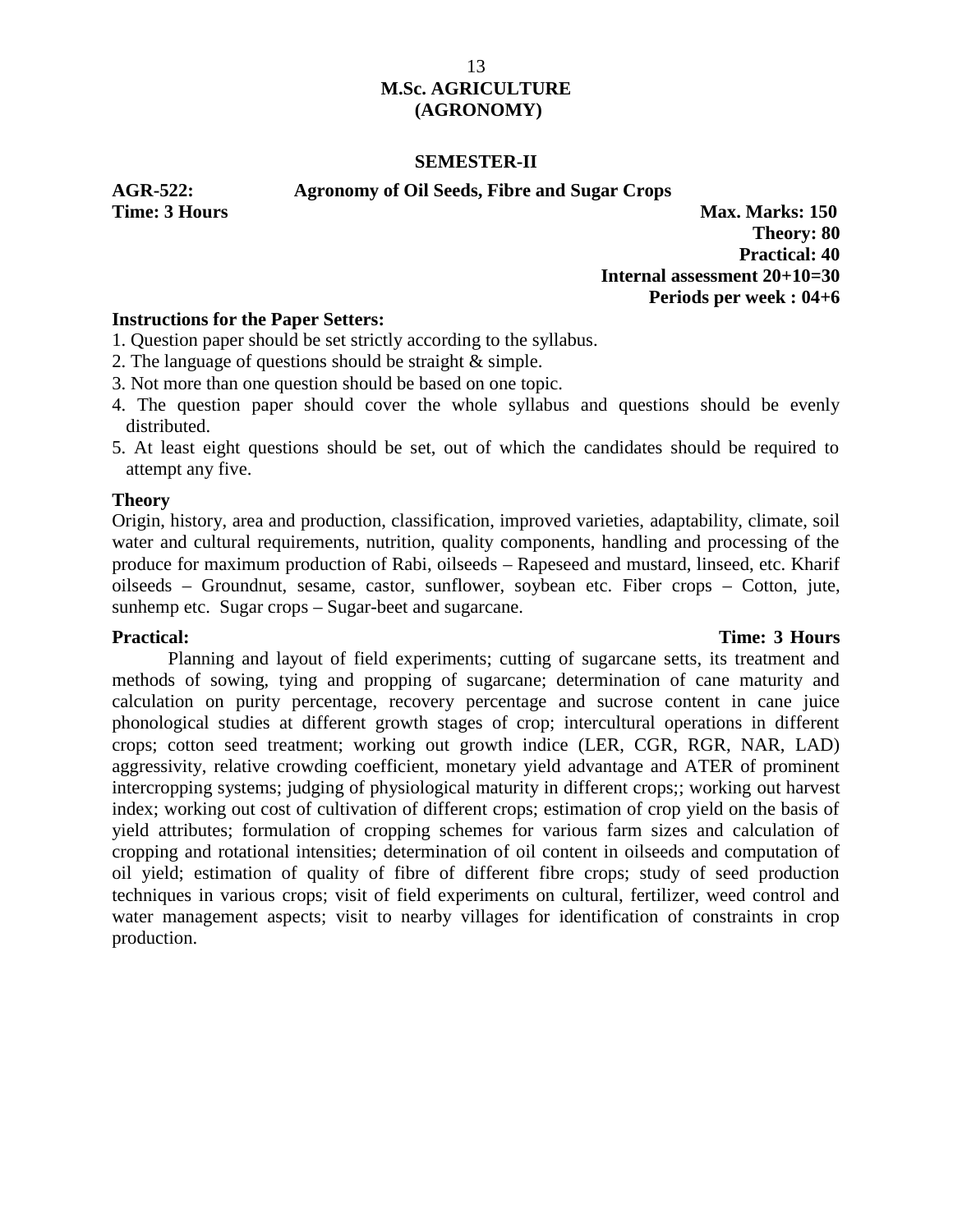# M.Sc. AGRICULTURE (AGRONOMY)

## SEMESTER-II

**AGR-522: Agronomy of Oil Seeds, Fibre and Sugar Crops**

**Time: 3 Hours**

**Max. Marks: 150**
**Theory: 80**
**Practical: 40**
**Internal assessment 20+10=30**
**Periods per week : 04+6**

**Instructions for the Paper Setters:**

1. Question paper should be set strictly according to the syllabus.
2. The language of questions should be straight & simple.
3. Not more than one question should be based on one topic.
4. The question paper should cover the whole syllabus and questions should be evenly distributed.
5. At least eight questions should be set, out of which the candidates should be required to attempt any five.

**Theory**

Origin, history, area and production, classification, improved varieties, adaptability, climate, soil water and cultural requirements, nutrition, quality components, handling and processing of the produce for maximum production of Rabi, oilseeds – Rapeseed and mustard, linseed, etc. Kharif oilseeds – Groundnut, sesame, castor, sunflower, soybean etc. Fiber crops – Cotton, jute, sunhemp etc. Sugar crops – Sugar-beet and sugarcane.

**Practical:** **Time: 3 Hours**

Planning and layout of field experiments; cutting of sugarcane setts, its treatment and methods of sowing, tying and propping of sugarcane; determination of cane maturity and calculation on purity percentage, recovery percentage and sucrose content in cane juice phonological studies at different growth stages of crop; intercultural operations in different crops; cotton seed treatment; working out growth indice (LER, CGR, RGR, NAR, LAD) aggressivity, relative crowding coefficient, monetary yield advantage and ATER of prominent intercropping systems; judging of physiological maturity in different crops;; working out harvest index; working out cost of cultivation of different crops; estimation of crop yield on the basis of yield attributes; formulation of cropping schemes for various farm sizes and calculation of cropping and rotational intensities; determination of oil content in oilseeds and computation of oil yield; estimation of quality of fibre of different fibre crops; study of seed production techniques in various crops; visit of field experiments on cultural, fertilizer, weed control and water management aspects; visit to nearby villages for identification of constraints in crop production.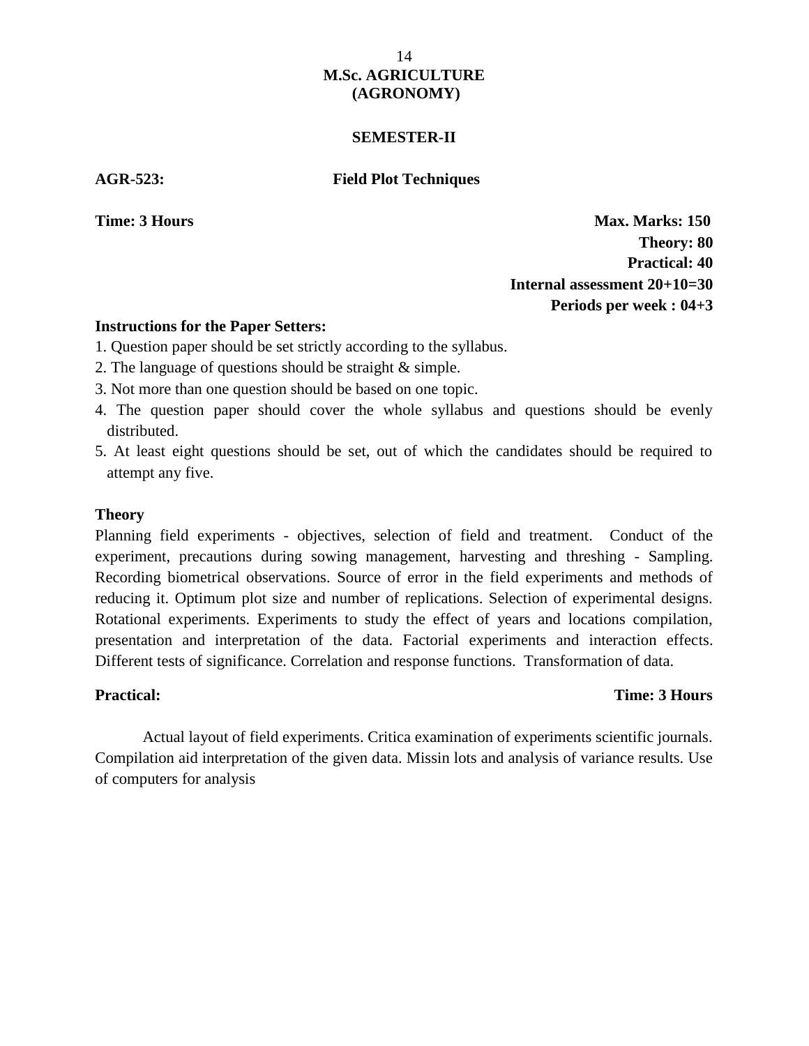# M.Sc. AGRICULTURE (AGRONOMY)

## SEMESTER-II

**AGR-523: Field Plot Techniques**

**Time: 3 Hours**

**Max. Marks: 150**
**Theory: 80**
**Practical: 40**
**Internal assessment 20+10=30**
**Periods per week : 04+3**

**Instructions for the Paper Setters:**

1. Question paper should be set strictly according to the syllabus.
2. The language of questions should be straight & simple.
3. Not more than one question should be based on one topic.
4. The question paper should cover the whole syllabus and questions should be evenly distributed.
5. At least eight questions should be set, out of which the candidates should be required to attempt any five.

### Theory

Planning field experiments - objectives, selection of field and treatment. Conduct of the experiment, precautions during sowing management, harvesting and threshing - Sampling. Recording biometrical observations. Source of error in the field experiments and methods of reducing it. Optimum plot size and number of replications. Selection of experimental designs. Rotational experiments. Experiments to study the effect of years and locations compilation, presentation and interpretation of the data. Factorial experiments and interaction effects. Different tests of significance. Correlation and response functions. Transformation of data.

### Practical:

**Time: 3 Hours**

Actual layout of field experiments. Critica examination of experiments scientific journals. Compilation aid interpretation of the given data. Missin lots and analysis of variance results. Use of computers for analysis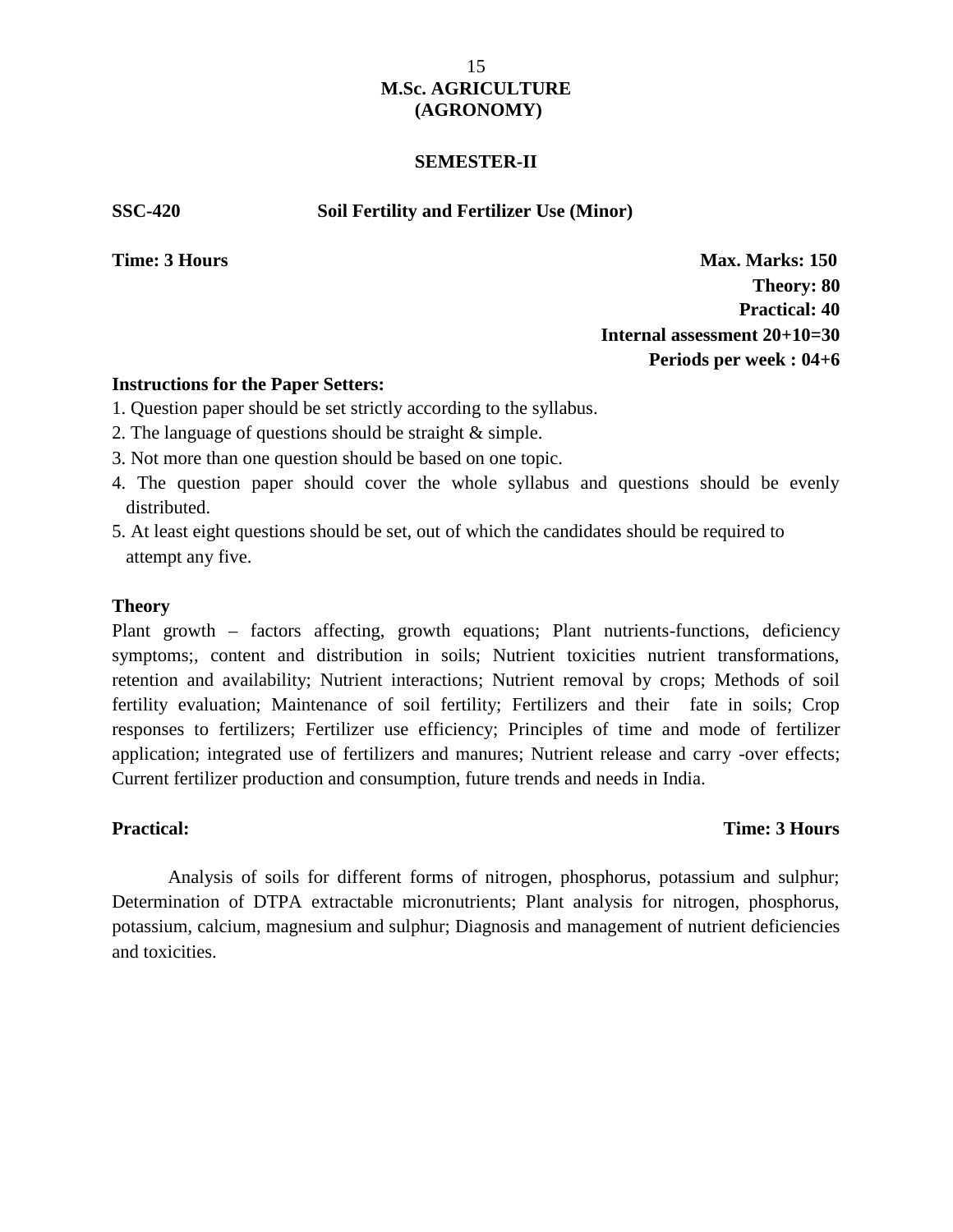**M.Sc. AGRICULTURE**
**(AGRONOMY)**

**SEMESTER-II**

**SSC-420** **Soil Fertility and Fertilizer Use (Minor)**

**Time: 3 Hours** **Max. Marks: 150**

**Theory: 80**

**Practical: 40**

**Internal assessment 20+10=30**

**Periods per week : 04+6**

**Instructions for the Paper Setters:**

1. Question paper should be set strictly according to the syllabus.
2. The language of questions should be straight & simple.
3. Not more than one question should be based on one topic.
4. The question paper should cover the whole syllabus and questions should be evenly distributed.
5. At least eight questions should be set, out of which the candidates should be required to attempt any five.

**Theory**

Plant growth – factors affecting, growth equations; Plant nutrients-functions, deficiency symptoms;, content and distribution in soils; Nutrient toxicities nutrient transformations, retention and availability; Nutrient interactions; Nutrient removal by crops; Methods of soil fertility evaluation; Maintenance of soil fertility; Fertilizers and their fate in soils; Crop responses to fertilizers; Fertilizer use efficiency; Principles of time and mode of fertilizer application; integrated use of fertilizers and manures; Nutrient release and carry -over effects; Current fertilizer production and consumption, future trends and needs in India.

**Practical:** **Time: 3 Hours**

Analysis of soils for different forms of nitrogen, phosphorus, potassium and sulphur; Determination of DTPA extractable micronutrients; Plant analysis for nitrogen, phosphorus, potassium, calcium, magnesium and sulphur; Diagnosis and management of nutrient deficiencies and toxicities.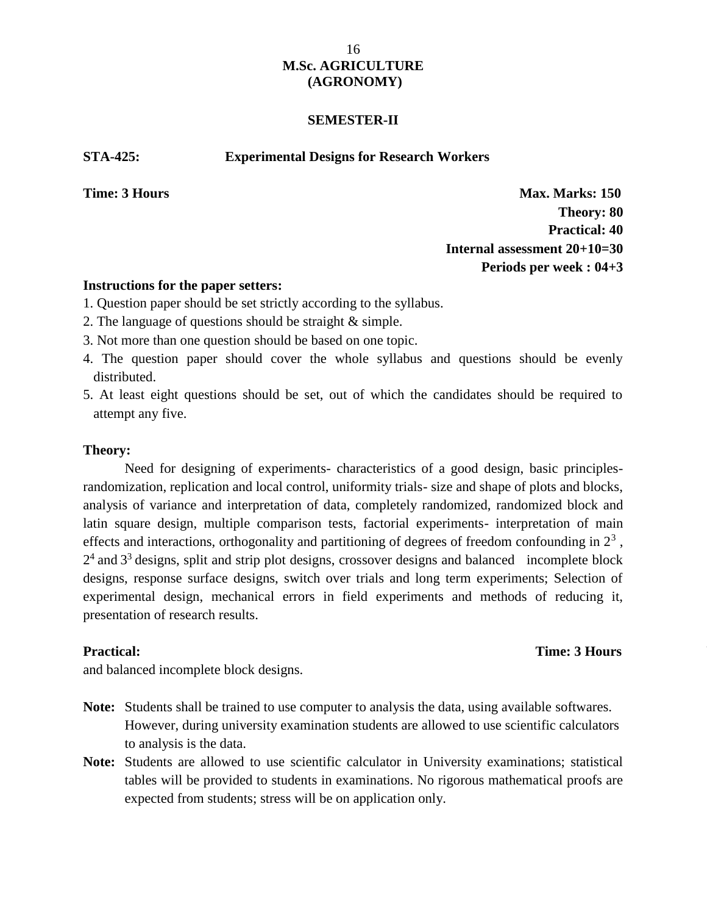# M.Sc. AGRICULTURE (AGRONOMY)

## SEMESTER-II

**STA-425: Experimental Designs for Research Workers**

**Time: 3 Hours** **Max. Marks: 150**

**Theory: 80**

**Practical: 40**

**Internal assessment 20+10=30**

**Periods per week : 04+3**

**Instructions for the paper setters:**

1. Question paper should be set strictly according to the syllabus.
2. The language of questions should be straight & simple.
3. Not more than one question should be based on one topic.
4. The question paper should cover the whole syllabus and questions should be evenly distributed.
5. At least eight questions should be set, out of which the candidates should be required to attempt any five.

**Theory:**

Need for designing of experiments- characteristics of a good design, basic principles- randomization, replication and local control, uniformity trials- size and shape of plots and blocks, analysis of variance and interpretation of data, completely randomized, randomized block and latin square design, multiple comparison tests, factorial experiments- interpretation of main effects and interactions, orthogonality and partitioning of degrees of freedom confounding in $2^3$, $2^4$ and $3^3$ designs, split and strip plot designs, crossover designs and balanced incomplete block designs, response surface designs, switch over trials and long term experiments; Selection of experimental design, mechanical errors in field experiments and methods of reducing it, presentation of research results.

**Practical:** **Time: 3 Hours**

and balanced incomplete block designs.

**Note:** Students shall be trained to use computer to analysis the data, using available softwares. However, during university examination students are allowed to use scientific calculators to analysis is the data.

**Note:** Students are allowed to use scientific calculator in University examinations; statistical tables will be provided to students in examinations. No rigorous mathematical proofs are expected from students; stress will be on application only.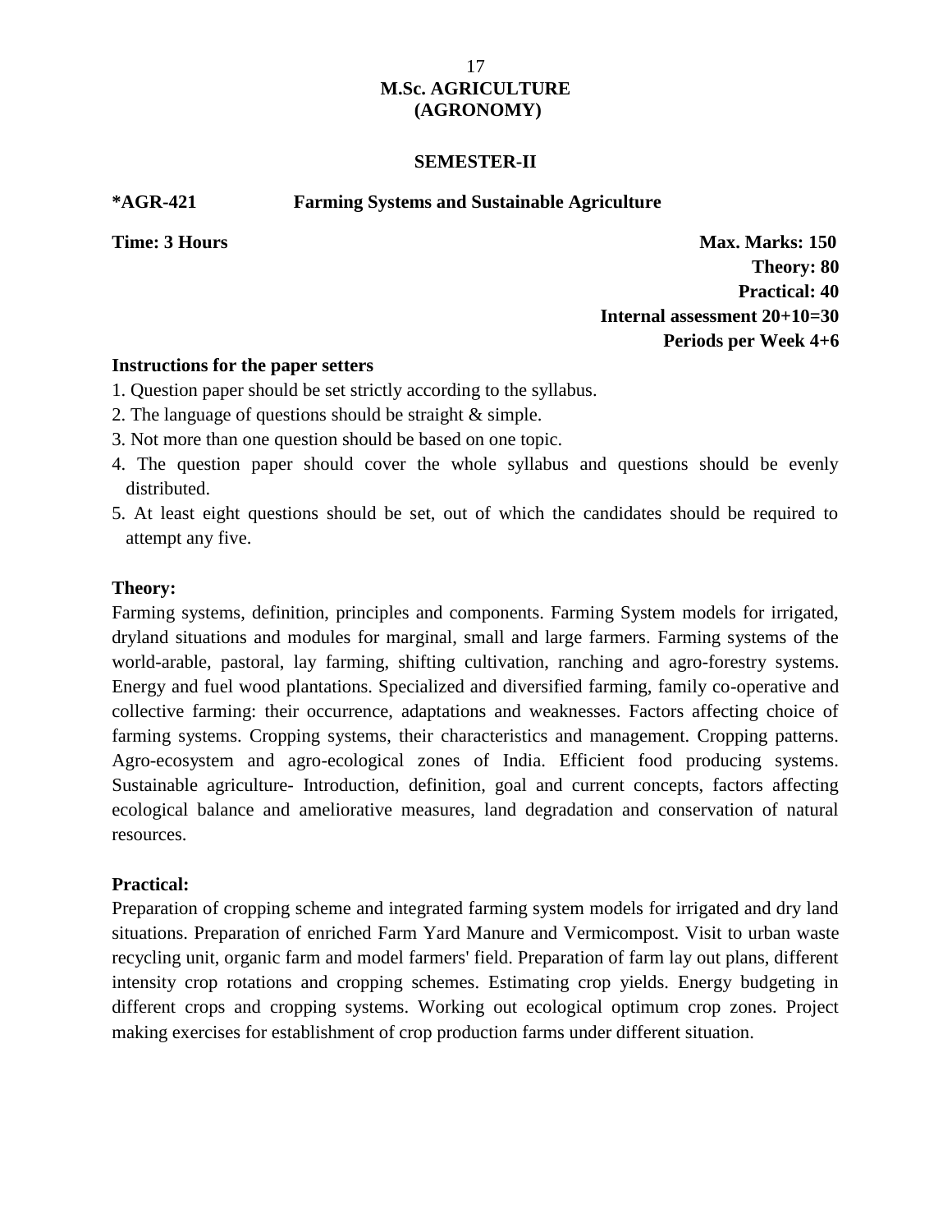# M.Sc. AGRICULTURE (AGRONOMY)

## SEMESTER-II

**\*AGR-421 Farming Systems and Sustainable Agriculture**

**Time: 3 Hours**

**Max. Marks: 150**
**Theory: 80**
**Practical: 40**
**Internal assessment 20+10=30**
**Periods per Week 4+6**

**Instructions for the paper setters**

1. Question paper should be set strictly according to the syllabus.
2. The language of questions should be straight & simple.
3. Not more than one question should be based on one topic.
4. The question paper should cover the whole syllabus and questions should be evenly distributed.
5. At least eight questions should be set, out of which the candidates should be required to attempt any five.

**Theory:**

Farming systems, definition, principles and components. Farming System models for irrigated, dryland situations and modules for marginal, small and large farmers. Farming systems of the world-arable, pastoral, lay farming, shifting cultivation, ranching and agro-forestry systems. Energy and fuel wood plantations. Specialized and diversified farming, family co-operative and collective farming: their occurrence, adaptations and weaknesses. Factors affecting choice of farming systems. Cropping systems, their characteristics and management. Cropping patterns. Agro-ecosystem and agro-ecological zones of India. Efficient food producing systems. Sustainable agriculture- Introduction, definition, goal and current concepts, factors affecting ecological balance and ameliorative measures, land degradation and conservation of natural resources.

**Practical:**

Preparation of cropping scheme and integrated farming system models for irrigated and dry land situations. Preparation of enriched Farm Yard Manure and Vermicompost. Visit to urban waste recycling unit, organic farm and model farmers' field. Preparation of farm lay out plans, different intensity crop rotations and cropping schemes. Estimating crop yields. Energy budgeting in different crops and cropping systems. Working out ecological optimum crop zones. Project making exercises for establishment of crop production farms under different situation.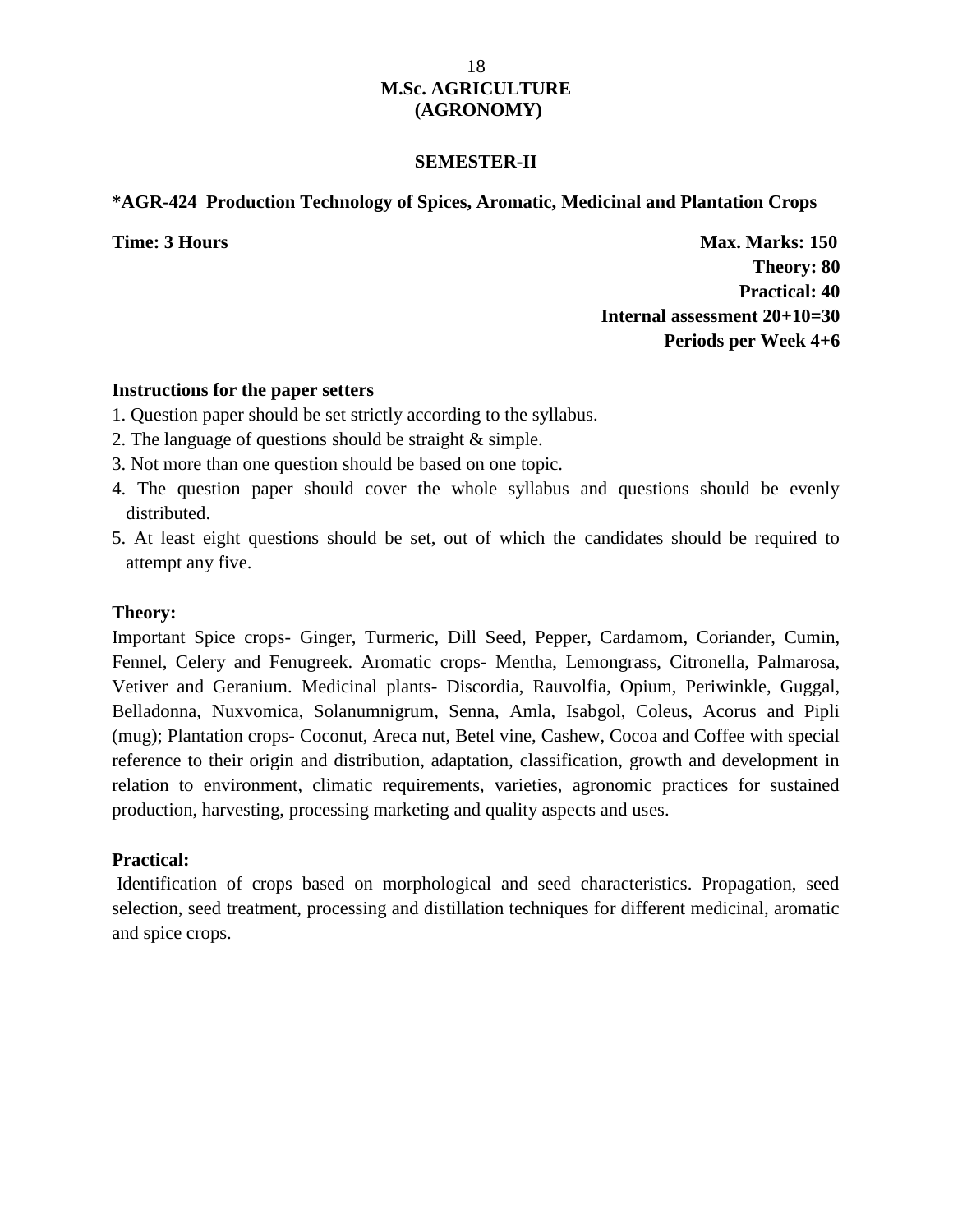# M.Sc. AGRICULTURE (AGRONOMY)

## SEMESTER-II

### *AGR-424 Production Technology of Spices, Aromatic, Medicinal and Plantation Crops

**Time: 3 Hours** — **Max. Marks: 150**

**Theory: 80**

**Practical: 40**

**Internal assessment 20+10=30**

**Periods per Week 4+6**

**Instructions for the paper setters**

1. Question paper should be set strictly according to the syllabus.
2. The language of questions should be straight & simple.
3. Not more than one question should be based on one topic.
4. The question paper should cover the whole syllabus and questions should be evenly distributed.
5. At least eight questions should be set, out of which the candidates should be required to attempt any five.

**Theory:**

Important Spice crops- Ginger, Turmeric, Dill Seed, Pepper, Cardamom, Coriander, Cumin, Fennel, Celery and Fenugreek. Aromatic crops- Mentha, Lemongrass, Citronella, Palmarosa, Vetiver and Geranium. Medicinal plants- Discordia, Rauvolfia, Opium, Periwinkle, Guggal, Belladonna, Nuxvomica, Solanumnigrum, Senna, Amla, Isabgol, Coleus, Acorus and Pipli (mug); Plantation crops- Coconut, Areca nut, Betel vine, Cashew, Cocoa and Coffee with special reference to their origin and distribution, adaptation, classification, growth and development in relation to environment, climatic requirements, varieties, agronomic practices for sustained production, harvesting, processing marketing and quality aspects and uses.

**Practical:**

Identification of crops based on morphological and seed characteristics. Propagation, seed selection, seed treatment, processing and distillation techniques for different medicinal, aromatic and spice crops.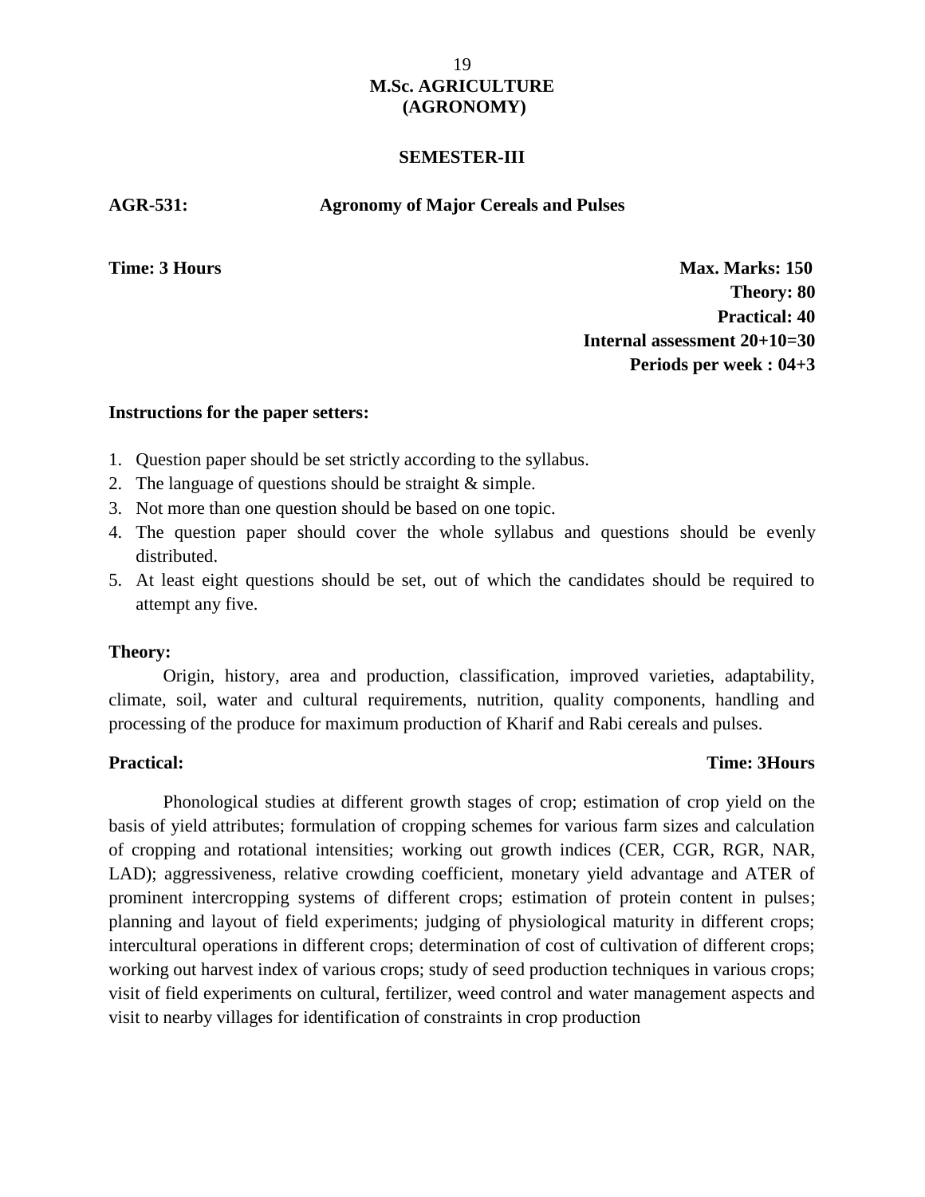# M.Sc. AGRICULTURE
# (AGRONOMY)

## SEMESTER-III

**AGR-531: Agronomy of Major Cereals and Pulses**

**Time: 3 Hours**

**Max. Marks: 150**
**Theory: 80**
**Practical: 40**
**Internal assessment 20+10=30**
**Periods per week : 04+3**

**Instructions for the paper setters:**

1. Question paper should be set strictly according to the syllabus.
2. The language of questions should be straight & simple.
3. Not more than one question should be based on one topic.
4. The question paper should cover the whole syllabus and questions should be evenly distributed.
5. At least eight questions should be set, out of which the candidates should be required to attempt any five.

**Theory:**

Origin, history, area and production, classification, improved varieties, adaptability, climate, soil, water and cultural requirements, nutrition, quality components, handling and processing of the produce for maximum production of Kharif and Rabi cereals and pulses.

**Practical:** **Time: 3Hours**

Phonological studies at different growth stages of crop; estimation of crop yield on the basis of yield attributes; formulation of cropping schemes for various farm sizes and calculation of cropping and rotational intensities; working out growth indices (CER, CGR, RGR, NAR, LAD); aggressiveness, relative crowding coefficient, monetary yield advantage and ATER of prominent intercropping systems of different crops; estimation of protein content in pulses; planning and layout of field experiments; judging of physiological maturity in different crops; intercultural operations in different crops; determination of cost of cultivation of different crops; working out harvest index of various crops; study of seed production techniques in various crops; visit of field experiments on cultural, fertilizer, weed control and water management aspects and visit to nearby villages for identification of constraints in crop production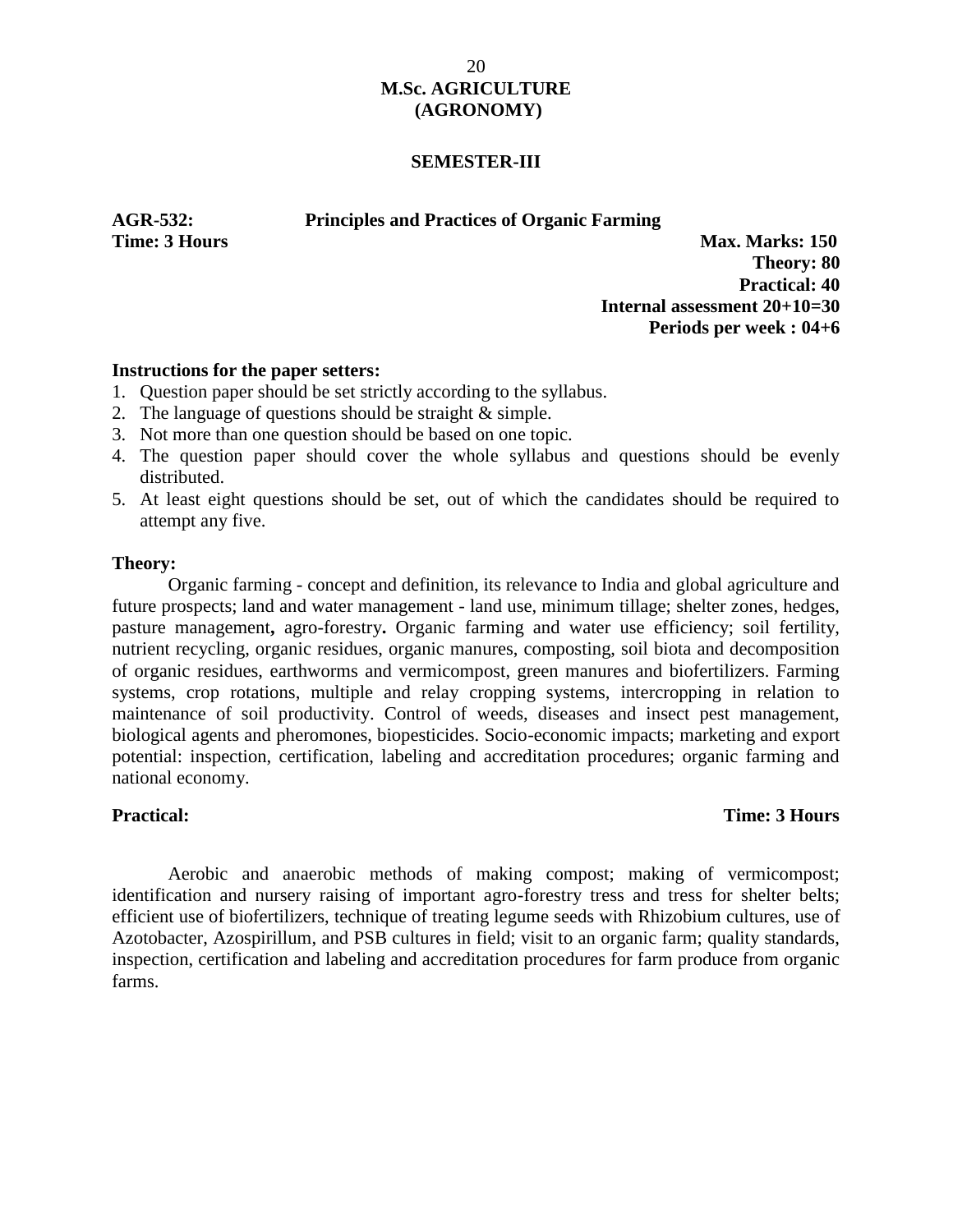# M.Sc. AGRICULTURE (AGRONOMY)

## SEMESTER-III

**AGR-532: Principles and Practices of Organic Farming**

**Time: 3 Hours**

**Max. Marks: 150**
**Theory: 80**
**Practical: 40**
**Internal assessment 20+10=30**
**Periods per week : 04+6**

**Instructions for the paper setters:**

1. Question paper should be set strictly according to the syllabus.
2. The language of questions should be straight & simple.
3. Not more than one question should be based on one topic.
4. The question paper should cover the whole syllabus and questions should be evenly distributed.
5. At least eight questions should be set, out of which the candidates should be required to attempt any five.

**Theory:**

Organic farming - concept and definition, its relevance to India and global agriculture and future prospects; land and water management - land use, minimum tillage; shelter zones, hedges, pasture management**,** agro-forestry**.** Organic farming and water use efficiency; soil fertility, nutrient recycling, organic residues, organic manures, composting, soil biota and decomposition of organic residues, earthworms and vermicompost, green manures and biofertilizers. Farming systems, crop rotations, multiple and relay cropping systems, intercropping in relation to maintenance of soil productivity. Control of weeds, diseases and insect pest management, biological agents and pheromones, biopesticides. Socio-economic impacts; marketing and export potential: inspection, certification, labeling and accreditation procedures; organic farming and national economy.

**Practical:** **Time: 3 Hours**

Aerobic and anaerobic methods of making compost; making of vermicompost; identification and nursery raising of important agro-forestry tress and tress for shelter belts; efficient use of biofertilizers, technique of treating legume seeds with Rhizobium cultures, use of Azotobacter, Azospirillum, and PSB cultures in field; visit to an organic farm; quality standards, inspection, certification and labeling and accreditation procedures for farm produce from organic farms.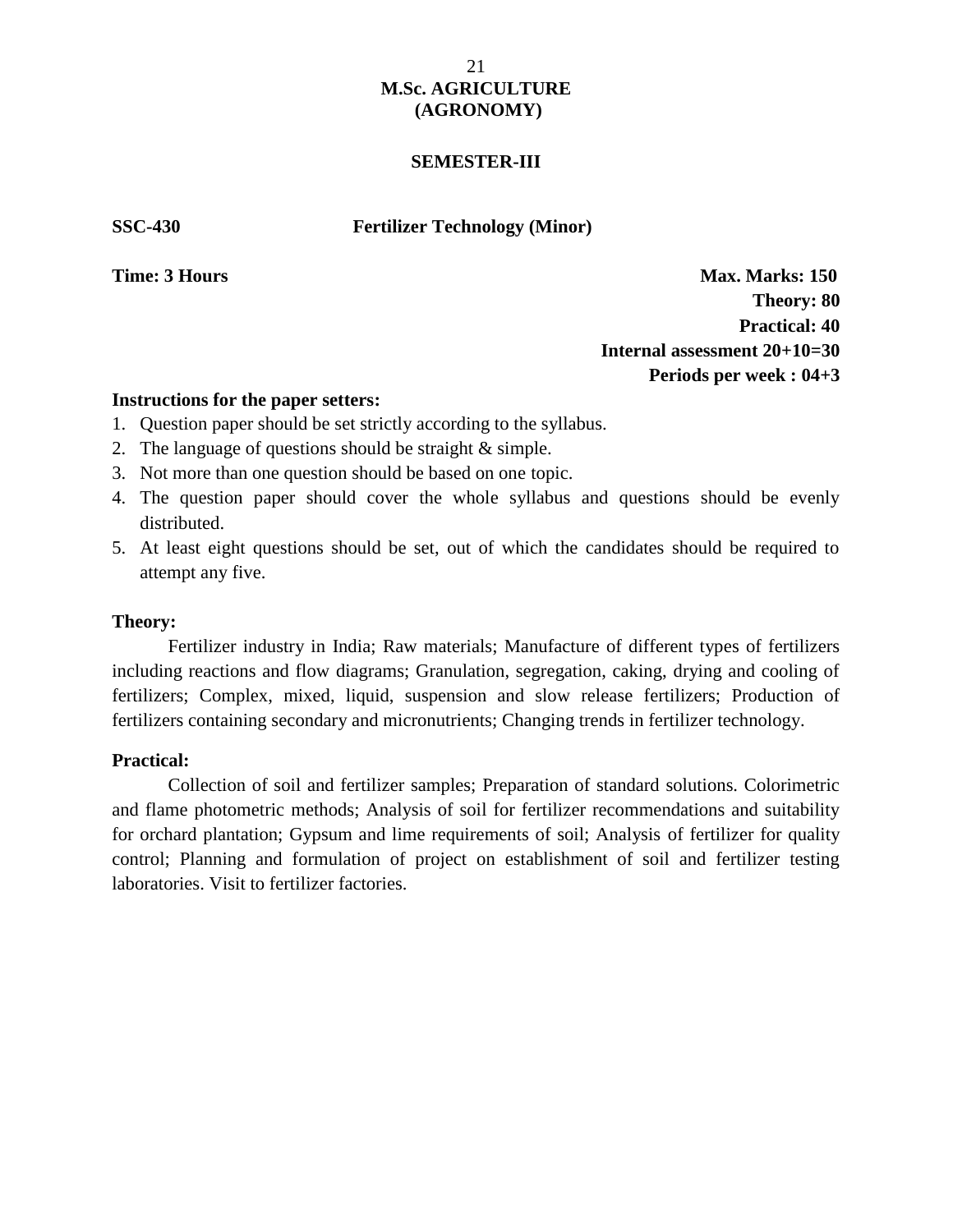# M.Sc. AGRICULTURE (AGRONOMY)

## SEMESTER-III

**SSC-430** **Fertilizer Technology (Minor)**

**Time: 3 Hours**

**Max. Marks: 150**
**Theory: 80**
**Practical: 40**
**Internal assessment 20+10=30**
**Periods per week : 04+3**

**Instructions for the paper setters:**

1. Question paper should be set strictly according to the syllabus.
2. The language of questions should be straight & simple.
3. Not more than one question should be based on one topic.
4. The question paper should cover the whole syllabus and questions should be evenly distributed.
5. At least eight questions should be set, out of which the candidates should be required to attempt any five.

**Theory:**

Fertilizer industry in India; Raw materials; Manufacture of different types of fertilizers including reactions and flow diagrams; Granulation, segregation, caking, drying and cooling of fertilizers; Complex, mixed, liquid, suspension and slow release fertilizers; Production of fertilizers containing secondary and micronutrients; Changing trends in fertilizer technology.

**Practical:**

Collection of soil and fertilizer samples; Preparation of standard solutions. Colorimetric and flame photometric methods; Analysis of soil for fertilizer recommendations and suitability for orchard plantation; Gypsum and lime requirements of soil; Analysis of fertilizer for quality control; Planning and formulation of project on establishment of soil and fertilizer testing laboratories. Visit to fertilizer factories.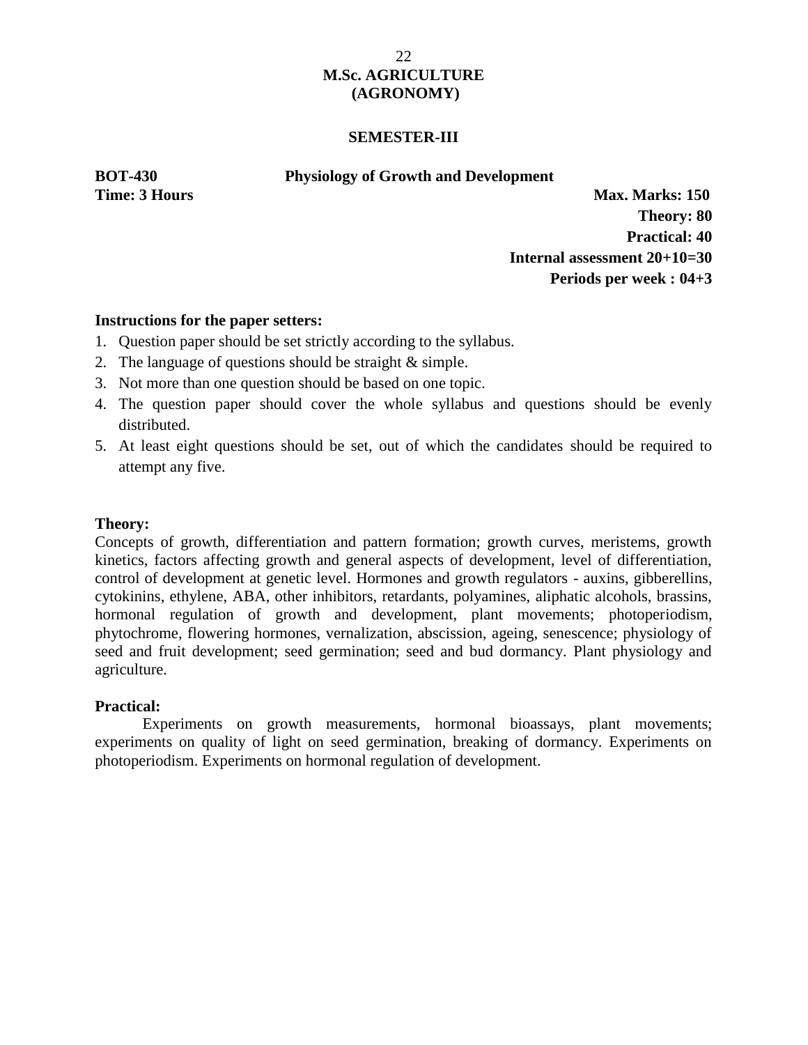# M.Sc. AGRICULTURE (AGRONOMY)

## SEMESTER-III

**BOT-430** **Physiology of Growth and Development**

**Time: 3 Hours**

**Max. Marks: 150**
**Theory: 80**
**Practical: 40**
**Internal assessment 20+10=30**
**Periods per week : 04+3**

**Instructions for the paper setters:**

1. Question paper should be set strictly according to the syllabus.
2. The language of questions should be straight & simple.
3. Not more than one question should be based on one topic.
4. The question paper should cover the whole syllabus and questions should be evenly distributed.
5. At least eight questions should be set, out of which the candidates should be required to attempt any five.

**Theory:**

Concepts of growth, differentiation and pattern formation; growth curves, meristems, growth kinetics, factors affecting growth and general aspects of development, level of differentiation, control of development at genetic level. Hormones and growth regulators - auxins, gibberellins, cytokinins, ethylene, ABA, other inhibitors, retardants, polyamines, aliphatic alcohols, brassins, hormonal regulation of growth and development, plant movements; photoperiodism, phytochrome, flowering hormones, vernalization, abscission, ageing, senescence; physiology of seed and fruit development; seed germination; seed and bud dormancy. Plant physiology and agriculture.

**Practical:**

Experiments on growth measurements, hormonal bioassays, plant movements; experiments on quality of light on seed germination, breaking of dormancy. Experiments on photoperiodism. Experiments on hormonal regulation of development.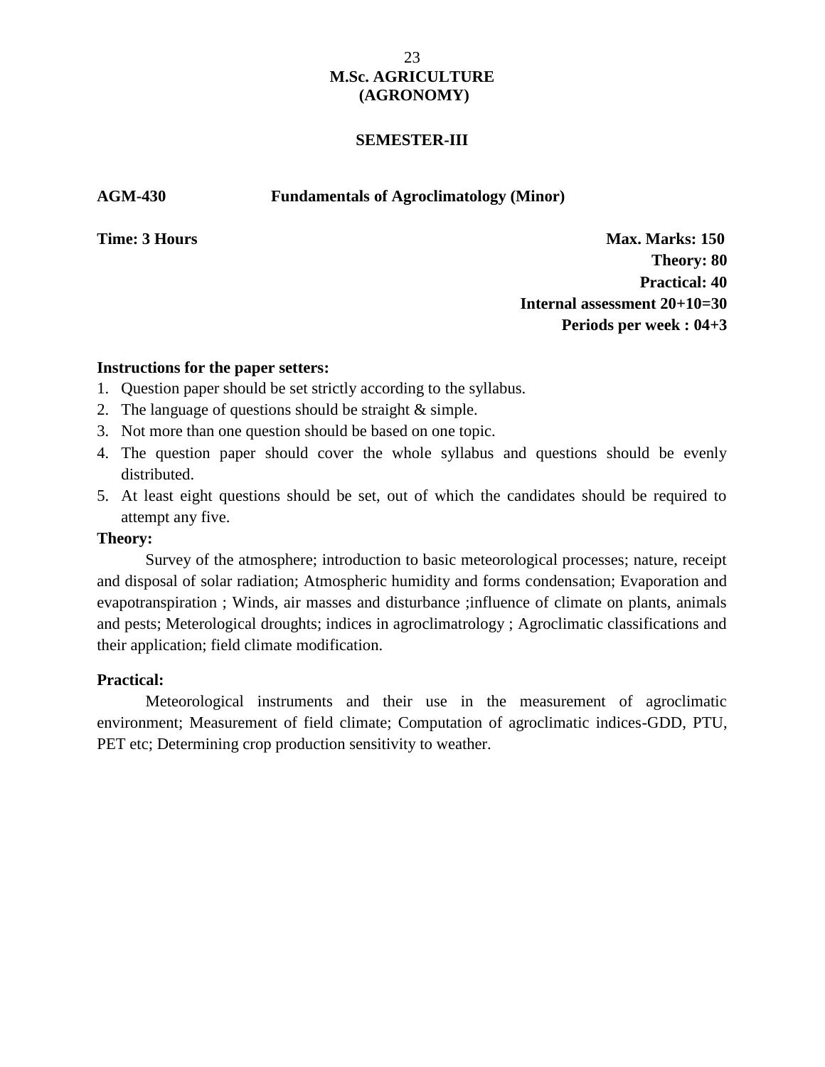# M.Sc. AGRICULTURE
# (AGRONOMY)

## SEMESTER-III

**AGM-430 Fundamentals of Agroclimatology (Minor)**

**Time: 3 Hours**

**Max. Marks: 150**
**Theory: 80**
**Practical: 40**
**Internal assessment 20+10=30**
**Periods per week : 04+3**

**Instructions for the paper setters:**

1. Question paper should be set strictly according to the syllabus.
2. The language of questions should be straight & simple.
3. Not more than one question should be based on one topic.
4. The question paper should cover the whole syllabus and questions should be evenly distributed.
5. At least eight questions should be set, out of which the candidates should be required to attempt any five.

**Theory:**

Survey of the atmosphere; introduction to basic meteorological processes; nature, receipt and disposal of solar radiation; Atmospheric humidity and forms condensation; Evaporation and evapotranspiration ; Winds, air masses and disturbance ;influence of climate on plants, animals and pests; Meterological droughts; indices in agroclimatrology ; Agroclimatic classifications and their application; field climate modification.

**Practical:**

Meteorological instruments and their use in the measurement of agroclimatic environment; Measurement of field climate; Computation of agroclimatic indices-GDD, PTU, PET etc; Determining crop production sensitivity to weather.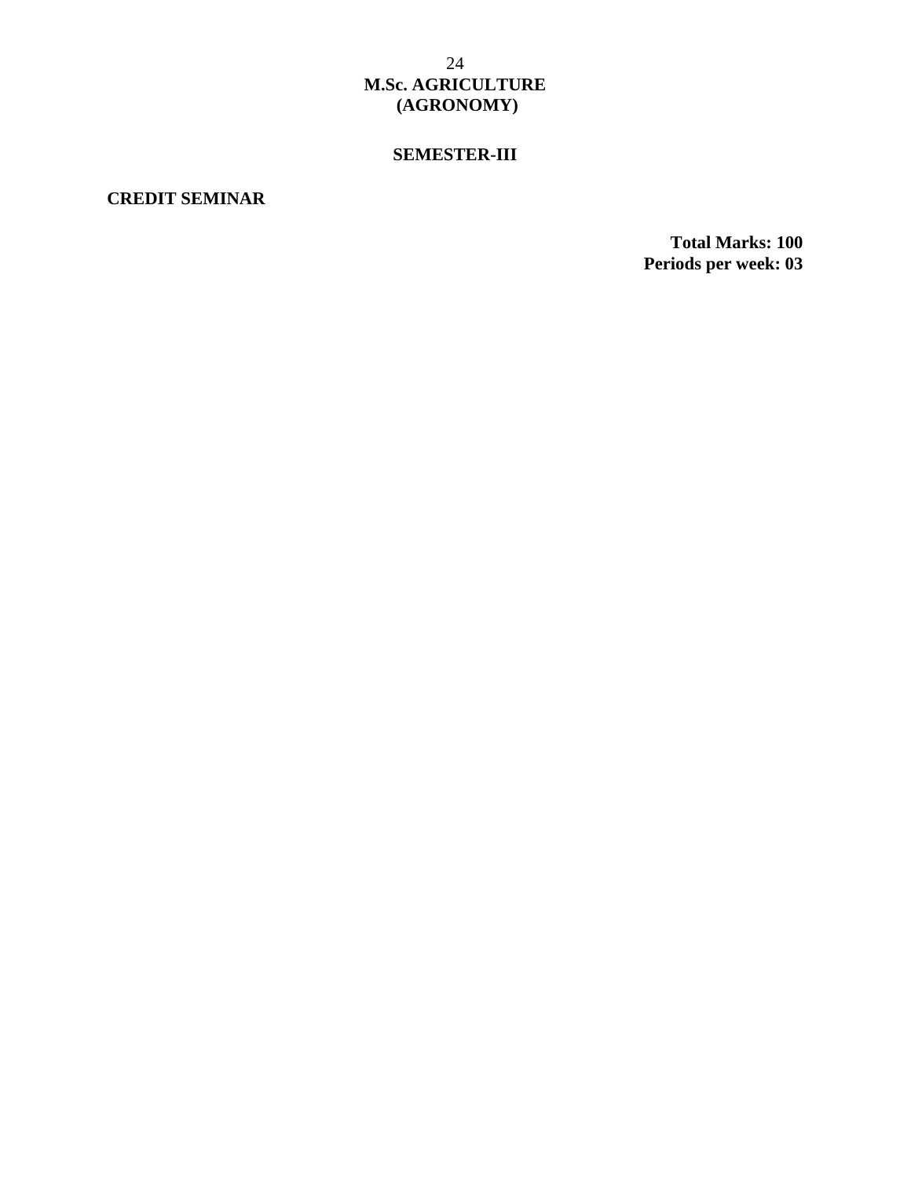# M.Sc. AGRICULTURE (AGRONOMY)

## SEMESTER-III

**CREDIT SEMINAR**

**Total Marks: 100**
**Periods per week: 03**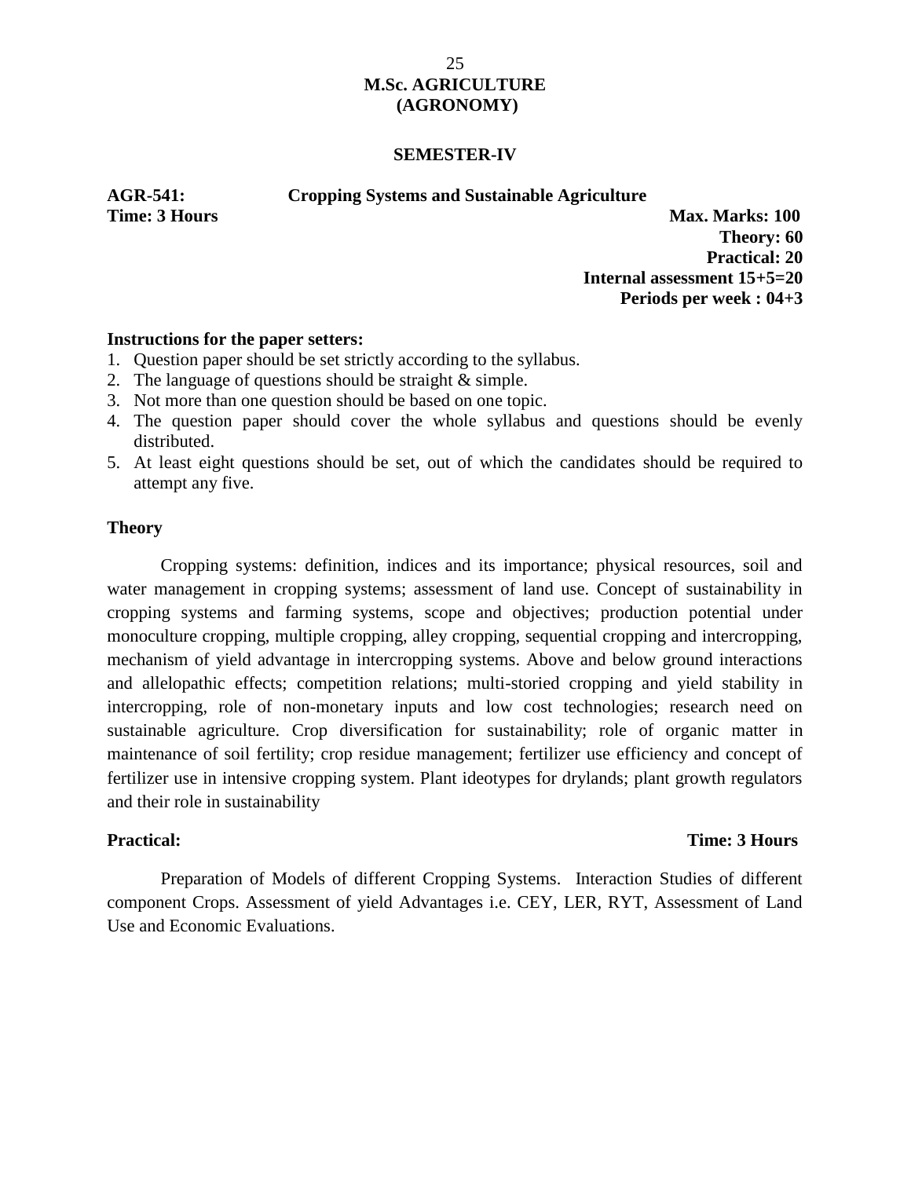# M.Sc. AGRICULTURE (AGRONOMY)

## SEMESTER-IV

**AGR-541: Cropping Systems and Sustainable Agriculture**

**Time: 3 Hours**

**Max. Marks: 100**
**Theory: 60**
**Practical: 20**
**Internal assessment 15+5=20**
**Periods per week : 04+3**

**Instructions for the paper setters:**

1. Question paper should be set strictly according to the syllabus.
2. The language of questions should be straight & simple.
3. Not more than one question should be based on one topic.
4. The question paper should cover the whole syllabus and questions should be evenly distributed.
5. At least eight questions should be set, out of which the candidates should be required to attempt any five.

**Theory**

Cropping systems: definition, indices and its importance; physical resources, soil and water management in cropping systems; assessment of land use. Concept of sustainability in cropping systems and farming systems, scope and objectives; production potential under monoculture cropping, multiple cropping, alley cropping, sequential cropping and intercropping, mechanism of yield advantage in intercropping systems. Above and below ground interactions and allelopathic effects; competition relations; multi-storied cropping and yield stability in intercropping, role of non-monetary inputs and low cost technologies; research need on sustainable agriculture. Crop diversification for sustainability; role of organic matter in maintenance of soil fertility; crop residue management; fertilizer use efficiency and concept of fertilizer use in intensive cropping system. Plant ideotypes for drylands; plant growth regulators and their role in sustainability

**Practical:** **Time: 3 Hours**

Preparation of Models of different Cropping Systems. Interaction Studies of different component Crops. Assessment of yield Advantages i.e. CEY, LER, RYT, Assessment of Land Use and Economic Evaluations.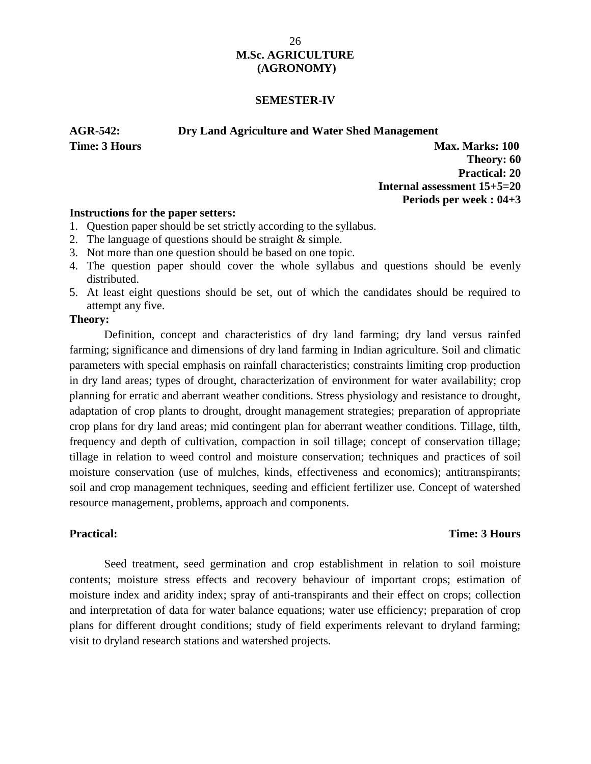# M.Sc. AGRICULTURE
# (AGRONOMY)

## SEMESTER-IV

**AGR-542: Dry Land Agriculture and Water Shed Management**

**Time: 3 Hours**

**Max. Marks: 100**
**Theory: 60**
**Practical: 20**
**Internal assessment 15+5=20**
**Periods per week : 04+3**

**Instructions for the paper setters:**

1. Question paper should be set strictly according to the syllabus.
2. The language of questions should be straight & simple.
3. Not more than one question should be based on one topic.
4. The question paper should cover the whole syllabus and questions should be evenly distributed.
5. At least eight questions should be set, out of which the candidates should be required to attempt any five.

**Theory:**

Definition, concept and characteristics of dry land farming; dry land versus rainfed farming; significance and dimensions of dry land farming in Indian agriculture. Soil and climatic parameters with special emphasis on rainfall characteristics; constraints limiting crop production in dry land areas; types of drought, characterization of environment for water availability; crop planning for erratic and aberrant weather conditions. Stress physiology and resistance to drought, adaptation of crop plants to drought, drought management strategies; preparation of appropriate crop plans for dry land areas; mid contingent plan for aberrant weather conditions. Tillage, tilth, frequency and depth of cultivation, compaction in soil tillage; concept of conservation tillage; tillage in relation to weed control and moisture conservation; techniques and practices of soil moisture conservation (use of mulches, kinds, effectiveness and economics); antitranspirants; soil and crop management techniques, seeding and efficient fertilizer use. Concept of watershed resource management, problems, approach and components.

**Practical:** **Time: 3 Hours**

Seed treatment, seed germination and crop establishment in relation to soil moisture contents; moisture stress effects and recovery behaviour of important crops; estimation of moisture index and aridity index; spray of anti-transpirants and their effect on crops; collection and interpretation of data for water balance equations; water use efficiency; preparation of crop plans for different drought conditions; study of field experiments relevant to dryland farming; visit to dryland research stations and watershed projects.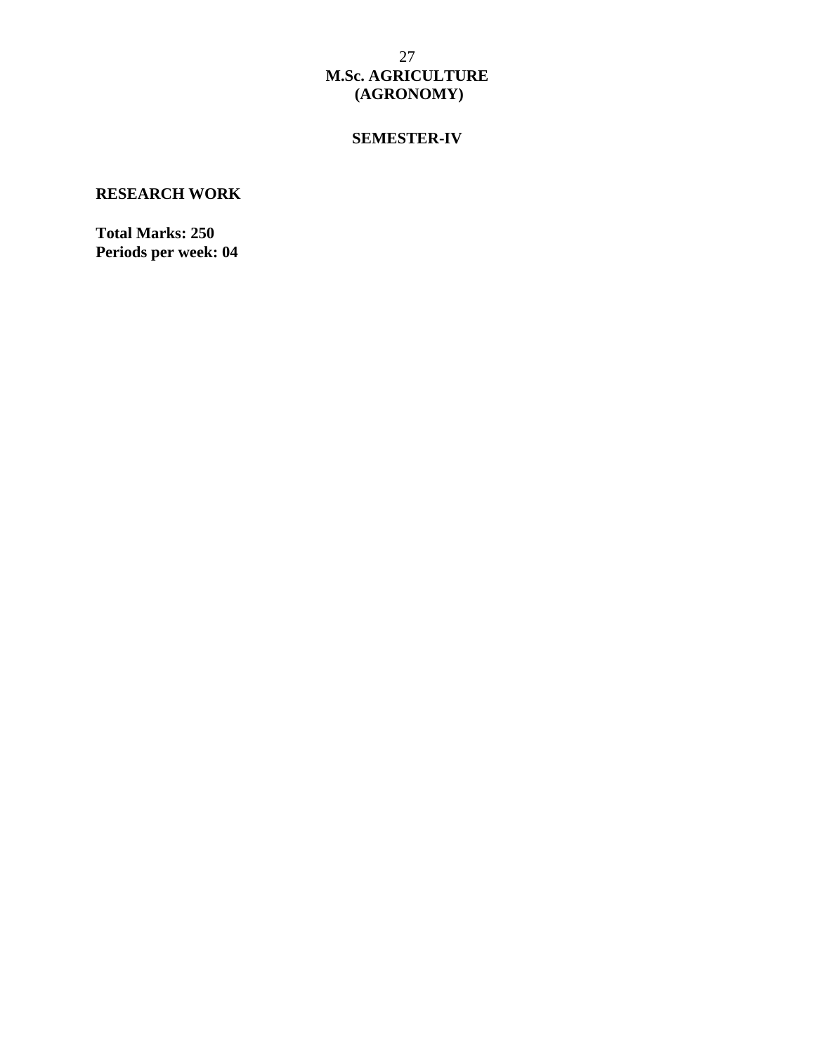# M.Sc. AGRICULTURE (AGRONOMY)

## SEMESTER-IV

### RESEARCH WORK

**Total Marks: 250**
**Periods per week: 04**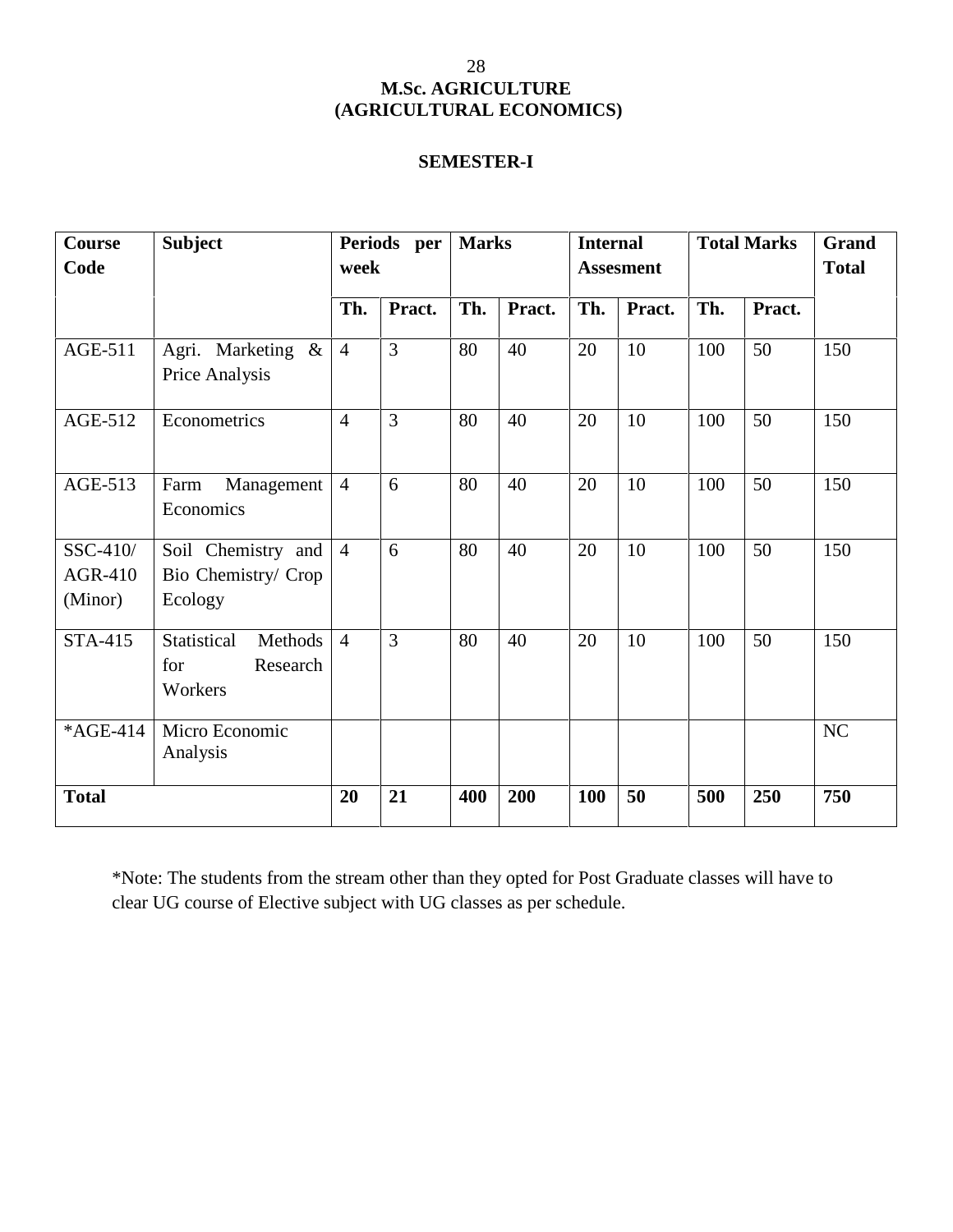# M.Sc. AGRICULTURE
# (AGRICULTURAL ECONOMICS)

## SEMESTER-I

| Course Code | Subject | Periods per week | | Marks | | Internal Assesment | | Total Marks | | Grand Total |
|---|---|---|---|---|---|---|---|---|---|---|
| | | Th. | Pract. | Th. | Pract. | Th. | Pract. | Th. | Pract. | |
| AGE-511 | Agri. Marketing & Price Analysis | 4 | 3 | 80 | 40 | 20 | 10 | 100 | 50 | 150 |
| AGE-512 | Econometrics | 4 | 3 | 80 | 40 | 20 | 10 | 100 | 50 | 150 |
| AGE-513 | Farm Management Economics | 4 | 6 | 80 | 40 | 20 | 10 | 100 | 50 | 150 |
| SSC-410/ AGR-410 (Minor) | Soil Chemistry and Bio Chemistry/ Crop Ecology | 4 | 6 | 80 | 40 | 20 | 10 | 100 | 50 | 150 |
| STA-415 | Statistical Methods for Research Workers | 4 | 3 | 80 | 40 | 20 | 10 | 100 | 50 | 150 |
| *AGE-414 | Micro Economic Analysis | | | | | | | | | NC |
| **Total** | | **20** | **21** | **400** | **200** | **100** | **50** | **500** | **250** | **750** |

*Note: The students from the stream other than they opted for Post Graduate classes will have to clear UG course of Elective subject with UG classes as per schedule.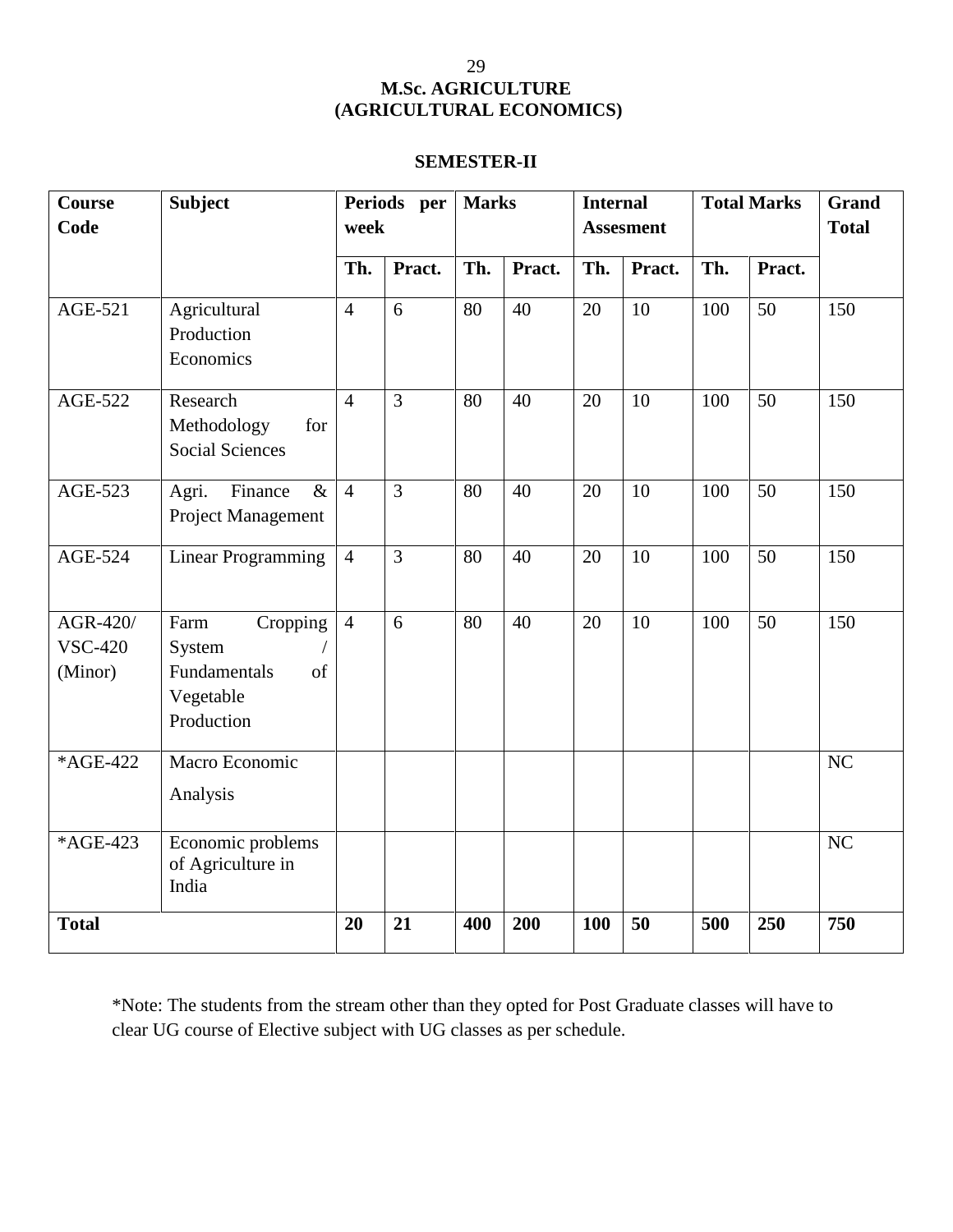# M.Sc. AGRICULTURE
## (AGRICULTURAL ECONOMICS)

### SEMESTER-II

| Course Code | Subject | Periods per week | | Marks | | Internal Assesment | | Total Marks | | Grand Total |
|---|---|---|---|---|---|---|---|---|---|---|
| | | Th. | Pract. | Th. | Pract. | Th. | Pract. | Th. | Pract. | |
| AGE-521 | Agricultural Production Economics | 4 | 6 | 80 | 40 | 20 | 10 | 100 | 50 | 150 |
| AGE-522 | Research Methodology for Social Sciences | 4 | 3 | 80 | 40 | 20 | 10 | 100 | 50 | 150 |
| AGE-523 | Agri. Finance & Project Management | 4 | 3 | 80 | 40 | 20 | 10 | 100 | 50 | 150 |
| AGE-524 | Linear Programming | 4 | 3 | 80 | 40 | 20 | 10 | 100 | 50 | 150 |
| AGR-420/ VSC-420 (Minor) | Farm Cropping System / Fundamentals of Vegetable Production | 4 | 6 | 80 | 40 | 20 | 10 | 100 | 50 | 150 |
| *AGE-422 | Macro Economic Analysis | | | | | | | | | NC |
| *AGE-423 | Economic problems of Agriculture in India | | | | | | | | | NC |
| **Total** | | **20** | **21** | **400** | **200** | **100** | **50** | **500** | **250** | **750** |

*Note: The students from the stream other than they opted for Post Graduate classes will have to clear UG course of Elective subject with UG classes as per schedule.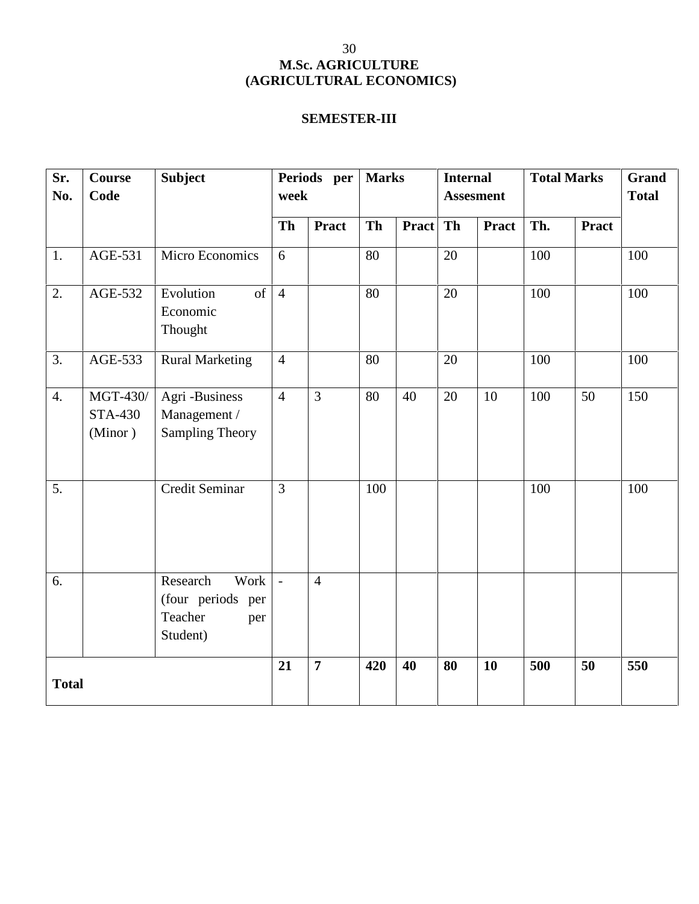# M.Sc. AGRICULTURE
# (AGRICULTURAL ECONOMICS)

## SEMESTER-III

| Sr. No. | Course Code | Subject | Periods per week | | Marks | | Internal Assesment | | Total Marks | | Grand Total |
|---|---|---|---|---|---|---|---|---|---|---|---|
| | | | Th | Pract | Th | Pract | Th | Pract | Th. | Pract | |
| 1. | AGE-531 | Micro Economics | 6 | | 80 | | 20 | | 100 | | 100 |
| 2. | AGE-532 | Evolution of Economic Thought | 4 | | 80 | | 20 | | 100 | | 100 |
| 3. | AGE-533 | Rural Marketing | 4 | | 80 | | 20 | | 100 | | 100 |
| 4. | MGT-430/ STA-430 (Minor ) | Agri -Business Management / Sampling Theory | 4 | 3 | 80 | 40 | 20 | 10 | 100 | 50 | 150 |
| 5. | | Credit Seminar | 3 | | 100 | | | | 100 | | 100 |
| 6. | | Research Work (four periods per Teacher per Student) | - | 4 | | | | | | | |
| **Total** | | | **21** | **7** | **420** | **40** | **80** | **10** | **500** | **50** | **550** |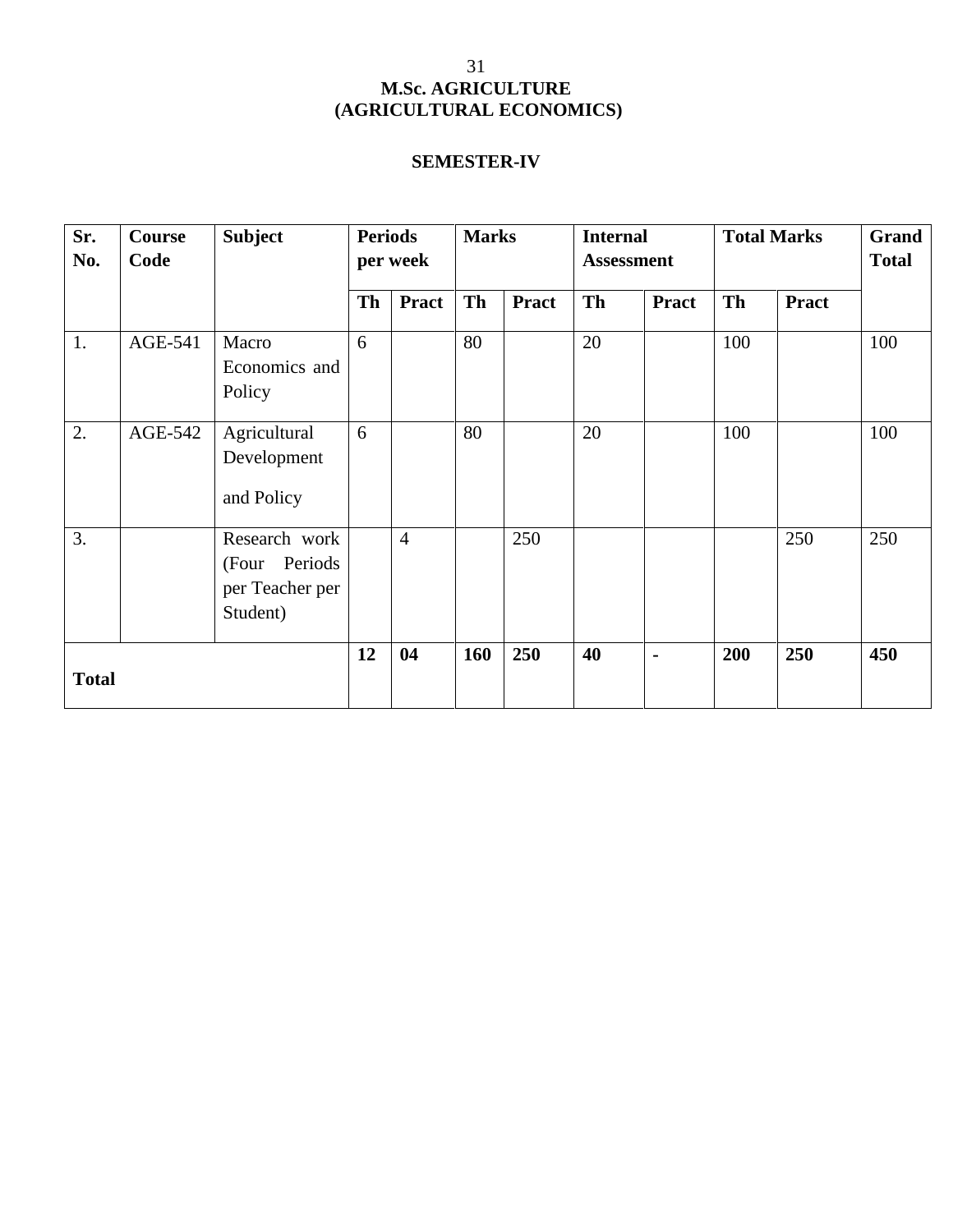# M.Sc. AGRICULTURE
# (AGRICULTURAL ECONOMICS)

## SEMESTER-IV

| Sr. No. | Course Code | Subject | Periods per week | | Marks | | Internal Assessment | | Total Marks | | Grand Total |
|---|---|---|---|---|---|---|---|---|---|---|---|
| | | | Th | Pract | Th | Pract | Th | Pract | Th | Pract | |
| 1. | AGE-541 | Macro Economics and Policy | 6 | | 80 | | 20 | | 100 | | 100 |
| 2. | AGE-542 | Agricultural Development and Policy | 6 | | 80 | | 20 | | 100 | | 100 |
| 3. | | Research work (Four Periods per Teacher per Student) | | 4 | | 250 | | | | 250 | 250 |
| **Total** | | | **12** | **04** | **160** | **250** | **40** | **-** | **200** | **250** | **450** |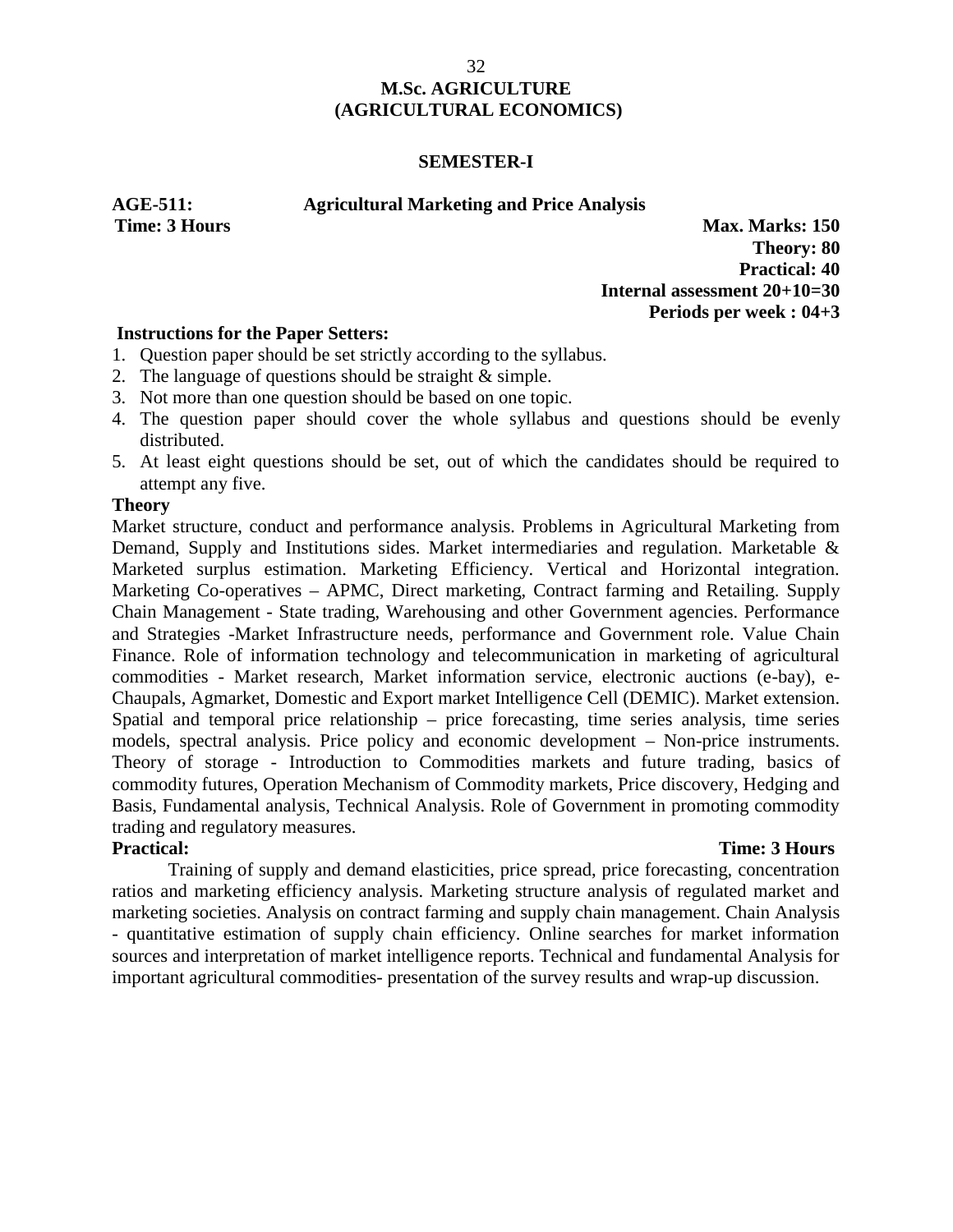# M.Sc. AGRICULTURE (AGRICULTURAL ECONOMICS)

## SEMESTER-I

**AGE-511: Agricultural Marketing and Price Analysis**

**Time: 3 Hours**

**Max. Marks: 150**
**Theory: 80**
**Practical: 40**
**Internal assessment 20+10=30**
**Periods per week : 04+3**

**Instructions for the Paper Setters:**

1. Question paper should be set strictly according to the syllabus.
2. The language of questions should be straight & simple.
3. Not more than one question should be based on one topic.
4. The question paper should cover the whole syllabus and questions should be evenly distributed.
5. At least eight questions should be set, out of which the candidates should be required to attempt any five.

**Theory**

Market structure, conduct and performance analysis. Problems in Agricultural Marketing from Demand, Supply and Institutions sides. Market intermediaries and regulation. Marketable & Marketed surplus estimation. Marketing Efficiency. Vertical and Horizontal integration. Marketing Co-operatives – APMC, Direct marketing, Contract farming and Retailing. Supply Chain Management - State trading, Warehousing and other Government agencies. Performance and Strategies -Market Infrastructure needs, performance and Government role. Value Chain Finance. Role of information technology and telecommunication in marketing of agricultural commodities - Market research, Market information service, electronic auctions (e-bay), e-Chaupals, Agmarket, Domestic and Export market Intelligence Cell (DEMIC). Market extension. Spatial and temporal price relationship – price forecasting, time series analysis, time series models, spectral analysis. Price policy and economic development – Non-price instruments. Theory of storage - Introduction to Commodities markets and future trading, basics of commodity futures, Operation Mechanism of Commodity markets, Price discovery, Hedging and Basis, Fundamental analysis, Technical Analysis. Role of Government in promoting commodity trading and regulatory measures.

**Practical:** **Time: 3 Hours**

Training of supply and demand elasticities, price spread, price forecasting, concentration ratios and marketing efficiency analysis. Marketing structure analysis of regulated market and marketing societies. Analysis on contract farming and supply chain management. Chain Analysis - quantitative estimation of supply chain efficiency. Online searches for market information sources and interpretation of market intelligence reports. Technical and fundamental Analysis for important agricultural commodities- presentation of the survey results and wrap-up discussion.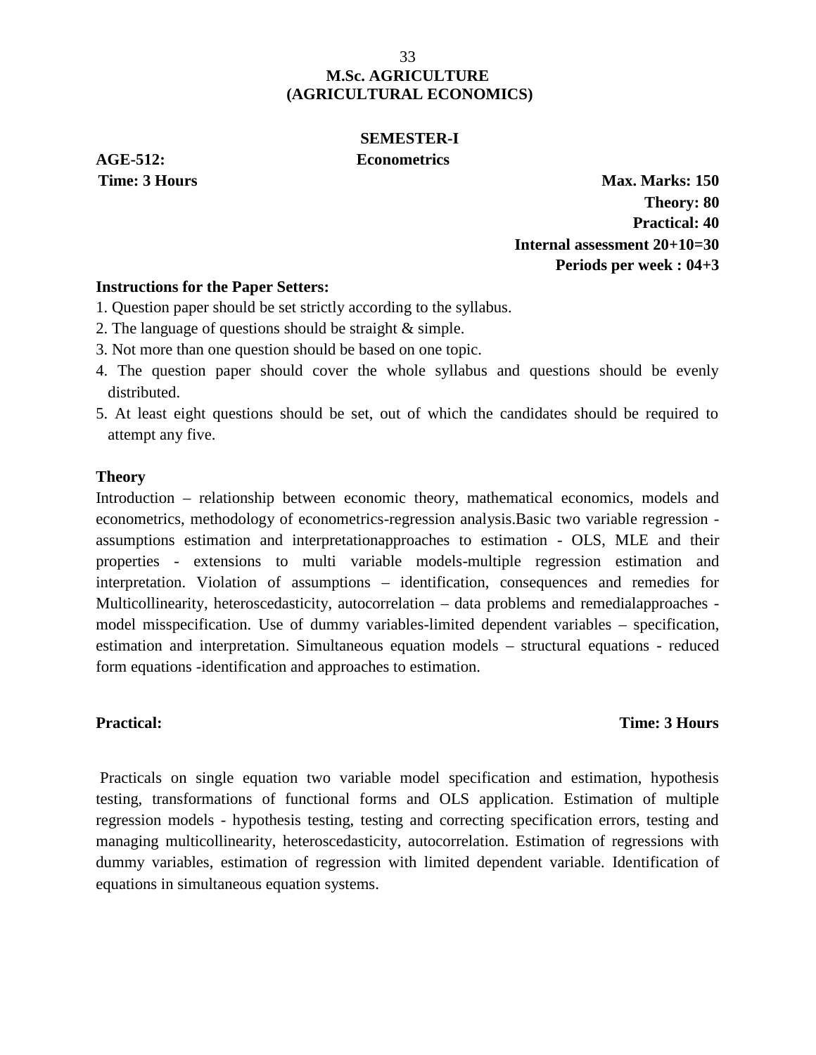# M.Sc. AGRICULTURE
# (AGRICULTURAL ECONOMICS)

## SEMESTER-I

**AGE-512:** **Econometrics**

**Time: 3 Hours**

**Max. Marks: 150**
**Theory: 80**
**Practical: 40**
**Internal assessment 20+10=30**
**Periods per week : 04+3**

**Instructions for the Paper Setters:**

1. Question paper should be set strictly according to the syllabus.
2. The language of questions should be straight & simple.
3. Not more than one question should be based on one topic.
4. The question paper should cover the whole syllabus and questions should be evenly distributed.
5. At least eight questions should be set, out of which the candidates should be required to attempt any five.

**Theory**

Introduction – relationship between economic theory, mathematical economics, models and econometrics, methodology of econometrics-regression analysis.Basic two variable regression - assumptions estimation and interpretationapproaches to estimation - OLS, MLE and their properties - extensions to multi variable models-multiple regression estimation and interpretation. Violation of assumptions – identification, consequences and remedies for Multicollinearity, heteroscedasticity, autocorrelation – data problems and remedialapproaches - model misspecification. Use of dummy variables-limited dependent variables – specification, estimation and interpretation. Simultaneous equation models – structural equations - reduced form equations -identification and approaches to estimation.

**Practical:** **Time: 3 Hours**

Practicals on single equation two variable model specification and estimation, hypothesis testing, transformations of functional forms and OLS application. Estimation of multiple regression models - hypothesis testing, testing and correcting specification errors, testing and managing multicollinearity, heteroscedasticity, autocorrelation. Estimation of regressions with dummy variables, estimation of regression with limited dependent variable. Identification of equations in simultaneous equation systems.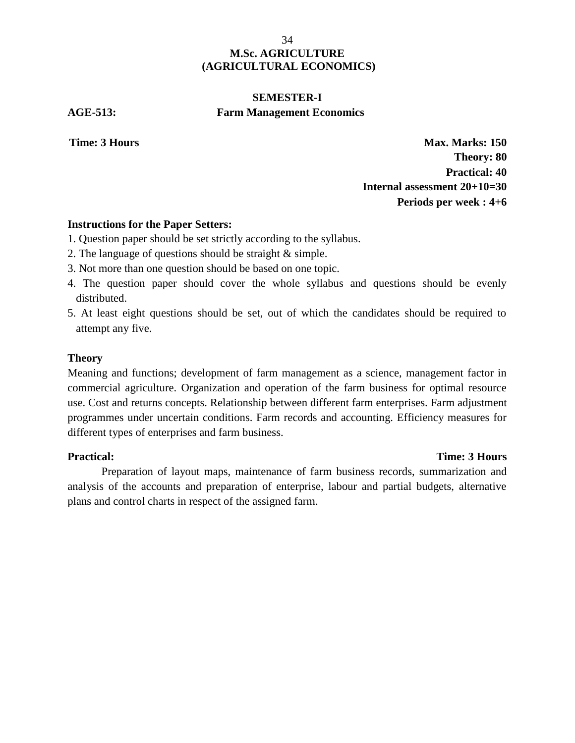# M.Sc. AGRICULTURE
# (AGRICULTURAL ECONOMICS)

## SEMESTER-I

**AGE-513:** **Farm Management Economics**

**Time: 3 Hours**

**Max. Marks: 150**
**Theory: 80**
**Practical: 40**
**Internal assessment 20+10=30**
**Periods per week : 4+6**

**Instructions for the Paper Setters:**

1. Question paper should be set strictly according to the syllabus.
2. The language of questions should be straight & simple.
3. Not more than one question should be based on one topic.
4. The question paper should cover the whole syllabus and questions should be evenly distributed.
5. At least eight questions should be set, out of which the candidates should be required to attempt any five.

**Theory**

Meaning and functions; development of farm management as a science, management factor in commercial agriculture. Organization and operation of the farm business for optimal resource use. Cost and returns concepts. Relationship between different farm enterprises. Farm adjustment programmes under uncertain conditions. Farm records and accounting. Efficiency measures for different types of enterprises and farm business.

**Practical:** **Time: 3 Hours**

Preparation of layout maps, maintenance of farm business records, summarization and analysis of the accounts and preparation of enterprise, labour and partial budgets, alternative plans and control charts in respect of the assigned farm.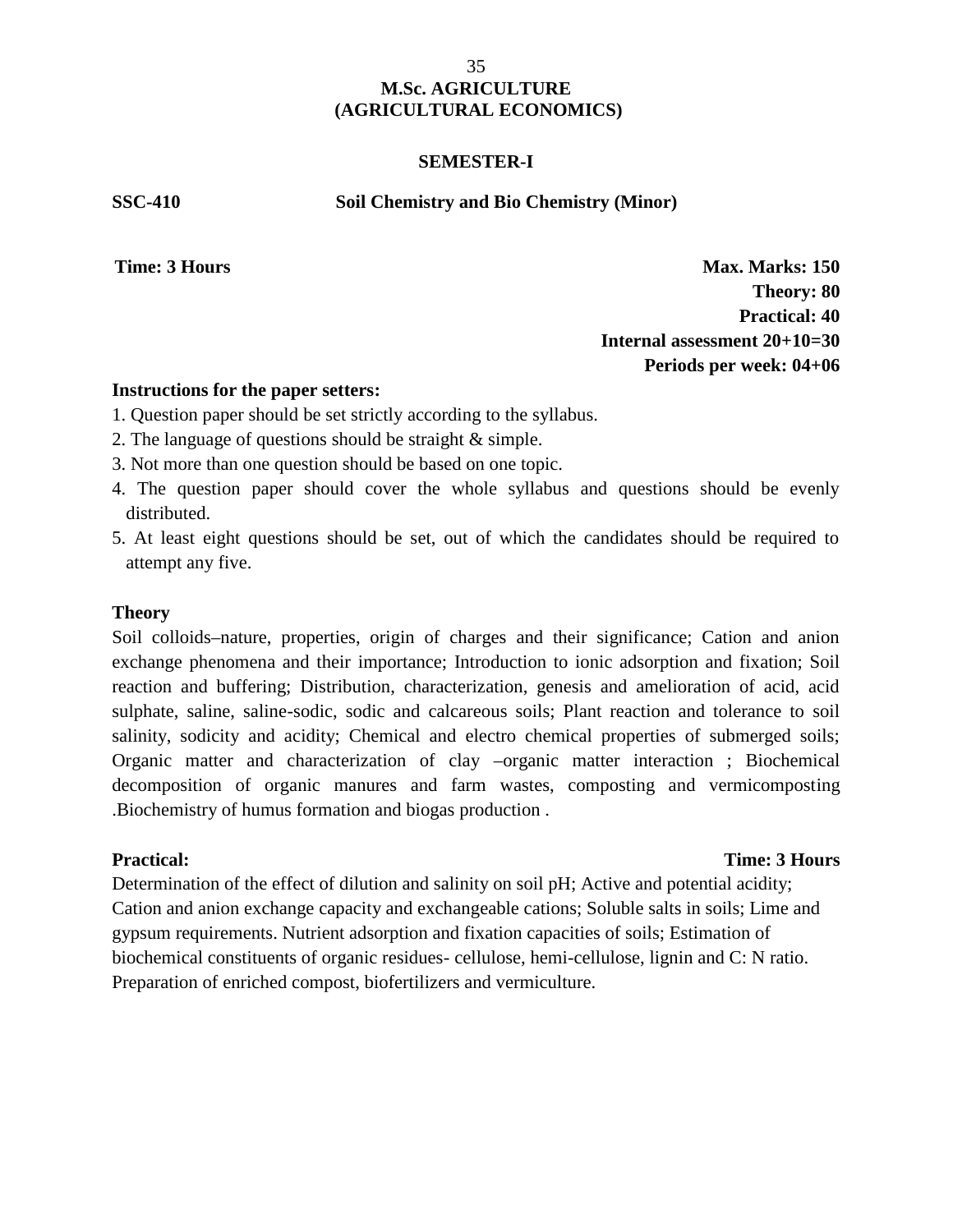# M.Sc. AGRICULTURE
# (AGRICULTURAL ECONOMICS)

## SEMESTER-I

**SSC-410** **Soil Chemistry and Bio Chemistry (Minor)**

**Time: 3 Hours** **Max. Marks: 150**

**Theory: 80**

**Practical: 40**

**Internal assessment 20+10=30**

**Periods per week: 04+06**

**Instructions for the paper setters:**

1. Question paper should be set strictly according to the syllabus.
2. The language of questions should be straight & simple.
3. Not more than one question should be based on one topic.
4. The question paper should cover the whole syllabus and questions should be evenly distributed.
5. At least eight questions should be set, out of which the candidates should be required to attempt any five.

### Theory

Soil colloids–nature, properties, origin of charges and their significance; Cation and anion exchange phenomena and their importance; Introduction to ionic adsorption and fixation; Soil reaction and buffering; Distribution, characterization, genesis and amelioration of acid, acid sulphate, saline, saline-sodic, sodic and calcareous soils; Plant reaction and tolerance to soil salinity, sodicity and acidity; Chemical and electro chemical properties of submerged soils; Organic matter and characterization of clay –organic matter interaction ; Biochemical decomposition of organic manures and farm wastes, composting and vermicomposting .Biochemistry of humus formation and biogas production .

### Practical: **Time: 3 Hours**

Determination of the effect of dilution and salinity on soil pH; Active and potential acidity; Cation and anion exchange capacity and exchangeable cations; Soluble salts in soils; Lime and gypsum requirements. Nutrient adsorption and fixation capacities of soils; Estimation of biochemical constituents of organic residues- cellulose, hemi-cellulose, lignin and C: N ratio. Preparation of enriched compost, biofertilizers and vermiculture.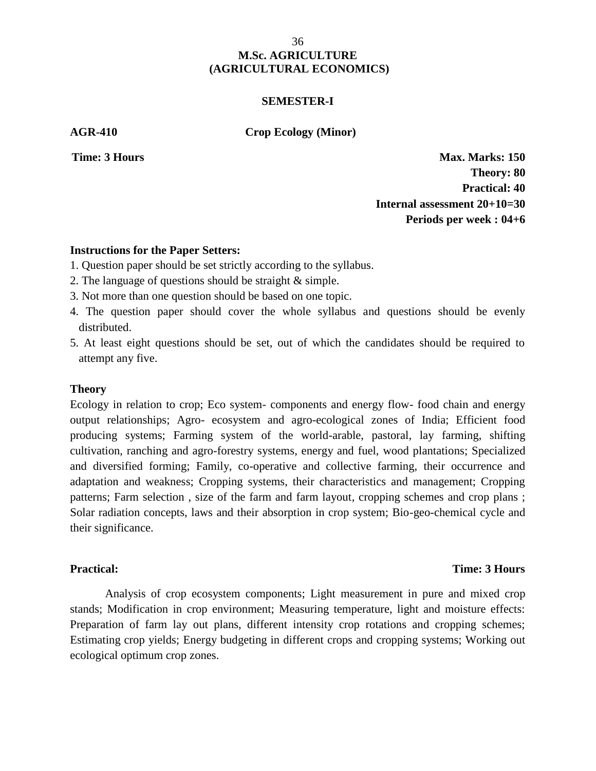# M.Sc. AGRICULTURE (AGRICULTURAL ECONOMICS)

## SEMESTER-I

**AGR-410** **Crop Ecology (Minor)**

**Time: 3 Hours**

**Max. Marks: 150**
**Theory: 80**
**Practical: 40**
**Internal assessment 20+10=30**
**Periods per week : 04+6**

**Instructions for the Paper Setters:**

1. Question paper should be set strictly according to the syllabus.
2. The language of questions should be straight & simple.
3. Not more than one question should be based on one topic.
4. The question paper should cover the whole syllabus and questions should be evenly distributed.
5. At least eight questions should be set, out of which the candidates should be required to attempt any five.

**Theory**

Ecology in relation to crop; Eco system- components and energy flow- food chain and energy output relationships; Agro- ecosystem and agro-ecological zones of India; Efficient food producing systems; Farming system of the world-arable, pastoral, lay farming, shifting cultivation, ranching and agro-forestry systems, energy and fuel, wood plantations; Specialized and diversified forming; Family, co-operative and collective farming, their occurrence and adaptation and weakness; Cropping systems, their characteristics and management; Cropping patterns; Farm selection , size of the farm and farm layout, cropping schemes and crop plans ; Solar radiation concepts, laws and their absorption in crop system; Bio-geo-chemical cycle and their significance.

**Practical:** **Time: 3 Hours**

Analysis of crop ecosystem components; Light measurement in pure and mixed crop stands; Modification in crop environment; Measuring temperature, light and moisture effects: Preparation of farm lay out plans, different intensity crop rotations and cropping schemes; Estimating crop yields; Energy budgeting in different crops and cropping systems; Working out ecological optimum crop zones.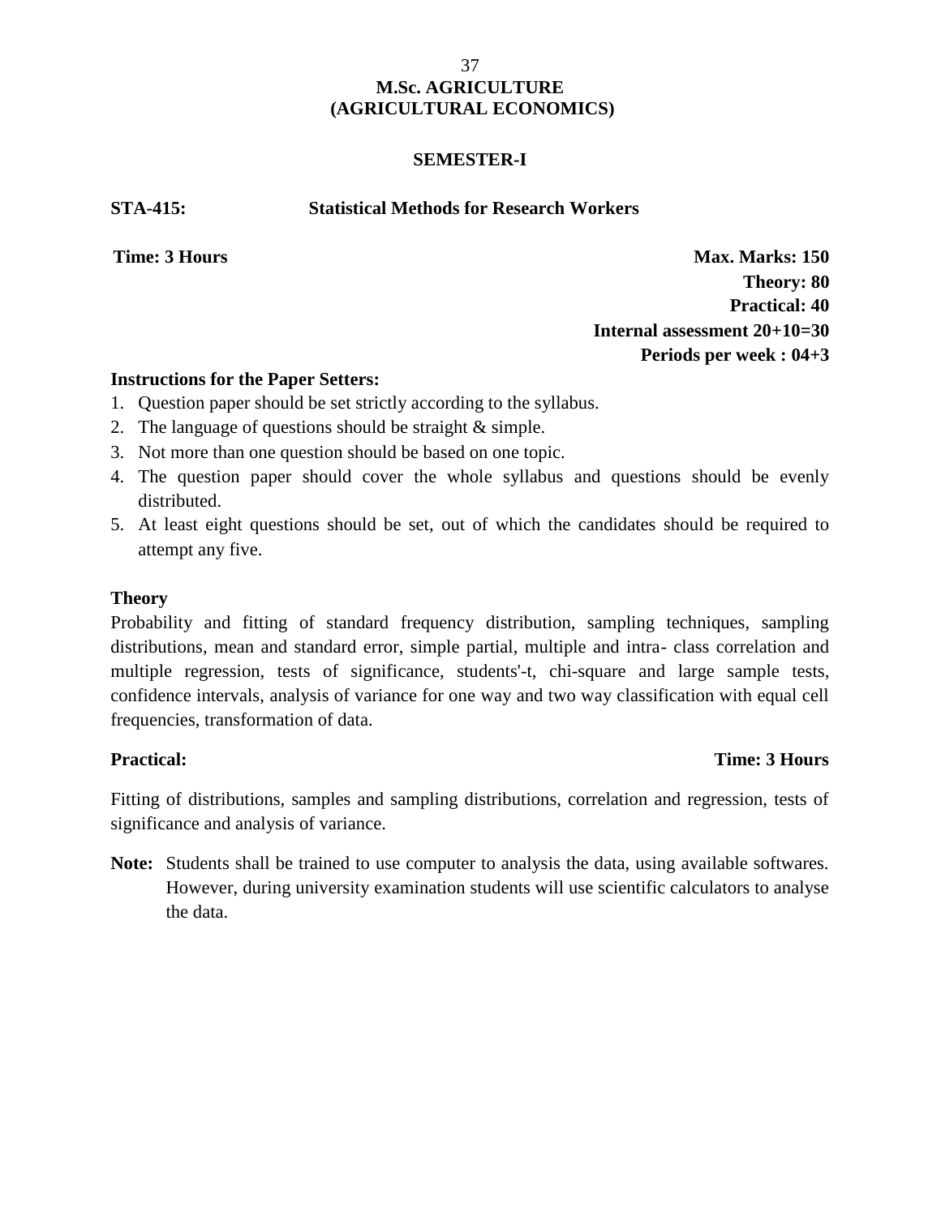# M.Sc. AGRICULTURE
# (AGRICULTURAL ECONOMICS)

## SEMESTER-I

**STA-415: Statistical Methods for Research Workers**

**Time: 3 Hours**

**Max. Marks: 150**
**Theory: 80**
**Practical: 40**
**Internal assessment 20+10=30**
**Periods per week : 04+3**

**Instructions for the Paper Setters:**

1. Question paper should be set strictly according to the syllabus.
2. The language of questions should be straight & simple.
3. Not more than one question should be based on one topic.
4. The question paper should cover the whole syllabus and questions should be evenly distributed.
5. At least eight questions should be set, out of which the candidates should be required to attempt any five.

**Theory**

Probability and fitting of standard frequency distribution, sampling techniques, sampling distributions, mean and standard error, simple partial, multiple and intra- class correlation and multiple regression, tests of significance, students'-t, chi-square and large sample tests, confidence intervals, analysis of variance for one way and two way classification with equal cell frequencies, transformation of data.

**Practical:** **Time: 3 Hours**

Fitting of distributions, samples and sampling distributions, correlation and regression, tests of significance and analysis of variance.

**Note:** Students shall be trained to use computer to analysis the data, using available softwares. However, during university examination students will use scientific calculators to analyse the data.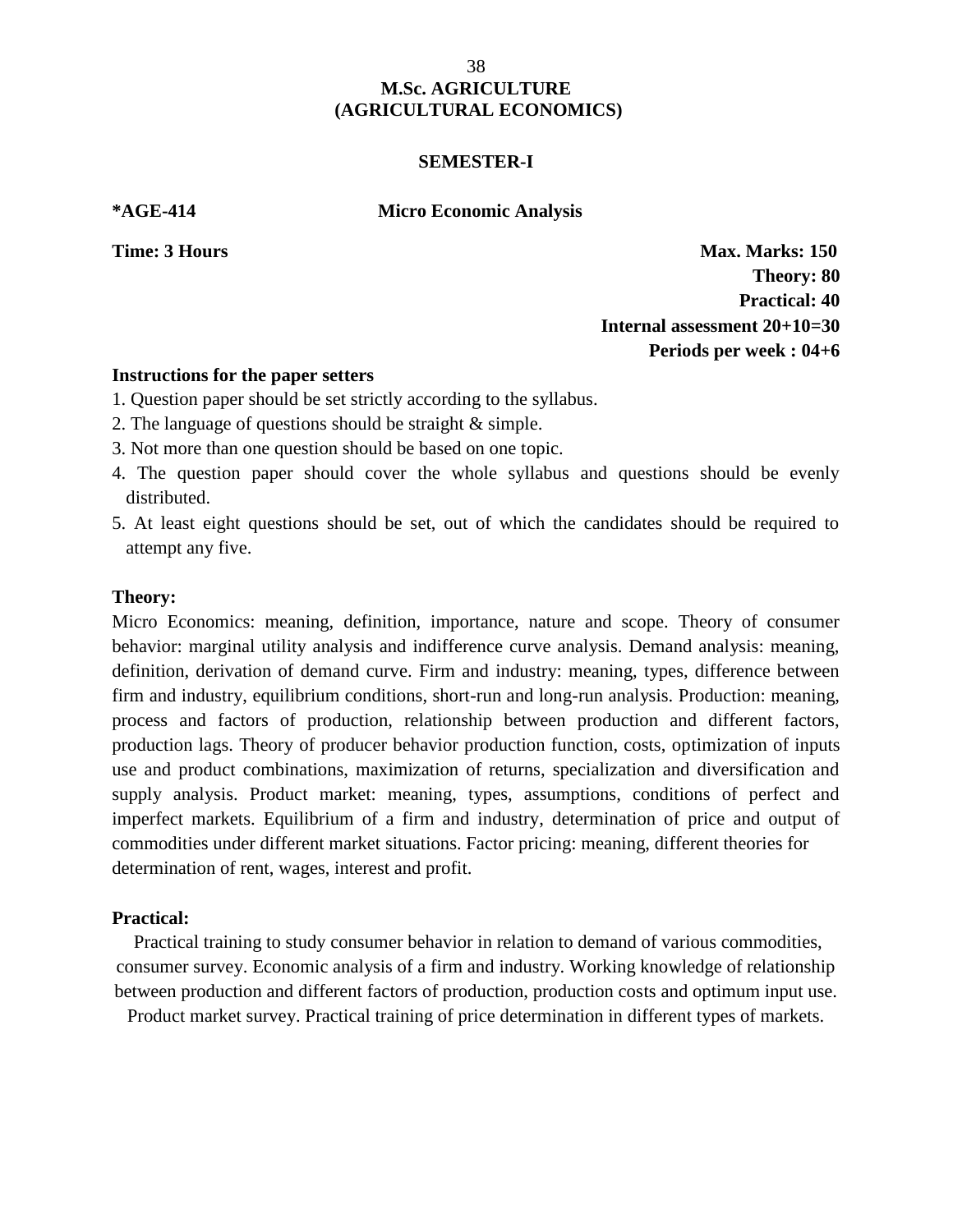# M.Sc. AGRICULTURE
# (AGRICULTURAL ECONOMICS)

## SEMESTER-I

**\*AGE-414** **Micro Economic Analysis**

**Time: 3 Hours**

**Max. Marks: 150**
**Theory: 80**
**Practical: 40**
**Internal assessment 20+10=30**
**Periods per week : 04+6**

**Instructions for the paper setters**

1. Question paper should be set strictly according to the syllabus.
2. The language of questions should be straight & simple.
3. Not more than one question should be based on one topic.
4. The question paper should cover the whole syllabus and questions should be evenly distributed.
5. At least eight questions should be set, out of which the candidates should be required to attempt any five.

**Theory:**

Micro Economics: meaning, definition, importance, nature and scope. Theory of consumer behavior: marginal utility analysis and indifference curve analysis. Demand analysis: meaning, definition, derivation of demand curve. Firm and industry: meaning, types, difference between firm and industry, equilibrium conditions, short-run and long-run analysis. Production: meaning, process and factors of production, relationship between production and different factors, production lags. Theory of producer behavior production function, costs, optimization of inputs use and product combinations, maximization of returns, specialization and diversification and supply analysis. Product market: meaning, types, assumptions, conditions of perfect and imperfect markets. Equilibrium of a firm and industry, determination of price and output of commodities under different market situations. Factor pricing: meaning, different theories for determination of rent, wages, interest and profit.

**Practical:**

Practical training to study consumer behavior in relation to demand of various commodities, consumer survey. Economic analysis of a firm and industry. Working knowledge of relationship between production and different factors of production, production costs and optimum input use. Product market survey. Practical training of price determination in different types of markets.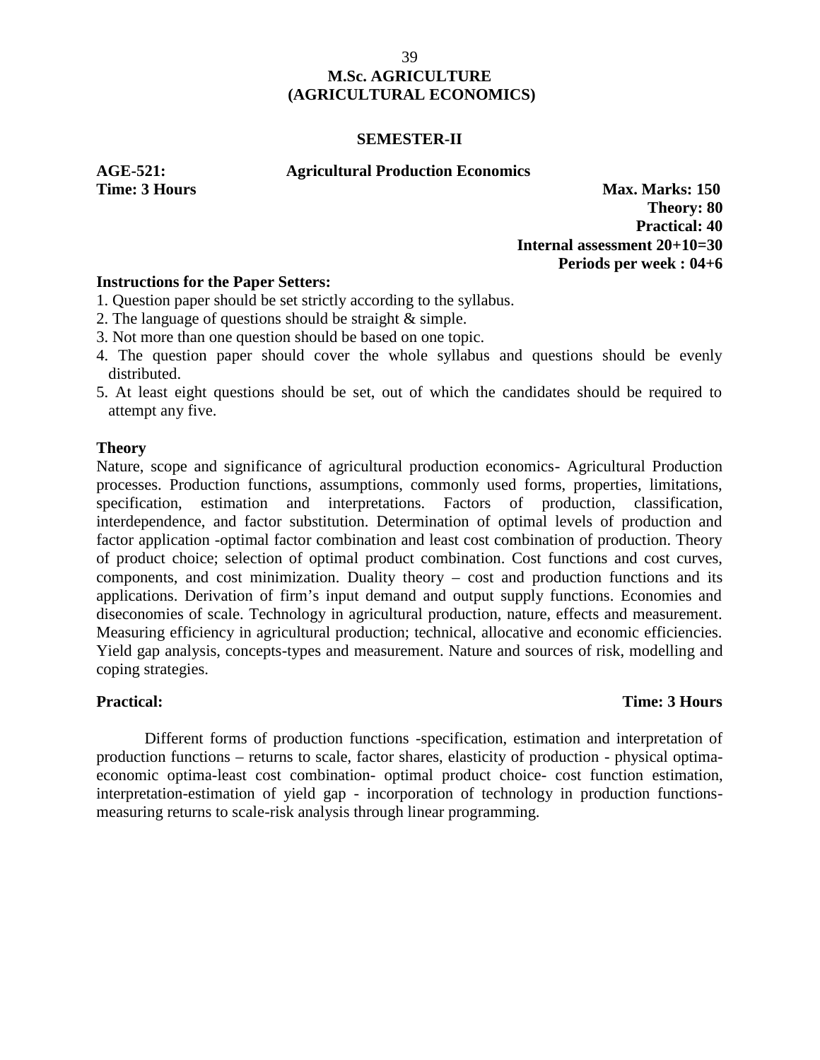# M.Sc. AGRICULTURE
# (AGRICULTURAL ECONOMICS)

## SEMESTER-II

**AGE-521: Agricultural Production Economics**

**Time: 3 Hours**

**Max. Marks: 150**
**Theory: 80**
**Practical: 40**
**Internal assessment 20+10=30**
**Periods per week : 04+6**

**Instructions for the Paper Setters:**

1. Question paper should be set strictly according to the syllabus.
2. The language of questions should be straight & simple.
3. Not more than one question should be based on one topic.
4. The question paper should cover the whole syllabus and questions should be evenly distributed.
5. At least eight questions should be set, out of which the candidates should be required to attempt any five.

**Theory**

Nature, scope and significance of agricultural production economics- Agricultural Production processes. Production functions, assumptions, commonly used forms, properties, limitations, specification, estimation and interpretations. Factors of production, classification, interdependence, and factor substitution. Determination of optimal levels of production and factor application -optimal factor combination and least cost combination of production. Theory of product choice; selection of optimal product combination. Cost functions and cost curves, components, and cost minimization. Duality theory – cost and production functions and its applications. Derivation of firm's input demand and output supply functions. Economies and diseconomies of scale. Technology in agricultural production, nature, effects and measurement. Measuring efficiency in agricultural production; technical, allocative and economic efficiencies. Yield gap analysis, concepts-types and measurement. Nature and sources of risk, modelling and coping strategies.

**Practical:** **Time: 3 Hours**

Different forms of production functions -specification, estimation and interpretation of production functions – returns to scale, factor shares, elasticity of production - physical optima-economic optima-least cost combination- optimal product choice- cost function estimation, interpretation-estimation of yield gap - incorporation of technology in production functions-measuring returns to scale-risk analysis through linear programming.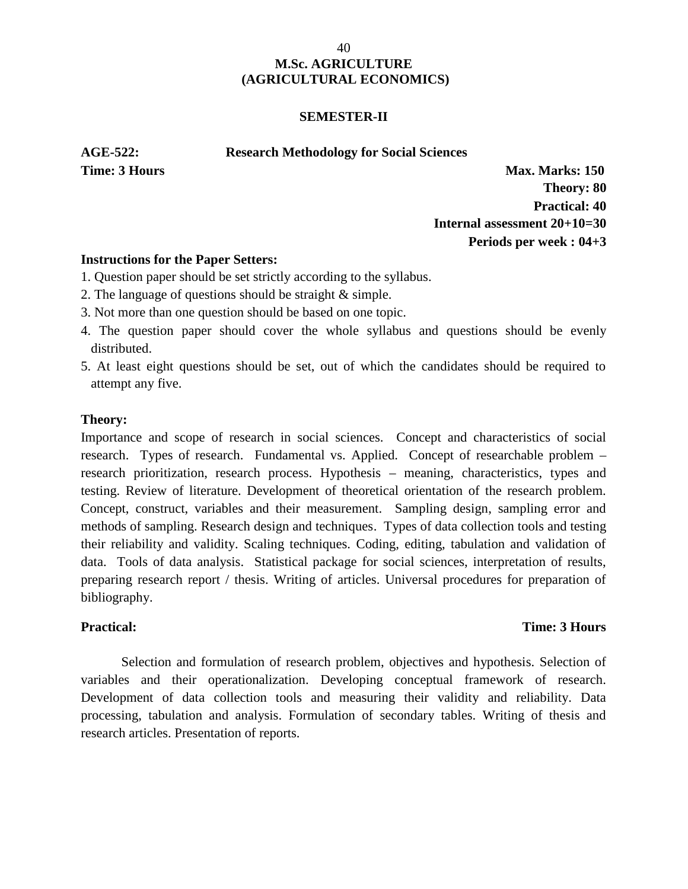# M.Sc. AGRICULTURE
# (AGRICULTURAL ECONOMICS)

## SEMESTER-II

**AGE-522: Research Methodology for Social Sciences**

**Time: 3 Hours**

**Max. Marks: 150**
**Theory: 80**
**Practical: 40**
**Internal assessment 20+10=30**
**Periods per week : 04+3**

**Instructions for the Paper Setters:**

1. Question paper should be set strictly according to the syllabus.
2. The language of questions should be straight & simple.
3. Not more than one question should be based on one topic.
4. The question paper should cover the whole syllabus and questions should be evenly distributed.
5. At least eight questions should be set, out of which the candidates should be required to attempt any five.

**Theory:**

Importance and scope of research in social sciences. Concept and characteristics of social research. Types of research. Fundamental vs. Applied. Concept of researchable problem – research prioritization, research process. Hypothesis – meaning, characteristics, types and testing. Review of literature. Development of theoretical orientation of the research problem. Concept, construct, variables and their measurement. Sampling design, sampling error and methods of sampling. Research design and techniques. Types of data collection tools and testing their reliability and validity. Scaling techniques. Coding, editing, tabulation and validation of data. Tools of data analysis. Statistical package for social sciences, interpretation of results, preparing research report / thesis. Writing of articles. Universal procedures for preparation of bibliography.

**Practical:** **Time: 3 Hours**

Selection and formulation of research problem, objectives and hypothesis. Selection of variables and their operationalization. Developing conceptual framework of research. Development of data collection tools and measuring their validity and reliability. Data processing, tabulation and analysis. Formulation of secondary tables. Writing of thesis and research articles. Presentation of reports.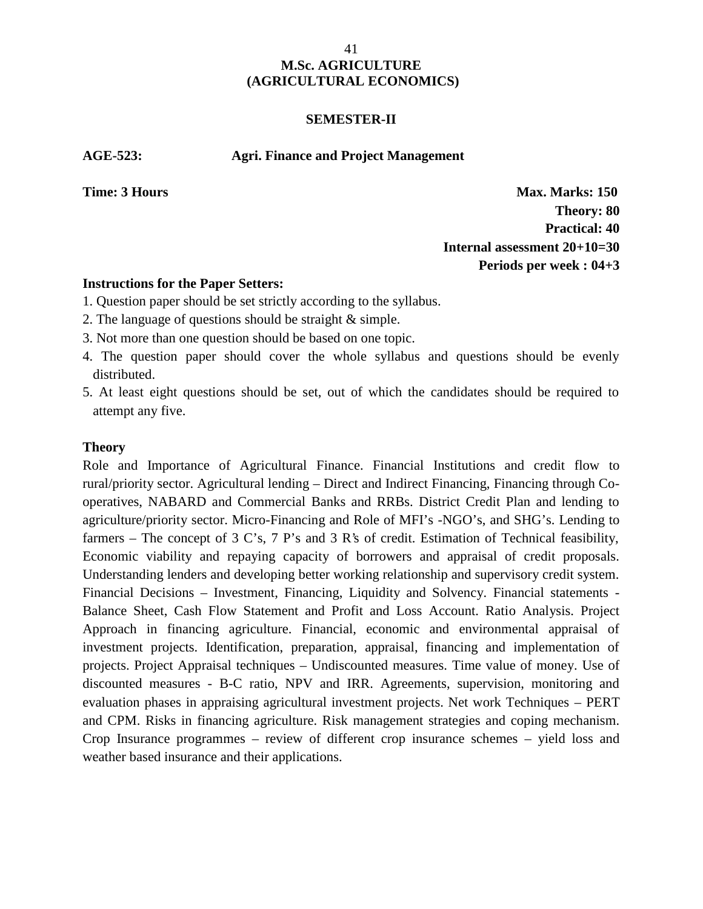# M.Sc. AGRICULTURE
# (AGRICULTURAL ECONOMICS)

## SEMESTER-II

**AGE-523: Agri. Finance and Project Management**

**Time: 3 Hours**

**Max. Marks: 150**
**Theory: 80**
**Practical: 40**
**Internal assessment 20+10=30**
**Periods per week : 04+3**

**Instructions for the Paper Setters:**

1. Question paper should be set strictly according to the syllabus.
2. The language of questions should be straight & simple.
3. Not more than one question should be based on one topic.
4. The question paper should cover the whole syllabus and questions should be evenly distributed.
5. At least eight questions should be set, out of which the candidates should be required to attempt any five.

**Theory**

Role and Importance of Agricultural Finance. Financial Institutions and credit flow to rural/priority sector. Agricultural lending – Direct and Indirect Financing, Financing through Co-operatives, NABARD and Commercial Banks and RRBs. District Credit Plan and lending to agriculture/priority sector. Micro-Financing and Role of MFI's -NGO's, and SHG's. Lending to farmers – The concept of 3 C's, 7 P's and 3 R's of credit. Estimation of Technical feasibility, Economic viability and repaying capacity of borrowers and appraisal of credit proposals. Understanding lenders and developing better working relationship and supervisory credit system. Financial Decisions – Investment, Financing, Liquidity and Solvency. Financial statements - Balance Sheet, Cash Flow Statement and Profit and Loss Account. Ratio Analysis. Project Approach in financing agriculture. Financial, economic and environmental appraisal of investment projects. Identification, preparation, appraisal, financing and implementation of projects. Project Appraisal techniques – Undiscounted measures. Time value of money. Use of discounted measures - B-C ratio, NPV and IRR. Agreements, supervision, monitoring and evaluation phases in appraising agricultural investment projects. Net work Techniques – PERT and CPM. Risks in financing agriculture. Risk management strategies and coping mechanism. Crop Insurance programmes – review of different crop insurance schemes – yield loss and weather based insurance and their applications.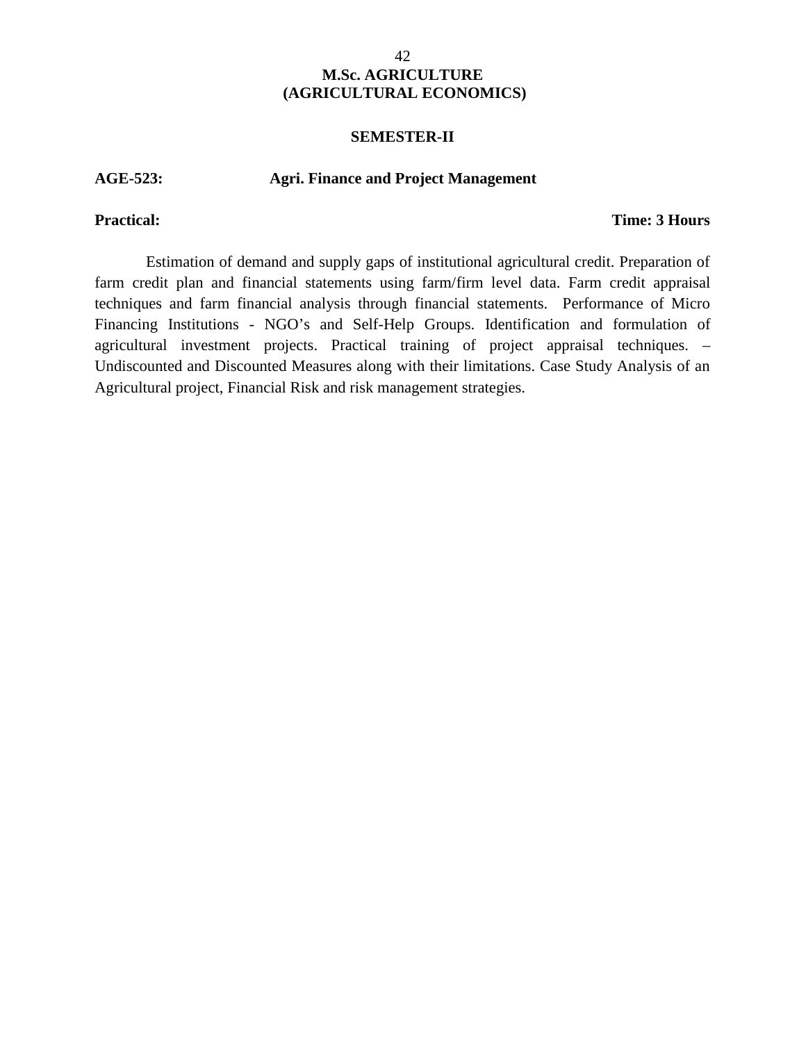# M.Sc. AGRICULTURE
# (AGRICULTURAL ECONOMICS)

## SEMESTER-II

**AGE-523: Agri. Finance and Project Management**

**Practical:** **Time: 3 Hours**

Estimation of demand and supply gaps of institutional agricultural credit. Preparation of farm credit plan and financial statements using farm/firm level data. Farm credit appraisal techniques and farm financial analysis through financial statements. Performance of Micro Financing Institutions - NGO's and Self-Help Groups. Identification and formulation of agricultural investment projects. Practical training of project appraisal techniques. – Undiscounted and Discounted Measures along with their limitations. Case Study Analysis of an Agricultural project, Financial Risk and risk management strategies.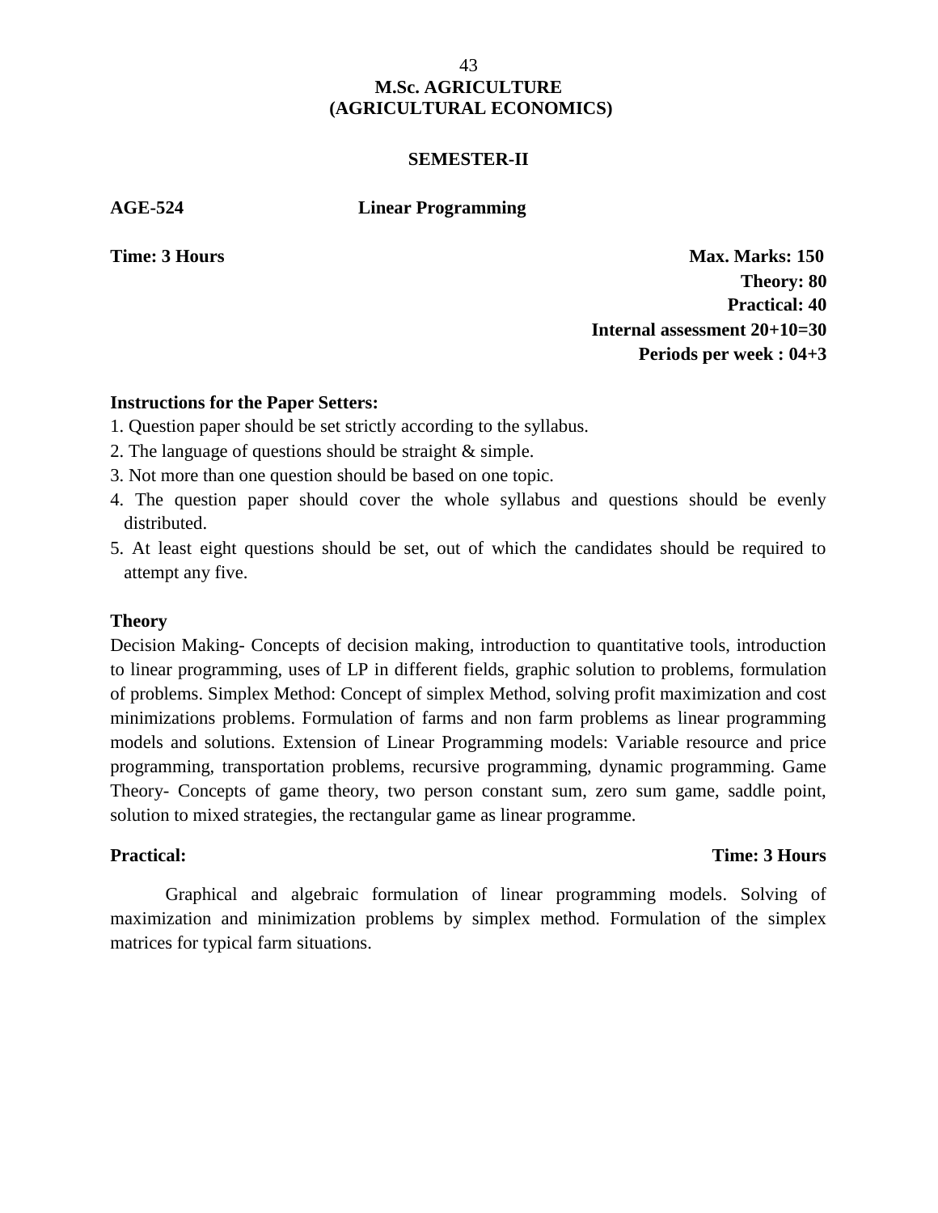# M.Sc. AGRICULTURE
# (AGRICULTURAL ECONOMICS)

## SEMESTER-II

**AGE-524** **Linear Programming**

**Time: 3 Hours** **Max. Marks: 150**

**Theory: 80**

**Practical: 40**

**Internal assessment 20+10=30**

**Periods per week : 04+3**

**Instructions for the Paper Setters:**

1. Question paper should be set strictly according to the syllabus.
2. The language of questions should be straight & simple.
3. Not more than one question should be based on one topic.
4. The question paper should cover the whole syllabus and questions should be evenly distributed.
5. At least eight questions should be set, out of which the candidates should be required to attempt any five.

**Theory**

Decision Making- Concepts of decision making, introduction to quantitative tools, introduction to linear programming, uses of LP in different fields, graphic solution to problems, formulation of problems. Simplex Method: Concept of simplex Method, solving profit maximization and cost minimizations problems. Formulation of farms and non farm problems as linear programming models and solutions. Extension of Linear Programming models: Variable resource and price programming, transportation problems, recursive programming, dynamic programming. Game Theory- Concepts of game theory, two person constant sum, zero sum game, saddle point, solution to mixed strategies, the rectangular game as linear programme.

**Practical:** **Time: 3 Hours**

Graphical and algebraic formulation of linear programming models. Solving of maximization and minimization problems by simplex method. Formulation of the simplex matrices for typical farm situations.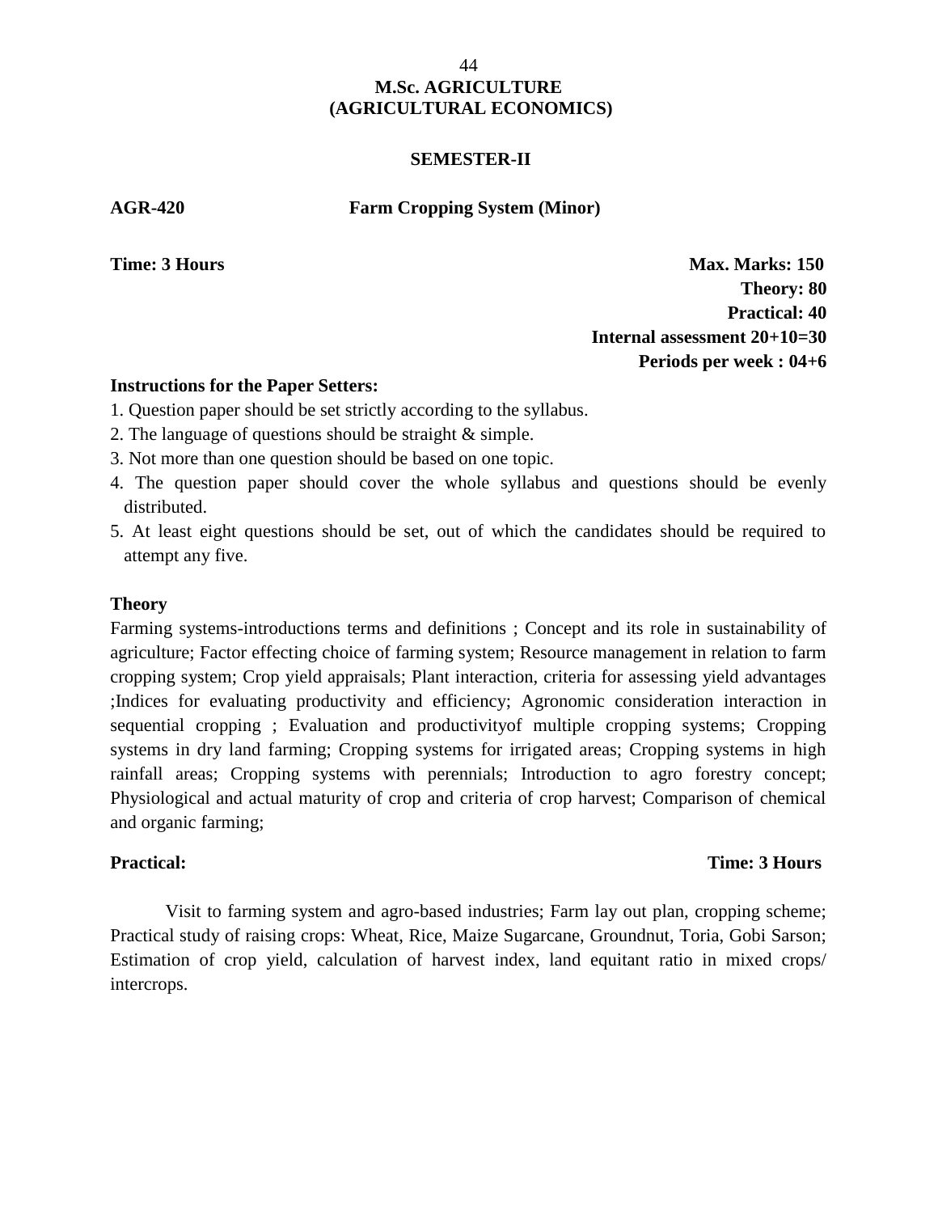# M.Sc. AGRICULTURE
# (AGRICULTURAL ECONOMICS)

## SEMESTER-II

**AGR-420 Farm Cropping System (Minor)**

**Time: 3 Hours**

**Max. Marks: 150**
**Theory: 80**
**Practical: 40**
**Internal assessment 20+10=30**
**Periods per week : 04+6**

**Instructions for the Paper Setters:**

1. Question paper should be set strictly according to the syllabus.
2. The language of questions should be straight & simple.
3. Not more than one question should be based on one topic.
4. The question paper should cover the whole syllabus and questions should be evenly distributed.
5. At least eight questions should be set, out of which the candidates should be required to attempt any five.

**Theory**

Farming systems-introductions terms and definitions ; Concept and its role in sustainability of agriculture; Factor effecting choice of farming system; Resource management in relation to farm cropping system; Crop yield appraisals; Plant interaction, criteria for assessing yield advantages ;Indices for evaluating productivity and efficiency; Agronomic consideration interaction in sequential cropping ; Evaluation and productivityof multiple cropping systems; Cropping systems in dry land farming; Cropping systems for irrigated areas; Cropping systems in high rainfall areas; Cropping systems with perennials; Introduction to agro forestry concept; Physiological and actual maturity of crop and criteria of crop harvest; Comparison of chemical and organic farming;

**Practical:** **Time: 3 Hours**

Visit to farming system and agro-based industries; Farm lay out plan, cropping scheme; Practical study of raising crops: Wheat, Rice, Maize Sugarcane, Groundnut, Toria, Gobi Sarson; Estimation of crop yield, calculation of harvest index, land equitant ratio in mixed crops/ intercrops.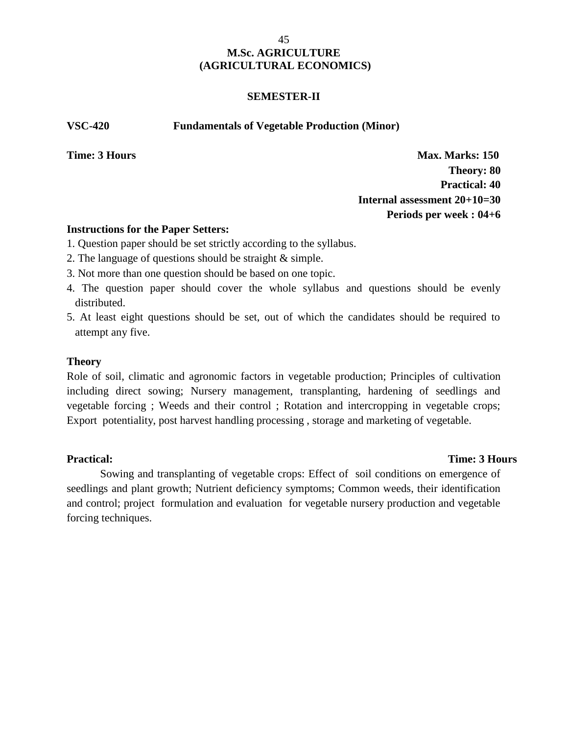**M.Sc. AGRICULTURE**
**(AGRICULTURAL ECONOMICS)**

**SEMESTER-II**

**VSC-420 Fundamentals of Vegetable Production (Minor)**

**Time: 3 Hours** **Max. Marks: 150**
**Theory: 80**
**Practical: 40**
**Internal assessment 20+10=30**
**Periods per week : 04+6**

**Instructions for the Paper Setters:**

1. Question paper should be set strictly according to the syllabus.
2. The language of questions should be straight & simple.
3. Not more than one question should be based on one topic.
4. The question paper should cover the whole syllabus and questions should be evenly distributed.
5. At least eight questions should be set, out of which the candidates should be required to attempt any five.

**Theory**

Role of soil, climatic and agronomic factors in vegetable production; Principles of cultivation including direct sowing; Nursery management, transplanting, hardening of seedlings and vegetable forcing ; Weeds and their control ; Rotation and intercropping in vegetable crops; Export potentiality, post harvest handling processing , storage and marketing of vegetable.

**Practical:** **Time: 3 Hours**

Sowing and transplanting of vegetable crops: Effect of soil conditions on emergence of seedlings and plant growth; Nutrient deficiency symptoms; Common weeds, their identification and control; project formulation and evaluation for vegetable nursery production and vegetable forcing techniques.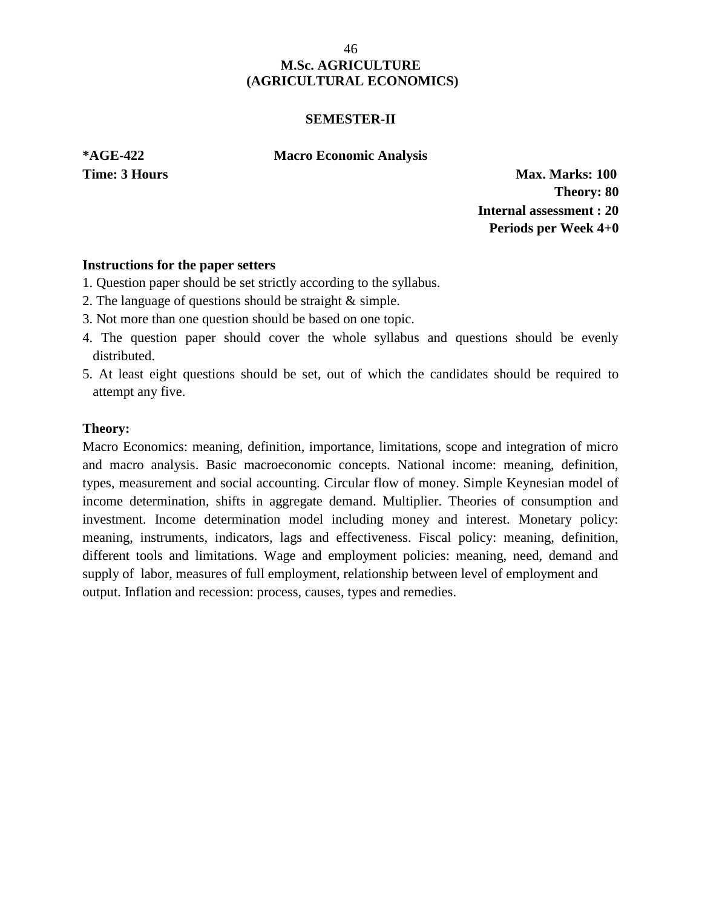# M.Sc. AGRICULTURE
# (AGRICULTURAL ECONOMICS)

## SEMESTER-II

**\*AGE-422** **Macro Economic Analysis**

**Time: 3 Hours** 

**Max. Marks: 100**
**Theory: 80**
**Internal assessment : 20**
**Periods per Week 4+0**

**Instructions for the paper setters**

1. Question paper should be set strictly according to the syllabus.
2. The language of questions should be straight & simple.
3. Not more than one question should be based on one topic.
4. The question paper should cover the whole syllabus and questions should be evenly distributed.
5. At least eight questions should be set, out of which the candidates should be required to attempt any five.

**Theory:**

Macro Economics: meaning, definition, importance, limitations, scope and integration of micro and macro analysis. Basic macroeconomic concepts. National income: meaning, definition, types, measurement and social accounting. Circular flow of money. Simple Keynesian model of income determination, shifts in aggregate demand. Multiplier. Theories of consumption and investment. Income determination model including money and interest. Monetary policy: meaning, instruments, indicators, lags and effectiveness. Fiscal policy: meaning, definition, different tools and limitations. Wage and employment policies: meaning, need, demand and supply of labor, measures of full employment, relationship between level of employment and output. Inflation and recession: process, causes, types and remedies.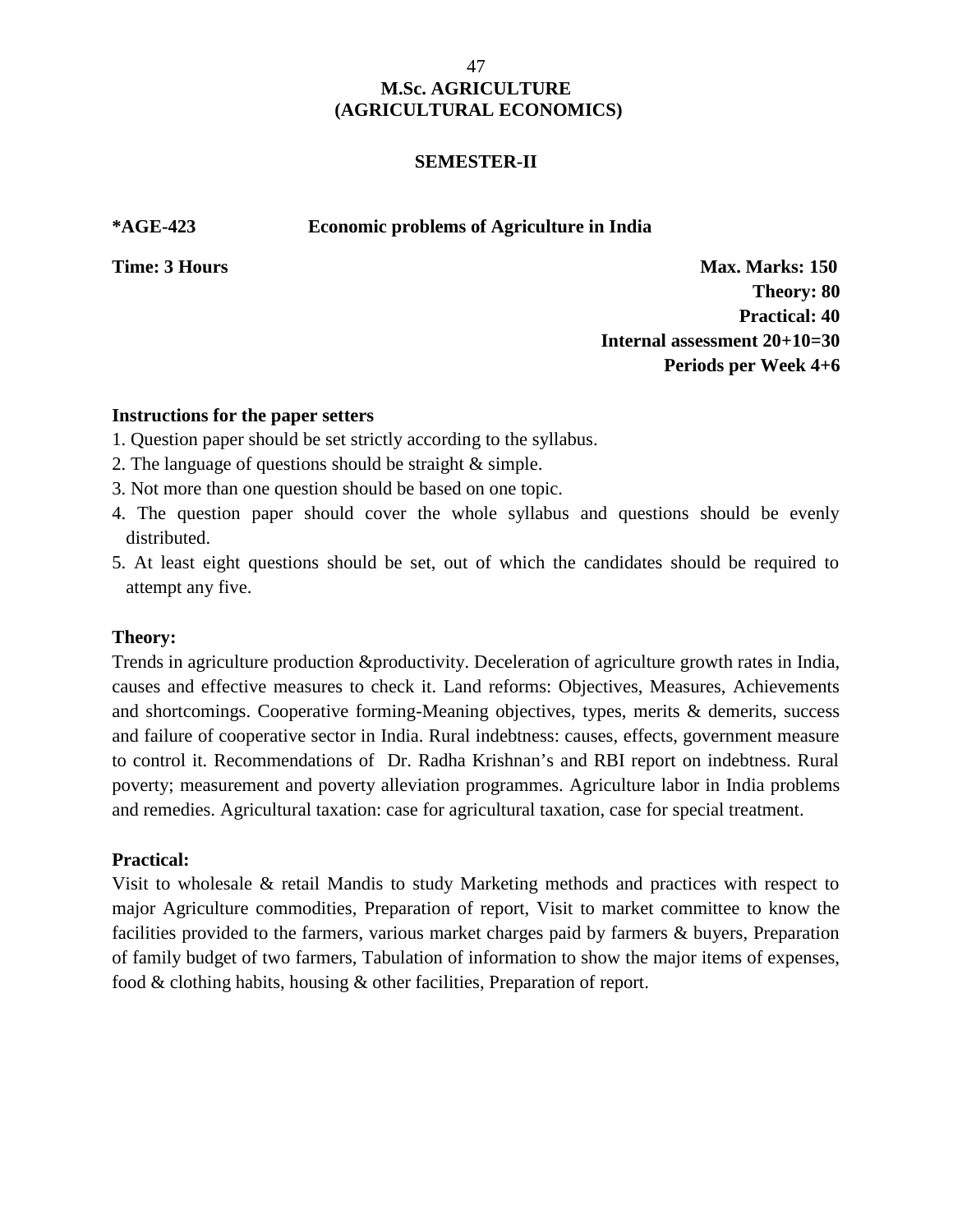# M.Sc. AGRICULTURE
# (AGRICULTURAL ECONOMICS)

## SEMESTER-II

**\*AGE-423 Economic problems of Agriculture in India**

**Time: 3 Hours**

**Max. Marks: 150**
**Theory: 80**
**Practical: 40**
**Internal assessment 20+10=30**
**Periods per Week 4+6**

### Instructions for the paper setters

1. Question paper should be set strictly according to the syllabus.
2. The language of questions should be straight & simple.
3. Not more than one question should be based on one topic.
4. The question paper should cover the whole syllabus and questions should be evenly distributed.
5. At least eight questions should be set, out of which the candidates should be required to attempt any five.

### Theory:

Trends in agriculture production &productivity. Deceleration of agriculture growth rates in India, causes and effective measures to check it. Land reforms: Objectives, Measures, Achievements and shortcomings. Cooperative forming-Meaning objectives, types, merits & demerits, success and failure of cooperative sector in India. Rural indebtness: causes, effects, government measure to control it. Recommendations of Dr. Radha Krishnan's and RBI report on indebtness. Rural poverty; measurement and poverty alleviation programmes. Agriculture labor in India problems and remedies. Agricultural taxation: case for agricultural taxation, case for special treatment.

### Practical:

Visit to wholesale & retail Mandis to study Marketing methods and practices with respect to major Agriculture commodities, Preparation of report, Visit to market committee to know the facilities provided to the farmers, various market charges paid by farmers & buyers, Preparation of family budget of two farmers, Tabulation of information to show the major items of expenses, food & clothing habits, housing & other facilities, Preparation of report.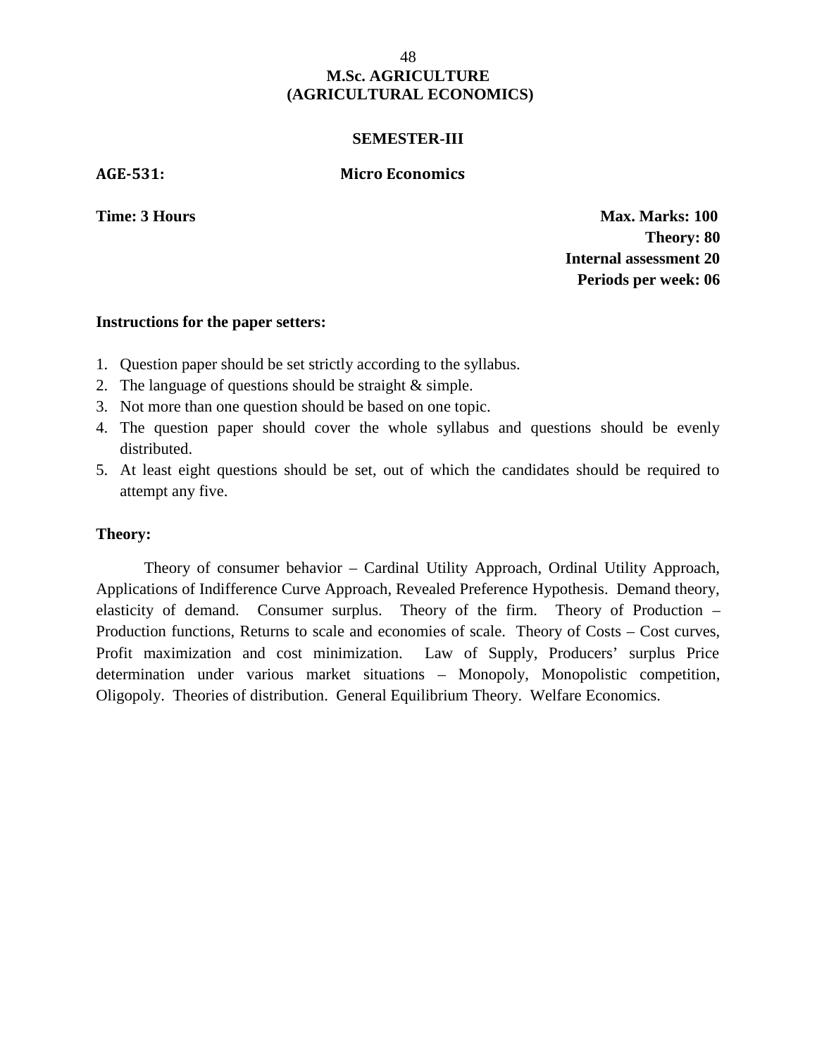# M.Sc. AGRICULTURE
# (AGRICULTURAL ECONOMICS)

## SEMESTER-III

**AGE-531: Micro Economics**

**Time: 3 Hours**

**Max. Marks: 100**
**Theory: 80**
**Internal assessment 20**
**Periods per week: 06**

**Instructions for the paper setters:**

1. Question paper should be set strictly according to the syllabus.
2. The language of questions should be straight & simple.
3. Not more than one question should be based on one topic.
4. The question paper should cover the whole syllabus and questions should be evenly distributed.
5. At least eight questions should be set, out of which the candidates should be required to attempt any five.

**Theory:**

Theory of consumer behavior – Cardinal Utility Approach, Ordinal Utility Approach, Applications of Indifference Curve Approach, Revealed Preference Hypothesis. Demand theory, elasticity of demand. Consumer surplus. Theory of the firm. Theory of Production – Production functions, Returns to scale and economies of scale. Theory of Costs – Cost curves, Profit maximization and cost minimization. Law of Supply, Producers' surplus Price determination under various market situations – Monopoly, Monopolistic competition, Oligopoly. Theories of distribution. General Equilibrium Theory. Welfare Economics.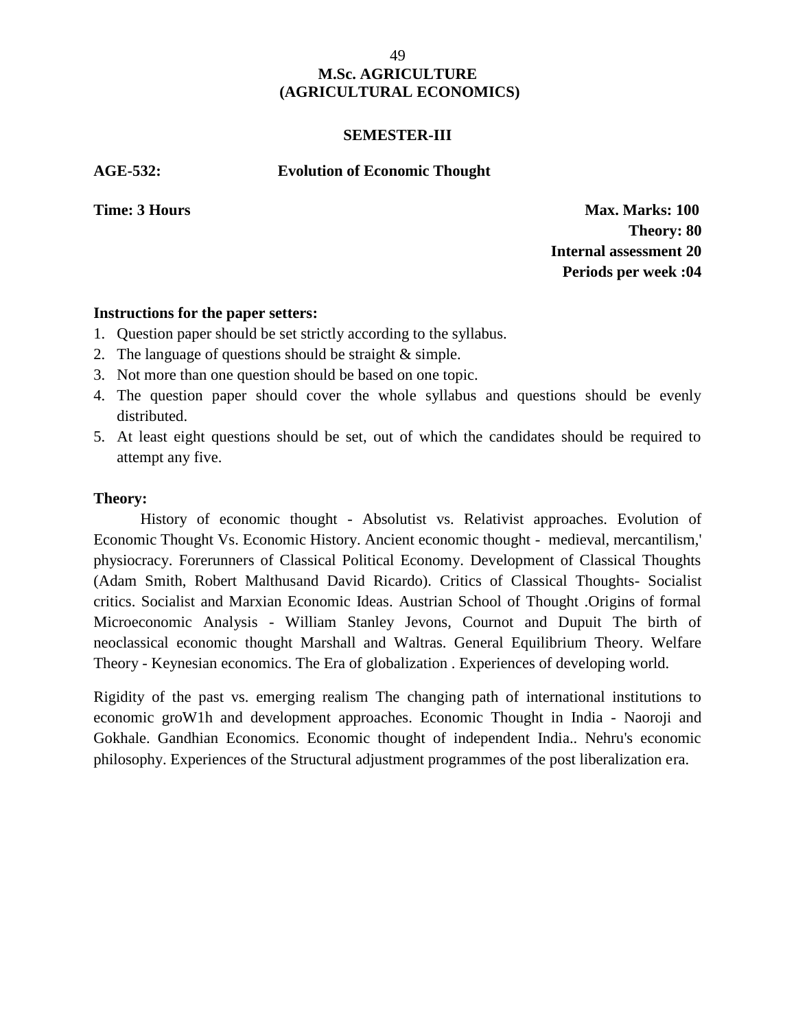# M.Sc. AGRICULTURE
# (AGRICULTURAL ECONOMICS)

## SEMESTER-III

**AGE-532: Evolution of Economic Thought**

**Time: 3 Hours**

**Max. Marks: 100**
**Theory: 80**
**Internal assessment 20**
**Periods per week :04**

**Instructions for the paper setters:**

1. Question paper should be set strictly according to the syllabus.
2. The language of questions should be straight & simple.
3. Not more than one question should be based on one topic.
4. The question paper should cover the whole syllabus and questions should be evenly distributed.
5. At least eight questions should be set, out of which the candidates should be required to attempt any five.

**Theory:**

History of economic thought - Absolutist vs. Relativist approaches. Evolution of Economic Thought Vs. Economic History. Ancient economic thought - medieval, mercantilism,' physiocracy. Forerunners of Classical Political Economy. Development of Classical Thoughts (Adam Smith, Robert Malthusand David Ricardo). Critics of Classical Thoughts- Socialist critics. Socialist and Marxian Economic Ideas. Austrian School of Thought .Origins of formal Microeconomic Analysis - William Stanley Jevons, Cournot and Dupuit The birth of neoclassical economic thought Marshall and Waltras. General Equilibrium Theory. Welfare Theory - Keynesian economics. The Era of globalization . Experiences of developing world.

Rigidity of the past vs. emerging realism The changing path of international institutions to economic groW1h and development approaches. Economic Thought in India - Naoroji and Gokhale. Gandhian Economics. Economic thought of independent India.. Nehru's economic philosophy. Experiences of the Structural adjustment programmes of the post liberalization era.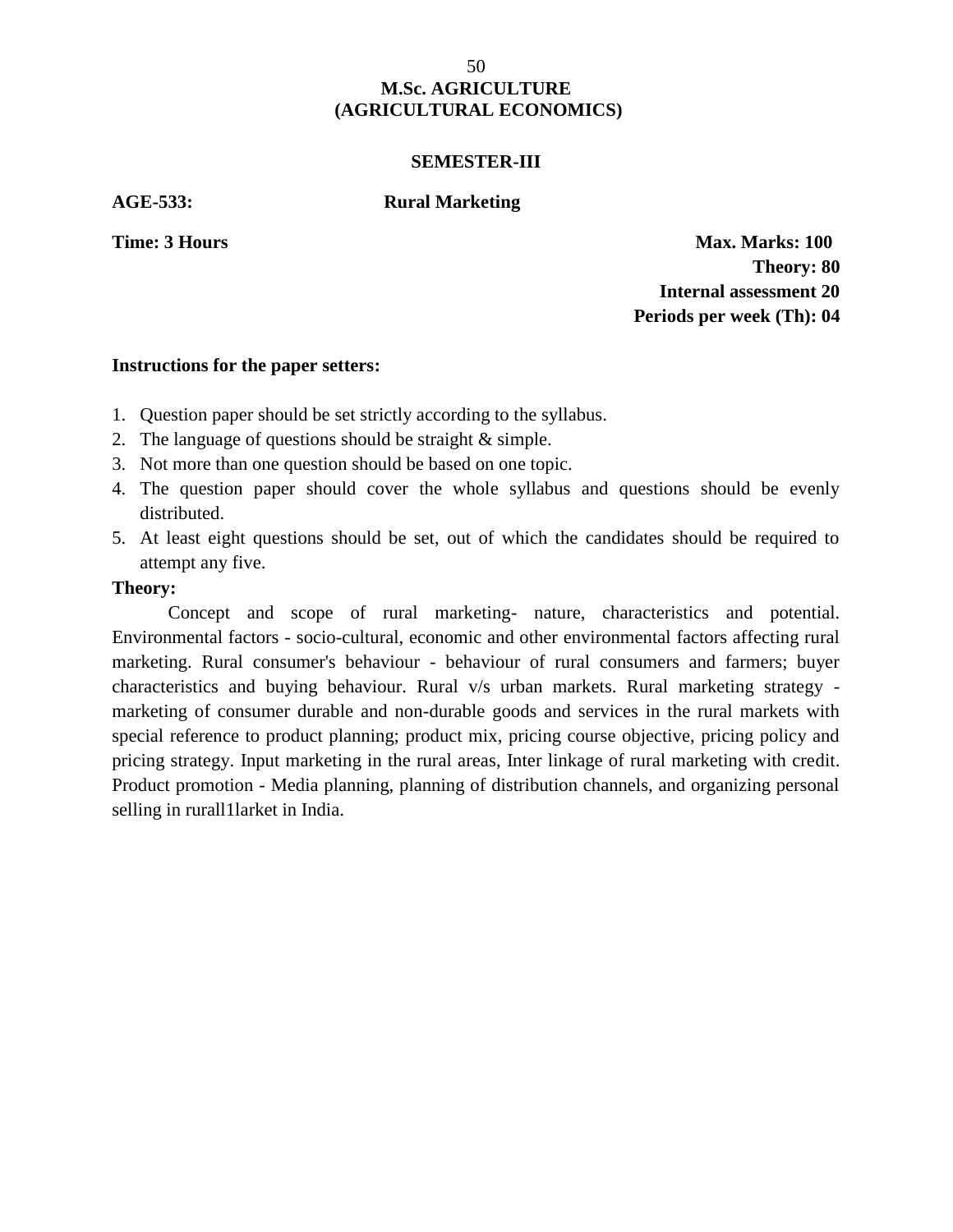# M.Sc. AGRICULTURE
# (AGRICULTURAL ECONOMICS)

## SEMESTER-III

**AGE-533: Rural Marketing**

**Time: 3 Hours**

**Max. Marks: 100**
**Theory: 80**
**Internal assessment 20**
**Periods per week (Th): 04**

**Instructions for the paper setters:**

1. Question paper should be set strictly according to the syllabus.
2. The language of questions should be straight & simple.
3. Not more than one question should be based on one topic.
4. The question paper should cover the whole syllabus and questions should be evenly distributed.
5. At least eight questions should be set, out of which the candidates should be required to attempt any five.

**Theory:**

Concept and scope of rural marketing- nature, characteristics and potential. Environmental factors - socio-cultural, economic and other environmental factors affecting rural marketing. Rural consumer's behaviour - behaviour of rural consumers and farmers; buyer characteristics and buying behaviour. Rural v/s urban markets. Rural marketing strategy - marketing of consumer durable and non-durable goods and services in the rural markets with special reference to product planning; product mix, pricing course objective, pricing policy and pricing strategy. Input marketing in the rural areas, Inter linkage of rural marketing with credit. Product promotion - Media planning, planning of distribution channels, and organizing personal selling in rurall1larket in India.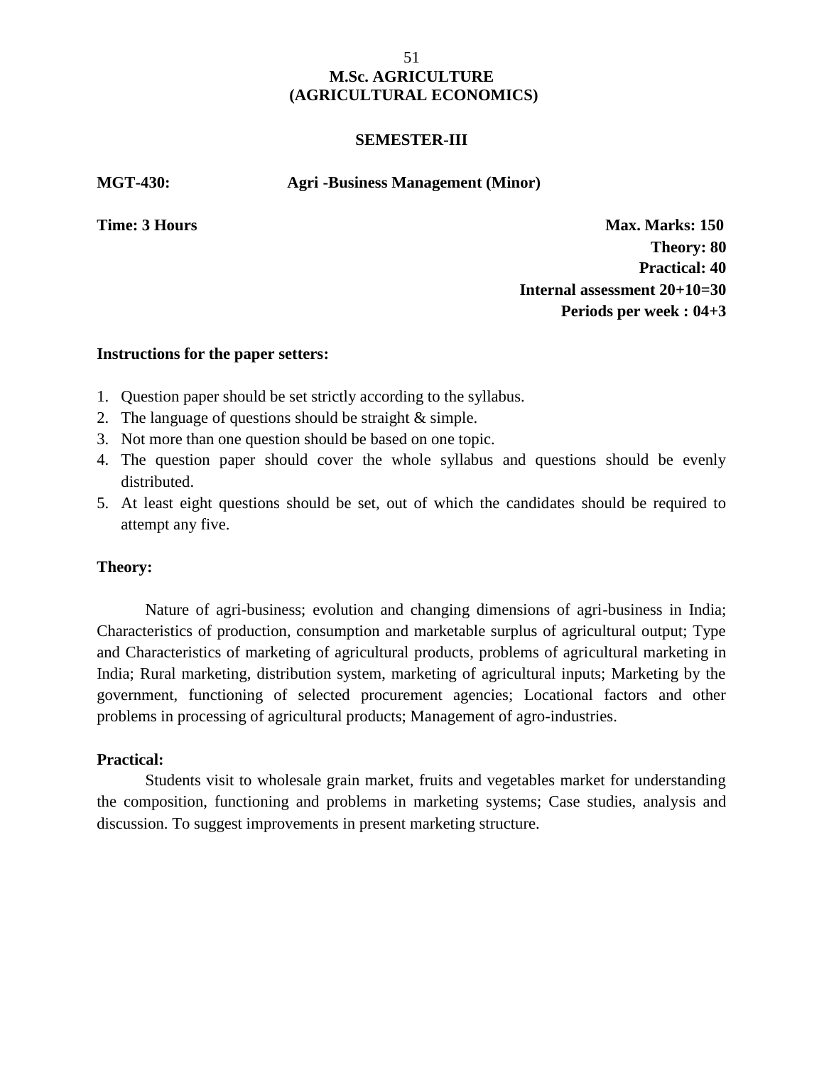# M.Sc. AGRICULTURE
# (AGRICULTURAL ECONOMICS)

## SEMESTER-III

**MGT-430:** **Agri -Business Management (Minor)**

**Time: 3 Hours** **Max. Marks: 150**

**Theory: 80**

**Practical: 40**

**Internal assessment 20+10=30**

**Periods per week : 04+3**

**Instructions for the paper setters:**

1. Question paper should be set strictly according to the syllabus.
2. The language of questions should be straight & simple.
3. Not more than one question should be based on one topic.
4. The question paper should cover the whole syllabus and questions should be evenly distributed.
5. At least eight questions should be set, out of which the candidates should be required to attempt any five.

**Theory:**

Nature of agri-business; evolution and changing dimensions of agri-business in India; Characteristics of production, consumption and marketable surplus of agricultural output; Type and Characteristics of marketing of agricultural products, problems of agricultural marketing in India; Rural marketing, distribution system, marketing of agricultural inputs; Marketing by the government, functioning of selected procurement agencies; Locational factors and other problems in processing of agricultural products; Management of agro-industries.

**Practical:**

Students visit to wholesale grain market, fruits and vegetables market for understanding the composition, functioning and problems in marketing systems; Case studies, analysis and discussion. To suggest improvements in present marketing structure.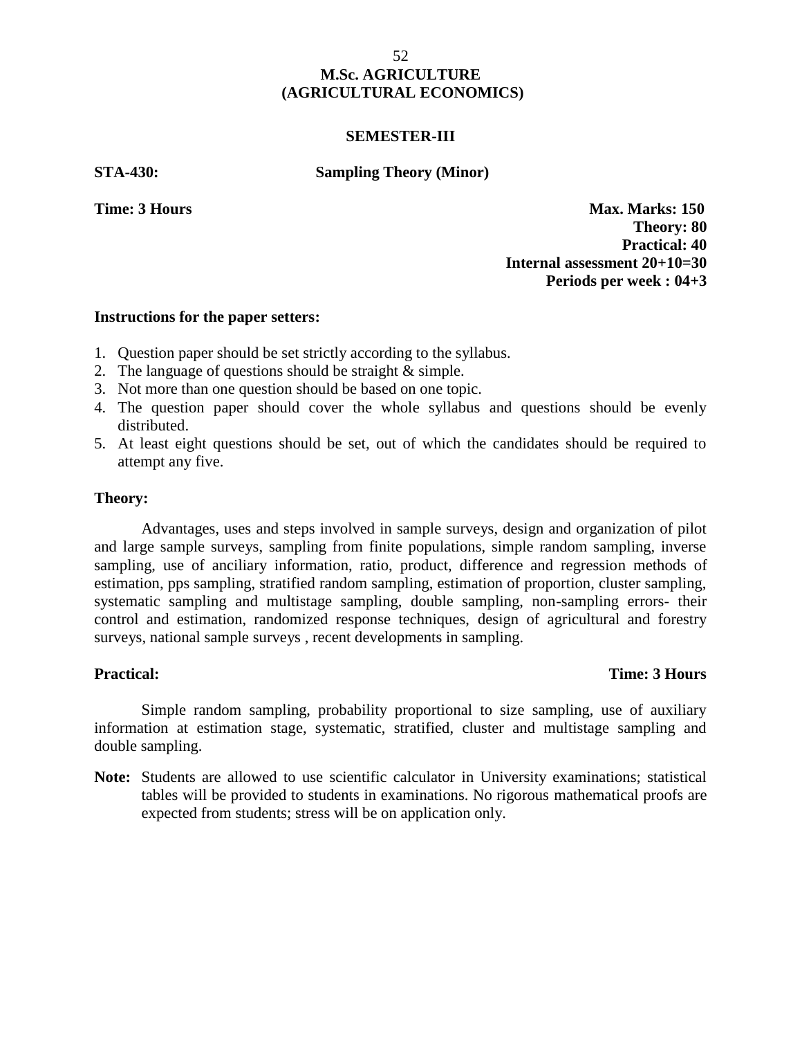# M.Sc. AGRICULTURE
# (AGRICULTURAL ECONOMICS)

## SEMESTER-III

**STA-430: Sampling Theory (Minor)**

**Time: 3 Hours**

**Max. Marks: 150**
**Theory: 80**
**Practical: 40**
**Internal assessment 20+10=30**
**Periods per week : 04+3**

### Instructions for the paper setters:

1. Question paper should be set strictly according to the syllabus.
2. The language of questions should be straight & simple.
3. Not more than one question should be based on one topic.
4. The question paper should cover the whole syllabus and questions should be evenly distributed.
5. At least eight questions should be set, out of which the candidates should be required to attempt any five.

### Theory:

Advantages, uses and steps involved in sample surveys, design and organization of pilot and large sample surveys, sampling from finite populations, simple random sampling, inverse sampling, use of anciliary information, ratio, product, difference and regression methods of estimation, pps sampling, stratified random sampling, estimation of proportion, cluster sampling, systematic sampling and multistage sampling, double sampling, non-sampling errors- their control and estimation, randomized response techniques, design of agricultural and forestry surveys, national sample surveys , recent developments in sampling.

### Practical: Time: 3 Hours

Simple random sampling, probability proportional to size sampling, use of auxiliary information at estimation stage, systematic, stratified, cluster and multistage sampling and double sampling.

**Note:** Students are allowed to use scientific calculator in University examinations; statistical tables will be provided to students in examinations. No rigorous mathematical proofs are expected from students; stress will be on application only.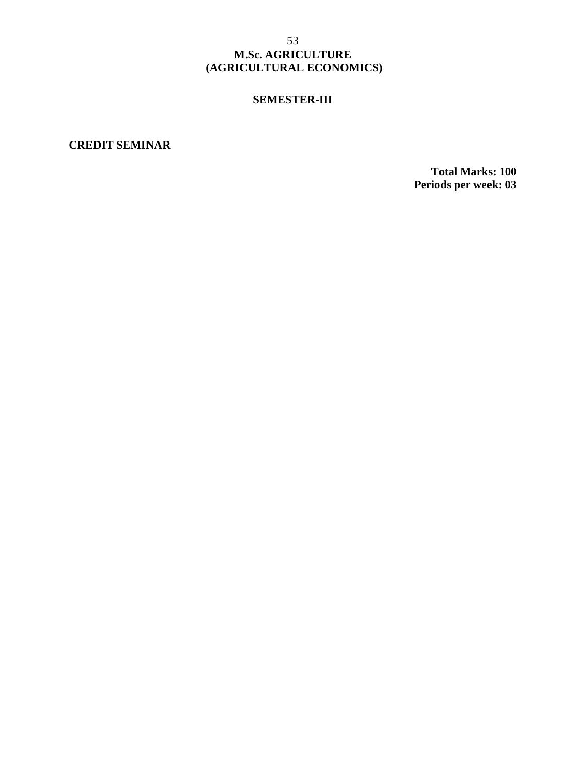# M.Sc. AGRICULTURE
# (AGRICULTURAL ECONOMICS)

## SEMESTER-III

**CREDIT SEMINAR**

**Total Marks: 100**
**Periods per week: 03**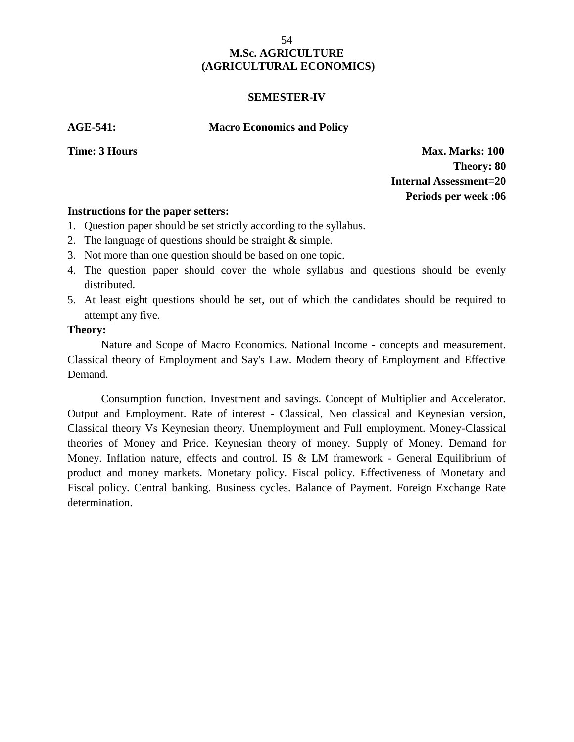# M.Sc. AGRICULTURE
# (AGRICULTURAL ECONOMICS)

## SEMESTER-IV

**AGE-541: Macro Economics and Policy**

**Time: 3 Hours**

**Max. Marks: 100**
**Theory: 80**
**Internal Assessment=20**
**Periods per week :06**

**Instructions for the paper setters:**

1. Question paper should be set strictly according to the syllabus.
2. The language of questions should be straight & simple.
3. Not more than one question should be based on one topic.
4. The question paper should cover the whole syllabus and questions should be evenly distributed.
5. At least eight questions should be set, out of which the candidates should be required to attempt any five.

**Theory:**

Nature and Scope of Macro Economics. National Income - concepts and measurement. Classical theory of Employment and Say's Law. Modem theory of Employment and Effective Demand.

Consumption function. Investment and savings. Concept of Multiplier and Accelerator. Output and Employment. Rate of interest - Classical, Neo classical and Keynesian version, Classical theory Vs Keynesian theory. Unemployment and Full employment. Money-Classical theories of Money and Price. Keynesian theory of money. Supply of Money. Demand for Money. Inflation nature, effects and control. IS & LM framework - General Equilibrium of product and money markets. Monetary policy. Fiscal policy. Effectiveness of Monetary and Fiscal policy. Central banking. Business cycles. Balance of Payment. Foreign Exchange Rate determination.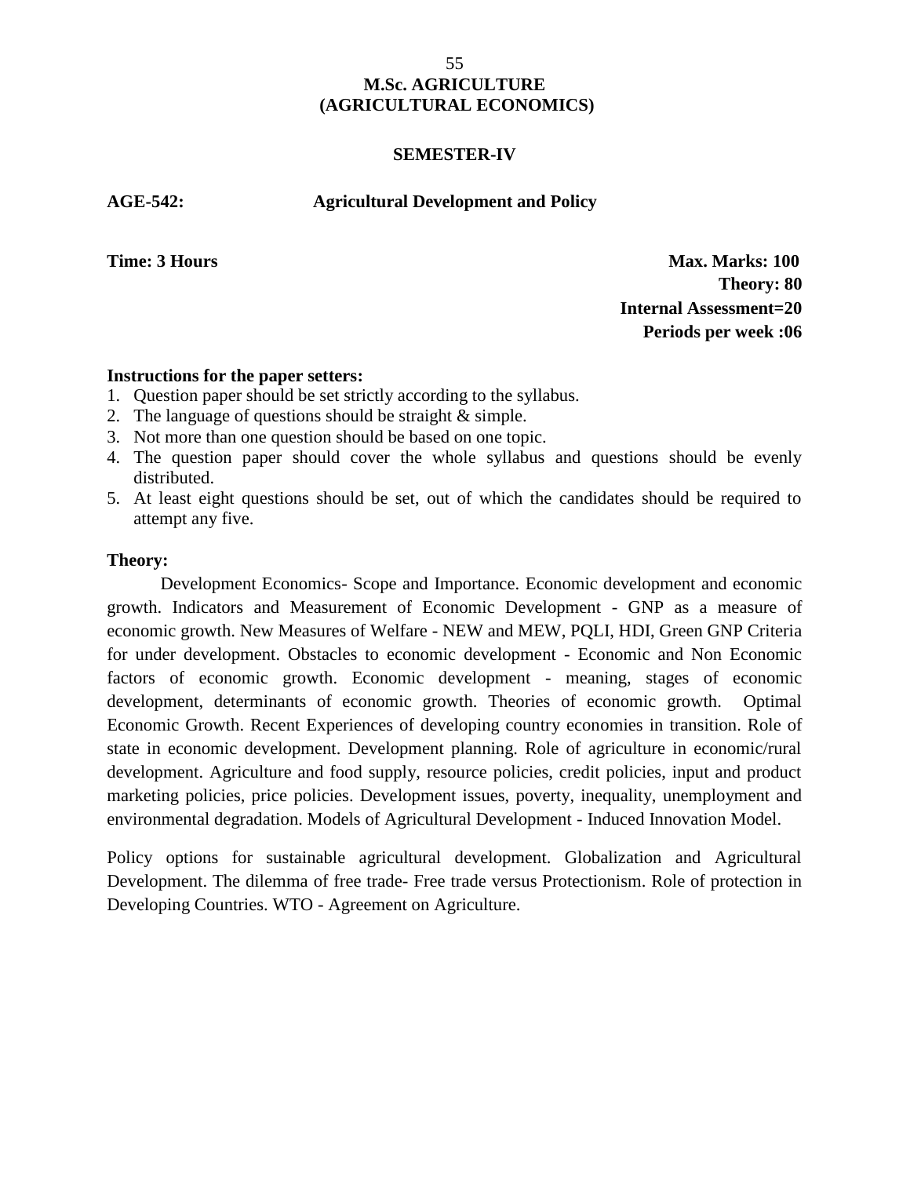# M.Sc. AGRICULTURE
# (AGRICULTURAL ECONOMICS)

## SEMESTER-IV

**AGE-542: Agricultural Development and Policy**

**Time: 3 Hours**

**Max. Marks: 100**
**Theory: 80**
**Internal Assessment=20**
**Periods per week :06**

**Instructions for the paper setters:**

1. Question paper should be set strictly according to the syllabus.
2. The language of questions should be straight & simple.
3. Not more than one question should be based on one topic.
4. The question paper should cover the whole syllabus and questions should be evenly distributed.
5. At least eight questions should be set, out of which the candidates should be required to attempt any five.

**Theory:**

Development Economics- Scope and Importance. Economic development and economic growth. Indicators and Measurement of Economic Development - GNP as a measure of economic growth. New Measures of Welfare - NEW and MEW, PQLI, HDI, Green GNP Criteria for under development. Obstacles to economic development - Economic and Non Economic factors of economic growth. Economic development - meaning, stages of economic development, determinants of economic growth. Theories of economic growth. Optimal Economic Growth. Recent Experiences of developing country economies in transition. Role of state in economic development. Development planning. Role of agriculture in economic/rural development. Agriculture and food supply, resource policies, credit policies, input and product marketing policies, price policies. Development issues, poverty, inequality, unemployment and environmental degradation. Models of Agricultural Development - Induced Innovation Model.

Policy options for sustainable agricultural development. Globalization and Agricultural Development. The dilemma of free trade- Free trade versus Protectionism. Role of protection in Developing Countries. WTO - Agreement on Agriculture.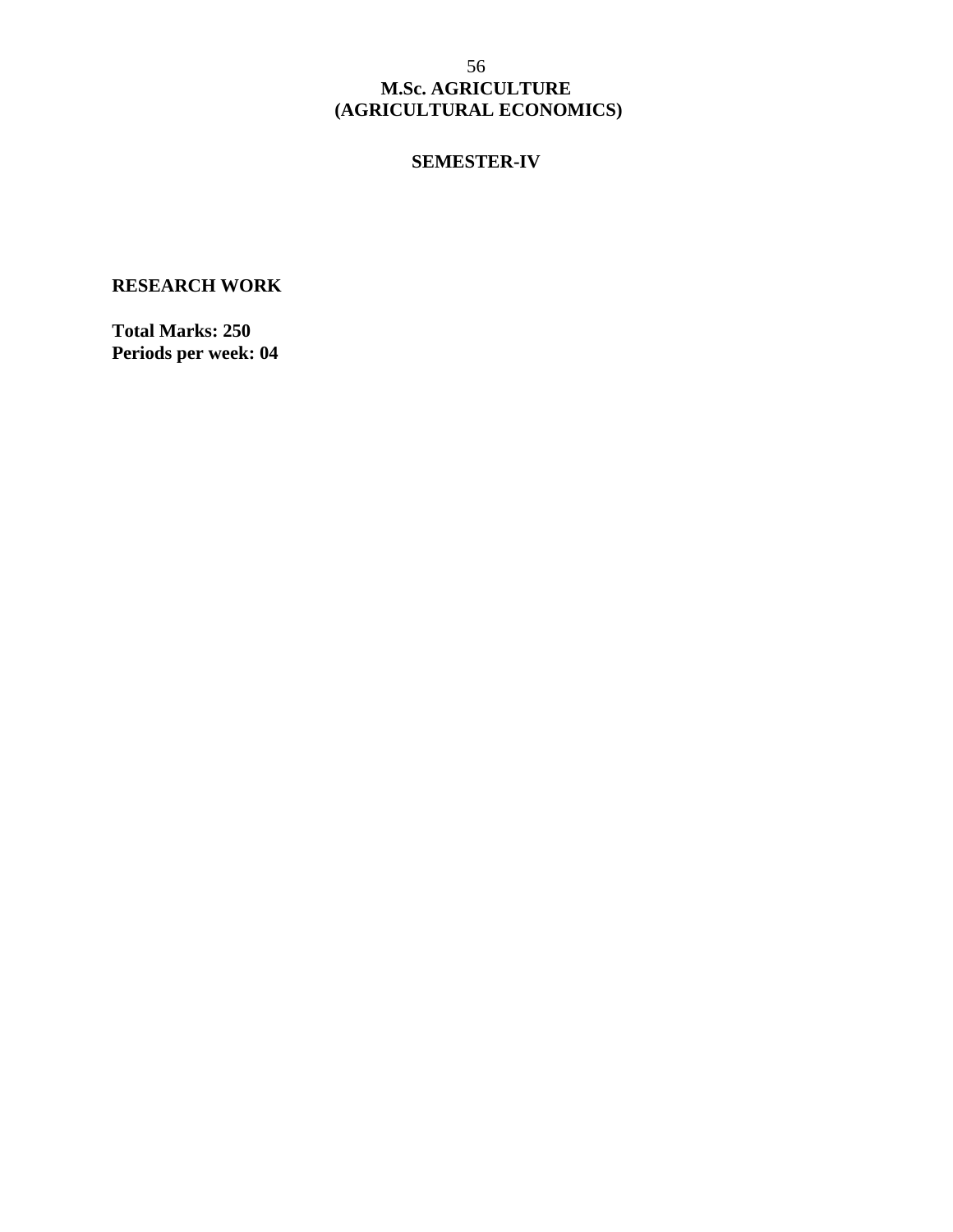# M.Sc. AGRICULTURE
# (AGRICULTURAL ECONOMICS)

## SEMESTER-IV

### RESEARCH WORK

**Total Marks: 250**
**Periods per week: 04**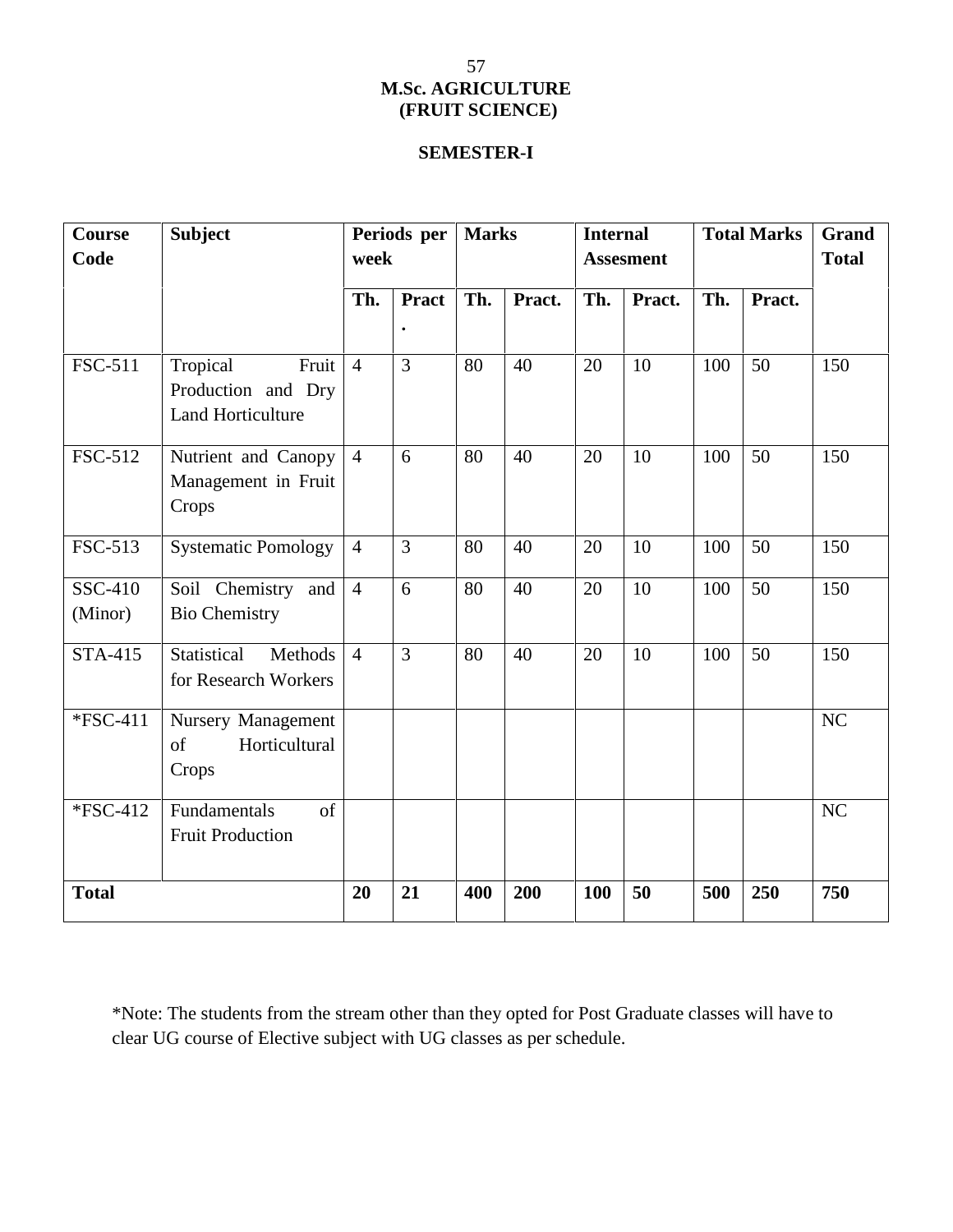# M.Sc. AGRICULTURE (FRUIT SCIENCE)

## SEMESTER-I

| Course Code | Subject | Periods per week | | Marks | | Internal Assesment | | Total Marks | | Grand Total |
|---|---|---|---|---|---|---|---|---|---|---|
| | | Th. | Pract. | Th. | Pract. | Th. | Pract. | Th. | Pract. | |
| FSC-511 | Tropical Fruit Production and Dry Land Horticulture | 4 | 3 | 80 | 40 | 20 | 10 | 100 | 50 | 150 |
| FSC-512 | Nutrient and Canopy Management in Fruit Crops | 4 | 6 | 80 | 40 | 20 | 10 | 100 | 50 | 150 |
| FSC-513 | Systematic Pomology | 4 | 3 | 80 | 40 | 20 | 10 | 100 | 50 | 150 |
| SSC-410 (Minor) | Soil Chemistry and Bio Chemistry | 4 | 6 | 80 | 40 | 20 | 10 | 100 | 50 | 150 |
| STA-415 | Statistical Methods for Research Workers | 4 | 3 | 80 | 40 | 20 | 10 | 100 | 50 | 150 |
| *FSC-411 | Nursery Management of Horticultural Crops | | | | | | | | | NC |
| *FSC-412 | Fundamentals of Fruit Production | | | | | | | | | NC |
| **Total** | | **20** | **21** | **400** | **200** | **100** | **50** | **500** | **250** | **750** |

*Note: The students from the stream other than they opted for Post Graduate classes will have to clear UG course of Elective subject with UG classes as per schedule.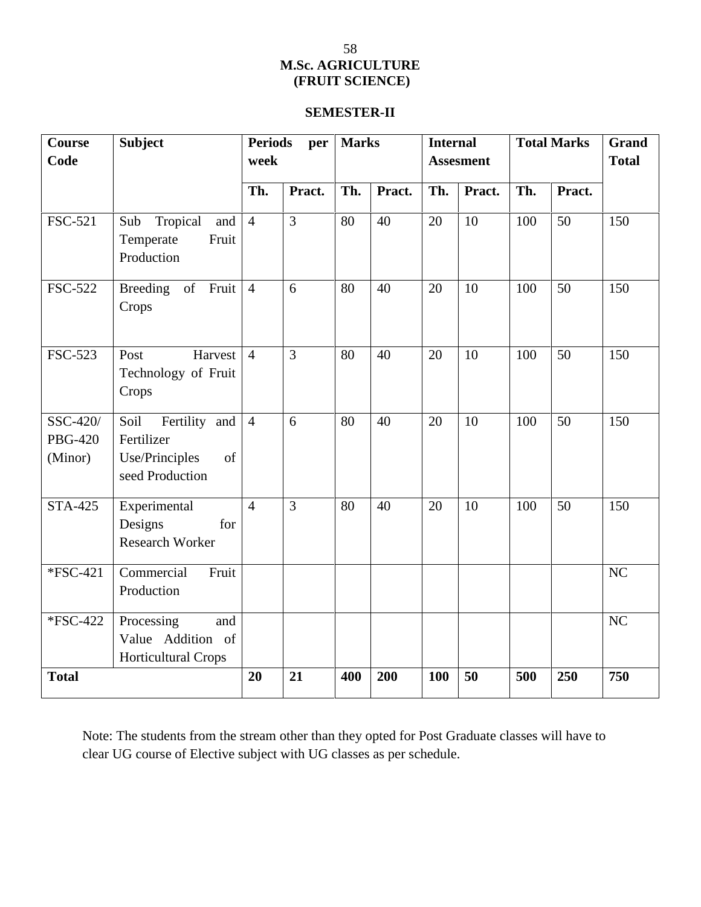## M.Sc. AGRICULTURE
## (FRUIT SCIENCE)

### SEMESTER-II

| Course Code | Subject | Periods per week | | Marks | | Internal Assesment | | Total Marks | | Grand Total |
|---|---|---|---|---|---|---|---|---|---|---|
| | | Th. | Pract. | Th. | Pract. | Th. | Pract. | Th. | Pract. | |
| FSC-521 | Sub Tropical and Temperate Fruit Production | 4 | 3 | 80 | 40 | 20 | 10 | 100 | 50 | 150 |
| FSC-522 | Breeding of Fruit Crops | 4 | 6 | 80 | 40 | 20 | 10 | 100 | 50 | 150 |
| FSC-523 | Post Harvest Technology of Fruit Crops | 4 | 3 | 80 | 40 | 20 | 10 | 100 | 50 | 150 |
| SSC-420/ PBG-420 (Minor) | Soil Fertility and Fertilizer Use/Principles of seed Production | 4 | 6 | 80 | 40 | 20 | 10 | 100 | 50 | 150 |
| STA-425 | Experimental Designs for Research Worker | 4 | 3 | 80 | 40 | 20 | 10 | 100 | 50 | 150 |
| *FSC-421 | Commercial Fruit Production | | | | | | | | | NC |
| *FSC-422 | Processing and Value Addition of Horticultural Crops | | | | | | | | | NC |
| **Total** | | **20** | **21** | **400** | **200** | **100** | **50** | **500** | **250** | **750** |

Note: The students from the stream other than they opted for Post Graduate classes will have to clear UG course of Elective subject with UG classes as per schedule.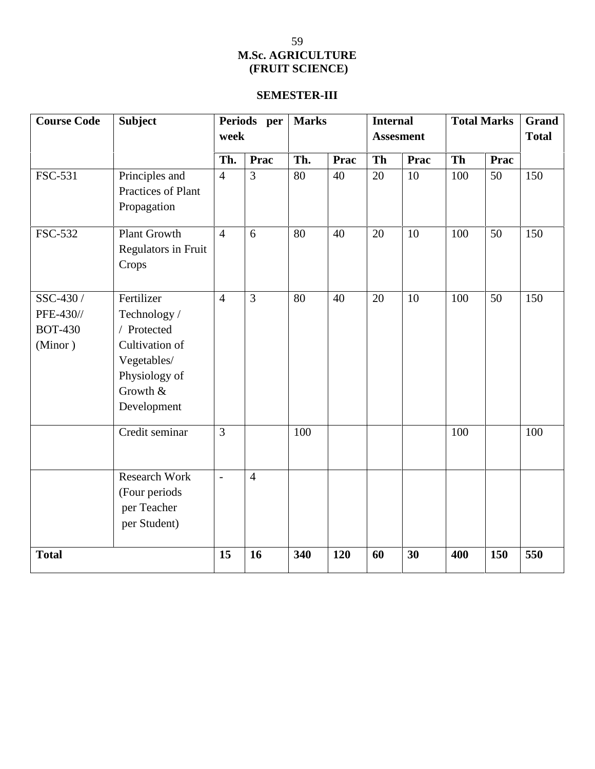# M.Sc. AGRICULTURE
## (FRUIT SCIENCE)

### SEMESTER-III

| Course Code | Subject | Periods per week | | Marks | | Internal Assesment | | Total Marks | | Grand Total |
|---|---|---|---|---|---|---|---|---|---|---|
| | | Th. | Prac | Th. | Prac | Th | Prac | Th | Prac | |
| FSC-531 | Principles and Practices of Plant Propagation | 4 | 3 | 80 | 40 | 20 | 10 | 100 | 50 | 150 |
| FSC-532 | Plant Growth Regulators in Fruit Crops | 4 | 6 | 80 | 40 | 20 | 10 | 100 | 50 | 150 |
| SSC-430 / PFE-430// BOT-430 (Minor ) | Fertilizer Technology / / Protected Cultivation of Vegetables/ Physiology of Growth & Development | 4 | 3 | 80 | 40 | 20 | 10 | 100 | 50 | 150 |
| | Credit seminar | 3 | | 100 | | | | 100 | | 100 |
| | Research Work (Four periods per Teacher per Student) | - | 4 | | | | | | | |
| **Total** | | **15** | **16** | **340** | **120** | **60** | **30** | **400** | **150** | **550** |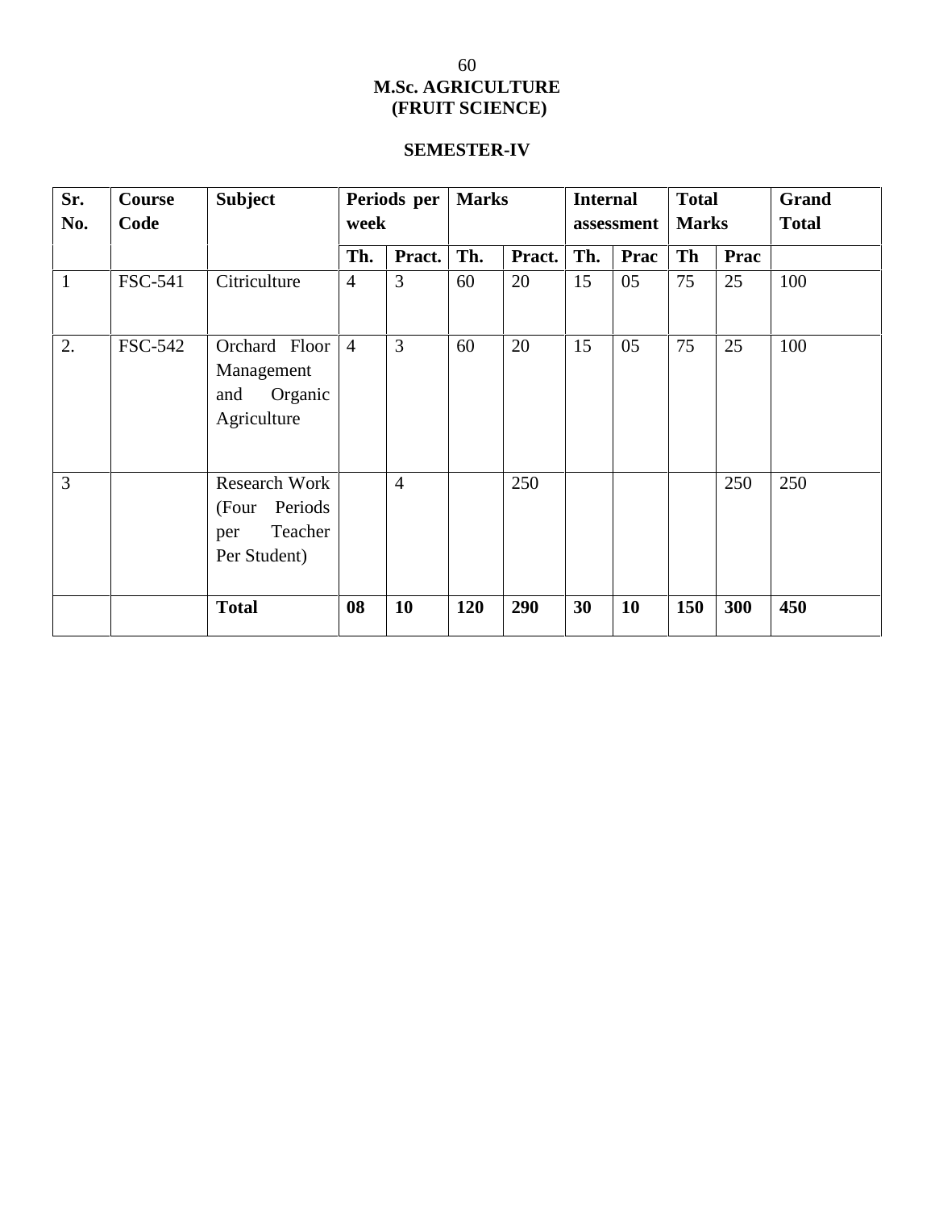# M.Sc. AGRICULTURE
## (FRUIT SCIENCE)

### SEMESTER-IV

| Sr. No. | Course Code | Subject | Periods per week | | Marks | | Internal assessment | | Total Marks | | Grand Total |
|---|---|---|---|---|---|---|---|---|---|---|---|
| | | | Th. | Pract. | Th. | Pract. | Th. | Prac | Th | Prac | |
| 1 | FSC-541 | Citriculture | 4 | 3 | 60 | 20 | 15 | 05 | 75 | 25 | 100 |
| 2. | FSC-542 | Orchard Floor Management and Organic Agriculture | 4 | 3 | 60 | 20 | 15 | 05 | 75 | 25 | 100 |
| 3 | | Research Work (Four Periods per Teacher Per Student) | | 4 | | 250 | | | | 250 | 250 |
| | | **Total** | **08** | **10** | **120** | **290** | **30** | **10** | **150** | **300** | **450** |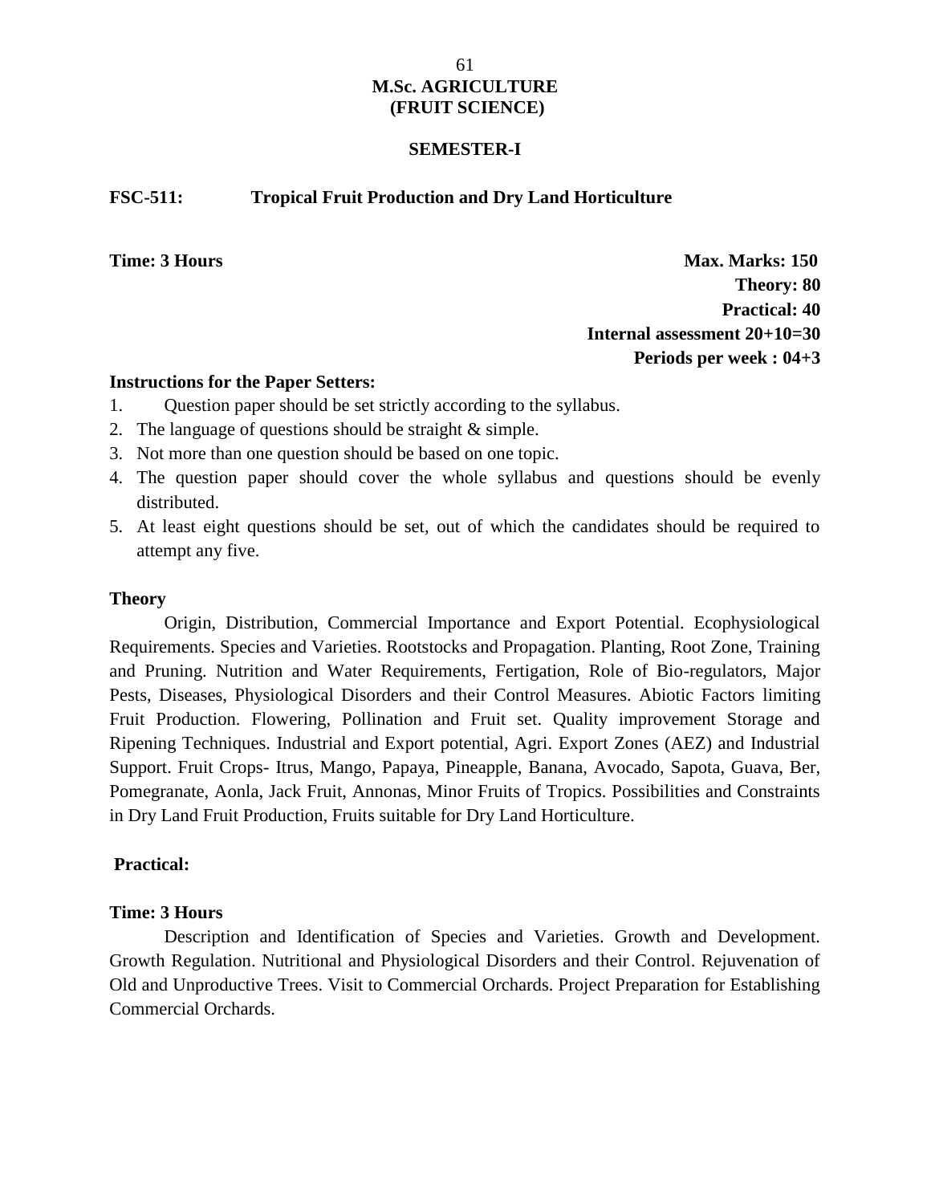# M.Sc. AGRICULTURE (FRUIT SCIENCE)

## SEMESTER-I

### FSC-511: Tropical Fruit Production and Dry Land Horticulture

**Time: 3 Hours**

**Max. Marks: 150**
**Theory: 80**
**Practical: 40**
**Internal assessment 20+10=30**
**Periods per week : 04+3**

**Instructions for the Paper Setters:**

1. Question paper should be set strictly according to the syllabus.
2. The language of questions should be straight & simple.
3. Not more than one question should be based on one topic.
4. The question paper should cover the whole syllabus and questions should be evenly distributed.
5. At least eight questions should be set, out of which the candidates should be required to attempt any five.

**Theory**

Origin, Distribution, Commercial Importance and Export Potential. Ecophysiological Requirements. Species and Varieties. Rootstocks and Propagation. Planting, Root Zone, Training and Pruning. Nutrition and Water Requirements, Fertigation, Role of Bio-regulators, Major Pests, Diseases, Physiological Disorders and their Control Measures. Abiotic Factors limiting Fruit Production. Flowering, Pollination and Fruit set. Quality improvement Storage and Ripening Techniques. Industrial and Export potential, Agri. Export Zones (AEZ) and Industrial Support. Fruit Crops- Itrus, Mango, Papaya, Pineapple, Banana, Avocado, Sapota, Guava, Ber, Pomegranate, Aonla, Jack Fruit, Annonas, Minor Fruits of Tropics. Possibilities and Constraints in Dry Land Fruit Production, Fruits suitable for Dry Land Horticulture.

**Practical:**

**Time: 3 Hours**

Description and Identification of Species and Varieties. Growth and Development. Growth Regulation. Nutritional and Physiological Disorders and their Control. Rejuvenation of Old and Unproductive Trees. Visit to Commercial Orchards. Project Preparation for Establishing Commercial Orchards.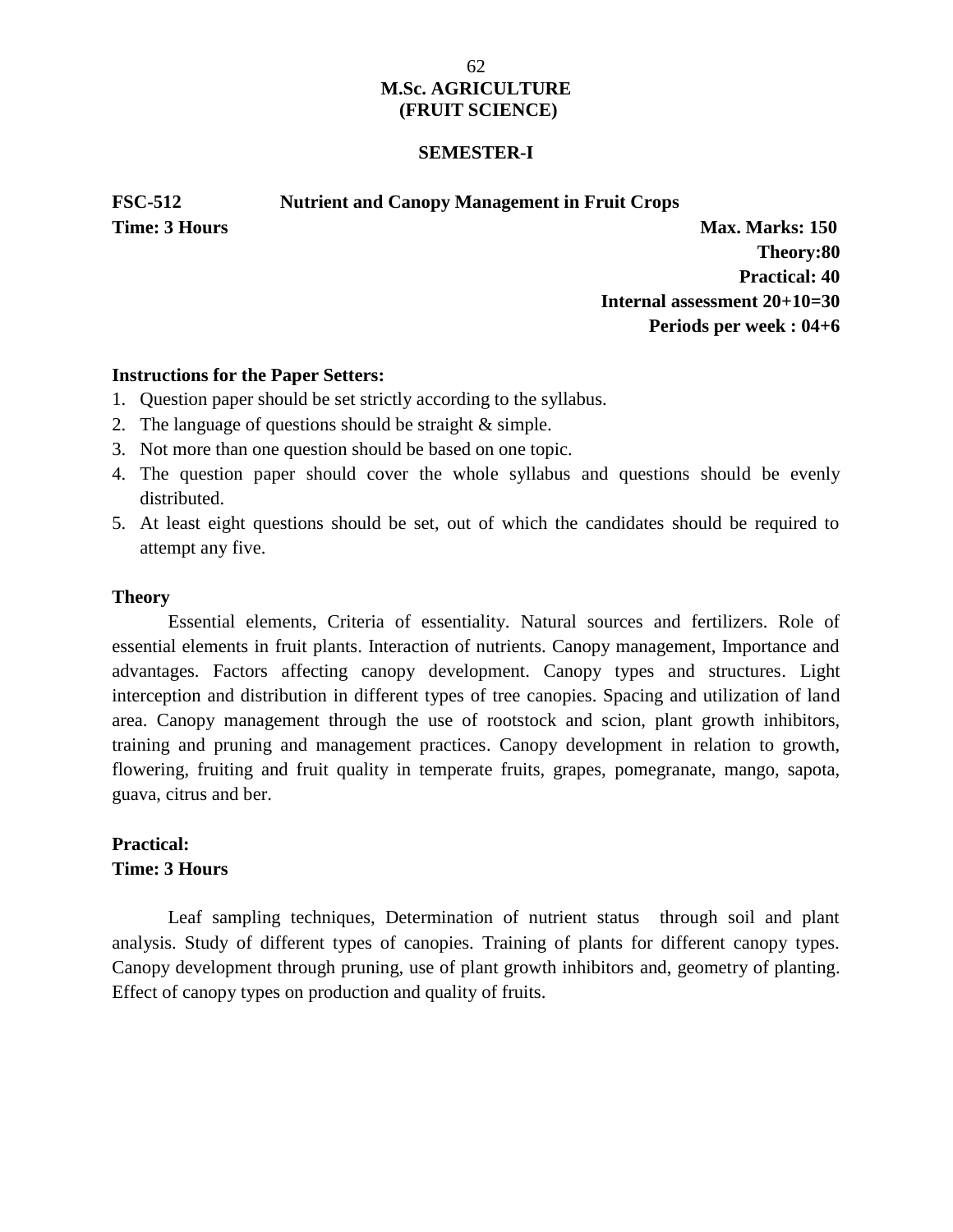# M.Sc. AGRICULTURE
# (FRUIT SCIENCE)

## SEMESTER-I

**FSC-512 Nutrient and Canopy Management in Fruit Crops**

**Time: 3 Hours** **Max. Marks: 150**

**Theory:80**

**Practical: 40**

**Internal assessment 20+10=30**

**Periods per week : 04+6**

**Instructions for the Paper Setters:**

1. Question paper should be set strictly according to the syllabus.
2. The language of questions should be straight & simple.
3. Not more than one question should be based on one topic.
4. The question paper should cover the whole syllabus and questions should be evenly distributed.
5. At least eight questions should be set, out of which the candidates should be required to attempt any five.

**Theory**

Essential elements, Criteria of essentiality. Natural sources and fertilizers. Role of essential elements in fruit plants. Interaction of nutrients. Canopy management, Importance and advantages. Factors affecting canopy development. Canopy types and structures. Light interception and distribution in different types of tree canopies. Spacing and utilization of land area. Canopy management through the use of rootstock and scion, plant growth inhibitors, training and pruning and management practices. Canopy development in relation to growth, flowering, fruiting and fruit quality in temperate fruits, grapes, pomegranate, mango, sapota, guava, citrus and ber.

**Practical:**
**Time: 3 Hours**

Leaf sampling techniques, Determination of nutrient status through soil and plant analysis. Study of different types of canopies. Training of plants for different canopy types. Canopy development through pruning, use of plant growth inhibitors and, geometry of planting. Effect of canopy types on production and quality of fruits.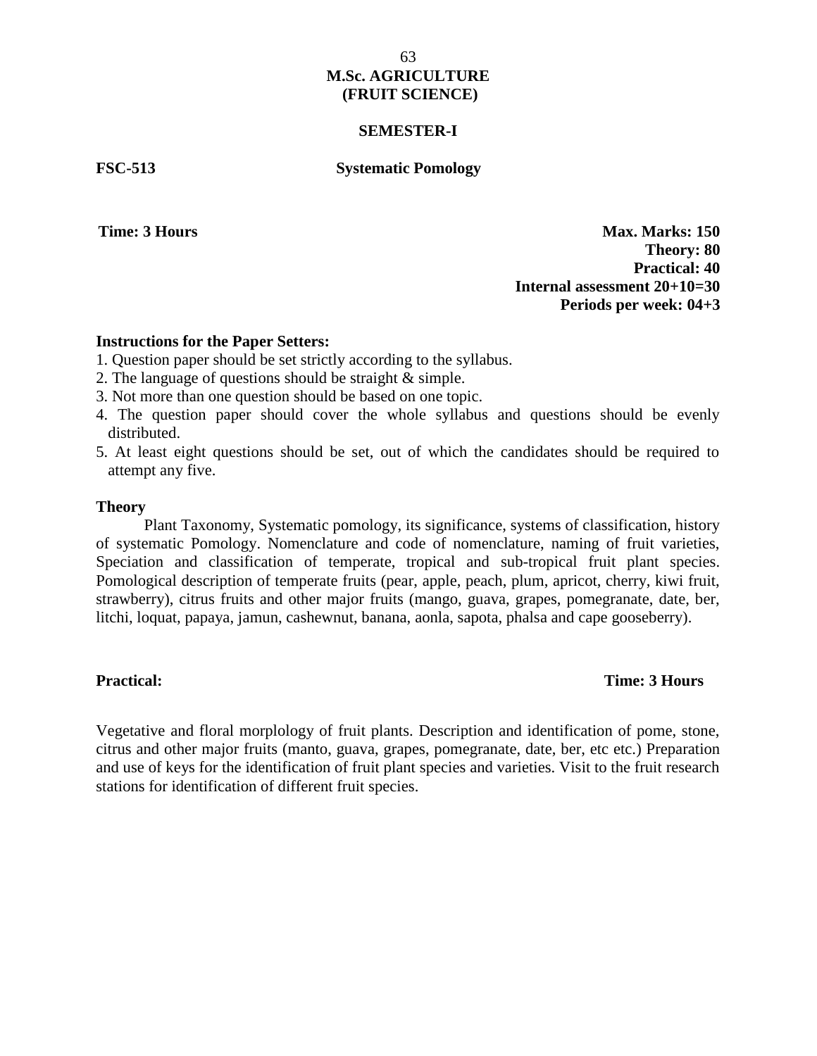# M.Sc. AGRICULTURE
# (FRUIT SCIENCE)

## SEMESTER-I

**FSC-513** **Systematic Pomology**

**Time: 3 Hours**

**Max. Marks: 150**
**Theory: 80**
**Practical: 40**
**Internal assessment 20+10=30**
**Periods per week: 04+3**

**Instructions for the Paper Setters:**

1. Question paper should be set strictly according to the syllabus.
2. The language of questions should be straight & simple.
3. Not more than one question should be based on one topic.
4. The question paper should cover the whole syllabus and questions should be evenly distributed.
5. At least eight questions should be set, out of which the candidates should be required to attempt any five.

**Theory**

Plant Taxonomy, Systematic pomology, its significance, systems of classification, history of systematic Pomology. Nomenclature and code of nomenclature, naming of fruit varieties, Speciation and classification of temperate, tropical and sub-tropical fruit plant species. Pomological description of temperate fruits (pear, apple, peach, plum, apricot, cherry, kiwi fruit, strawberry), citrus fruits and other major fruits (mango, guava, grapes, pomegranate, date, ber, litchi, loquat, papaya, jamun, cashewnut, banana, aonla, sapota, phalsa and cape gooseberry).

**Practical:** **Time: 3 Hours**

Vegetative and floral morplology of fruit plants. Description and identification of pome, stone, citrus and other major fruits (manto, guava, grapes, pomegranate, date, ber, etc etc.) Preparation and use of keys for the identification of fruit plant species and varieties. Visit to the fruit research stations for identification of different fruit species.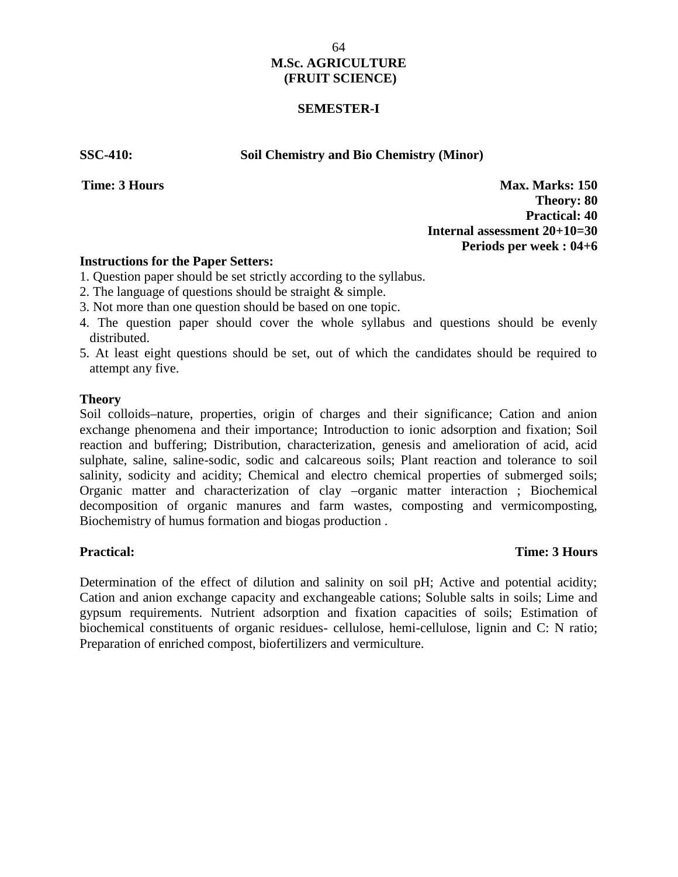**M.Sc. AGRICULTURE**
**(FRUIT SCIENCE)**

**SEMESTER-I**

**SSC-410:** **Soil Chemistry and Bio Chemistry (Minor)**

**Time: 3 Hours**

**Max. Marks: 150**
**Theory: 80**
**Practical: 40**
**Internal assessment 20+10=30**
**Periods per week : 04+6**

**Instructions for the Paper Setters:**

1. Question paper should be set strictly according to the syllabus.
2. The language of questions should be straight & simple.
3. Not more than one question should be based on one topic.
4. The question paper should cover the whole syllabus and questions should be evenly distributed.
5. At least eight questions should be set, out of which the candidates should be required to attempt any five.

**Theory**

Soil colloids–nature, properties, origin of charges and their significance; Cation and anion exchange phenomena and their importance; Introduction to ionic adsorption and fixation; Soil reaction and buffering; Distribution, characterization, genesis and amelioration of acid, acid sulphate, saline, saline-sodic, sodic and calcareous soils; Plant reaction and tolerance to soil salinity, sodicity and acidity; Chemical and electro chemical properties of submerged soils; Organic matter and characterization of clay –organic matter interaction ; Biochemical decomposition of organic manures and farm wastes, composting and vermicomposting, Biochemistry of humus formation and biogas production .

**Practical:** **Time: 3 Hours**

Determination of the effect of dilution and salinity on soil pH; Active and potential acidity; Cation and anion exchange capacity and exchangeable cations; Soluble salts in soils; Lime and gypsum requirements. Nutrient adsorption and fixation capacities of soils; Estimation of biochemical constituents of organic residues- cellulose, hemi-cellulose, lignin and C: N ratio; Preparation of enriched compost, biofertilizers and vermiculture.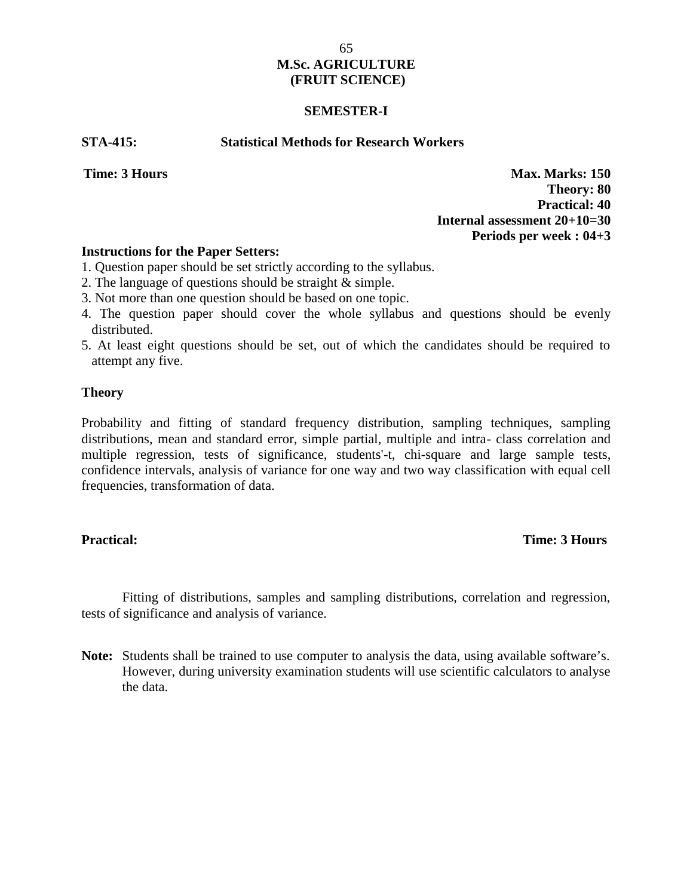# M.Sc. AGRICULTURE (FRUIT SCIENCE)

## SEMESTER-I

**STA-415: Statistical Methods for Research Workers**

**Time: 3 Hours**

**Max. Marks: 150**
**Theory: 80**
**Practical: 40**
**Internal assessment 20+10=30**
**Periods per week : 04+3**

**Instructions for the Paper Setters:**

1. Question paper should be set strictly according to the syllabus.
2. The language of questions should be straight & simple.
3. Not more than one question should be based on one topic.
4. The question paper should cover the whole syllabus and questions should be evenly distributed.
5. At least eight questions should be set, out of which the candidates should be required to attempt any five.

**Theory**

Probability and fitting of standard frequency distribution, sampling techniques, sampling distributions, mean and standard error, simple partial, multiple and intra- class correlation and multiple regression, tests of significance, students'-t, chi-square and large sample tests, confidence intervals, analysis of variance for one way and two way classification with equal cell frequencies, transformation of data.

**Practical:** **Time: 3 Hours**

Fitting of distributions, samples and sampling distributions, correlation and regression, tests of significance and analysis of variance.

**Note:** Students shall be trained to use computer to analysis the data, using available software's. However, during university examination students will use scientific calculators to analyse the data.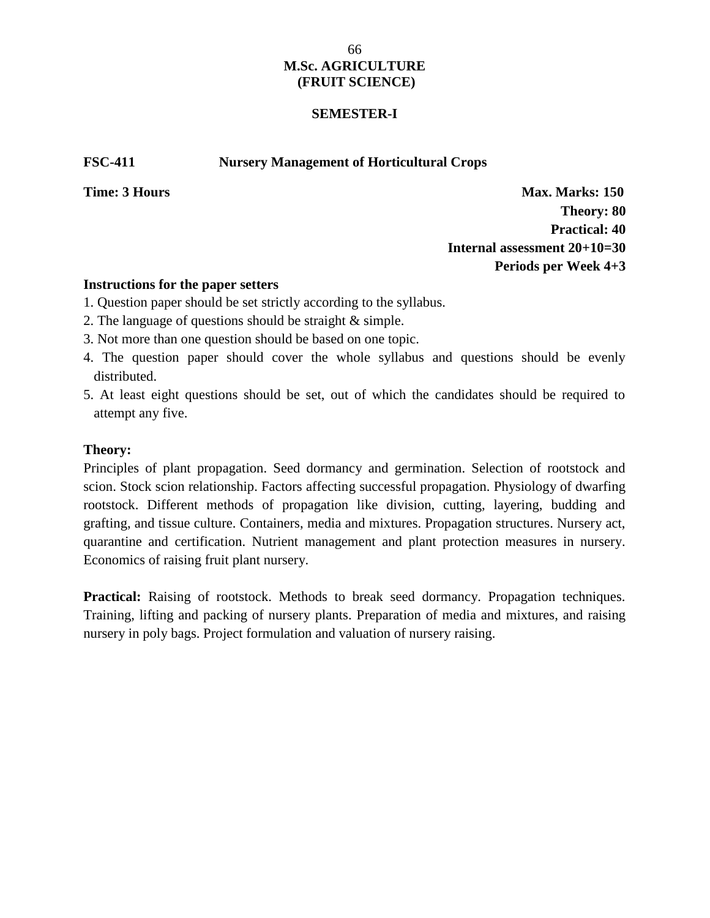**M.Sc. AGRICULTURE**
**(FRUIT SCIENCE)**

**SEMESTER-I**

**FSC-411 Nursery Management of Horticultural Crops**

**Time: 3 Hours**

**Max. Marks: 150**
**Theory: 80**
**Practical: 40**
**Internal assessment 20+10=30**
**Periods per Week 4+3**

**Instructions for the paper setters**

1. Question paper should be set strictly according to the syllabus.
2. The language of questions should be straight & simple.
3. Not more than one question should be based on one topic.
4. The question paper should cover the whole syllabus and questions should be evenly distributed.
5. At least eight questions should be set, out of which the candidates should be required to attempt any five.

**Theory:**

Principles of plant propagation. Seed dormancy and germination. Selection of rootstock and scion. Stock scion relationship. Factors affecting successful propagation. Physiology of dwarfing rootstock. Different methods of propagation like division, cutting, layering, budding and grafting, and tissue culture. Containers, media and mixtures. Propagation structures. Nursery act, quarantine and certification. Nutrient management and plant protection measures in nursery. Economics of raising fruit plant nursery.

**Practical:** Raising of rootstock. Methods to break seed dormancy. Propagation techniques. Training, lifting and packing of nursery plants. Preparation of media and mixtures, and raising nursery in poly bags. Project formulation and valuation of nursery raising.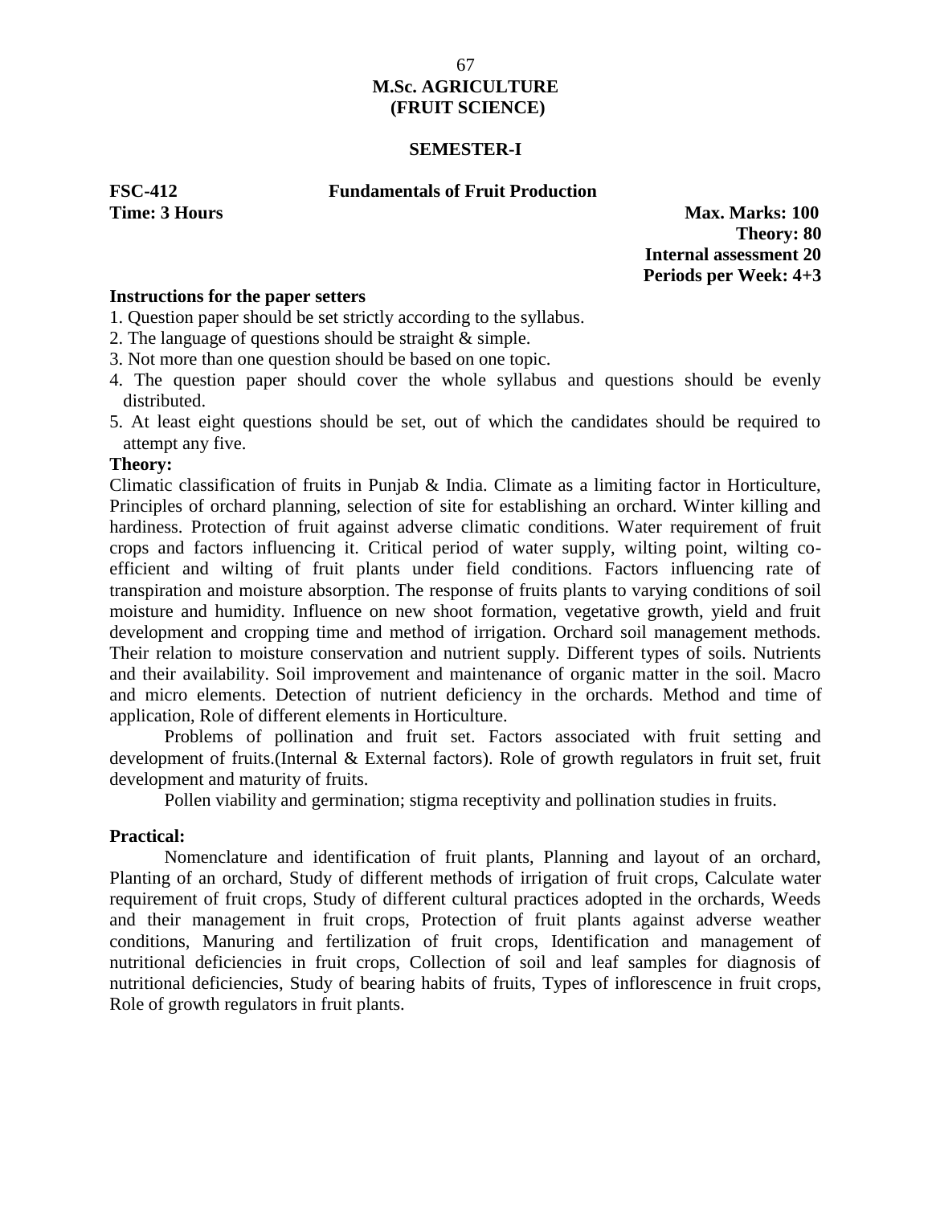# M.Sc. AGRICULTURE
# (FRUIT SCIENCE)

## SEMESTER-I

**FSC-412 Fundamentals of Fruit Production**

**Time: 3 Hours**

**Max. Marks: 100**
**Theory: 80**
**Internal assessment 20**
**Periods per Week: 4+3**

**Instructions for the paper setters**

1. Question paper should be set strictly according to the syllabus.
2. The language of questions should be straight & simple.
3. Not more than one question should be based on one topic.
4. The question paper should cover the whole syllabus and questions should be evenly distributed.
5. At least eight questions should be set, out of which the candidates should be required to attempt any five.

**Theory:**

Climatic classification of fruits in Punjab & India. Climate as a limiting factor in Horticulture, Principles of orchard planning, selection of site for establishing an orchard. Winter killing and hardiness. Protection of fruit against adverse climatic conditions. Water requirement of fruit crops and factors influencing it. Critical period of water supply, wilting point, wilting co-efficient and wilting of fruit plants under field conditions. Factors influencing rate of transpiration and moisture absorption. The response of fruits plants to varying conditions of soil moisture and humidity. Influence on new shoot formation, vegetative growth, yield and fruit development and cropping time and method of irrigation. Orchard soil management methods. Their relation to moisture conservation and nutrient supply. Different types of soils. Nutrients and their availability. Soil improvement and maintenance of organic matter in the soil. Macro and micro elements. Detection of nutrient deficiency in the orchards. Method and time of application, Role of different elements in Horticulture.

Problems of pollination and fruit set. Factors associated with fruit setting and development of fruits.(Internal & External factors). Role of growth regulators in fruit set, fruit development and maturity of fruits.

Pollen viability and germination; stigma receptivity and pollination studies in fruits.

**Practical:**

Nomenclature and identification of fruit plants, Planning and layout of an orchard, Planting of an orchard, Study of different methods of irrigation of fruit crops, Calculate water requirement of fruit crops, Study of different cultural practices adopted in the orchards, Weeds and their management in fruit crops, Protection of fruit plants against adverse weather conditions, Manuring and fertilization of fruit crops, Identification and management of nutritional deficiencies in fruit crops, Collection of soil and leaf samples for diagnosis of nutritional deficiencies, Study of bearing habits of fruits, Types of inflorescence in fruit crops, Role of growth regulators in fruit plants.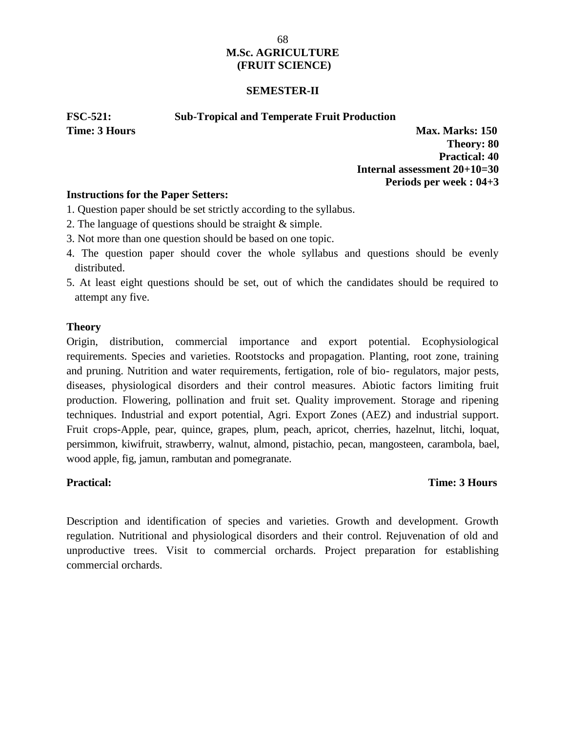# M.Sc. AGRICULTURE (FRUIT SCIENCE)

## SEMESTER-II

**FSC-521: Sub-Tropical and Temperate Fruit Production**

**Time: 3 Hours**

**Max. Marks: 150**
**Theory: 80**
**Practical: 40**
**Internal assessment 20+10=30**
**Periods per week : 04+3**

**Instructions for the Paper Setters:**

1. Question paper should be set strictly according to the syllabus.
2. The language of questions should be straight & simple.
3. Not more than one question should be based on one topic.
4. The question paper should cover the whole syllabus and questions should be evenly distributed.
5. At least eight questions should be set, out of which the candidates should be required to attempt any five.

**Theory**

Origin, distribution, commercial importance and export potential. Ecophysiological requirements. Species and varieties. Rootstocks and propagation. Planting, root zone, training and pruning. Nutrition and water requirements, fertigation, role of bio- regulators, major pests, diseases, physiological disorders and their control measures. Abiotic factors limiting fruit production. Flowering, pollination and fruit set. Quality improvement. Storage and ripening techniques. Industrial and export potential, Agri. Export Zones (AEZ) and industrial support. Fruit crops-Apple, pear, quince, grapes, plum, peach, apricot, cherries, hazelnut, litchi, loquat, persimmon, kiwifruit, strawberry, walnut, almond, pistachio, pecan, mangosteen, carambola, bael, wood apple, fig, jamun, rambutan and pomegranate.

**Practical:** **Time: 3 Hours**

Description and identification of species and varieties. Growth and development. Growth regulation. Nutritional and physiological disorders and their control. Rejuvenation of old and unproductive trees. Visit to commercial orchards. Project preparation for establishing commercial orchards.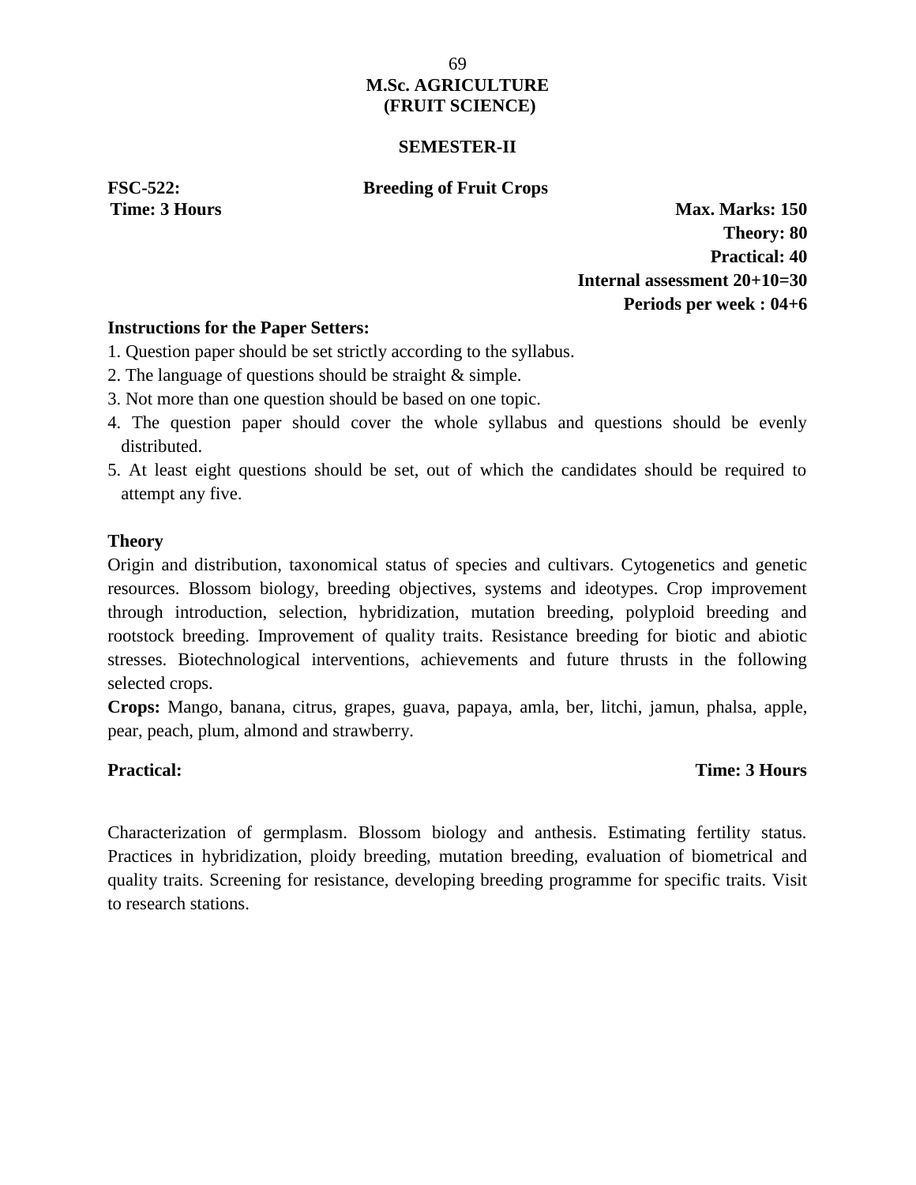# M.Sc. AGRICULTURE
# (FRUIT SCIENCE)

## SEMESTER-II

**FSC-522: Breeding of Fruit Crops**

**Time: 3 Hours**

**Max. Marks: 150**
**Theory: 80**
**Practical: 40**
**Internal assessment 20+10=30**
**Periods per week : 04+6**

**Instructions for the Paper Setters:**

1. Question paper should be set strictly according to the syllabus.
2. The language of questions should be straight & simple.
3. Not more than one question should be based on one topic.
4. The question paper should cover the whole syllabus and questions should be evenly distributed.
5. At least eight questions should be set, out of which the candidates should be required to attempt any five.

**Theory**

Origin and distribution, taxonomical status of species and cultivars. Cytogenetics and genetic resources. Blossom biology, breeding objectives, systems and ideotypes. Crop improvement through introduction, selection, hybridization, mutation breeding, polyploid breeding and rootstock breeding. Improvement of quality traits. Resistance breeding for biotic and abiotic stresses. Biotechnological interventions, achievements and future thrusts in the following selected crops.

**Crops:** Mango, banana, citrus, grapes, guava, papaya, amla, ber, litchi, jamun, phalsa, apple, pear, peach, plum, almond and strawberry.

**Practical:** **Time: 3 Hours**

Characterization of germplasm. Blossom biology and anthesis. Estimating fertility status. Practices in hybridization, ploidy breeding, mutation breeding, evaluation of biometrical and quality traits. Screening for resistance, developing breeding programme for specific traits. Visit to research stations.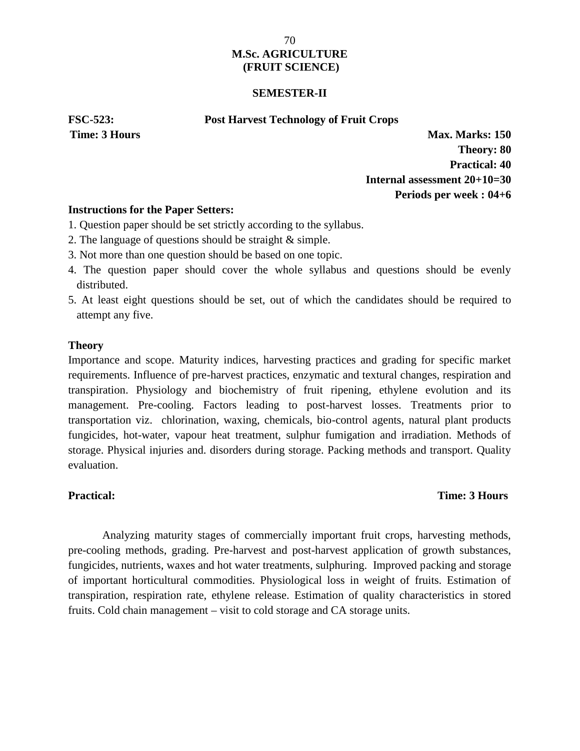# M.Sc. AGRICULTURE
# (FRUIT SCIENCE)

## SEMESTER-II

**FSC-523: Post Harvest Technology of Fruit Crops**

**Time: 3 Hours**

**Max. Marks: 150**
**Theory: 80**
**Practical: 40**
**Internal assessment 20+10=30**
**Periods per week : 04+6**

**Instructions for the Paper Setters:**

1. Question paper should be set strictly according to the syllabus.
2. The language of questions should be straight & simple.
3. Not more than one question should be based on one topic.
4. The question paper should cover the whole syllabus and questions should be evenly distributed.
5. At least eight questions should be set, out of which the candidates should be required to attempt any five.

**Theory**

Importance and scope. Maturity indices, harvesting practices and grading for specific market requirements. Influence of pre-harvest practices, enzymatic and textural changes, respiration and transpiration. Physiology and biochemistry of fruit ripening, ethylene evolution and its management. Pre-cooling. Factors leading to post-harvest losses. Treatments prior to transportation viz. chlorination, waxing, chemicals, bio-control agents, natural plant products fungicides, hot-water, vapour heat treatment, sulphur fumigation and irradiation. Methods of storage. Physical injuries and. disorders during storage. Packing methods and transport. Quality evaluation.

**Practical:** **Time: 3 Hours**

Analyzing maturity stages of commercially important fruit crops, harvesting methods, pre-cooling methods, grading. Pre-harvest and post-harvest application of growth substances, fungicides, nutrients, waxes and hot water treatments, sulphuring. Improved packing and storage of important horticultural commodities. Physiological loss in weight of fruits. Estimation of transpiration, respiration rate, ethylene release. Estimation of quality characteristics in stored fruits. Cold chain management – visit to cold storage and CA storage units.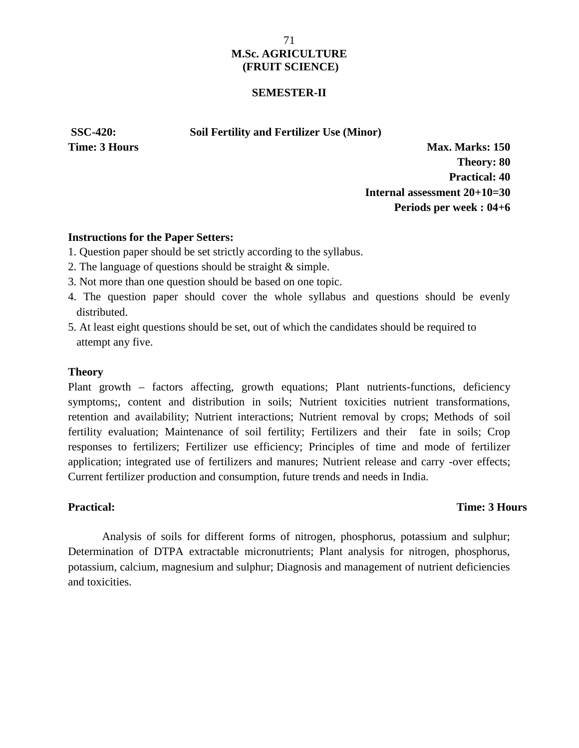**M.Sc. AGRICULTURE**
**(FRUIT SCIENCE)**

**SEMESTER-II**

**SSC-420: Soil Fertility and Fertilizer Use (Minor)**

**Time: 3 Hours** **Max. Marks: 150**
**Theory: 80**
**Practical: 40**
**Internal assessment 20+10=30**
**Periods per week : 04+6**

**Instructions for the Paper Setters:**

1. Question paper should be set strictly according to the syllabus.
2. The language of questions should be straight & simple.
3. Not more than one question should be based on one topic.
4. The question paper should cover the whole syllabus and questions should be evenly distributed.
5. At least eight questions should be set, out of which the candidates should be required to attempt any five.

**Theory**

Plant growth – factors affecting, growth equations; Plant nutrients-functions, deficiency symptoms;, content and distribution in soils; Nutrient toxicities nutrient transformations, retention and availability; Nutrient interactions; Nutrient removal by crops; Methods of soil fertility evaluation; Maintenance of soil fertility; Fertilizers and their fate in soils; Crop responses to fertilizers; Fertilizer use efficiency; Principles of time and mode of fertilizer application; integrated use of fertilizers and manures; Nutrient release and carry -over effects; Current fertilizer production and consumption, future trends and needs in India.

**Practical:** **Time: 3 Hours**

Analysis of soils for different forms of nitrogen, phosphorus, potassium and sulphur; Determination of DTPA extractable micronutrients; Plant analysis for nitrogen, phosphorus, potassium, calcium, magnesium and sulphur; Diagnosis and management of nutrient deficiencies and toxicities.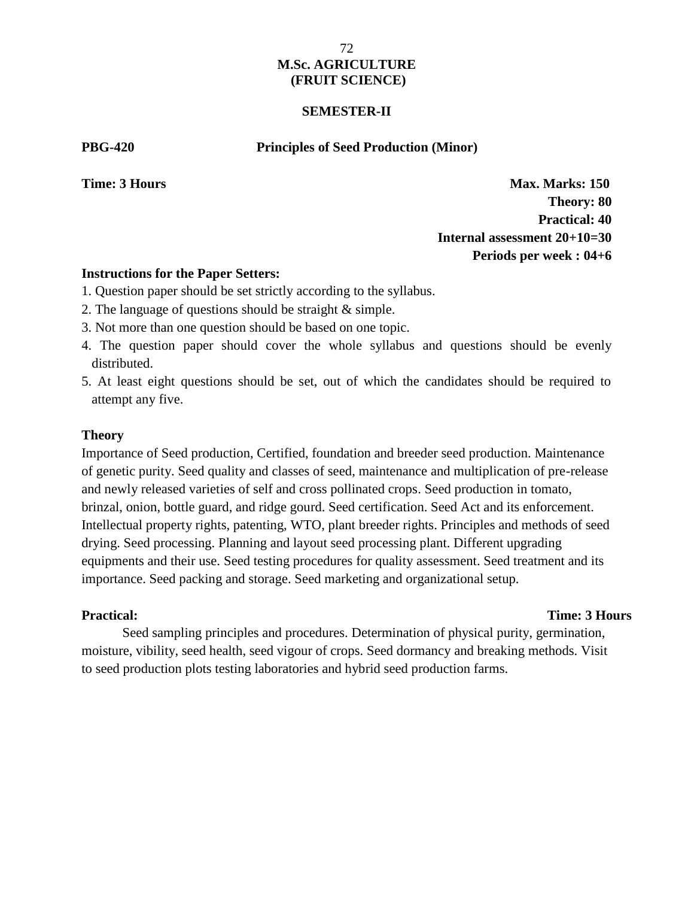## M.Sc. AGRICULTURE
## (FRUIT SCIENCE)

### SEMESTER-II

**PBG-420** **Principles of Seed Production (Minor)**

**Time: 3 Hours**

**Max. Marks: 150**
**Theory: 80**
**Practical: 40**
**Internal assessment 20+10=30**
**Periods per week : 04+6**

**Instructions for the Paper Setters:**

1. Question paper should be set strictly according to the syllabus.
2. The language of questions should be straight & simple.
3. Not more than one question should be based on one topic.
4. The question paper should cover the whole syllabus and questions should be evenly distributed.
5. At least eight questions should be set, out of which the candidates should be required to attempt any five.

**Theory**

Importance of Seed production, Certified, foundation and breeder seed production. Maintenance of genetic purity. Seed quality and classes of seed, maintenance and multiplication of pre-release and newly released varieties of self and cross pollinated crops. Seed production in tomato, brinzal, onion, bottle guard, and ridge gourd. Seed certification. Seed Act and its enforcement. Intellectual property rights, patenting, WTO, plant breeder rights. Principles and methods of seed drying. Seed processing. Planning and layout seed processing plant. Different upgrading equipments and their use. Seed testing procedures for quality assessment. Seed treatment and its importance. Seed packing and storage. Seed marketing and organizational setup.

**Practical:** **Time: 3 Hours**

Seed sampling principles and procedures. Determination of physical purity, germination, moisture, vibility, seed health, seed vigour of crops. Seed dormancy and breaking methods. Visit to seed production plots testing laboratories and hybrid seed production farms.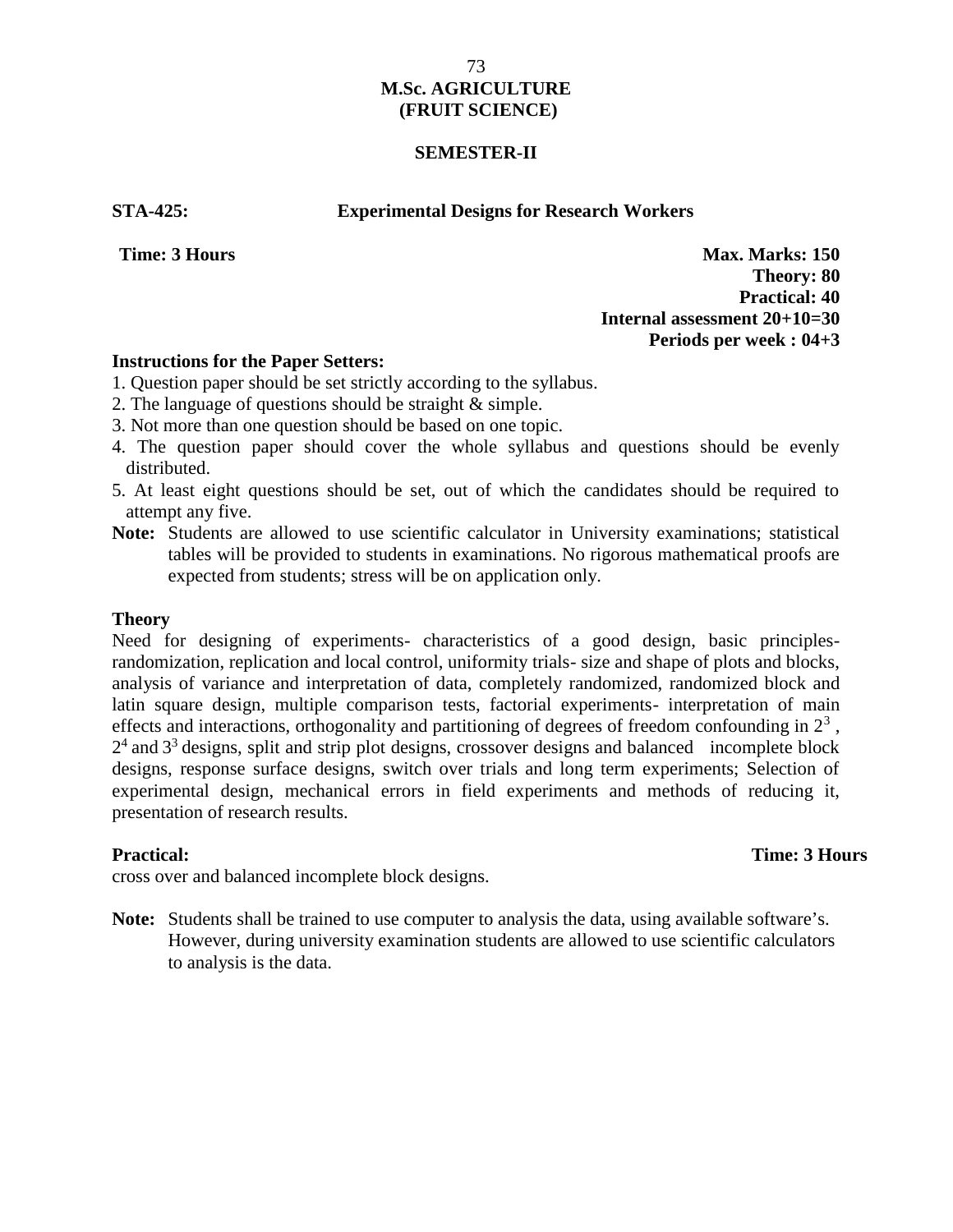# M.Sc. AGRICULTURE (FRUIT SCIENCE)

## SEMESTER-II

**STA-425: Experimental Designs for Research Workers**

**Time: 3 Hours**

**Max. Marks: 150**
**Theory: 80**
**Practical: 40**
**Internal assessment 20+10=30**
**Periods per week : 04+3**

**Instructions for the Paper Setters:**

1. Question paper should be set strictly according to the syllabus.
2. The language of questions should be straight & simple.
3. Not more than one question should be based on one topic.
4. The question paper should cover the whole syllabus and questions should be evenly distributed.
5. At least eight questions should be set, out of which the candidates should be required to attempt any five.

**Note:** Students are allowed to use scientific calculator in University examinations; statistical tables will be provided to students in examinations. No rigorous mathematical proofs are expected from students; stress will be on application only.

**Theory**

Need for designing of experiments- characteristics of a good design, basic principles-randomization, replication and local control, uniformity trials- size and shape of plots and blocks, analysis of variance and interpretation of data, completely randomized, randomized block and latin square design, multiple comparison tests, factorial experiments- interpretation of main effects and interactions, orthogonality and partitioning of degrees of freedom confounding in $2^3$, $2^4$ and $3^3$ designs, split and strip plot designs, crossover designs and balanced incomplete block designs, response surface designs, switch over trials and long term experiments; Selection of experimental design, mechanical errors in field experiments and methods of reducing it, presentation of research results.

**Practical:** **Time: 3 Hours**

cross over and balanced incomplete block designs.

**Note:** Students shall be trained to use computer to analysis the data, using available software's. However, during university examination students are allowed to use scientific calculators to analysis is the data.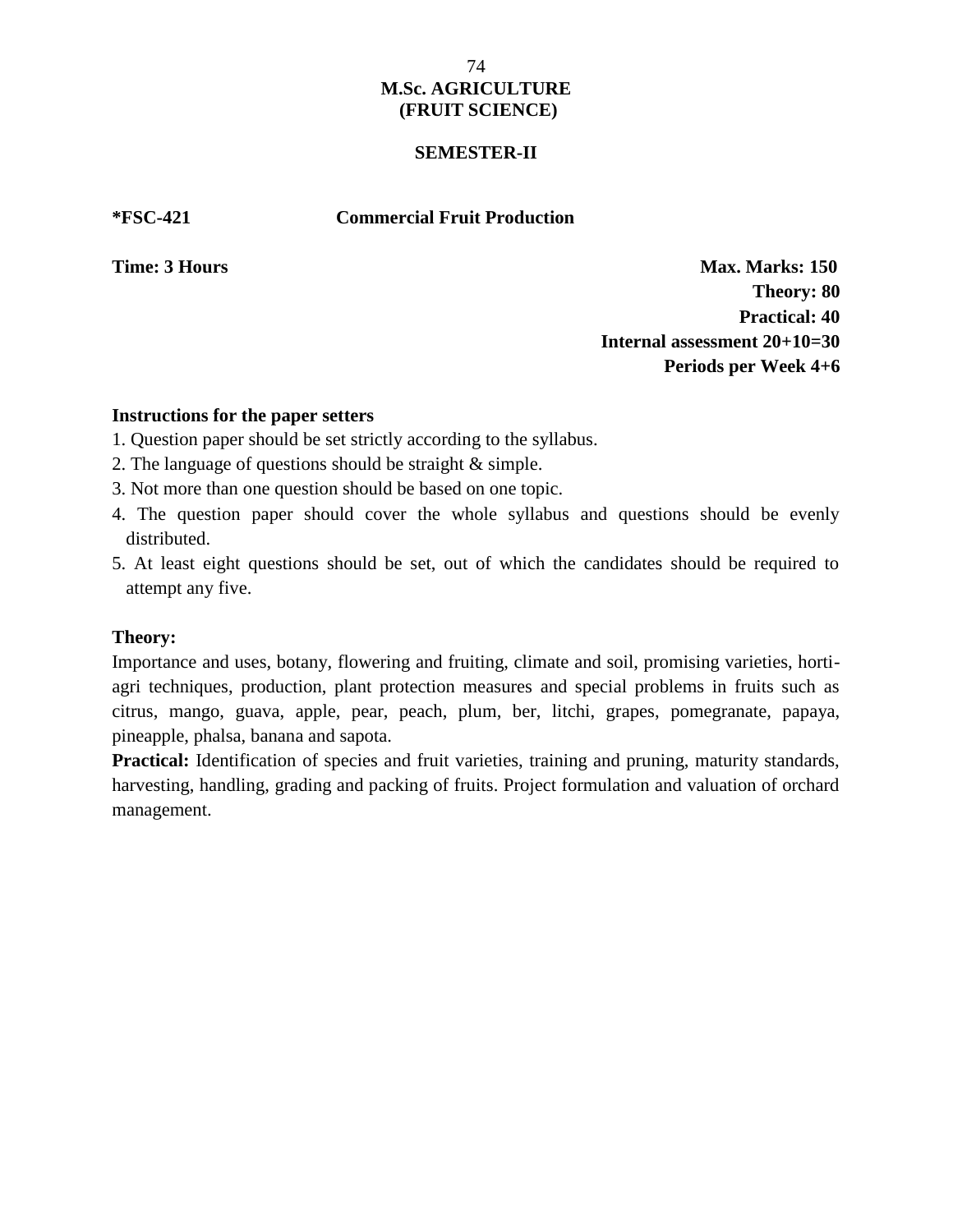# M.Sc. AGRICULTURE
## (FRUIT SCIENCE)

### SEMESTER-II

**\*FSC-421 Commercial Fruit Production**

**Time: 3 Hours**

**Max. Marks: 150**
**Theory: 80**
**Practical: 40**
**Internal assessment 20+10=30**
**Periods per Week 4+6**

**Instructions for the paper setters**

1. Question paper should be set strictly according to the syllabus.
2. The language of questions should be straight & simple.
3. Not more than one question should be based on one topic.
4. The question paper should cover the whole syllabus and questions should be evenly distributed.
5. At least eight questions should be set, out of which the candidates should be required to attempt any five.

**Theory:**

Importance and uses, botany, flowering and fruiting, climate and soil, promising varieties, horti-agri techniques, production, plant protection measures and special problems in fruits such as citrus, mango, guava, apple, pear, peach, plum, ber, litchi, grapes, pomegranate, papaya, pineapple, phalsa, banana and sapota.

**Practical:** Identification of species and fruit varieties, training and pruning, maturity standards, harvesting, handling, grading and packing of fruits. Project formulation and valuation of orchard management.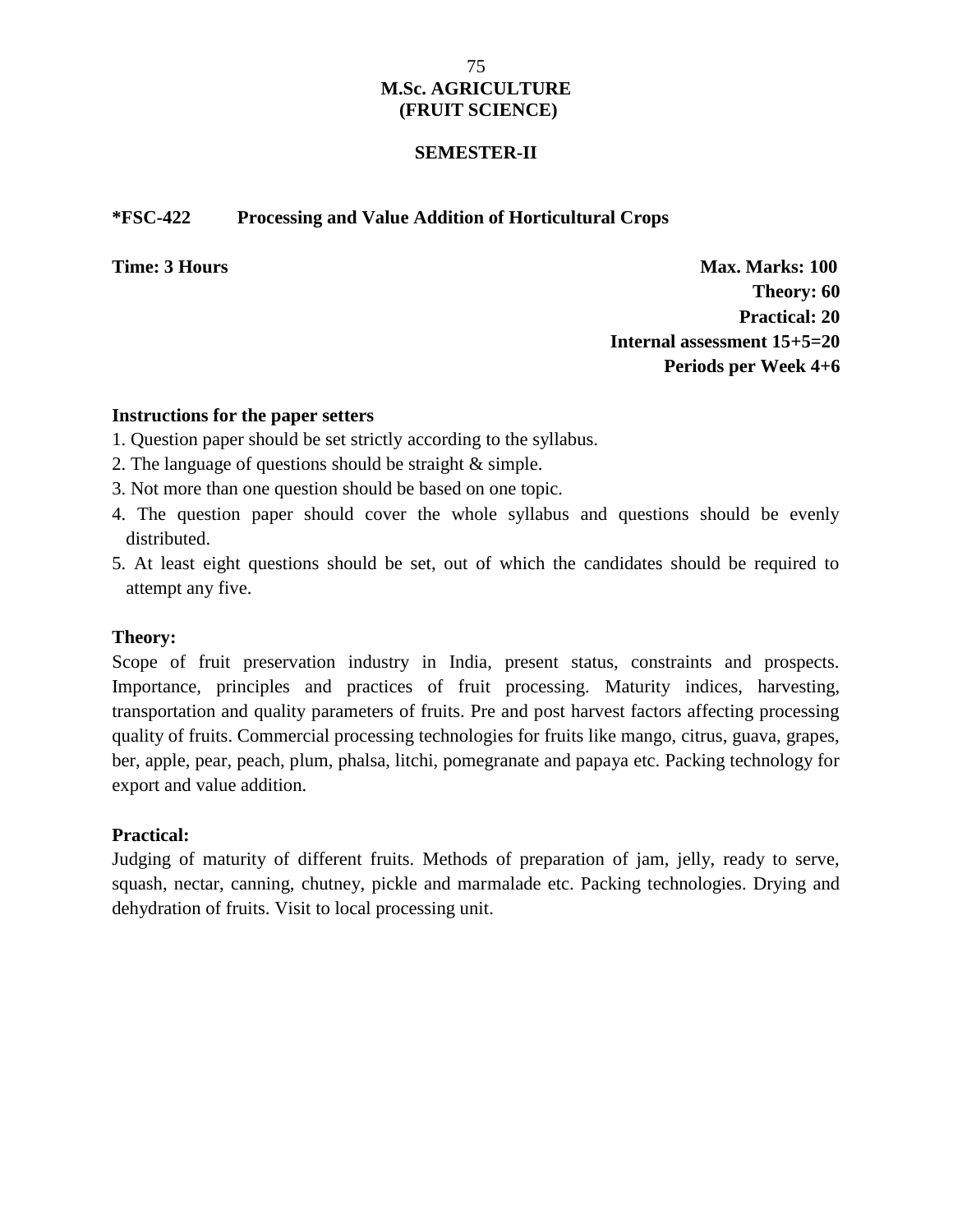# M.Sc. AGRICULTURE (FRUIT SCIENCE)

## SEMESTER-II

### *FSC-422 Processing and Value Addition of Horticultural Crops

**Time: 3 Hours** | **Max. Marks: 100**
**Theory: 60**
**Practical: 20**
**Internal assessment 15+5=20**
**Periods per Week 4+6**

**Instructions for the paper setters**

1. Question paper should be set strictly according to the syllabus.
2. The language of questions should be straight & simple.
3. Not more than one question should be based on one topic.
4. The question paper should cover the whole syllabus and questions should be evenly distributed.
5. At least eight questions should be set, out of which the candidates should be required to attempt any five.

**Theory:**

Scope of fruit preservation industry in India, present status, constraints and prospects. Importance, principles and practices of fruit processing. Maturity indices, harvesting, transportation and quality parameters of fruits. Pre and post harvest factors affecting processing quality of fruits. Commercial processing technologies for fruits like mango, citrus, guava, grapes, ber, apple, pear, peach, plum, phalsa, litchi, pomegranate and papaya etc. Packing technology for export and value addition.

**Practical:**

Judging of maturity of different fruits. Methods of preparation of jam, jelly, ready to serve, squash, nectar, canning, chutney, pickle and marmalade etc. Packing technologies. Drying and dehydration of fruits. Visit to local processing unit.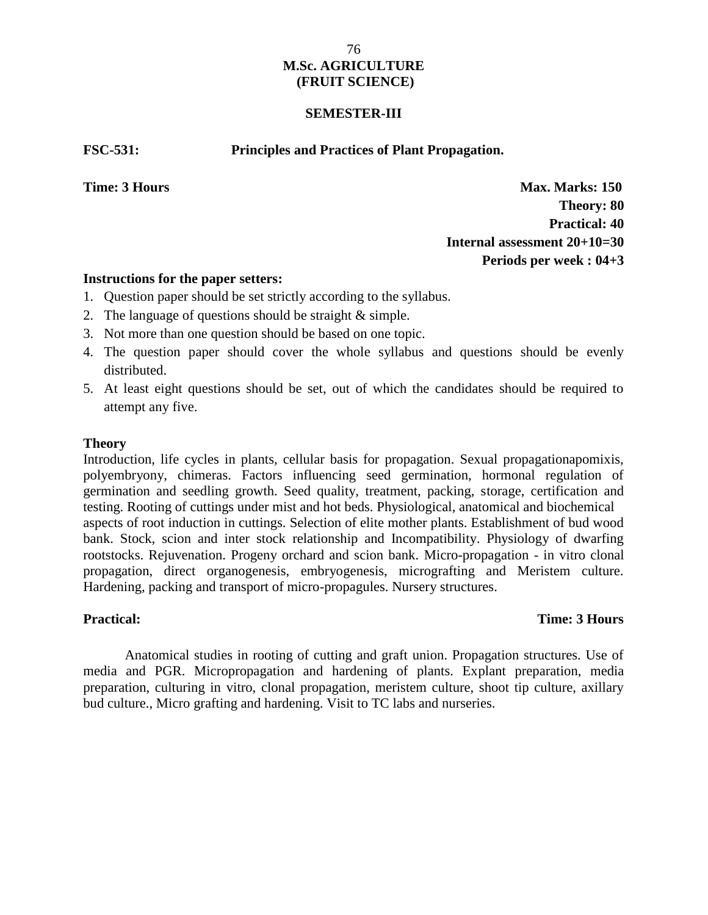# M.Sc. AGRICULTURE
# (FRUIT SCIENCE)

## SEMESTER-III

**FSC-531: Principles and Practices of Plant Propagation.**

**Time: 3 Hours**

**Max. Marks: 150**
**Theory: 80**
**Practical: 40**
**Internal assessment 20+10=30**
**Periods per week : 04+3**

**Instructions for the paper setters:**

1. Question paper should be set strictly according to the syllabus.
2. The language of questions should be straight & simple.
3. Not more than one question should be based on one topic.
4. The question paper should cover the whole syllabus and questions should be evenly distributed.
5. At least eight questions should be set, out of which the candidates should be required to attempt any five.

**Theory**

Introduction, life cycles in plants, cellular basis for propagation. Sexual propagationapomixis, polyembryony, chimeras. Factors influencing seed germination, hormonal regulation of germination and seedling growth. Seed quality, treatment, packing, storage, certification and testing. Rooting of cuttings under mist and hot beds. Physiological, anatomical and biochemical aspects of root induction in cuttings. Selection of elite mother plants. Establishment of bud wood bank. Stock, scion and inter stock relationship and Incompatibility. Physiology of dwarfing rootstocks. Rejuvenation. Progeny orchard and scion bank. Micro-propagation - in vitro clonal propagation, direct organogenesis, embryogenesis, micrografting and Meristem culture. Hardening, packing and transport of micro-propagules. Nursery structures.

**Practical:** **Time: 3 Hours**

Anatomical studies in rooting of cutting and graft union. Propagation structures. Use of media and PGR. Micropropagation and hardening of plants. Explant preparation, media preparation, culturing in vitro, clonal propagation, meristem culture, shoot tip culture, axillary bud culture., Micro grafting and hardening. Visit to TC labs and nurseries.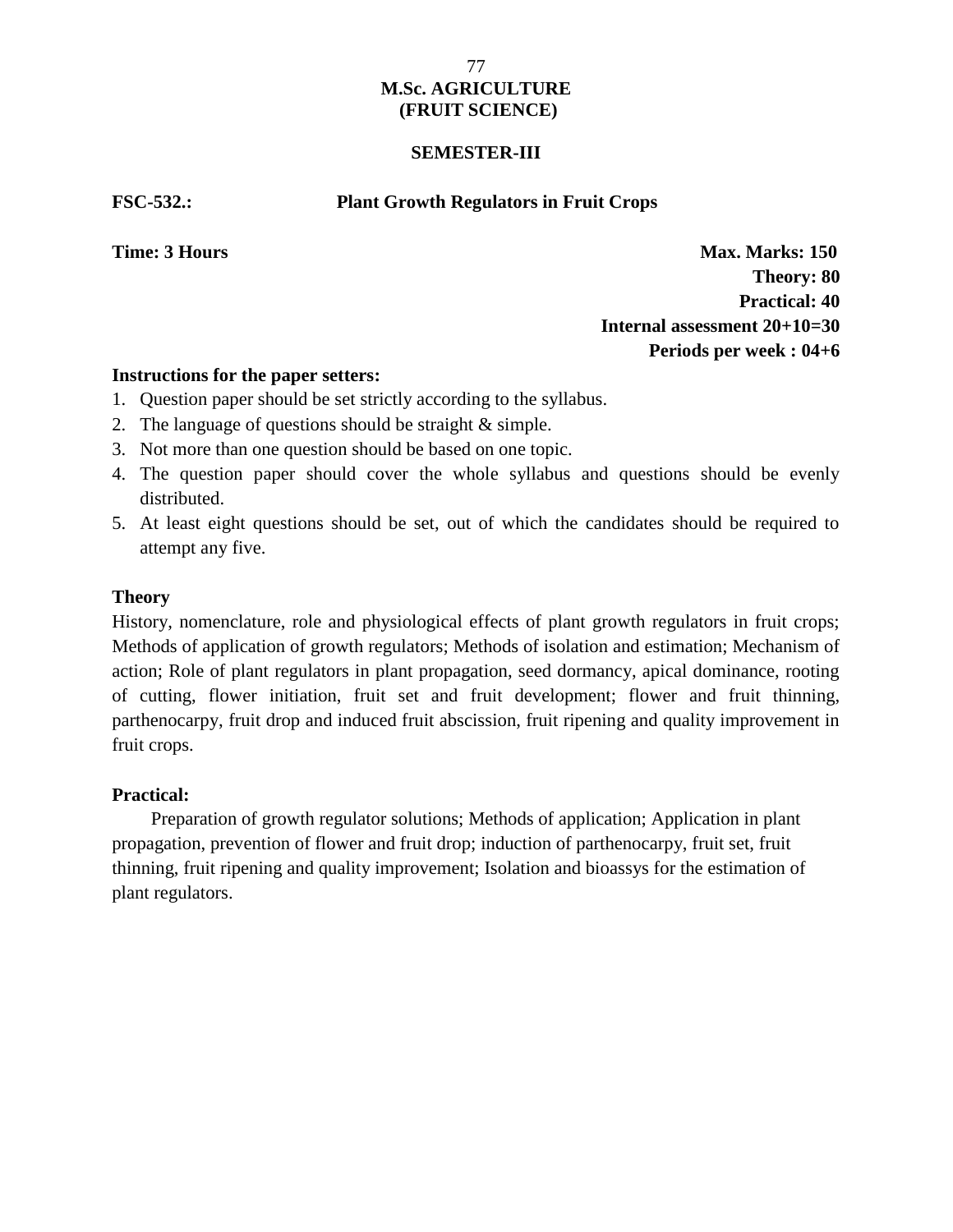# M.Sc. AGRICULTURE (FRUIT SCIENCE)

## SEMESTER-III

**FSC-532.: Plant Growth Regulators in Fruit Crops**

**Time: 3 Hours**

**Max. Marks: 150**
**Theory: 80**
**Practical: 40**
**Internal assessment 20+10=30**
**Periods per week : 04+6**

**Instructions for the paper setters:**

1. Question paper should be set strictly according to the syllabus.
2. The language of questions should be straight & simple.
3. Not more than one question should be based on one topic.
4. The question paper should cover the whole syllabus and questions should be evenly distributed.
5. At least eight questions should be set, out of which the candidates should be required to attempt any five.

### Theory

History, nomenclature, role and physiological effects of plant growth regulators in fruit crops; Methods of application of growth regulators; Methods of isolation and estimation; Mechanism of action; Role of plant regulators in plant propagation, seed dormancy, apical dominance, rooting of cutting, flower initiation, fruit set and fruit development; flower and fruit thinning, parthenocarpy, fruit drop and induced fruit abscission, fruit ripening and quality improvement in fruit crops.

### Practical:

Preparation of growth regulator solutions; Methods of application; Application in plant propagation, prevention of flower and fruit drop; induction of parthenocarpy, fruit set, fruit thinning, fruit ripening and quality improvement; Isolation and bioassys for the estimation of plant regulators.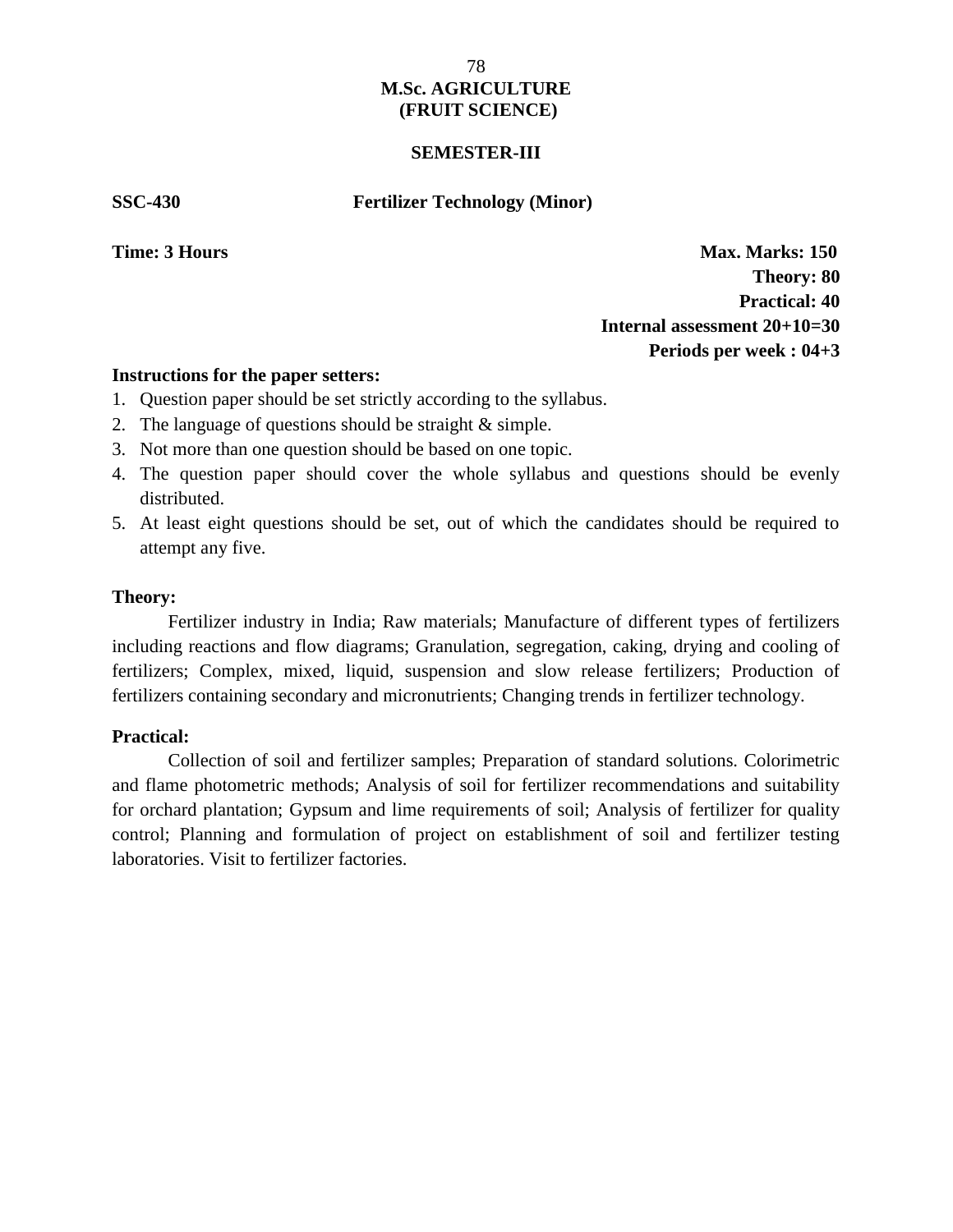# M.Sc. AGRICULTURE
# (FRUIT SCIENCE)

## SEMESTER-III

**SSC-430** **Fertilizer Technology (Minor)**

**Time: 3 Hours**

**Max. Marks: 150**
**Theory: 80**
**Practical: 40**
**Internal assessment 20+10=30**
**Periods per week : 04+3**

**Instructions for the paper setters:**

1. Question paper should be set strictly according to the syllabus.
2. The language of questions should be straight & simple.
3. Not more than one question should be based on one topic.
4. The question paper should cover the whole syllabus and questions should be evenly distributed.
5. At least eight questions should be set, out of which the candidates should be required to attempt any five.

**Theory:**

Fertilizer industry in India; Raw materials; Manufacture of different types of fertilizers including reactions and flow diagrams; Granulation, segregation, caking, drying and cooling of fertilizers; Complex, mixed, liquid, suspension and slow release fertilizers; Production of fertilizers containing secondary and micronutrients; Changing trends in fertilizer technology.

**Practical:**

Collection of soil and fertilizer samples; Preparation of standard solutions. Colorimetric and flame photometric methods; Analysis of soil for fertilizer recommendations and suitability for orchard plantation; Gypsum and lime requirements of soil; Analysis of fertilizer for quality control; Planning and formulation of project on establishment of soil and fertilizer testing laboratories. Visit to fertilizer factories.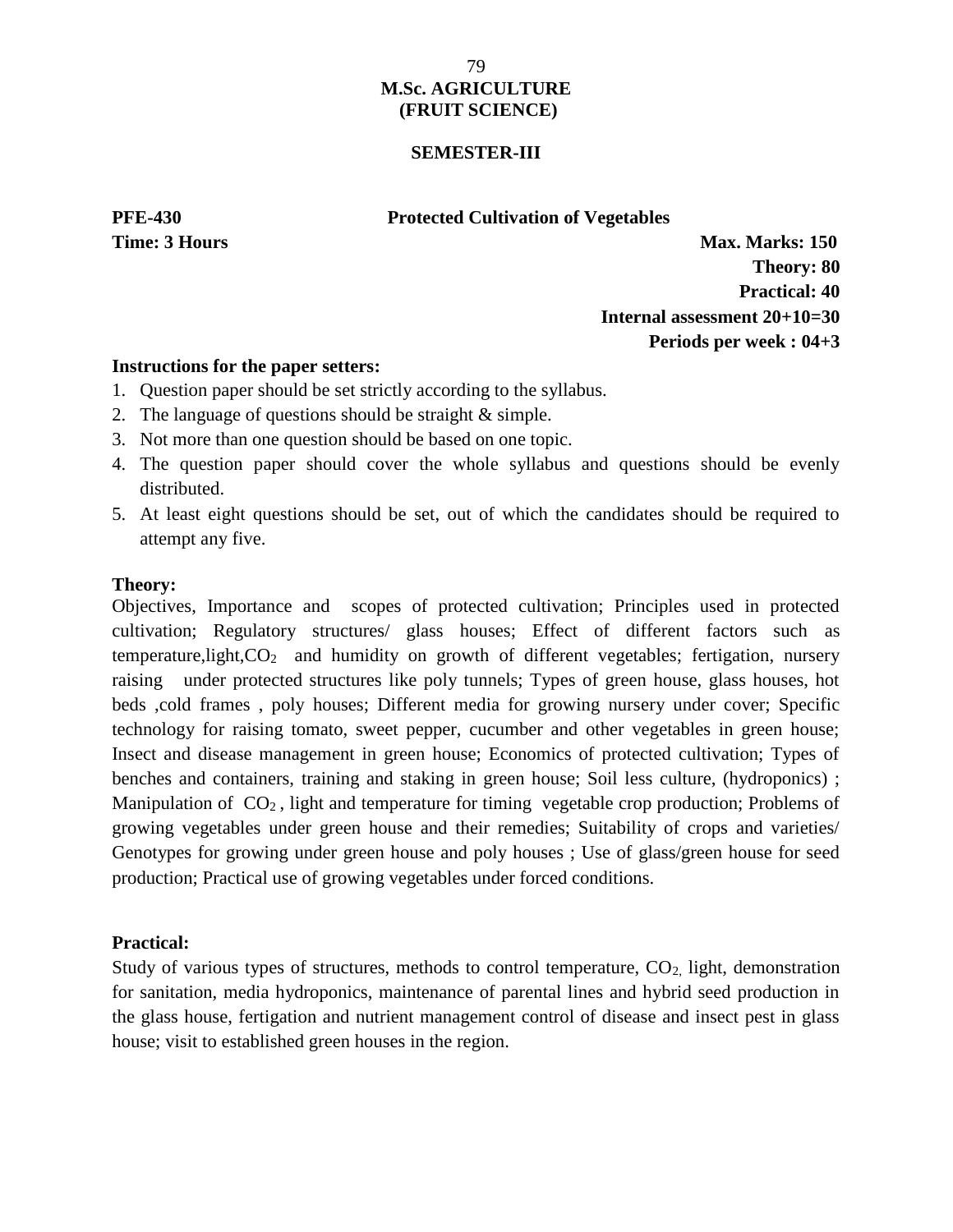# M.Sc. AGRICULTURE (FRUIT SCIENCE)

## SEMESTER-III

**PFE-430** **Protected Cultivation of Vegetables**

**Time: 3 Hours** **Max. Marks: 150**

**Theory: 80**

**Practical: 40**

**Internal assessment 20+10=30**

**Periods per week : 04+3**

**Instructions for the paper setters:**

1. Question paper should be set strictly according to the syllabus.
2. The language of questions should be straight & simple.
3. Not more than one question should be based on one topic.
4. The question paper should cover the whole syllabus and questions should be evenly distributed.
5. At least eight questions should be set, out of which the candidates should be required to attempt any five.

**Theory:**

Objectives, Importance and scopes of protected cultivation; Principles used in protected cultivation; Regulatory structures/ glass houses; Effect of different factors such as temperature,light,$CO_2$ and humidity on growth of different vegetables; fertigation, nursery raising under protected structures like poly tunnels; Types of green house, glass houses, hot beds ,cold frames , poly houses; Different media for growing nursery under cover; Specific technology for raising tomato, sweet pepper, cucumber and other vegetables in green house; Insect and disease management in green house; Economics of protected cultivation; Types of benches and containers, training and staking in green house; Soil less culture, (hydroponics) ; Manipulation of $CO_2$ , light and temperature for timing vegetable crop production; Problems of growing vegetables under green house and their remedies; Suitability of crops and varieties/ Genotypes for growing under green house and poly houses ; Use of glass/green house for seed production; Practical use of growing vegetables under forced conditions.

**Practical:**

Study of various types of structures, methods to control temperature, $CO_2$, light, demonstration for sanitation, media hydroponics, maintenance of parental lines and hybrid seed production in the glass house, fertigation and nutrient management control of disease and insect pest in glass house; visit to established green houses in the region.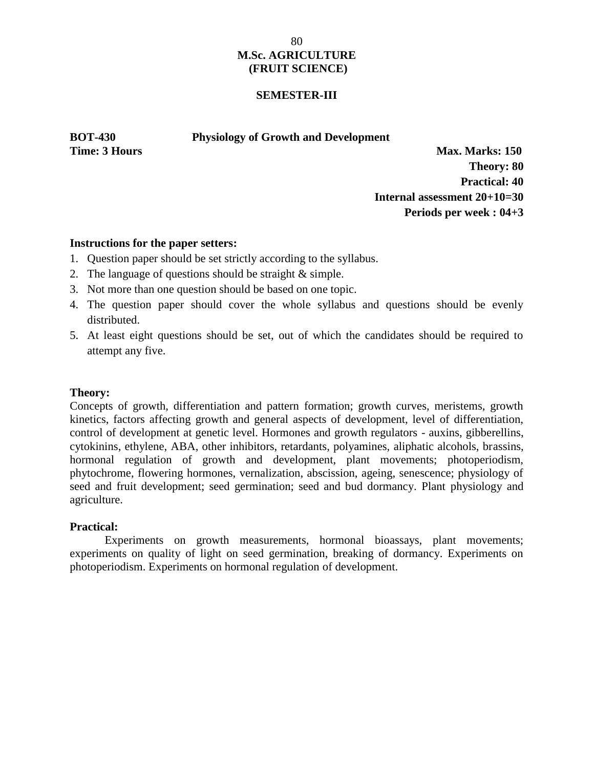# M.Sc. AGRICULTURE
# (FRUIT SCIENCE)

## SEMESTER-III

**BOT-430 Physiology of Growth and Development**

**Time: 3 Hours**

**Max. Marks: 150**
**Theory: 80**
**Practical: 40**
**Internal assessment 20+10=30**
**Periods per week : 04+3**

**Instructions for the paper setters:**

1. Question paper should be set strictly according to the syllabus.
2. The language of questions should be straight & simple.
3. Not more than one question should be based on one topic.
4. The question paper should cover the whole syllabus and questions should be evenly distributed.
5. At least eight questions should be set, out of which the candidates should be required to attempt any five.

**Theory:**

Concepts of growth, differentiation and pattern formation; growth curves, meristems, growth kinetics, factors affecting growth and general aspects of development, level of differentiation, control of development at genetic level. Hormones and growth regulators - auxins, gibberellins, cytokinins, ethylene, ABA, other inhibitors, retardants, polyamines, aliphatic alcohols, brassins, hormonal regulation of growth and development, plant movements; photoperiodism, phytochrome, flowering hormones, vernalization, abscission, ageing, senescence; physiology of seed and fruit development; seed germination; seed and bud dormancy. Plant physiology and agriculture.

**Practical:**

Experiments on growth measurements, hormonal bioassays, plant movements; experiments on quality of light on seed germination, breaking of dormancy. Experiments on photoperiodism. Experiments on hormonal regulation of development.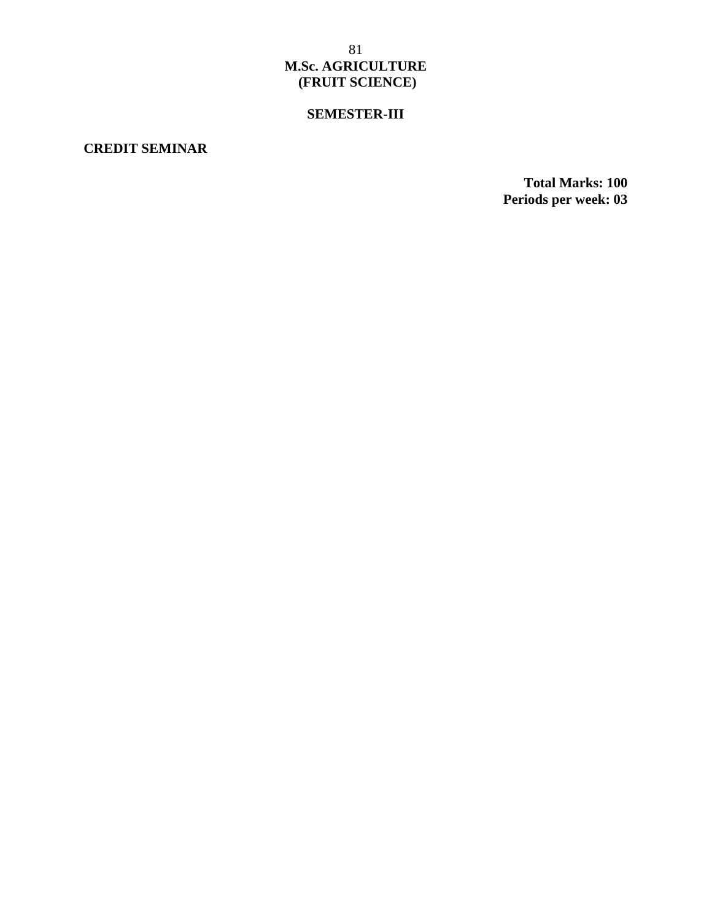# M.Sc. AGRICULTURE
# (FRUIT SCIENCE)

## SEMESTER-III

**CREDIT SEMINAR**

**Total Marks: 100**
**Periods per week: 03**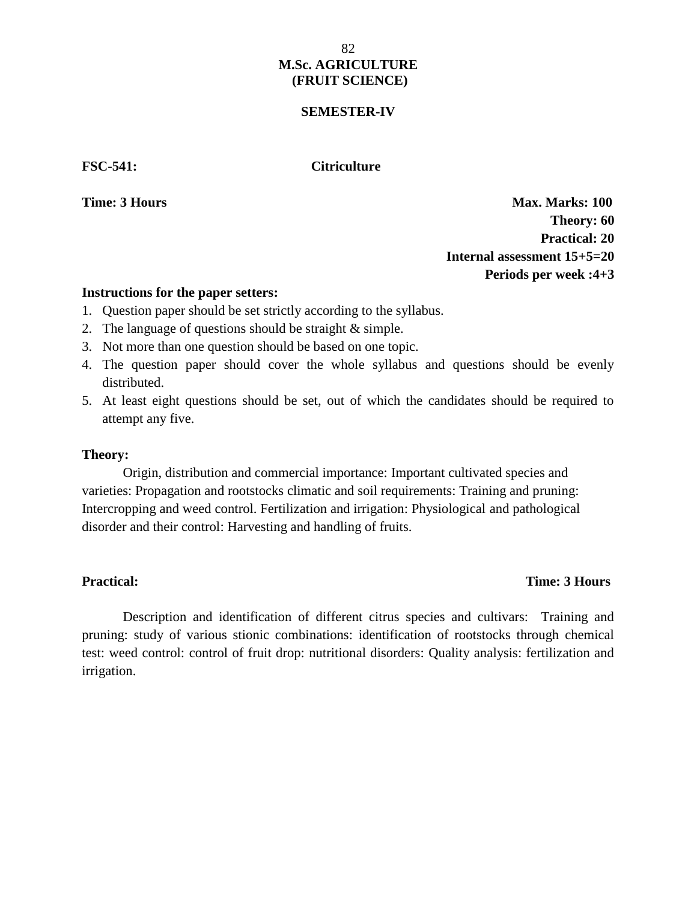# M.Sc. AGRICULTURE
## (FRUIT SCIENCE)

### SEMESTER-IV

**FSC-541: Citriculture**

**Time: 3 Hours**

**Max. Marks: 100**
**Theory: 60**
**Practical: 20**
**Internal assessment 15+5=20**
**Periods per week :4+3**

**Instructions for the paper setters:**

1. Question paper should be set strictly according to the syllabus.
2. The language of questions should be straight & simple.
3. Not more than one question should be based on one topic.
4. The question paper should cover the whole syllabus and questions should be evenly distributed.
5. At least eight questions should be set, out of which the candidates should be required to attempt any five.

**Theory:**

Origin, distribution and commercial importance: Important cultivated species and varieties: Propagation and rootstocks climatic and soil requirements: Training and pruning: Intercropping and weed control. Fertilization and irrigation: Physiological and pathological disorder and their control: Harvesting and handling of fruits.

**Practical:** **Time: 3 Hours**

Description and identification of different citrus species and cultivars: Training and pruning: study of various stionic combinations: identification of rootstocks through chemical test: weed control: control of fruit drop: nutritional disorders: Quality analysis: fertilization and irrigation.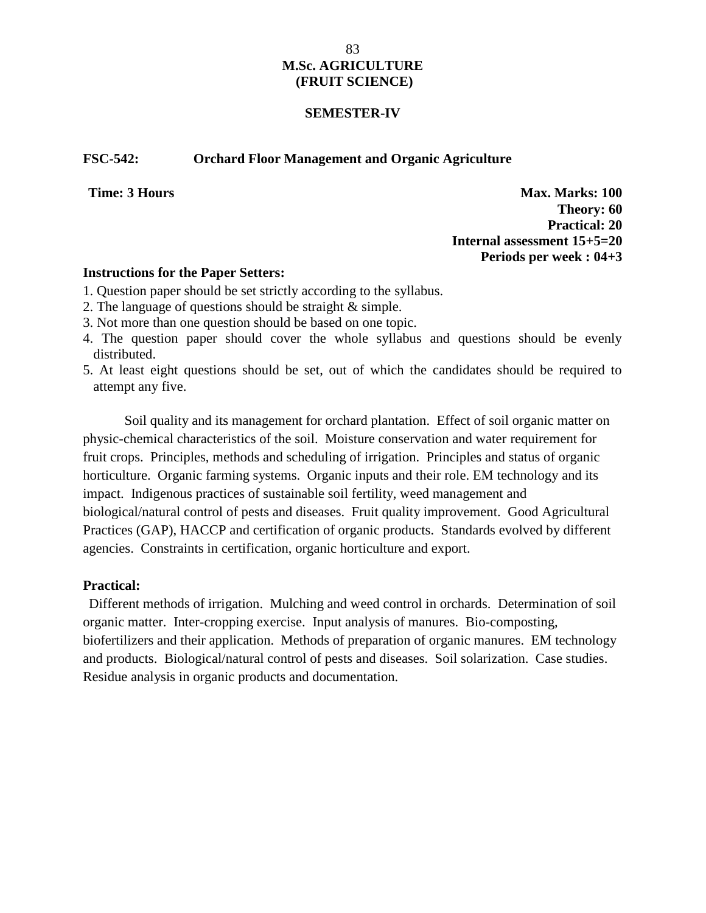# M.Sc. AGRICULTURE
# (FRUIT SCIENCE)

## SEMESTER-IV

**FSC-542: Orchard Floor Management and Organic Agriculture**

**Time: 3 Hours**

**Max. Marks: 100**
**Theory: 60**
**Practical: 20**
**Internal assessment 15+5=20**
**Periods per week : 04+3**

**Instructions for the Paper Setters:**

1. Question paper should be set strictly according to the syllabus.
2. The language of questions should be straight & simple.
3. Not more than one question should be based on one topic.
4. The question paper should cover the whole syllabus and questions should be evenly distributed.
5. At least eight questions should be set, out of which the candidates should be required to attempt any five.

Soil quality and its management for orchard plantation. Effect of soil organic matter on physic-chemical characteristics of the soil. Moisture conservation and water requirement for fruit crops. Principles, methods and scheduling of irrigation. Principles and status of organic horticulture. Organic farming systems. Organic inputs and their role. EM technology and its impact. Indigenous practices of sustainable soil fertility, weed management and biological/natural control of pests and diseases. Fruit quality improvement. Good Agricultural Practices (GAP), HACCP and certification of organic products. Standards evolved by different agencies. Constraints in certification, organic horticulture and export.

**Practical:**

Different methods of irrigation. Mulching and weed control in orchards. Determination of soil organic matter. Inter-cropping exercise. Input analysis of manures. Bio-composting, biofertilizers and their application. Methods of preparation of organic manures. EM technology and products. Biological/natural control of pests and diseases. Soil solarization. Case studies. Residue analysis in organic products and documentation.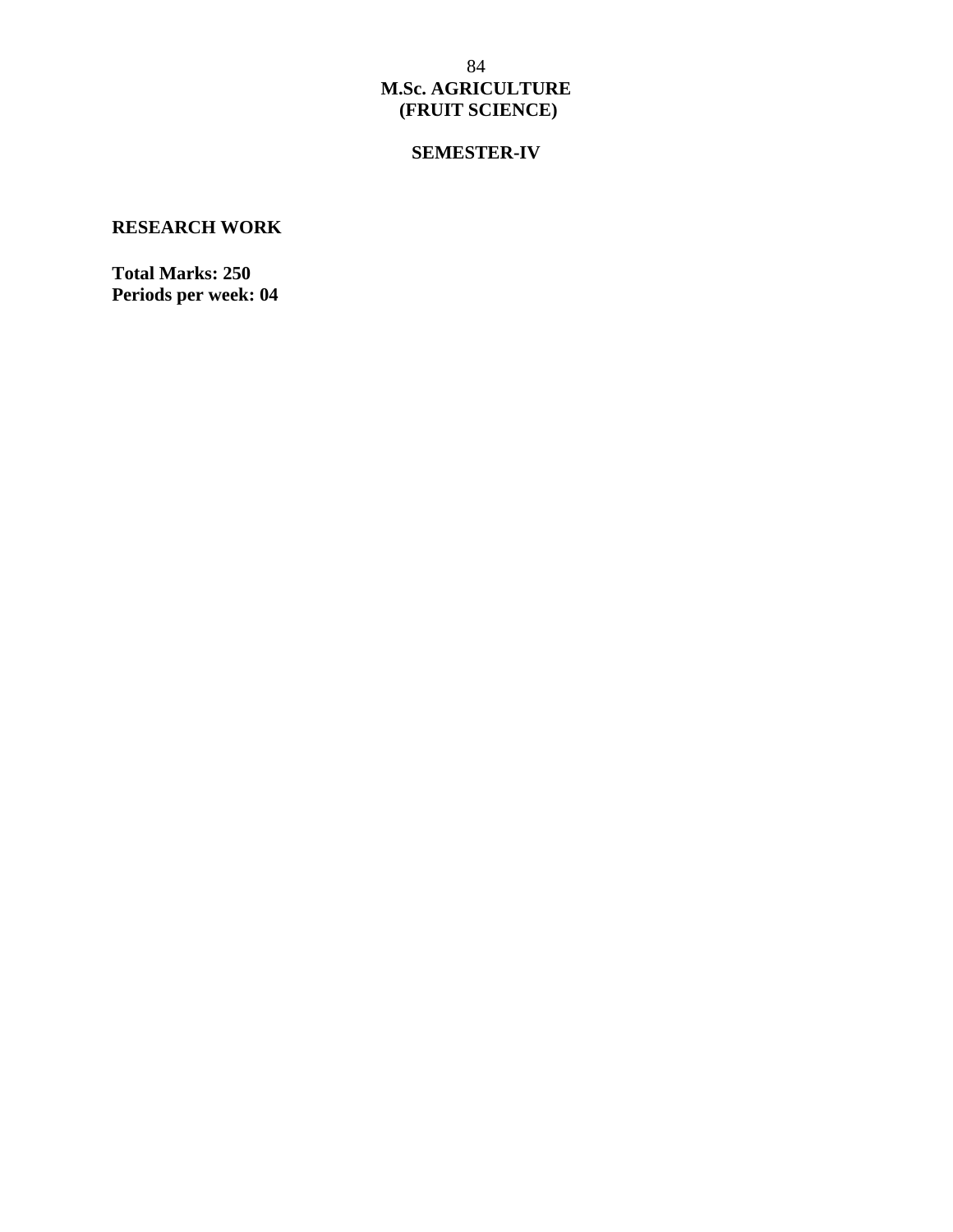# M.Sc. AGRICULTURE
# (FRUIT SCIENCE)

## SEMESTER-IV

### RESEARCH WORK

**Total Marks: 250**
**Periods per week: 04**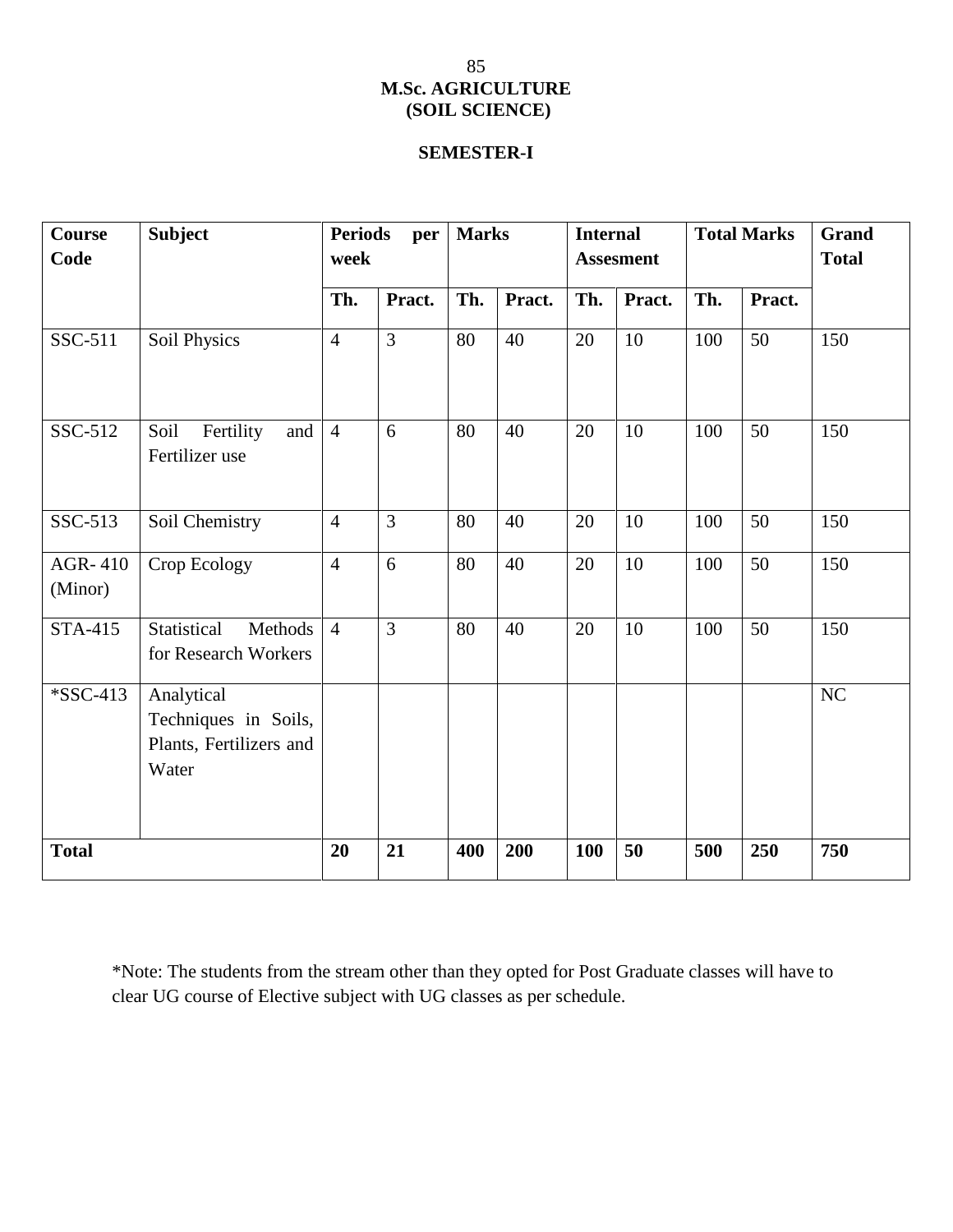# M.Sc. AGRICULTURE
## (SOIL SCIENCE)

### SEMESTER-I

| Course Code | Subject | Periods per week | | Marks | | Internal Assesment | | Total Marks | | Grand Total |
|---|---|---|---|---|---|---|---|---|---|---|
| | | Th. | Pract. | Th. | Pract. | Th. | Pract. | Th. | Pract. | |
| SSC-511 | Soil Physics | 4 | 3 | 80 | 40 | 20 | 10 | 100 | 50 | 150 |
| SSC-512 | Soil Fertility and Fertilizer use | 4 | 6 | 80 | 40 | 20 | 10 | 100 | 50 | 150 |
| SSC-513 | Soil Chemistry | 4 | 3 | 80 | 40 | 20 | 10 | 100 | 50 | 150 |
| AGR- 410 (Minor) | Crop Ecology | 4 | 6 | 80 | 40 | 20 | 10 | 100 | 50 | 150 |
| STA-415 | Statistical Methods for Research Workers | 4 | 3 | 80 | 40 | 20 | 10 | 100 | 50 | 150 |
| *SSC-413 | Analytical Techniques in Soils, Plants, Fertilizers and Water | | | | | | | | | NC |
| **Total** | | **20** | **21** | **400** | **200** | **100** | **50** | **500** | **250** | **750** |

*Note: The students from the stream other than they opted for Post Graduate classes will have to clear UG course of Elective subject with UG classes as per schedule.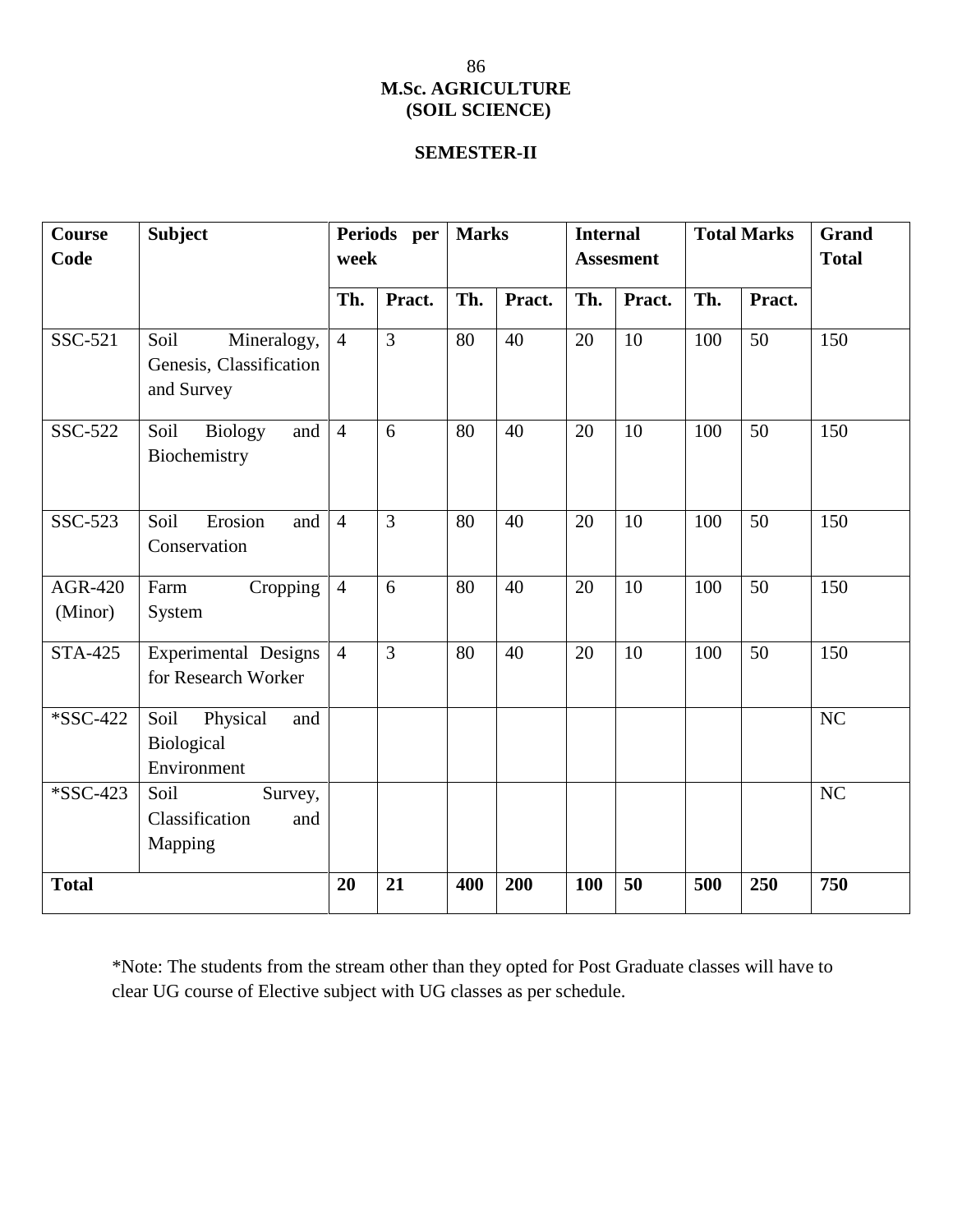# M.Sc. AGRICULTURE (SOIL SCIENCE)

## SEMESTER-II

| Course Code | Subject | Periods per week | | Marks | | Internal Assesment | | Total Marks | | Grand Total |
|---|---|---|---|---|---|---|---|---|---|---|
| | | Th. | Pract. | Th. | Pract. | Th. | Pract. | Th. | Pract. | |
| SSC-521 | Soil Mineralogy, Genesis, Classification and Survey | 4 | 3 | 80 | 40 | 20 | 10 | 100 | 50 | 150 |
| SSC-522 | Soil Biology and Biochemistry | 4 | 6 | 80 | 40 | 20 | 10 | 100 | 50 | 150 |
| SSC-523 | Soil Erosion and Conservation | 4 | 3 | 80 | 40 | 20 | 10 | 100 | 50 | 150 |
| AGR-420 (Minor) | Farm Cropping System | 4 | 6 | 80 | 40 | 20 | 10 | 100 | 50 | 150 |
| STA-425 | Experimental Designs for Research Worker | 4 | 3 | 80 | 40 | 20 | 10 | 100 | 50 | 150 |
| *SSC-422 | Soil Physical and Biological Environment | | | | | | | | | NC |
| *SSC-423 | Soil Survey, Classification and Mapping | | | | | | | | | NC |
| **Total** | | **20** | **21** | **400** | **200** | **100** | **50** | **500** | **250** | **750** |

*Note: The students from the stream other than they opted for Post Graduate classes will have to clear UG course of Elective subject with UG classes as per schedule.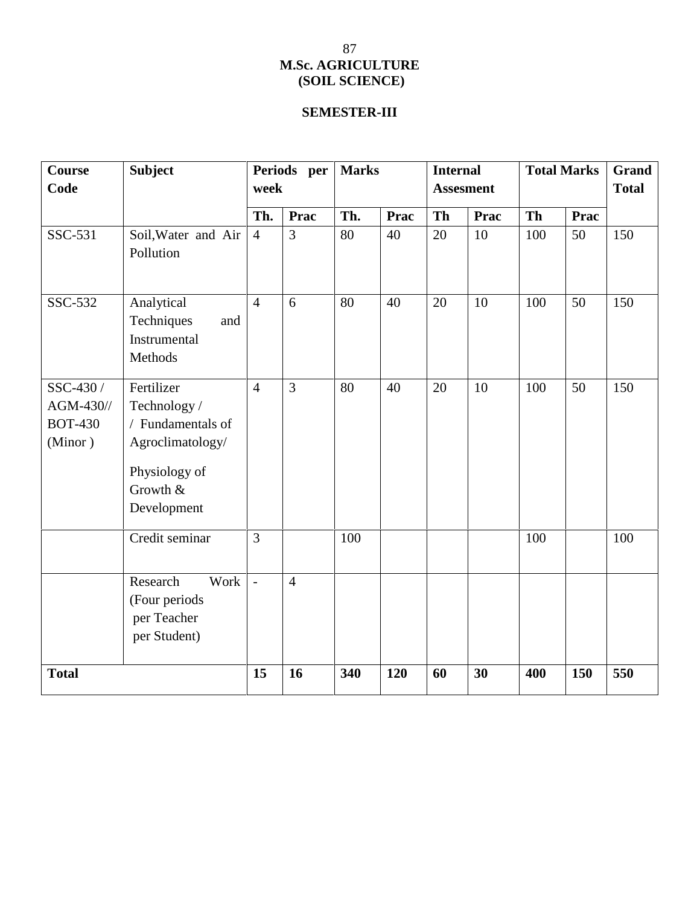# M.Sc. AGRICULTURE
## (SOIL SCIENCE)

### SEMESTER-III

| Course Code | Subject | Periods per week | | Marks | | Internal Assesment | | Total Marks | | Grand Total |
|---|---|---|---|---|---|---|---|---|---|---|
| | | Th. | Prac | Th. | Prac | Th | Prac | Th | Prac | |
| SSC-531 | Soil,Water and Air Pollution | 4 | 3 | 80 | 40 | 20 | 10 | 100 | 50 | 150 |
| SSC-532 | Analytical Techniques and Instrumental Methods | 4 | 6 | 80 | 40 | 20 | 10 | 100 | 50 | 150 |
| SSC-430 / AGM-430// BOT-430 (Minor ) | Fertilizer Technology / / Fundamentals of Agroclimatology/ Physiology of Growth & Development | 4 | 3 | 80 | 40 | 20 | 10 | 100 | 50 | 150 |
| | Credit seminar | 3 | | 100 | | | | 100 | | 100 |
| | Research Work (Four periods per Teacher per Student) | - | 4 | | | | | | | |
| **Total** | | **15** | **16** | **340** | **120** | **60** | **30** | **400** | **150** | **550** |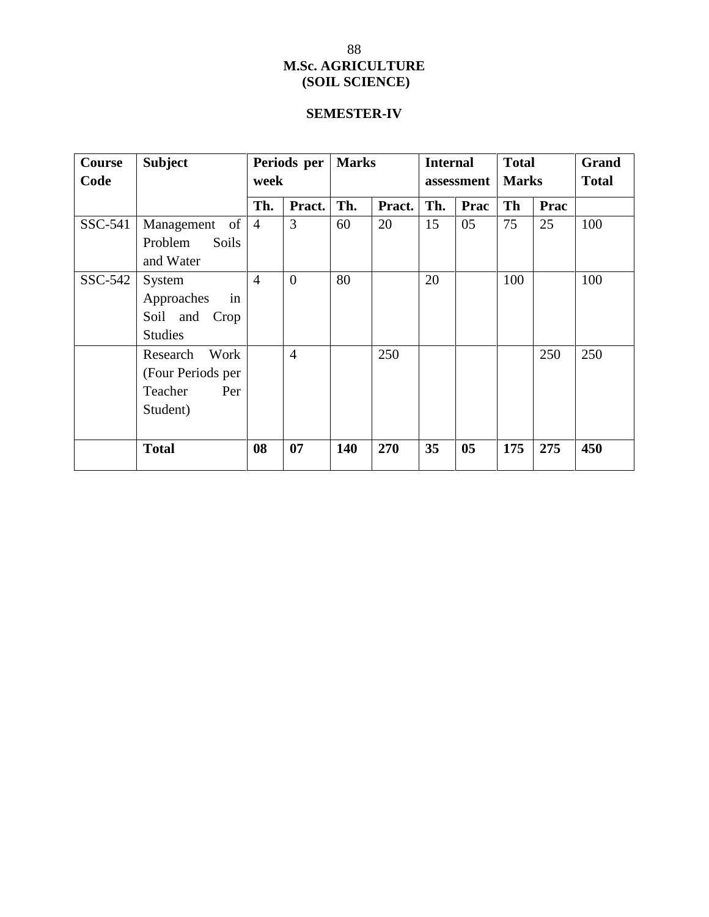# M.Sc. AGRICULTURE
# (SOIL SCIENCE)

## SEMESTER-IV

| Course Code | Subject | Periods per week | | Marks | | Internal assessment | | Total Marks | | Grand Total |
|---|---|---|---|---|---|---|---|---|---|---|
| | | **Th.** | **Pract.** | **Th.** | **Pract.** | **Th.** | **Prac** | **Th** | **Prac** | |
| SSC-541 | Management of Problem Soils and Water | 4 | 3 | 60 | 20 | 15 | 05 | 75 | 25 | 100 |
| SSC-542 | System Approaches in Soil and Crop Studies | 4 | 0 | 80 | | 20 | | 100 | | 100 |
| | Research Work (Four Periods per Teacher Per Student) | | 4 | | 250 | | | | 250 | 250 |
| | **Total** | **08** | **07** | **140** | **270** | **35** | **05** | **175** | **275** | **450** |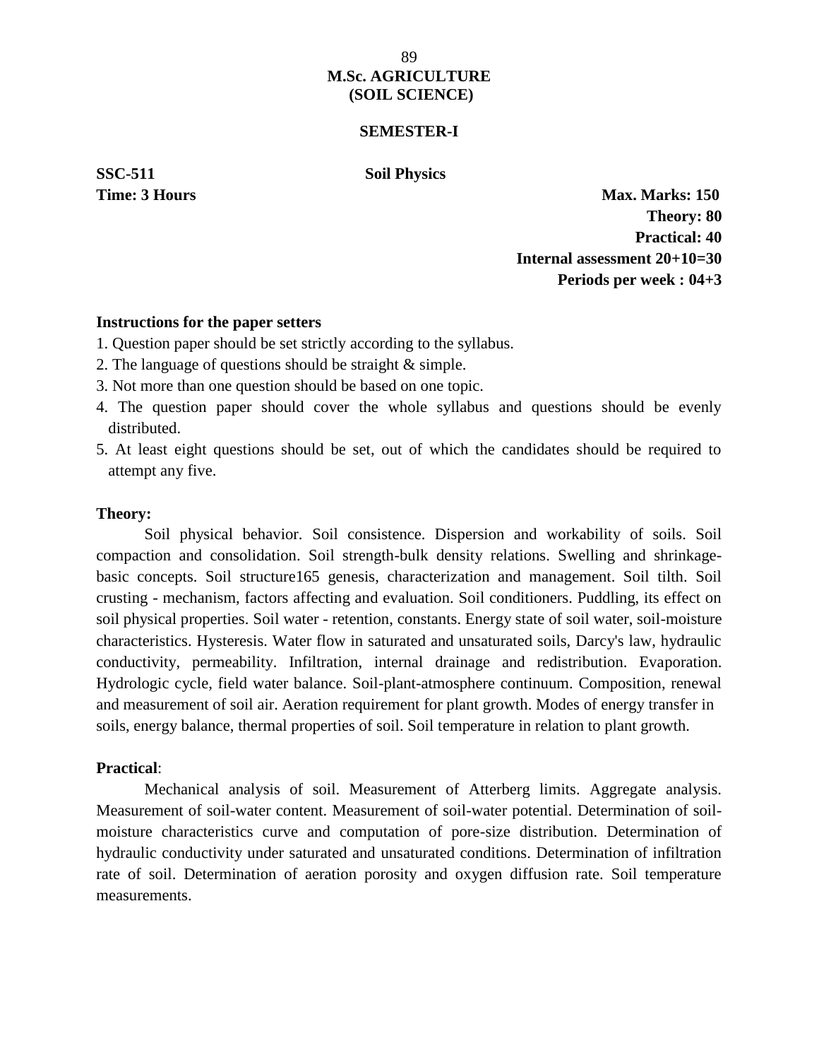# M.Sc. AGRICULTURE (SOIL SCIENCE)

## SEMESTER-I

**SSC-511** **Soil Physics**

**Time: 3 Hours**

**Max. Marks: 150**
**Theory: 80**
**Practical: 40**
**Internal assessment 20+10=30**
**Periods per week : 04+3**

**Instructions for the paper setters**

1. Question paper should be set strictly according to the syllabus.
2. The language of questions should be straight & simple.
3. Not more than one question should be based on one topic.
4. The question paper should cover the whole syllabus and questions should be evenly distributed.
5. At least eight questions should be set, out of which the candidates should be required to attempt any five.

**Theory:**

Soil physical behavior. Soil consistence. Dispersion and workability of soils. Soil compaction and consolidation. Soil strength-bulk density relations. Swelling and shrinkage-basic concepts. Soil structure165 genesis, characterization and management. Soil tilth. Soil crusting - mechanism, factors affecting and evaluation. Soil conditioners. Puddling, its effect on soil physical properties. Soil water - retention, constants. Energy state of soil water, soil-moisture characteristics. Hysteresis. Water flow in saturated and unsaturated soils, Darcy's law, hydraulic conductivity, permeability. Infiltration, internal drainage and redistribution. Evaporation. Hydrologic cycle, field water balance. Soil-plant-atmosphere continuum. Composition, renewal and measurement of soil air. Aeration requirement for plant growth. Modes of energy transfer in soils, energy balance, thermal properties of soil. Soil temperature in relation to plant growth.

**Practical**:

Mechanical analysis of soil. Measurement of Atterberg limits. Aggregate analysis. Measurement of soil-water content. Measurement of soil-water potential. Determination of soil-moisture characteristics curve and computation of pore-size distribution. Determination of hydraulic conductivity under saturated and unsaturated conditions. Determination of infiltration rate of soil. Determination of aeration porosity and oxygen diffusion rate. Soil temperature measurements.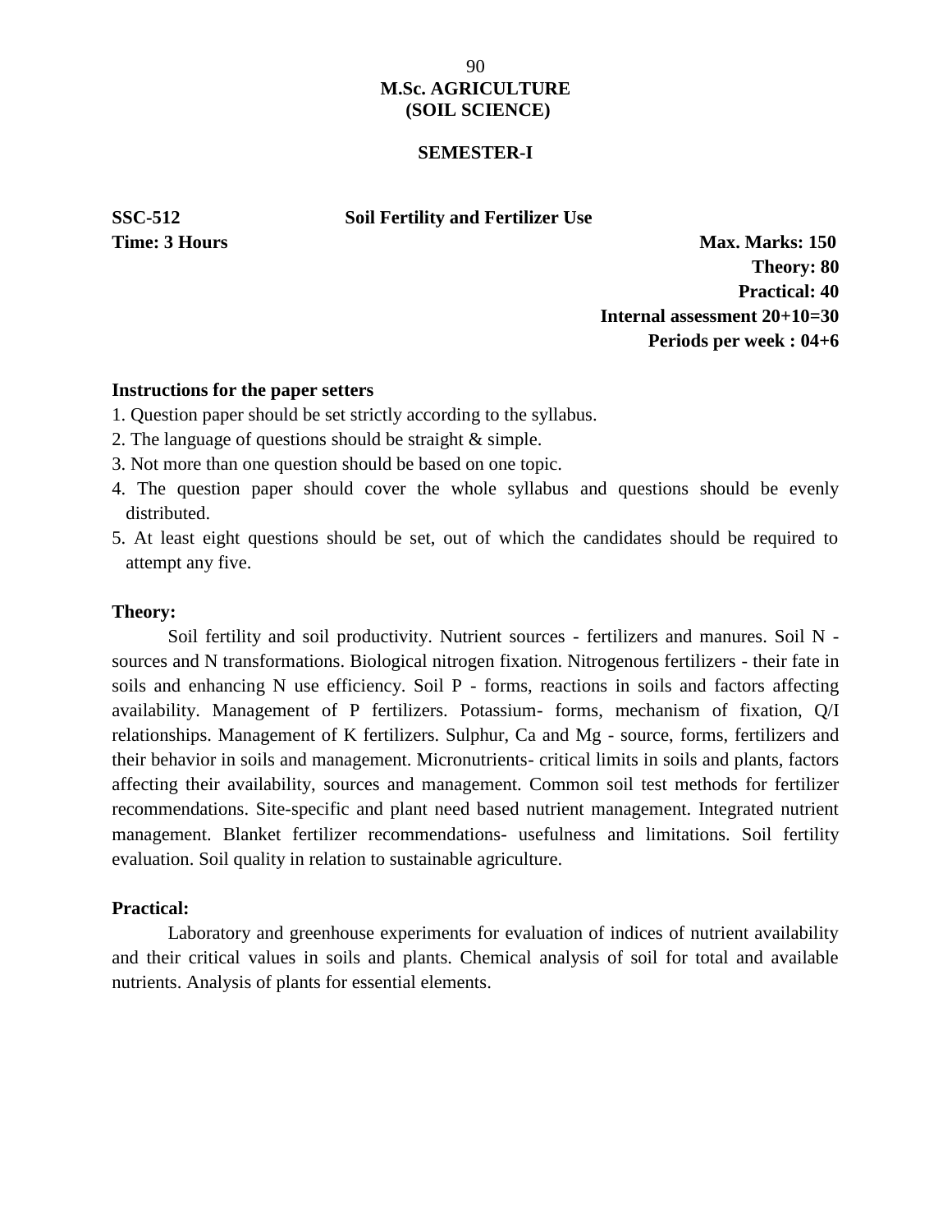# M.Sc. AGRICULTURE (SOIL SCIENCE)

## SEMESTER-I

**SSC-512** **Soil Fertility and Fertilizer Use**

**Time: 3 Hours**

**Max. Marks: 150**
**Theory: 80**
**Practical: 40**
**Internal assessment 20+10=30**
**Periods per week : 04+6**

**Instructions for the paper setters**

1. Question paper should be set strictly according to the syllabus.
2. The language of questions should be straight & simple.
3. Not more than one question should be based on one topic.
4. The question paper should cover the whole syllabus and questions should be evenly distributed.
5. At least eight questions should be set, out of which the candidates should be required to attempt any five.

**Theory:**

Soil fertility and soil productivity. Nutrient sources - fertilizers and manures. Soil N - sources and N transformations. Biological nitrogen fixation. Nitrogenous fertilizers - their fate in soils and enhancing N use efficiency. Soil P - forms, reactions in soils and factors affecting availability. Management of P fertilizers. Potassium- forms, mechanism of fixation, Q/I relationships. Management of K fertilizers. Sulphur, Ca and Mg - source, forms, fertilizers and their behavior in soils and management. Micronutrients- critical limits in soils and plants, factors affecting their availability, sources and management. Common soil test methods for fertilizer recommendations. Site-specific and plant need based nutrient management. Integrated nutrient management. Blanket fertilizer recommendations- usefulness and limitations. Soil fertility evaluation. Soil quality in relation to sustainable agriculture.

**Practical:**

Laboratory and greenhouse experiments for evaluation of indices of nutrient availability and their critical values in soils and plants. Chemical analysis of soil for total and available nutrients. Analysis of plants for essential elements.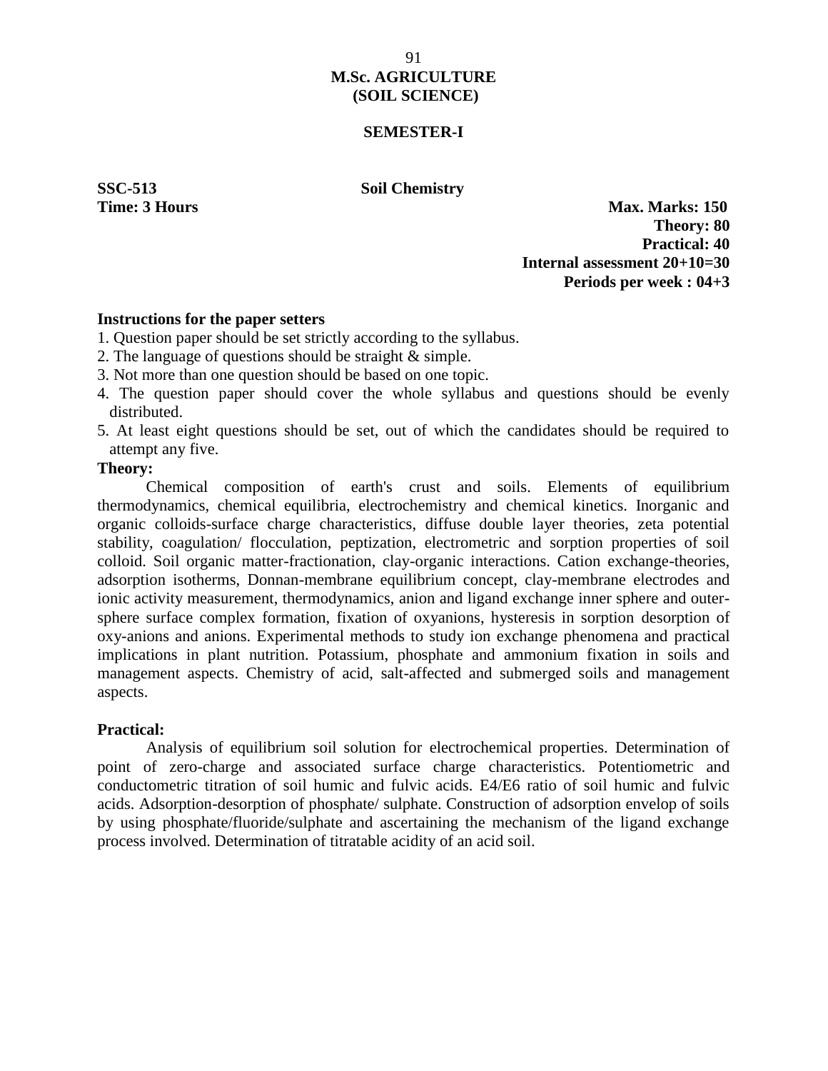# M.Sc. AGRICULTURE (SOIL SCIENCE)

## SEMESTER-I

**SSC-513** **Soil Chemistry**

**Time: 3 Hours**

**Max. Marks: 150**
**Theory: 80**
**Practical: 40**
**Internal assessment 20+10=30**
**Periods per week : 04+3**

**Instructions for the paper setters**

1. Question paper should be set strictly according to the syllabus.
2. The language of questions should be straight & simple.
3. Not more than one question should be based on one topic.
4. The question paper should cover the whole syllabus and questions should be evenly distributed.
5. At least eight questions should be set, out of which the candidates should be required to attempt any five.

**Theory:**

Chemical composition of earth's crust and soils. Elements of equilibrium thermodynamics, chemical equilibria, electrochemistry and chemical kinetics. Inorganic and organic colloids-surface charge characteristics, diffuse double layer theories, zeta potential stability, coagulation/ flocculation, peptization, electrometric and sorption properties of soil colloid. Soil organic matter-fractionation, clay-organic interactions. Cation exchange-theories, adsorption isotherms, Donnan-membrane equilibrium concept, clay-membrane electrodes and ionic activity measurement, thermodynamics, anion and ligand exchange inner sphere and outer-sphere surface complex formation, fixation of oxyanions, hysteresis in sorption desorption of oxy-anions and anions. Experimental methods to study ion exchange phenomena and practical implications in plant nutrition. Potassium, phosphate and ammonium fixation in soils and management aspects. Chemistry of acid, salt-affected and submerged soils and management aspects.

**Practical:**

Analysis of equilibrium soil solution for electrochemical properties. Determination of point of zero-charge and associated surface charge characteristics. Potentiometric and conductometric titration of soil humic and fulvic acids. E4/E6 ratio of soil humic and fulvic acids. Adsorption-desorption of phosphate/ sulphate. Construction of adsorption envelop of soils by using phosphate/fluoride/sulphate and ascertaining the mechanism of the ligand exchange process involved. Determination of titratable acidity of an acid soil.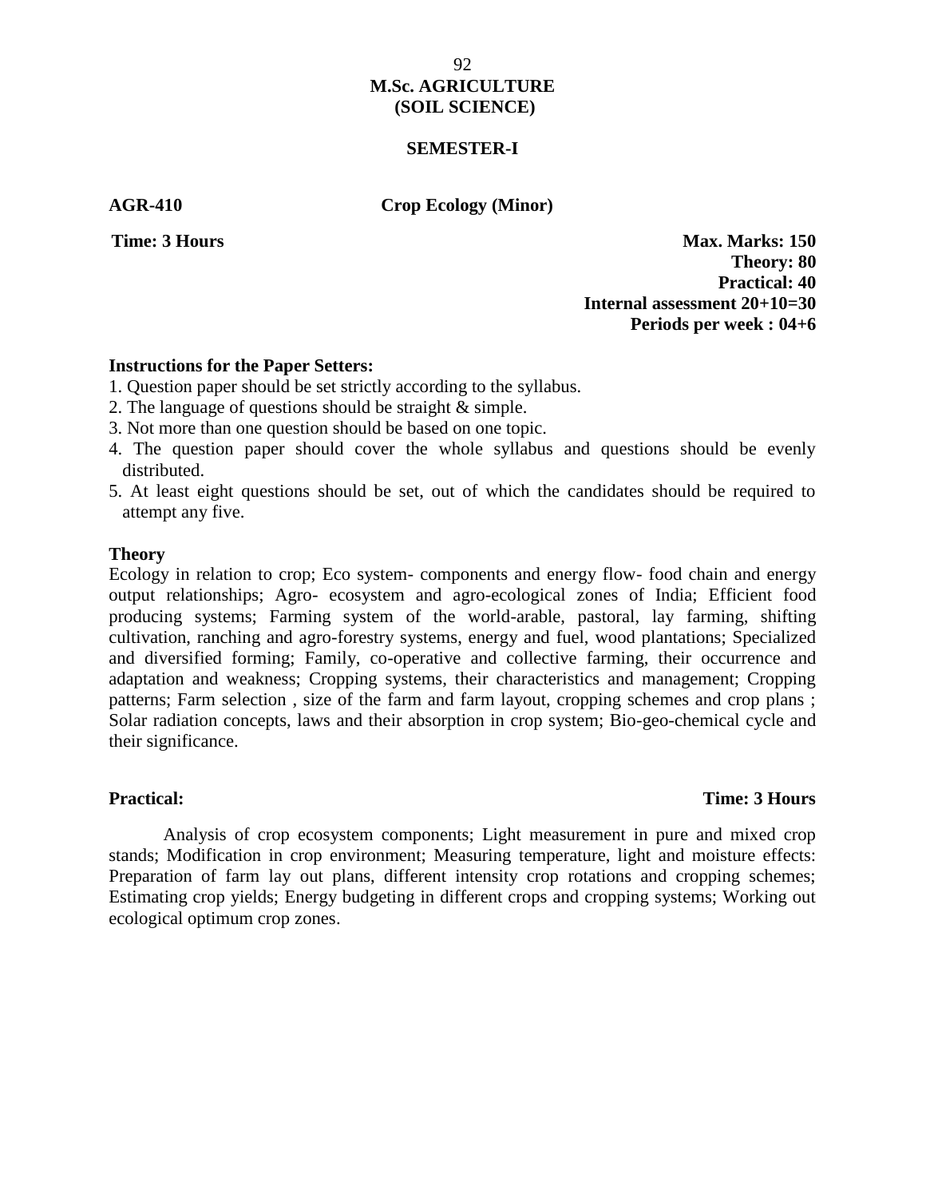# M.Sc. AGRICULTURE (SOIL SCIENCE)

## SEMESTER-I

**AGR-410** **Crop Ecology (Minor)**

**Time: 3 Hours**

**Max. Marks: 150**
**Theory: 80**
**Practical: 40**
**Internal assessment 20+10=30**
**Periods per week : 04+6**

**Instructions for the Paper Setters:**

1. Question paper should be set strictly according to the syllabus.
2. The language of questions should be straight & simple.
3. Not more than one question should be based on one topic.
4. The question paper should cover the whole syllabus and questions should be evenly distributed.
5. At least eight questions should be set, out of which the candidates should be required to attempt any five.

**Theory**

Ecology in relation to crop; Eco system- components and energy flow- food chain and energy output relationships; Agro- ecosystem and agro-ecological zones of India; Efficient food producing systems; Farming system of the world-arable, pastoral, lay farming, shifting cultivation, ranching and agro-forestry systems, energy and fuel, wood plantations; Specialized and diversified forming; Family, co-operative and collective farming, their occurrence and adaptation and weakness; Cropping systems, their characteristics and management; Cropping patterns; Farm selection , size of the farm and farm layout, cropping schemes and crop plans ; Solar radiation concepts, laws and their absorption in crop system; Bio-geo-chemical cycle and their significance.

**Practical:** **Time: 3 Hours**

Analysis of crop ecosystem components; Light measurement in pure and mixed crop stands; Modification in crop environment; Measuring temperature, light and moisture effects: Preparation of farm lay out plans, different intensity crop rotations and cropping schemes; Estimating crop yields; Energy budgeting in different crops and cropping systems; Working out ecological optimum crop zones.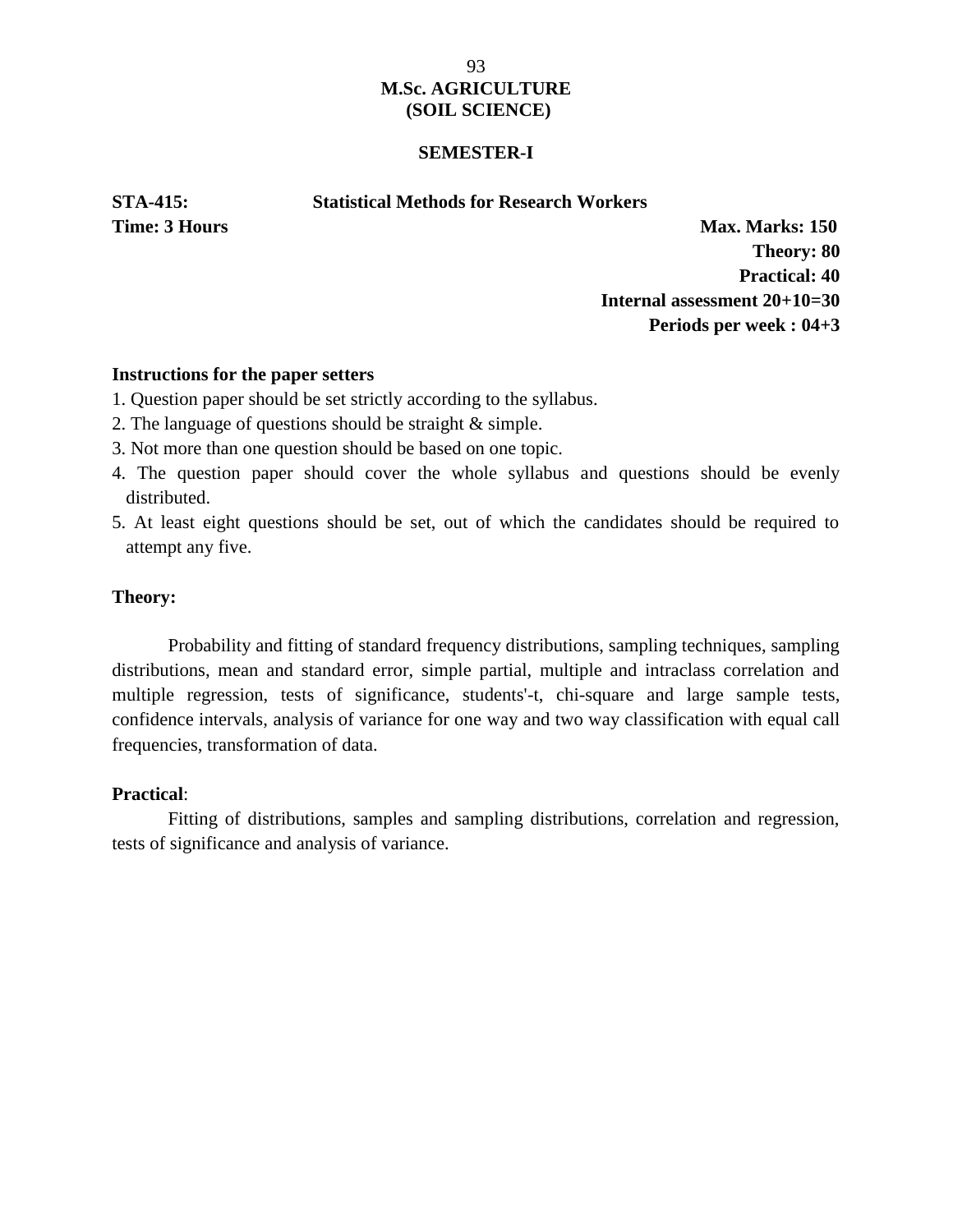# M.Sc. AGRICULTURE
# (SOIL SCIENCE)

## SEMESTER-I

**STA-415: Statistical Methods for Research Workers**

**Time: 3 Hours**

**Max. Marks: 150**
**Theory: 80**
**Practical: 40**
**Internal assessment 20+10=30**
**Periods per week : 04+3**

**Instructions for the paper setters**

1. Question paper should be set strictly according to the syllabus.
2. The language of questions should be straight & simple.
3. Not more than one question should be based on one topic.
4. The question paper should cover the whole syllabus and questions should be evenly distributed.
5. At least eight questions should be set, out of which the candidates should be required to attempt any five.

**Theory:**

Probability and fitting of standard frequency distributions, sampling techniques, sampling distributions, mean and standard error, simple partial, multiple and intraclass correlation and multiple regression, tests of significance, students'-t, chi-square and large sample tests, confidence intervals, analysis of variance for one way and two way classification with equal call frequencies, transformation of data.

**Practical**:

Fitting of distributions, samples and sampling distributions, correlation and regression, tests of significance and analysis of variance.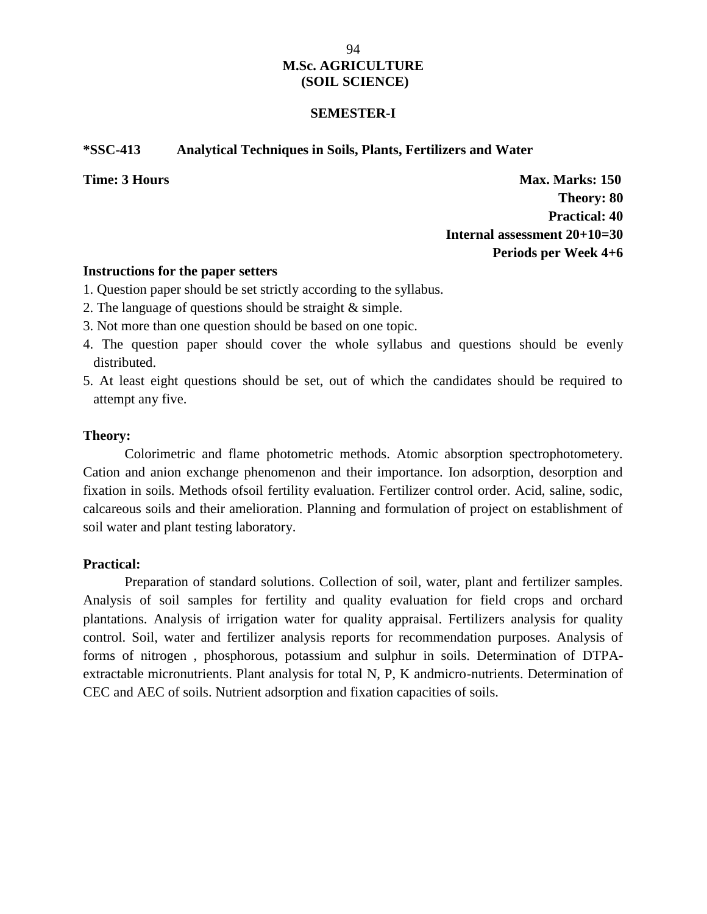# M.Sc. AGRICULTURE
# (SOIL SCIENCE)

## SEMESTER-I

**\*SSC-413 Analytical Techniques in Soils, Plants, Fertilizers and Water**

**Time: 3 Hours**

**Max. Marks: 150**
**Theory: 80**
**Practical: 40**
**Internal assessment 20+10=30**
**Periods per Week 4+6**

**Instructions for the paper setters**

1. Question paper should be set strictly according to the syllabus.
2. The language of questions should be straight & simple.
3. Not more than one question should be based on one topic.
4. The question paper should cover the whole syllabus and questions should be evenly distributed.
5. At least eight questions should be set, out of which the candidates should be required to attempt any five.

**Theory:**

Colorimetric and flame photometric methods. Atomic absorption spectrophotometery. Cation and anion exchange phenomenon and their importance. Ion adsorption, desorption and fixation in soils. Methods ofsoil fertility evaluation. Fertilizer control order. Acid, saline, sodic, calcareous soils and their amelioration. Planning and formulation of project on establishment of soil water and plant testing laboratory.

**Practical:**

Preparation of standard solutions. Collection of soil, water, plant and fertilizer samples. Analysis of soil samples for fertility and quality evaluation for field crops and orchard plantations. Analysis of irrigation water for quality appraisal. Fertilizers analysis for quality control. Soil, water and fertilizer analysis reports for recommendation purposes. Analysis of forms of nitrogen , phosphorous, potassium and sulphur in soils. Determination of DTPA-extractable micronutrients. Plant analysis for total N, P, K andmicro-nutrients. Determination of CEC and AEC of soils. Nutrient adsorption and fixation capacities of soils.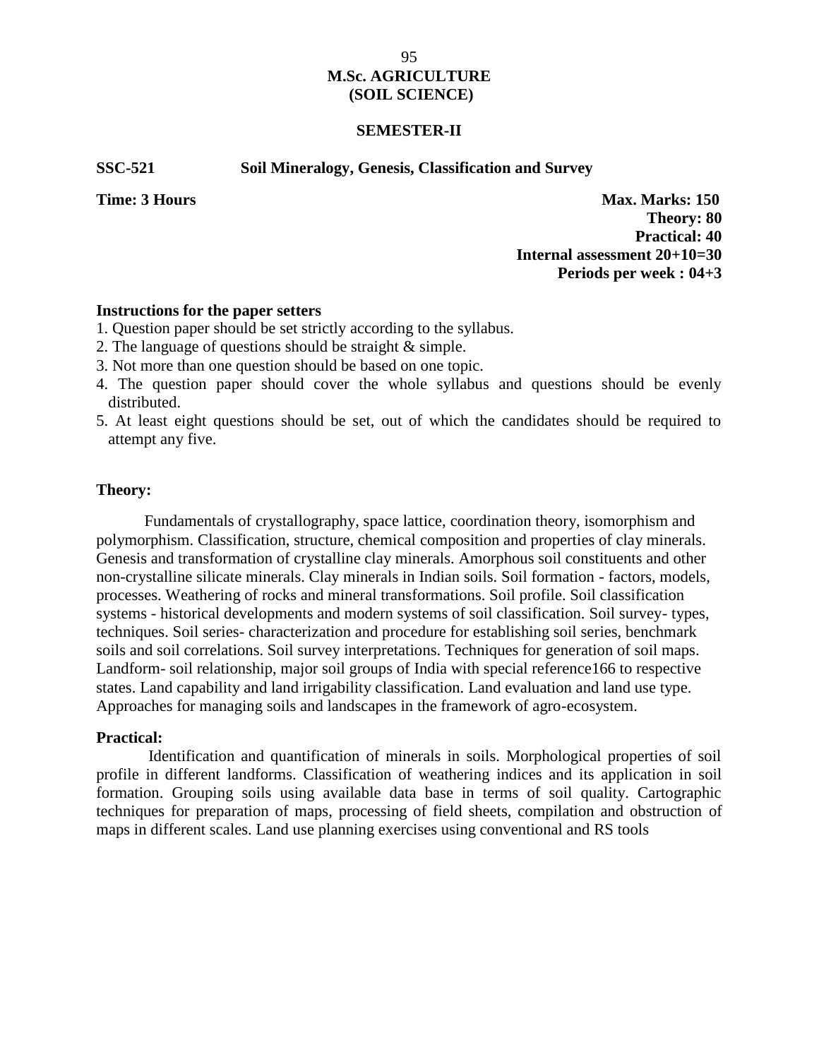# M.Sc. AGRICULTURE (SOIL SCIENCE)

## SEMESTER-II

**SSC-521 Soil Mineralogy, Genesis, Classification and Survey**

**Time: 3 Hours**

**Max. Marks: 150**
**Theory: 80**
**Practical: 40**
**Internal assessment 20+10=30**
**Periods per week : 04+3**

**Instructions for the paper setters**

1. Question paper should be set strictly according to the syllabus.
2. The language of questions should be straight & simple.
3. Not more than one question should be based on one topic.
4. The question paper should cover the whole syllabus and questions should be evenly distributed.
5. At least eight questions should be set, out of which the candidates should be required to attempt any five.

**Theory:**

Fundamentals of crystallography, space lattice, coordination theory, isomorphism and polymorphism. Classification, structure, chemical composition and properties of clay minerals. Genesis and transformation of crystalline clay minerals. Amorphous soil constituents and other non-crystalline silicate minerals. Clay minerals in Indian soils. Soil formation - factors, models, processes. Weathering of rocks and mineral transformations. Soil profile. Soil classification systems - historical developments and modern systems of soil classification. Soil survey- types, techniques. Soil series- characterization and procedure for establishing soil series, benchmark soils and soil correlations. Soil survey interpretations. Techniques for generation of soil maps. Landform- soil relationship, major soil groups of India with special reference166 to respective states. Land capability and land irrigability classification. Land evaluation and land use type. Approaches for managing soils and landscapes in the framework of agro-ecosystem.

**Practical:**

Identification and quantification of minerals in soils. Morphological properties of soil profile in different landforms. Classification of weathering indices and its application in soil formation. Grouping soils using available data base in terms of soil quality. Cartographic techniques for preparation of maps, processing of field sheets, compilation and obstruction of maps in different scales. Land use planning exercises using conventional and RS tools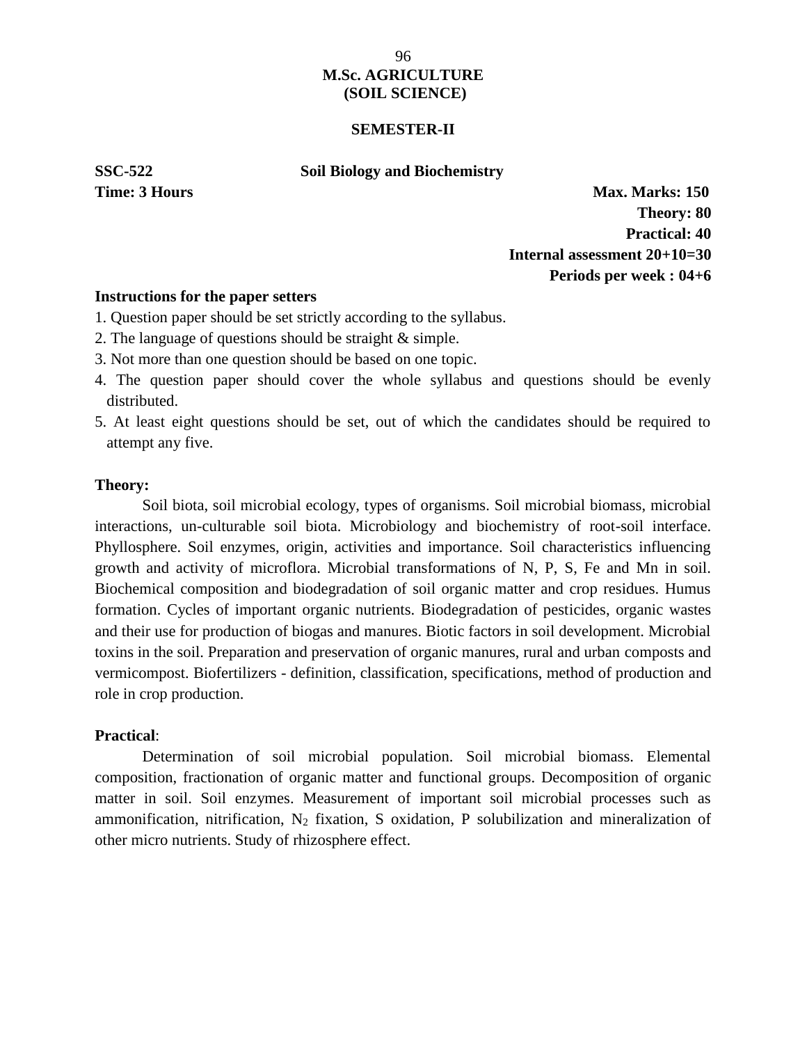# M.Sc. AGRICULTURE (SOIL SCIENCE)

## SEMESTER-II

**SSC-522** **Soil Biology and Biochemistry**

**Time: 3 Hours**

**Max. Marks: 150**
**Theory: 80**
**Practical: 40**
**Internal assessment 20+10=30**
**Periods per week : 04+6**

**Instructions for the paper setters**

1. Question paper should be set strictly according to the syllabus.
2. The language of questions should be straight & simple.
3. Not more than one question should be based on one topic.
4. The question paper should cover the whole syllabus and questions should be evenly distributed.
5. At least eight questions should be set, out of which the candidates should be required to attempt any five.

**Theory:**

Soil biota, soil microbial ecology, types of organisms. Soil microbial biomass, microbial interactions, un-culturable soil biota. Microbiology and biochemistry of root-soil interface. Phyllosphere. Soil enzymes, origin, activities and importance. Soil characteristics influencing growth and activity of microflora. Microbial transformations of N, P, S, Fe and Mn in soil. Biochemical composition and biodegradation of soil organic matter and crop residues. Humus formation. Cycles of important organic nutrients. Biodegradation of pesticides, organic wastes and their use for production of biogas and manures. Biotic factors in soil development. Microbial toxins in the soil. Preparation and preservation of organic manures, rural and urban composts and vermicompost. Biofertilizers - definition, classification, specifications, method of production and role in crop production.

**Practical**:

Determination of soil microbial population. Soil microbial biomass. Elemental composition, fractionation of organic matter and functional groups. Decomposition of organic matter in soil. Soil enzymes. Measurement of important soil microbial processes such as ammonification, nitrification, $N_2$ fixation, S oxidation, P solubilization and mineralization of other micro nutrients. Study of rhizosphere effect.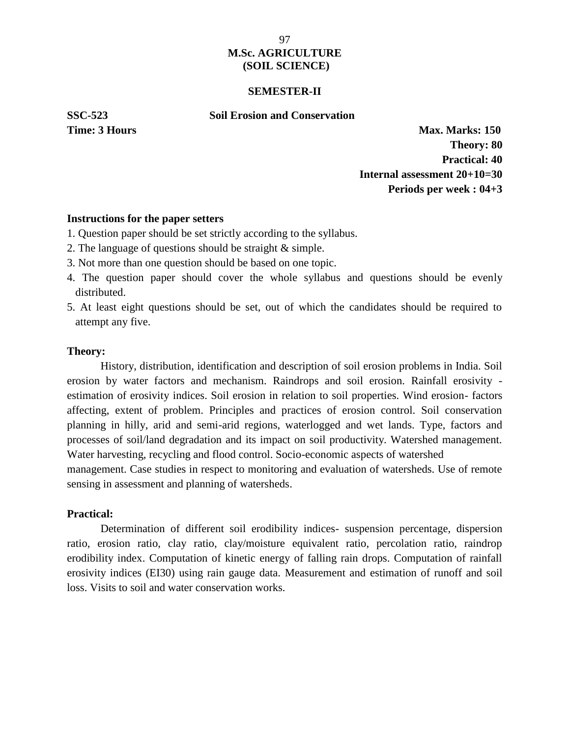# M.Sc. AGRICULTURE
# (SOIL SCIENCE)

## SEMESTER-II

**SSC-523** **Soil Erosion and Conservation**

**Time: 3 Hours**

**Max. Marks: 150**
**Theory: 80**
**Practical: 40**
**Internal assessment 20+10=30**
**Periods per week : 04+3**

**Instructions for the paper setters**

1. Question paper should be set strictly according to the syllabus.
2. The language of questions should be straight & simple.
3. Not more than one question should be based on one topic.
4. The question paper should cover the whole syllabus and questions should be evenly distributed.
5. At least eight questions should be set, out of which the candidates should be required to attempt any five.

**Theory:**

History, distribution, identification and description of soil erosion problems in India. Soil erosion by water factors and mechanism. Raindrops and soil erosion. Rainfall erosivity - estimation of erosivity indices. Soil erosion in relation to soil properties. Wind erosion- factors affecting, extent of problem. Principles and practices of erosion control. Soil conservation planning in hilly, arid and semi-arid regions, waterlogged and wet lands. Type, factors and processes of soil/land degradation and its impact on soil productivity. Watershed management. Water harvesting, recycling and flood control. Socio-economic aspects of watershed management. Case studies in respect to monitoring and evaluation of watersheds. Use of remote sensing in assessment and planning of watersheds.

**Practical:**

Determination of different soil erodibility indices- suspension percentage, dispersion ratio, erosion ratio, clay ratio, clay/moisture equivalent ratio, percolation ratio, raindrop erodibility index. Computation of kinetic energy of falling rain drops. Computation of rainfall erosivity indices ($EI_{30}$) using rain gauge data. Measurement and estimation of runoff and soil loss. Visits to soil and water conservation works.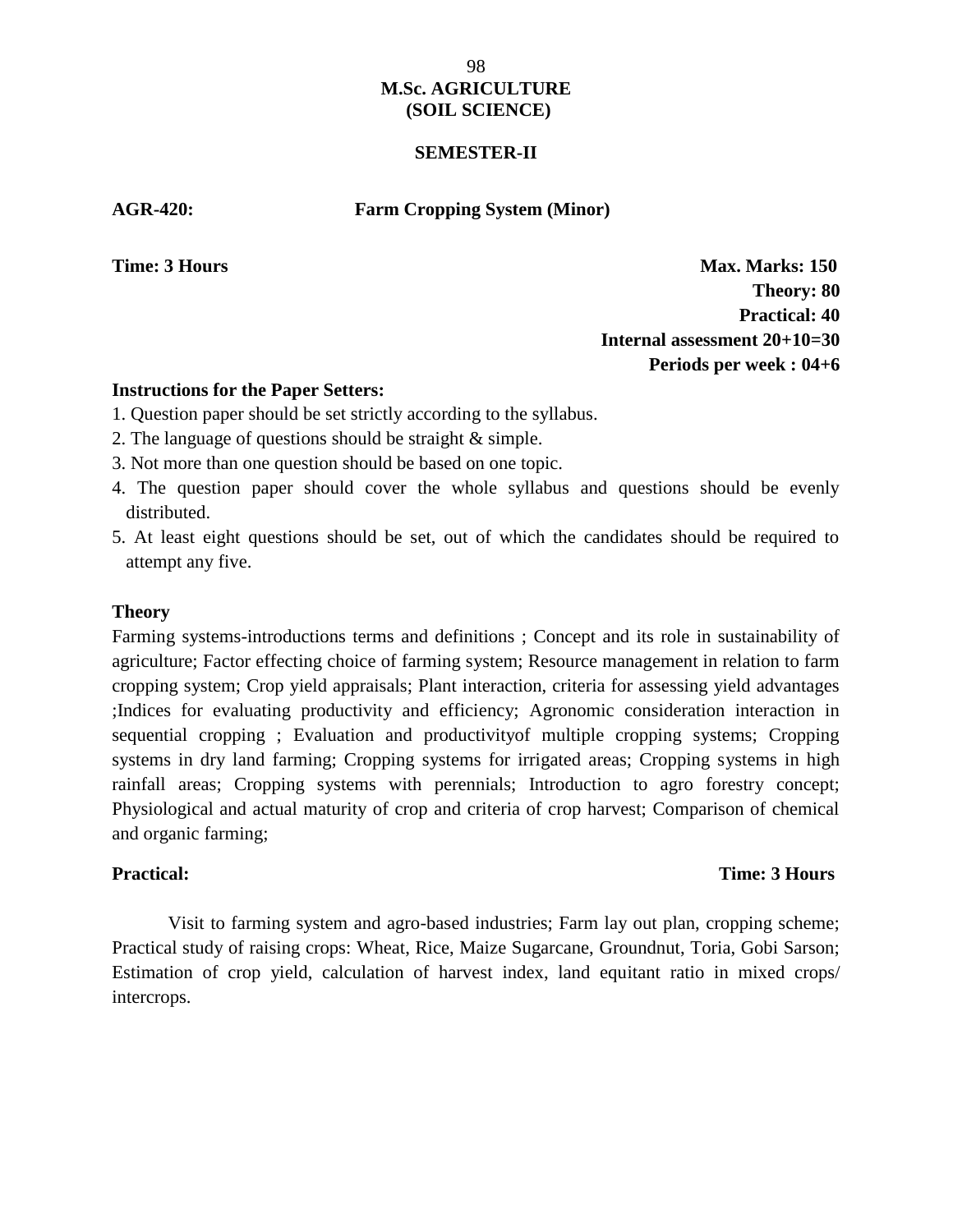# M.Sc. AGRICULTURE (SOIL SCIENCE)

## SEMESTER-II

**AGR-420: Farm Cropping System (Minor)**

**Time: 3 Hours**

**Max. Marks: 150**
**Theory: 80**
**Practical: 40**
**Internal assessment 20+10=30**
**Periods per week : 04+6**

**Instructions for the Paper Setters:**

1. Question paper should be set strictly according to the syllabus.
2. The language of questions should be straight & simple.
3. Not more than one question should be based on one topic.
4. The question paper should cover the whole syllabus and questions should be evenly distributed.
5. At least eight questions should be set, out of which the candidates should be required to attempt any five.

**Theory**

Farming systems-introductions terms and definitions ; Concept and its role in sustainability of agriculture; Factor effecting choice of farming system; Resource management in relation to farm cropping system; Crop yield appraisals; Plant interaction, criteria for assessing yield advantages ;Indices for evaluating productivity and efficiency; Agronomic consideration interaction in sequential cropping ; Evaluation and productivityof multiple cropping systems; Cropping systems in dry land farming; Cropping systems for irrigated areas; Cropping systems in high rainfall areas; Cropping systems with perennials; Introduction to agro forestry concept; Physiological and actual maturity of crop and criteria of crop harvest; Comparison of chemical and organic farming;

**Practical:** **Time: 3 Hours**

Visit to farming system and agro-based industries; Farm lay out plan, cropping scheme; Practical study of raising crops: Wheat, Rice, Maize Sugarcane, Groundnut, Toria, Gobi Sarson; Estimation of crop yield, calculation of harvest index, land equitant ratio in mixed crops/ intercrops.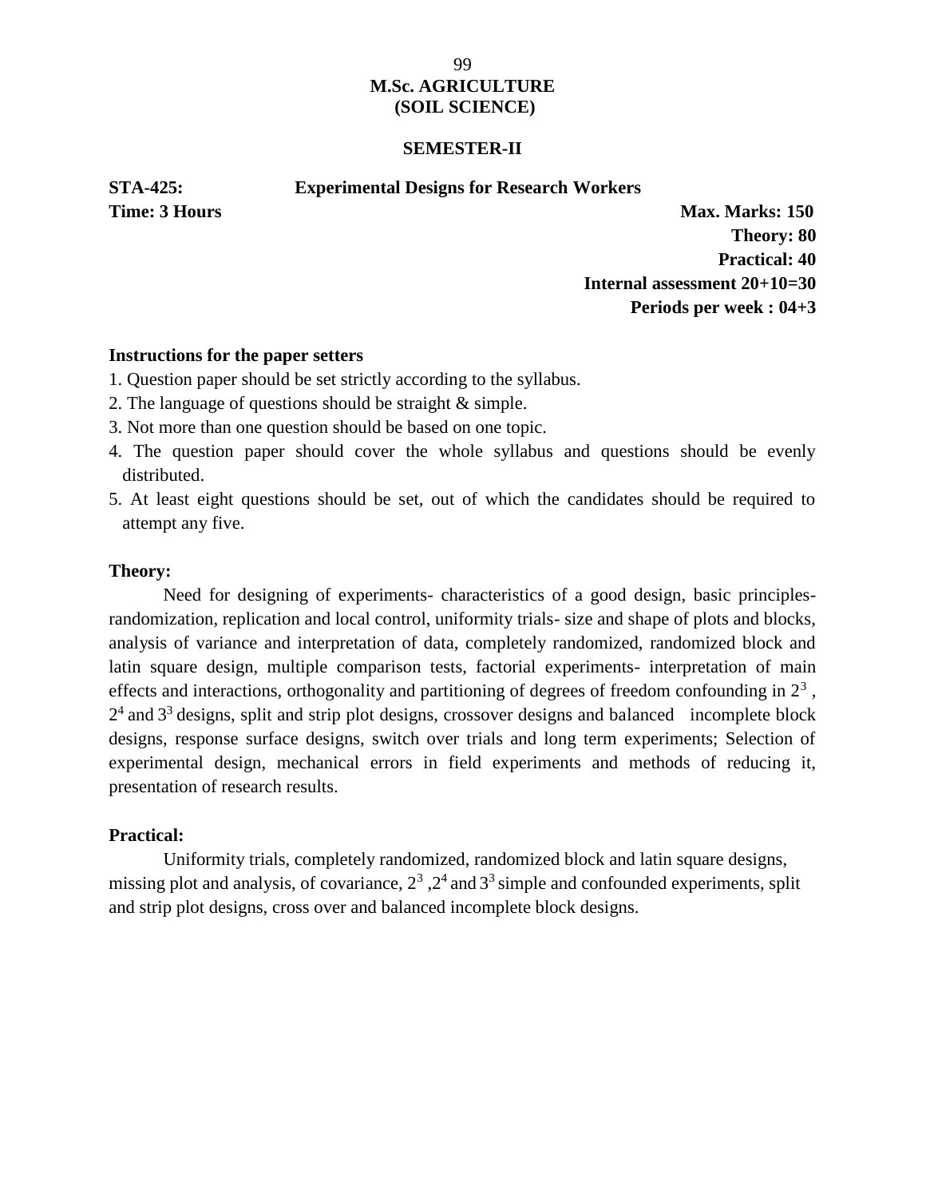# M.Sc. AGRICULTURE
# (SOIL SCIENCE)

## SEMESTER-II

**STA-425: Experimental Designs for Research Workers**

**Time: 3 Hours**

**Max. Marks: 150**
**Theory: 80**
**Practical: 40**
**Internal assessment 20+10=30**
**Periods per week : 04+3**

**Instructions for the paper setters**

1. Question paper should be set strictly according to the syllabus.
2. The language of questions should be straight & simple.
3. Not more than one question should be based on one topic.
4. The question paper should cover the whole syllabus and questions should be evenly distributed.
5. At least eight questions should be set, out of which the candidates should be required to attempt any five.

**Theory:**

Need for designing of experiments- characteristics of a good design, basic principles- randomization, replication and local control, uniformity trials- size and shape of plots and blocks, analysis of variance and interpretation of data, completely randomized, randomized block and latin square design, multiple comparison tests, factorial experiments- interpretation of main effects and interactions, orthogonality and partitioning of degrees of freedom confounding in $2^3$ , $2^4$ and $3^3$ designs, split and strip plot designs, crossover designs and balanced incomplete block designs, response surface designs, switch over trials and long term experiments; Selection of experimental design, mechanical errors in field experiments and methods of reducing it, presentation of research results.

**Practical:**

Uniformity trials, completely randomized, randomized block and latin square designs, missing plot and analysis, of covariance, $2^3$ ,$2^4$ and $3^3$ simple and confounded experiments, split and strip plot designs, cross over and balanced incomplete block designs.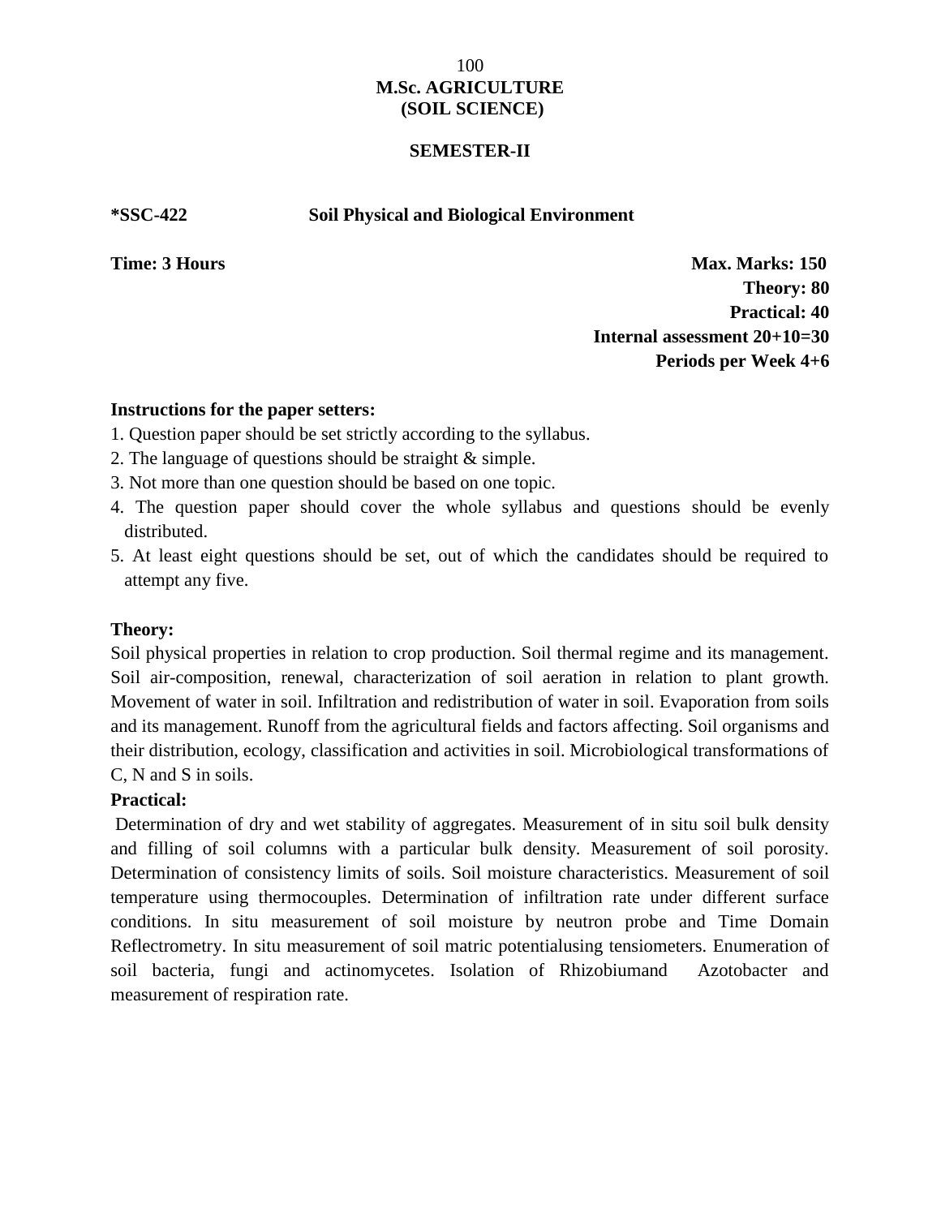# M.Sc. AGRICULTURE
# (SOIL SCIENCE)

## SEMESTER-II

**\*SSC-422 Soil Physical and Biological Environment**

**Time: 3 Hours**

**Max. Marks: 150**
**Theory: 80**
**Practical: 40**
**Internal assessment 20+10=30**
**Periods per Week 4+6**

**Instructions for the paper setters:**

1. Question paper should be set strictly according to the syllabus.
2. The language of questions should be straight & simple.
3. Not more than one question should be based on one topic.
4. The question paper should cover the whole syllabus and questions should be evenly distributed.
5. At least eight questions should be set, out of which the candidates should be required to attempt any five.

**Theory:**

Soil physical properties in relation to crop production. Soil thermal regime and its management. Soil air-composition, renewal, characterization of soil aeration in relation to plant growth. Movement of water in soil. Infiltration and redistribution of water in soil. Evaporation from soils and its management. Runoff from the agricultural fields and factors affecting. Soil organisms and their distribution, ecology, classification and activities in soil. Microbiological transformations of C, N and S in soils.

**Practical:**

Determination of dry and wet stability of aggregates. Measurement of in situ soil bulk density and filling of soil columns with a particular bulk density. Measurement of soil porosity. Determination of consistency limits of soils. Soil moisture characteristics. Measurement of soil temperature using thermocouples. Determination of infiltration rate under different surface conditions. In situ measurement of soil moisture by neutron probe and Time Domain Reflectrometry. In situ measurement of soil matric potentialusing tensiometers. Enumeration of soil bacteria, fungi and actinomycetes. Isolation of Rhizobiumand Azotobacter and measurement of respiration rate.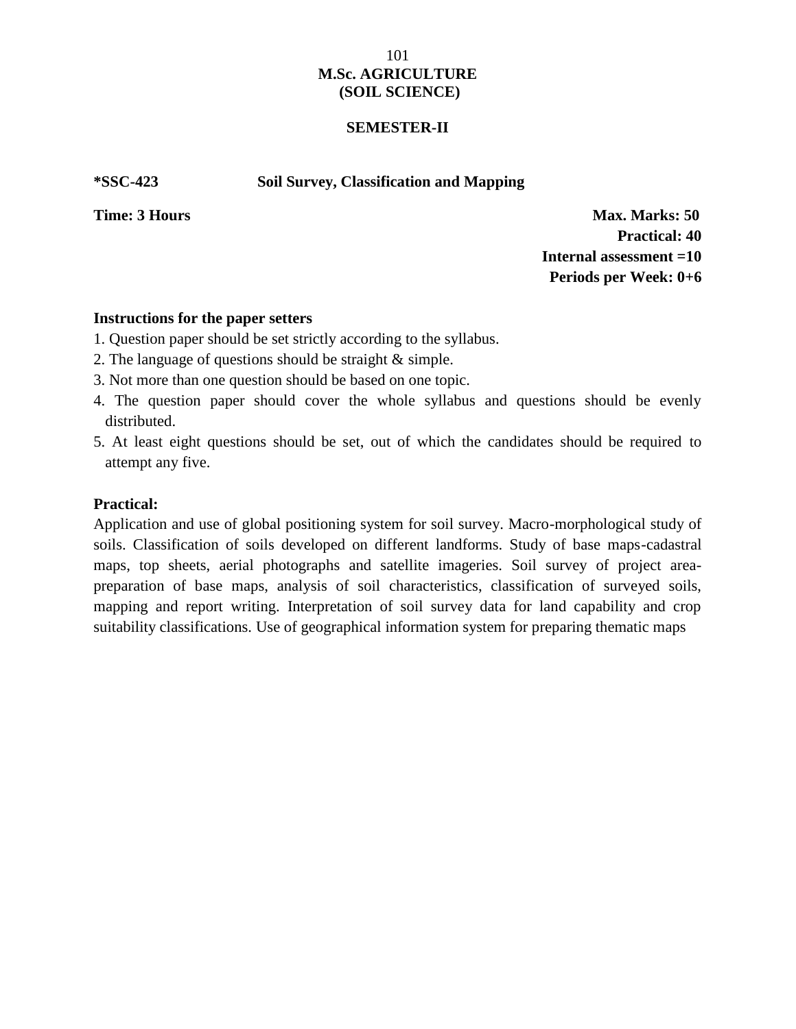# M.Sc. AGRICULTURE
# (SOIL SCIENCE)

## SEMESTER-II

**\*SSC-423 Soil Survey, Classification and Mapping**

**Time: 3 Hours**

**Max. Marks: 50**
**Practical: 40**
**Internal assessment =10**
**Periods per Week: 0+6**

**Instructions for the paper setters**

1. Question paper should be set strictly according to the syllabus.
2. The language of questions should be straight & simple.
3. Not more than one question should be based on one topic.
4. The question paper should cover the whole syllabus and questions should be evenly distributed.
5. At least eight questions should be set, out of which the candidates should be required to attempt any five.

**Practical:**

Application and use of global positioning system for soil survey. Macro-morphological study of soils. Classification of soils developed on different landforms. Study of base maps-cadastral maps, top sheets, aerial photographs and satellite imageries. Soil survey of project area-preparation of base maps, analysis of soil characteristics, classification of surveyed soils, mapping and report writing. Interpretation of soil survey data for land capability and crop suitability classifications. Use of geographical information system for preparing thematic maps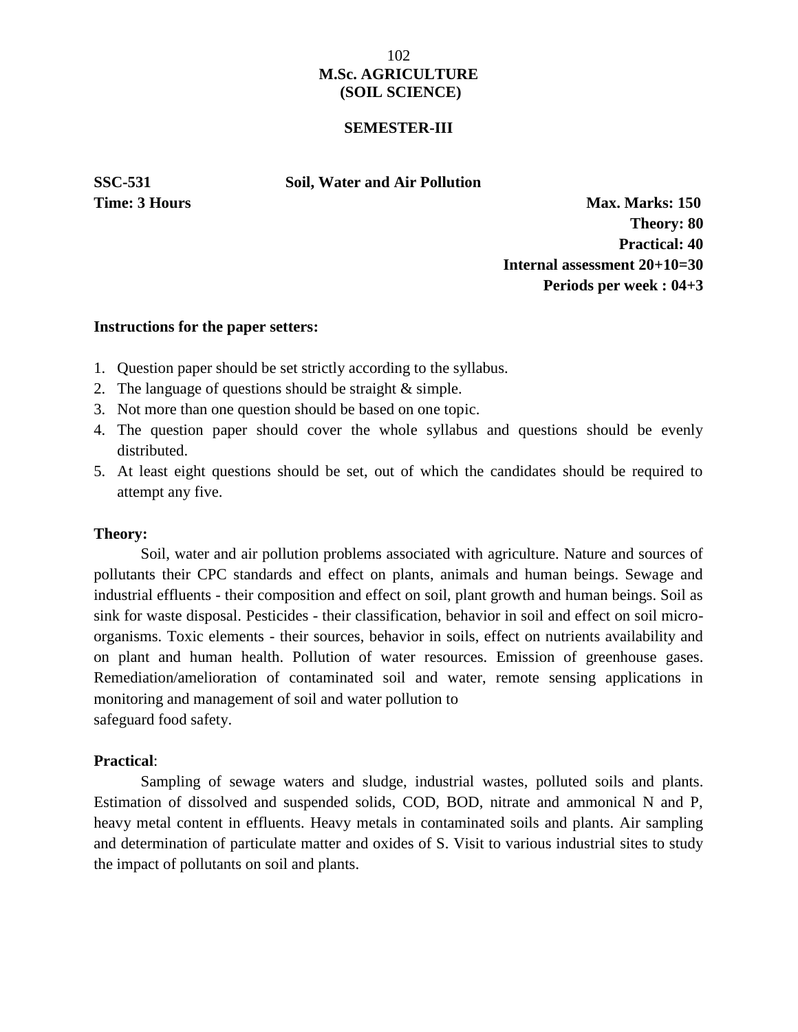# M.Sc. AGRICULTURE
# (SOIL SCIENCE)

## SEMESTER-III

**SSC-531** **Soil, Water and Air Pollution**

**Time: 3 Hours**

**Max. Marks: 150**
**Theory: 80**
**Practical: 40**
**Internal assessment 20+10=30**
**Periods per week : 04+3**

**Instructions for the paper setters:**

1. Question paper should be set strictly according to the syllabus.
2. The language of questions should be straight & simple.
3. Not more than one question should be based on one topic.
4. The question paper should cover the whole syllabus and questions should be evenly distributed.
5. At least eight questions should be set, out of which the candidates should be required to attempt any five.

**Theory:**

Soil, water and air pollution problems associated with agriculture. Nature and sources of pollutants their CPC standards and effect on plants, animals and human beings. Sewage and industrial effluents - their composition and effect on soil, plant growth and human beings. Soil as sink for waste disposal. Pesticides - their classification, behavior in soil and effect on soil micro-organisms. Toxic elements - their sources, behavior in soils, effect on nutrients availability and on plant and human health. Pollution of water resources. Emission of greenhouse gases. Remediation/amelioration of contaminated soil and water, remote sensing applications in monitoring and management of soil and water pollution to
safeguard food safety.

**Practical**:

Sampling of sewage waters and sludge, industrial wastes, polluted soils and plants. Estimation of dissolved and suspended solids, COD, BOD, nitrate and ammonical N and P, heavy metal content in effluents. Heavy metals in contaminated soils and plants. Air sampling and determination of particulate matter and oxides of S. Visit to various industrial sites to study the impact of pollutants on soil and plants.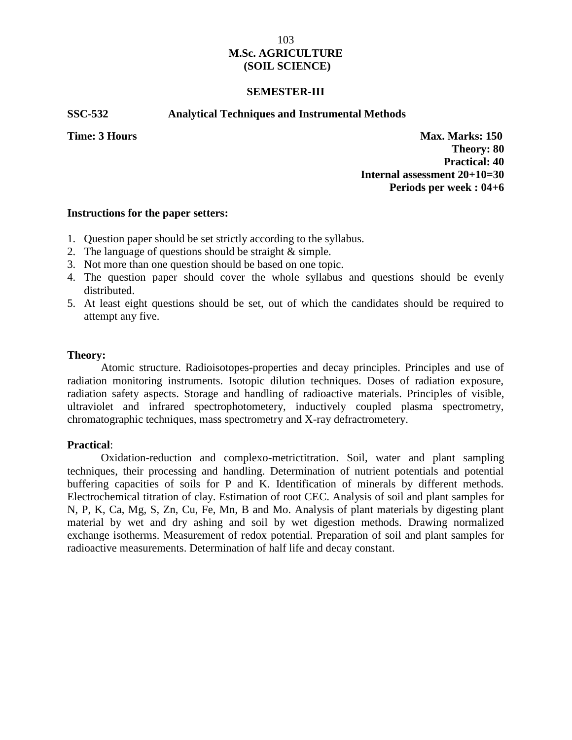**M.Sc. AGRICULTURE**
**(SOIL SCIENCE)**

**SEMESTER-III**

**SSC-532 Analytical Techniques and Instrumental Methods**

**Time: 3 Hours**

**Max. Marks: 150**
**Theory: 80**
**Practical: 40**
**Internal assessment 20+10=30**
**Periods per week : 04+6**

**Instructions for the paper setters:**

1. Question paper should be set strictly according to the syllabus.
2. The language of questions should be straight & simple.
3. Not more than one question should be based on one topic.
4. The question paper should cover the whole syllabus and questions should be evenly distributed.
5. At least eight questions should be set, out of which the candidates should be required to attempt any five.

**Theory:**

Atomic structure. Radioisotopes-properties and decay principles. Principles and use of radiation monitoring instruments. Isotopic dilution techniques. Doses of radiation exposure, radiation safety aspects. Storage and handling of radioactive materials. Principles of visible, ultraviolet and infrared spectrophotometery, inductively coupled plasma spectrometry, chromatographic techniques, mass spectrometry and X-ray defractrometery.

**Practical**:

Oxidation-reduction and complexo-metrictitration. Soil, water and plant sampling techniques, their processing and handling. Determination of nutrient potentials and potential buffering capacities of soils for P and K. Identification of minerals by different methods. Electrochemical titration of clay. Estimation of root CEC. Analysis of soil and plant samples for N, P, K, Ca, Mg, S, Zn, Cu, Fe, Mn, B and Mo. Analysis of plant materials by digesting plant material by wet and dry ashing and soil by wet digestion methods. Drawing normalized exchange isotherms. Measurement of redox potential. Preparation of soil and plant samples for radioactive measurements. Determination of half life and decay constant.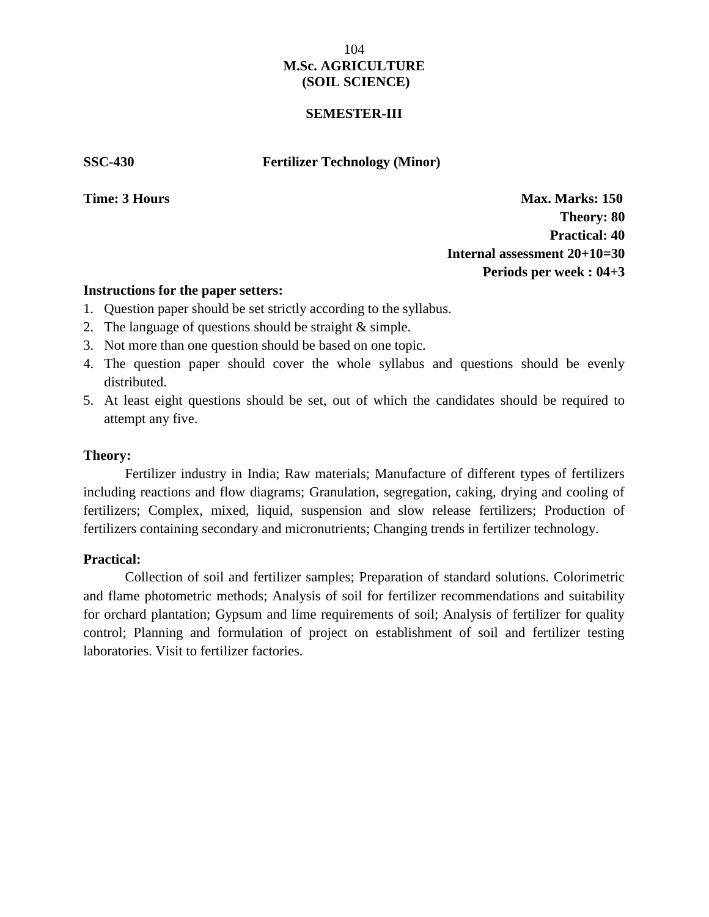# M.Sc. AGRICULTURE
## (SOIL SCIENCE)

### SEMESTER-III

**SSC-430 Fertilizer Technology (Minor)**

**Time: 3 Hours** **Max. Marks: 150**

**Theory: 80**

**Practical: 40**

**Internal assessment 20+10=30**

**Periods per week : 04+3**

**Instructions for the paper setters:**

1. Question paper should be set strictly according to the syllabus.
2. The language of questions should be straight & simple.
3. Not more than one question should be based on one topic.
4. The question paper should cover the whole syllabus and questions should be evenly distributed.
5. At least eight questions should be set, out of which the candidates should be required to attempt any five.

**Theory:**

Fertilizer industry in India; Raw materials; Manufacture of different types of fertilizers including reactions and flow diagrams; Granulation, segregation, caking, drying and cooling of fertilizers; Complex, mixed, liquid, suspension and slow release fertilizers; Production of fertilizers containing secondary and micronutrients; Changing trends in fertilizer technology.

**Practical:**

Collection of soil and fertilizer samples; Preparation of standard solutions. Colorimetric and flame photometric methods; Analysis of soil for fertilizer recommendations and suitability for orchard plantation; Gypsum and lime requirements of soil; Analysis of fertilizer for quality control; Planning and formulation of project on establishment of soil and fertilizer testing laboratories. Visit to fertilizer factories.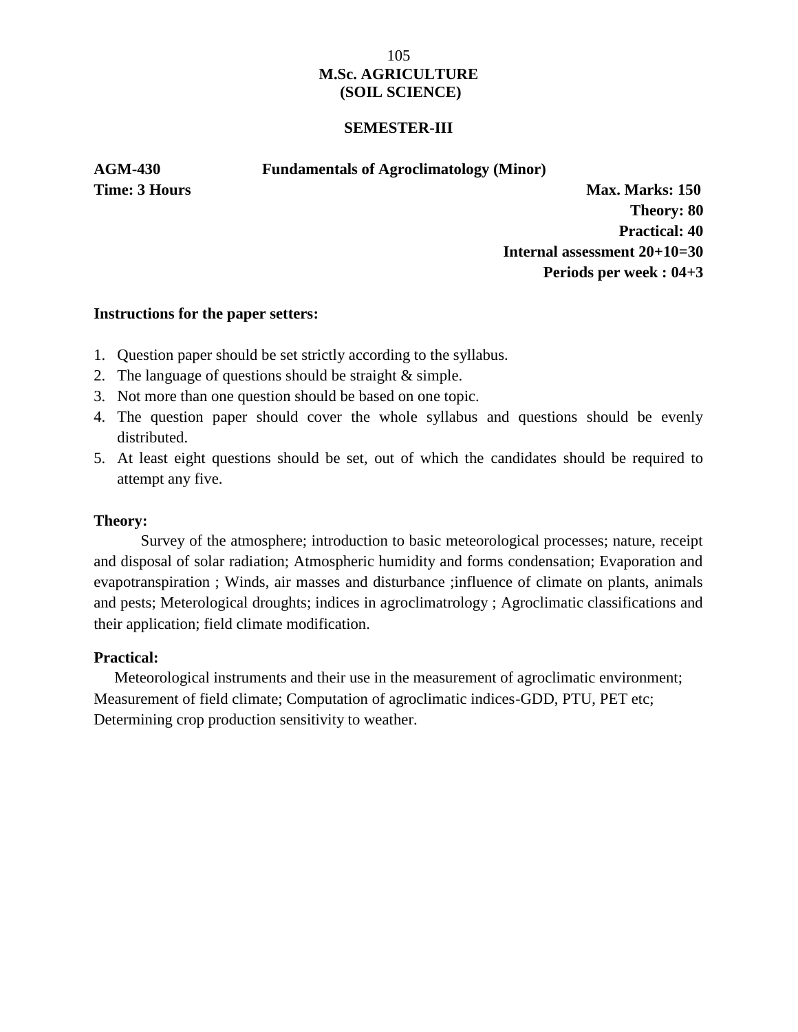# M.Sc. AGRICULTURE
# (SOIL SCIENCE)

## SEMESTER-III

**AGM-430 Fundamentals of Agroclimatology (Minor)**

**Time: 3 Hours** **Max. Marks: 150**

**Theory: 80**

**Practical: 40**

**Internal assessment 20+10=30**

**Periods per week : 04+3**

**Instructions for the paper setters:**

1. Question paper should be set strictly according to the syllabus.
2. The language of questions should be straight & simple.
3. Not more than one question should be based on one topic.
4. The question paper should cover the whole syllabus and questions should be evenly distributed.
5. At least eight questions should be set, out of which the candidates should be required to attempt any five.

**Theory:**

Survey of the atmosphere; introduction to basic meteorological processes; nature, receipt and disposal of solar radiation; Atmospheric humidity and forms condensation; Evaporation and evapotranspiration ; Winds, air masses and disturbance ;influence of climate on plants, animals and pests; Meterological droughts; indices in agroclimatrology ; Agroclimatic classifications and their application; field climate modification.

**Practical:**

Meteorological instruments and their use in the measurement of agroclimatic environment; Measurement of field climate; Computation of agroclimatic indices-GDD, PTU, PET etc; Determining crop production sensitivity to weather.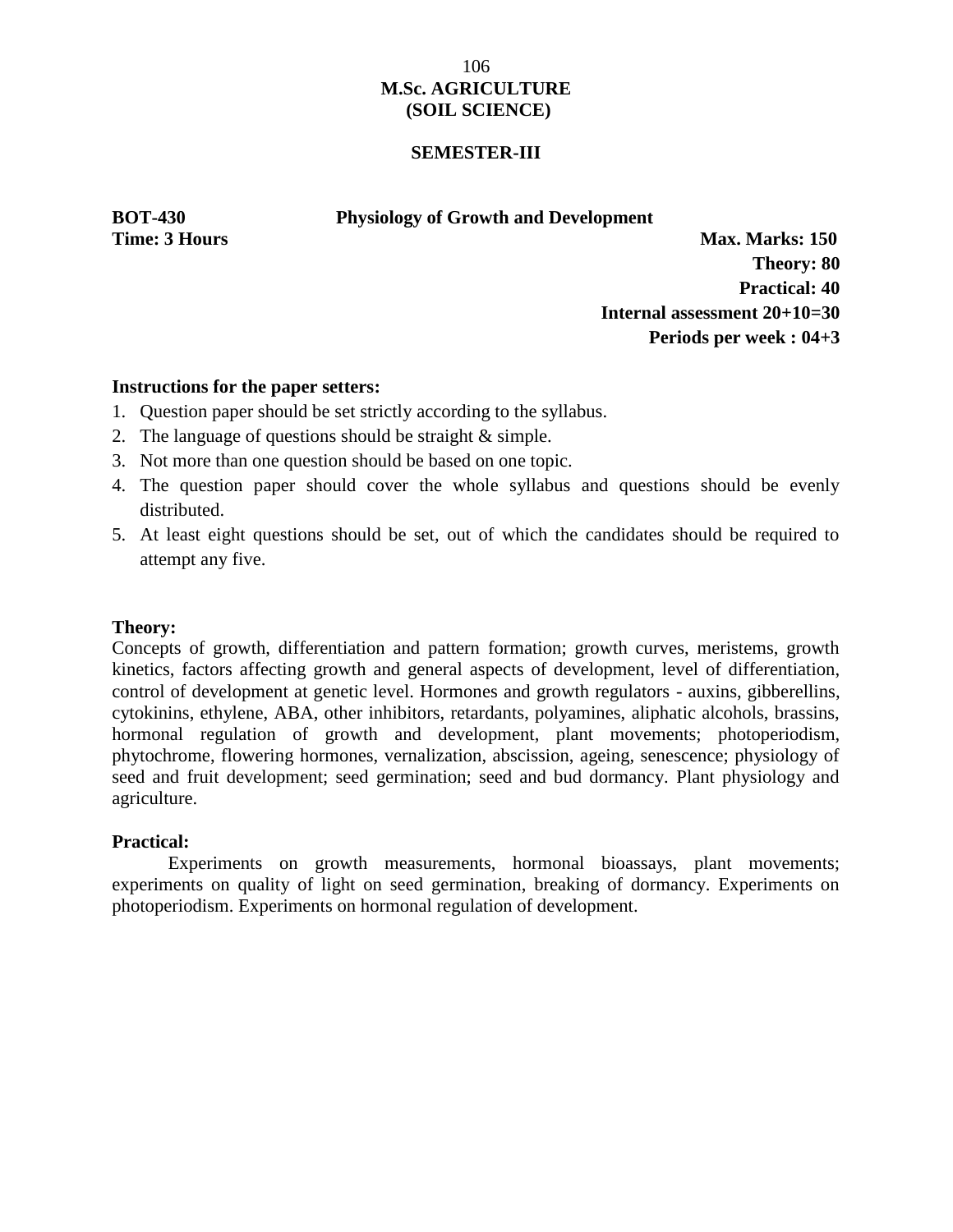# M.Sc. AGRICULTURE
# (SOIL SCIENCE)

## SEMESTER-III

**BOT-430** **Physiology of Growth and Development**

**Time: 3 Hours**

**Max. Marks: 150**
**Theory: 80**
**Practical: 40**
**Internal assessment 20+10=30**
**Periods per week : 04+3**

**Instructions for the paper setters:**

1. Question paper should be set strictly according to the syllabus.
2. The language of questions should be straight & simple.
3. Not more than one question should be based on one topic.
4. The question paper should cover the whole syllabus and questions should be evenly distributed.
5. At least eight questions should be set, out of which the candidates should be required to attempt any five.

**Theory:**

Concepts of growth, differentiation and pattern formation; growth curves, meristems, growth kinetics, factors affecting growth and general aspects of development, level of differentiation, control of development at genetic level. Hormones and growth regulators - auxins, gibberellins, cytokinins, ethylene, ABA, other inhibitors, retardants, polyamines, aliphatic alcohols, brassins, hormonal regulation of growth and development, plant movements; photoperiodism, phytochrome, flowering hormones, vernalization, abscission, ageing, senescence; physiology of seed and fruit development; seed germination; seed and bud dormancy. Plant physiology and agriculture.

**Practical:**

Experiments on growth measurements, hormonal bioassays, plant movements; experiments on quality of light on seed germination, breaking of dormancy. Experiments on photoperiodism. Experiments on hormonal regulation of development.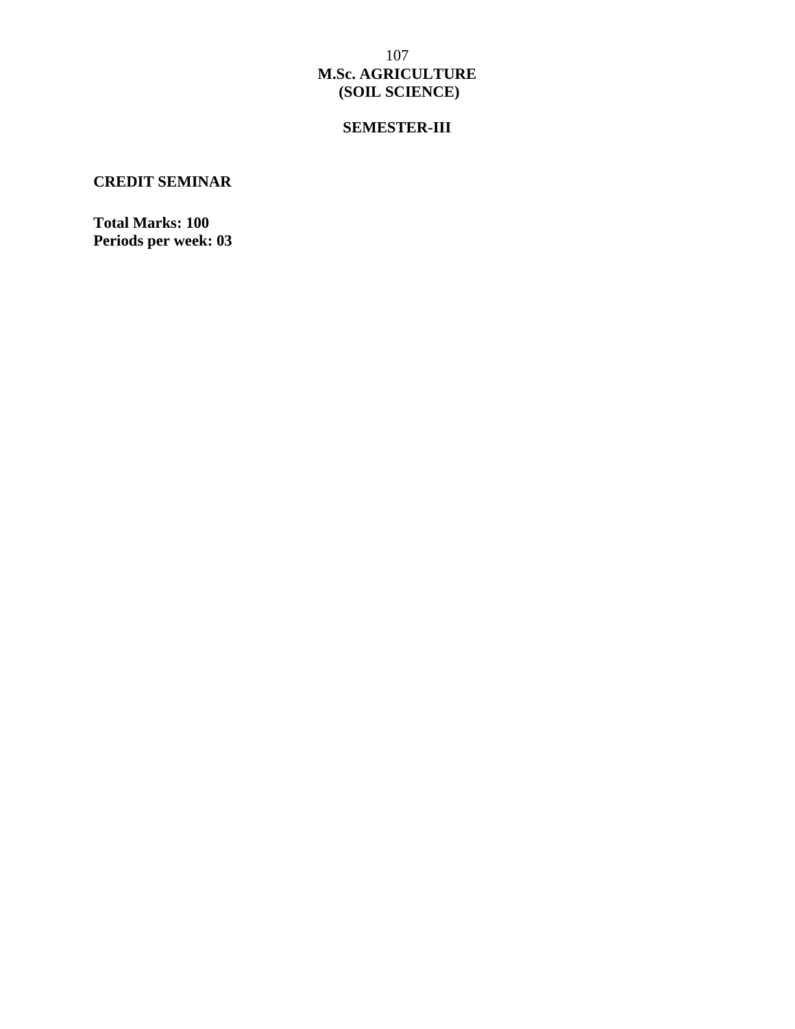# M.Sc. AGRICULTURE
## (SOIL SCIENCE)

## SEMESTER-III

**CREDIT SEMINAR**

**Total Marks: 100**
**Periods per week: 03**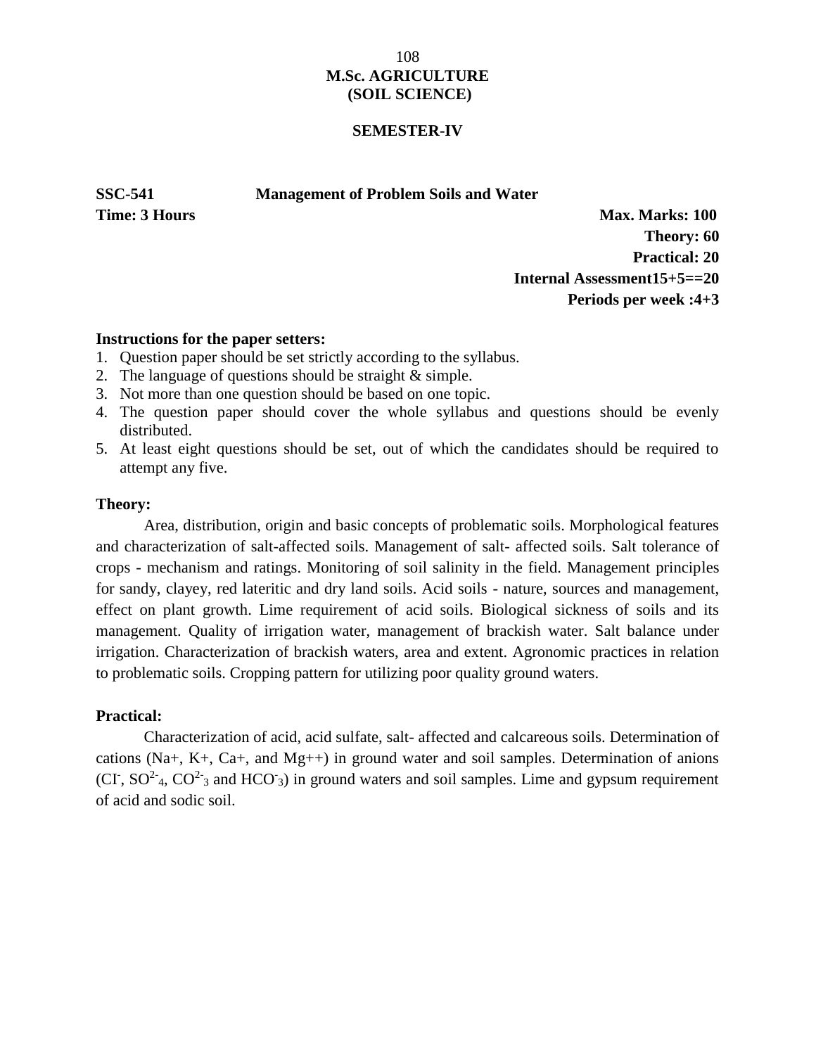# M.Sc. AGRICULTURE
# (SOIL SCIENCE)

## SEMESTER-IV

**SSC-541 Management of Problem Soils and Water**

**Time: 3 Hours**

**Max. Marks: 100**
**Theory: 60**
**Practical: 20**
**Internal Assessment15+5==20**
**Periods per week :4+3**

**Instructions for the paper setters:**

1. Question paper should be set strictly according to the syllabus.
2. The language of questions should be straight & simple.
3. Not more than one question should be based on one topic.
4. The question paper should cover the whole syllabus and questions should be evenly distributed.
5. At least eight questions should be set, out of which the candidates should be required to attempt any five.

**Theory:**

Area, distribution, origin and basic concepts of problematic soils. Morphological features and characterization of salt-affected soils. Management of salt- affected soils. Salt tolerance of crops - mechanism and ratings. Monitoring of soil salinity in the field. Management principles for sandy, clayey, red lateritic and dry land soils. Acid soils - nature, sources and management, effect on plant growth. Lime requirement of acid soils. Biological sickness of soils and its management. Quality of irrigation water, management of brackish water. Salt balance under irrigation. Characterization of brackish waters, area and extent. Agronomic practices in relation to problematic soils. Cropping pattern for utilizing poor quality ground waters.

**Practical:**

Characterization of acid, acid sulfate, salt- affected and calcareous soils. Determination of cations ($Na^+$, $K^+$, $Ca^+$, and $Mg^{++}$) in ground water and soil samples. Determination of anions ($Cl^-$, $SO^{2-}_4$, $CO^{2-}_3$ and $HCO^-_3$) in ground waters and soil samples. Lime and gypsum requirement of acid and sodic soil.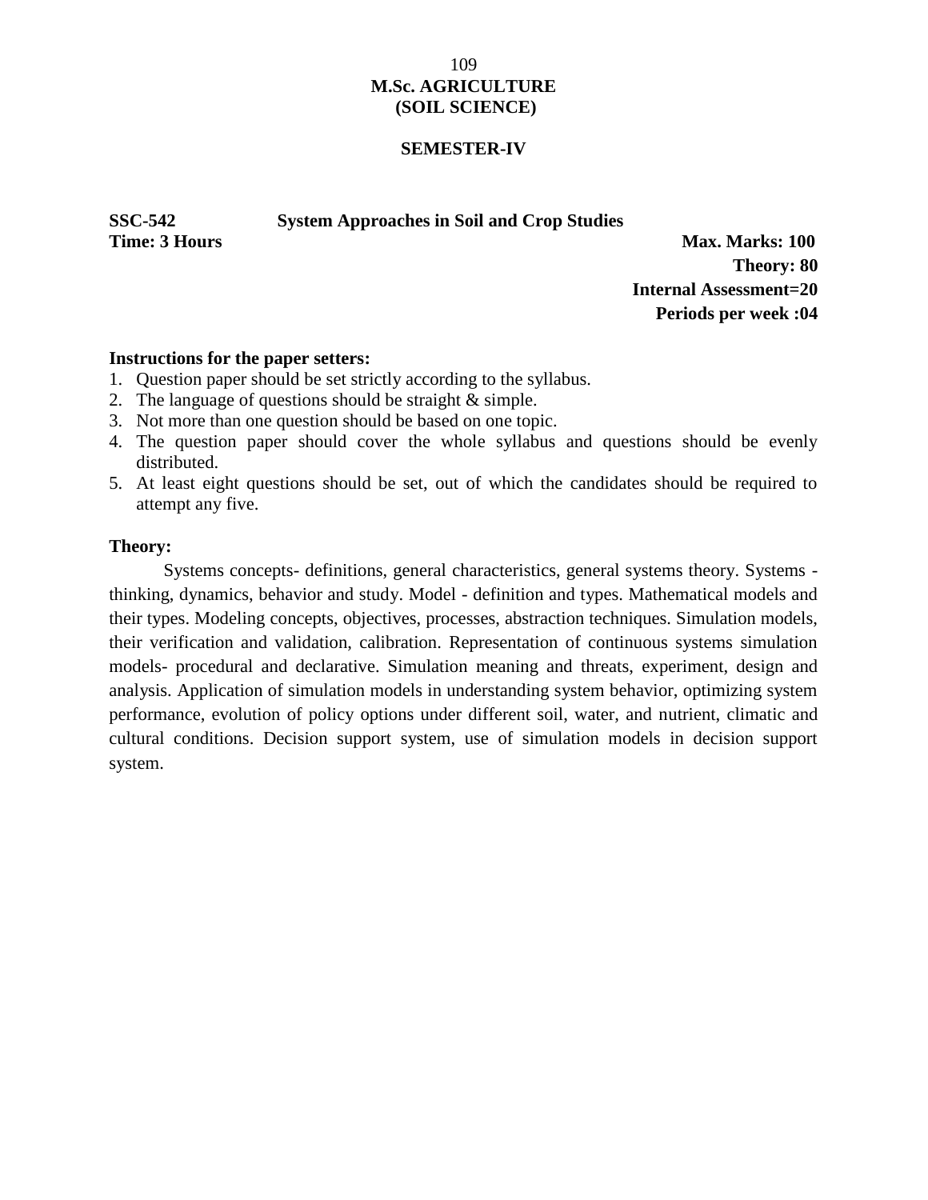# M.Sc. AGRICULTURE
# (SOIL SCIENCE)

## SEMESTER-IV

**SSC-542 System Approaches in Soil and Crop Studies**

**Time: 3 Hours**

**Max. Marks: 100**
**Theory: 80**
**Internal Assessment=20**
**Periods per week :04**

**Instructions for the paper setters:**

1. Question paper should be set strictly according to the syllabus.
2. The language of questions should be straight & simple.
3. Not more than one question should be based on one topic.
4. The question paper should cover the whole syllabus and questions should be evenly distributed.
5. At least eight questions should be set, out of which the candidates should be required to attempt any five.

**Theory:**

Systems concepts- definitions, general characteristics, general systems theory. Systems -thinking, dynamics, behavior and study. Model - definition and types. Mathematical models and their types. Modeling concepts, objectives, processes, abstraction techniques. Simulation models, their verification and validation, calibration. Representation of continuous systems simulation models- procedural and declarative. Simulation meaning and threats, experiment, design and analysis. Application of simulation models in understanding system behavior, optimizing system performance, evolution of policy options under different soil, water, and nutrient, climatic and cultural conditions. Decision support system, use of simulation models in decision support system.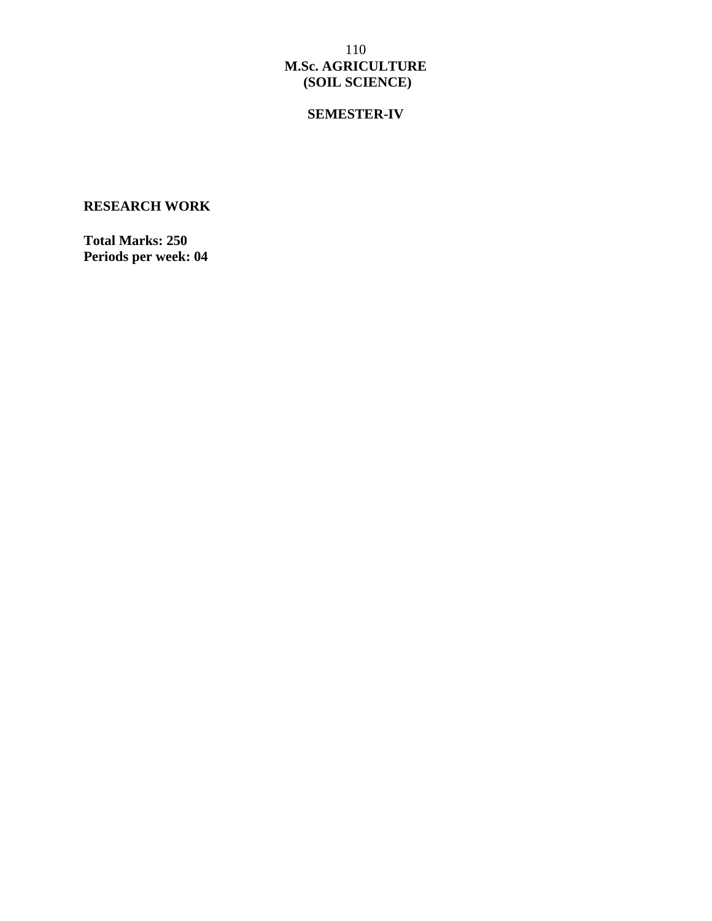# M.Sc. AGRICULTURE
# (SOIL SCIENCE)

## SEMESTER-IV

### RESEARCH WORK

**Total Marks: 250**
**Periods per week: 04**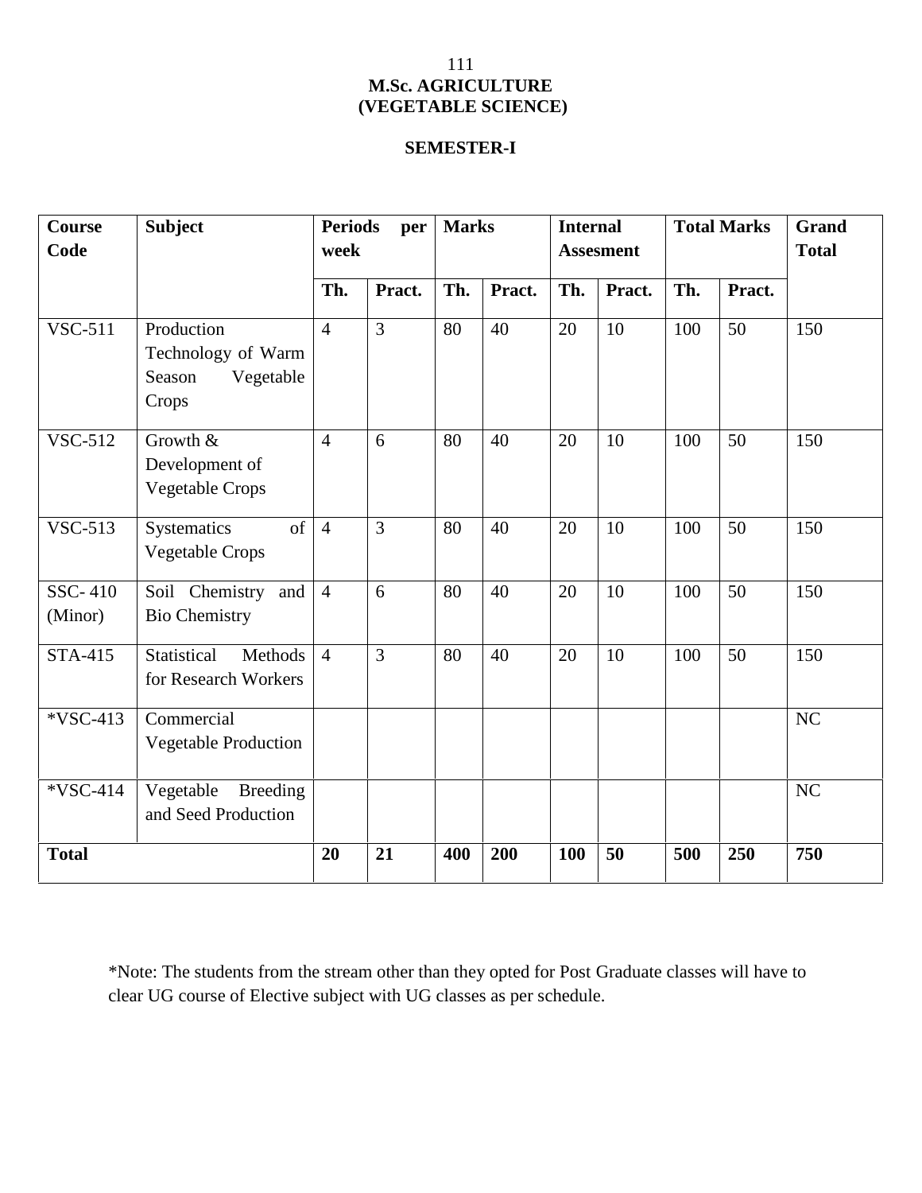# M.Sc. AGRICULTURE
## (VEGETABLE SCIENCE)

### SEMESTER-I

| Course Code | Subject | Periods per week | | Marks | | Internal Assesment | | Total Marks | | Grand Total |
|---|---|---|---|---|---|---|---|---|---|---|
| | | Th. | Pract. | Th. | Pract. | Th. | Pract. | Th. | Pract. | |
| VSC-511 | Production Technology of Warm Season Vegetable Crops | 4 | 3 | 80 | 40 | 20 | 10 | 100 | 50 | 150 |
| VSC-512 | Growth & Development of Vegetable Crops | 4 | 6 | 80 | 40 | 20 | 10 | 100 | 50 | 150 |
| VSC-513 | Systematics of Vegetable Crops | 4 | 3 | 80 | 40 | 20 | 10 | 100 | 50 | 150 |
| SSC- 410 (Minor) | Soil Chemistry and Bio Chemistry | 4 | 6 | 80 | 40 | 20 | 10 | 100 | 50 | 150 |
| STA-415 | Statistical Methods for Research Workers | 4 | 3 | 80 | 40 | 20 | 10 | 100 | 50 | 150 |
| *VSC-413 | Commercial Vegetable Production | | | | | | | | | NC |
| *VSC-414 | Vegetable Breeding and Seed Production | | | | | | | | | NC |
| **Total** | | **20** | **21** | **400** | **200** | **100** | **50** | **500** | **250** | **750** |

*Note: The students from the stream other than they opted for Post Graduate classes will have to clear UG course of Elective subject with UG classes as per schedule.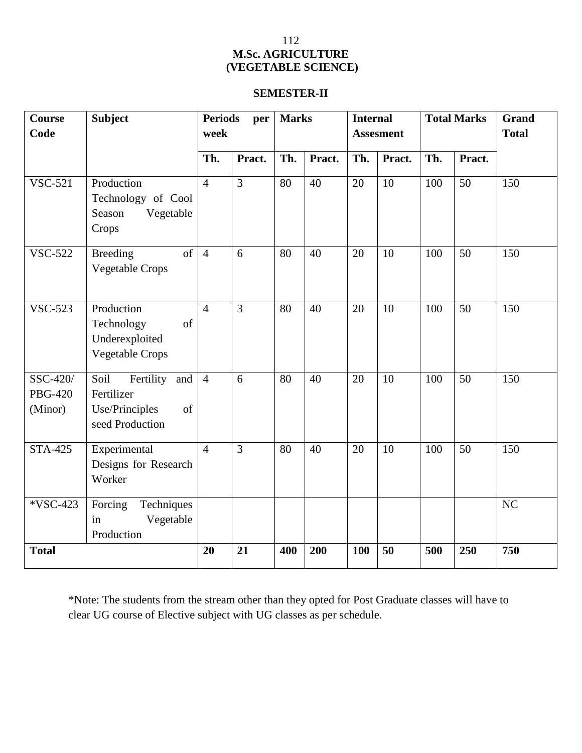# M.Sc. AGRICULTURE (VEGETABLE SCIENCE)

## SEMESTER-II

| Course Code | Subject | Periods per week | | Marks | | Internal Assesment | | Total Marks | | Grand Total |
|---|---|---|---|---|---|---|---|---|---|---|
| | | Th. | Pract. | Th. | Pract. | Th. | Pract. | Th. | Pract. | |
| VSC-521 | Production Technology of Cool Season Vegetable Crops | 4 | 3 | 80 | 40 | 20 | 10 | 100 | 50 | 150 |
| VSC-522 | Breeding of Vegetable Crops | 4 | 6 | 80 | 40 | 20 | 10 | 100 | 50 | 150 |
| VSC-523 | Production Technology of Underexploited Vegetable Crops | 4 | 3 | 80 | 40 | 20 | 10 | 100 | 50 | 150 |
| SSC-420/ PBG-420 (Minor) | Soil Fertility and Fertilizer Use/Principles of seed Production | 4 | 6 | 80 | 40 | 20 | 10 | 100 | 50 | 150 |
| STA-425 | Experimental Designs for Research Worker | 4 | 3 | 80 | 40 | 20 | 10 | 100 | 50 | 150 |
| *VSC-423 | Forcing Techniques in Vegetable Production | | | | | | | | | NC |
| **Total** | | **20** | **21** | **400** | **200** | **100** | **50** | **500** | **250** | **750** |

*Note: The students from the stream other than they opted for Post Graduate classes will have to clear UG course of Elective subject with UG classes as per schedule.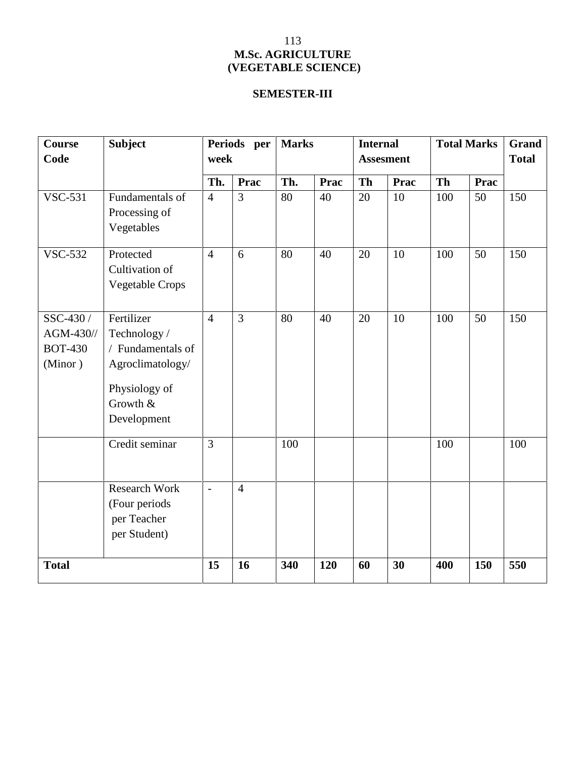# M.Sc. AGRICULTURE
# (VEGETABLE SCIENCE)

## SEMESTER-III

| Course Code | Subject | Periods per week | | Marks | | Internal Assesment | | Total Marks | | Grand Total |
|---|---|---|---|---|---|---|---|---|---|---|
| | | Th. | Prac | Th. | Prac | Th | Prac | Th | Prac | |
| VSC-531 | Fundamentals of Processing of Vegetables | 4 | 3 | 80 | 40 | 20 | 10 | 100 | 50 | 150 |
| VSC-532 | Protected Cultivation of Vegetable Crops | 4 | 6 | 80 | 40 | 20 | 10 | 100 | 50 | 150 |
| SSC-430 / AGM-430// BOT-430 (Minor ) | Fertilizer Technology / / Fundamentals of Agroclimatology/ Physiology of Growth & Development | 4 | 3 | 80 | 40 | 20 | 10 | 100 | 50 | 150 |
| | Credit seminar | 3 | | 100 | | | | 100 | | 100 |
| | Research Work (Four periods per Teacher per Student) | - | 4 | | | | | | | |
| **Total** | | **15** | **16** | **340** | **120** | **60** | **30** | **400** | **150** | **550** |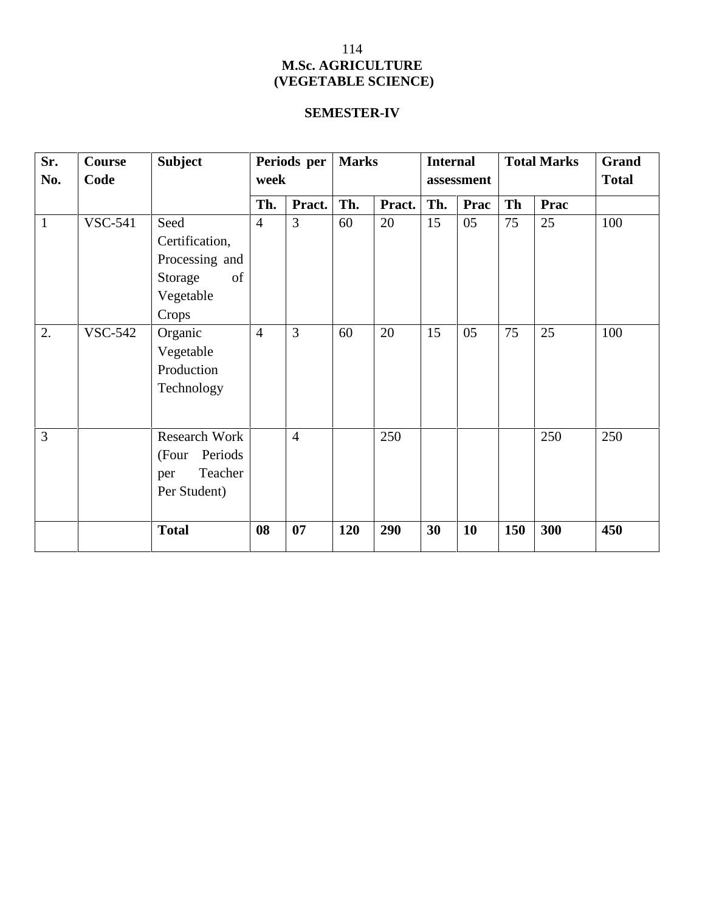# M.Sc. AGRICULTURE (VEGETABLE SCIENCE)

## SEMESTER-IV

| Sr. No. | Course Code | Subject | Periods per week | | Marks | | Internal assessment | | Total Marks | | Grand Total |
|---|---|---|---|---|---|---|---|---|---|---|---|
| | | | Th. | Pract. | Th. | Pract. | Th. | Prac | Th | Prac | |
| 1 | VSC-541 | Seed Certification, Processing and Storage of Vegetable Crops | 4 | 3 | 60 | 20 | 15 | 05 | 75 | 25 | 100 |
| 2. | VSC-542 | Organic Vegetable Production Technology | 4 | 3 | 60 | 20 | 15 | 05 | 75 | 25 | 100 |
| 3 | | Research Work (Four Periods per Teacher Per Student) | | 4 | | 250 | | | | 250 | 250 |
| | | **Total** | **08** | **07** | **120** | **290** | **30** | **10** | **150** | **300** | **450** |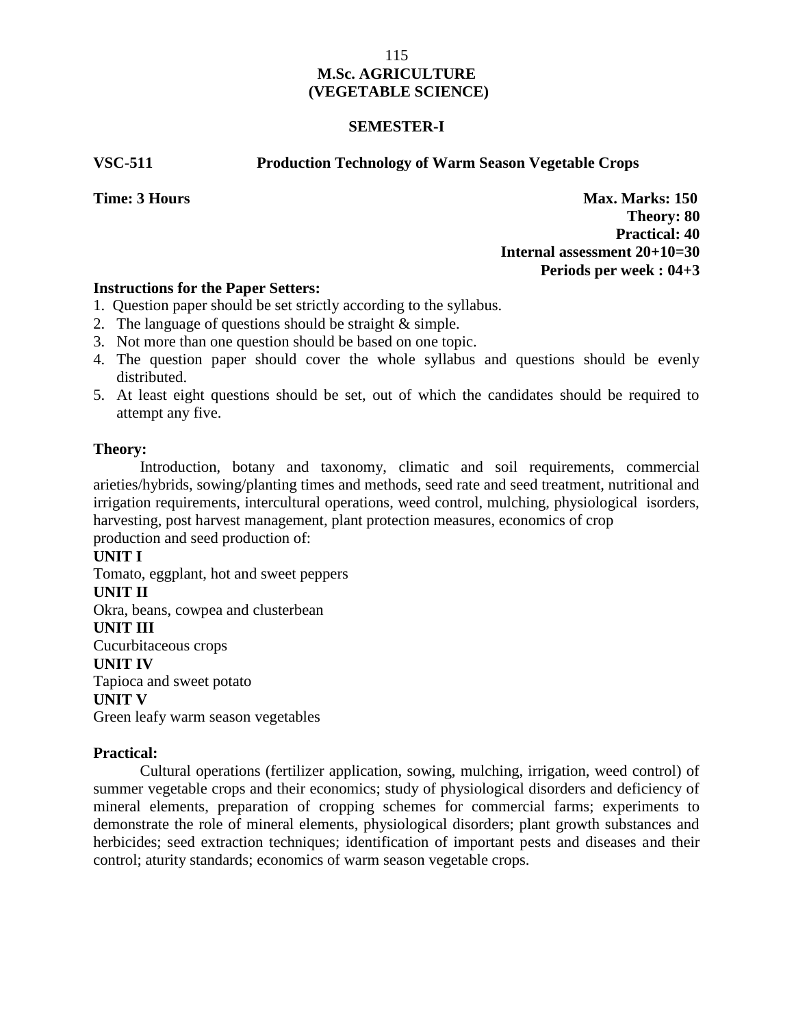# M.Sc. AGRICULTURE
# (VEGETABLE SCIENCE)

## SEMESTER-I

**VSC-511 Production Technology of Warm Season Vegetable Crops**

**Time: 3 Hours**

**Max. Marks: 150**
**Theory: 80**
**Practical: 40**
**Internal assessment 20+10=30**
**Periods per week : 04+3**

**Instructions for the Paper Setters:**

1. Question paper should be set strictly according to the syllabus.
2. The language of questions should be straight & simple.
3. Not more than one question should be based on one topic.
4. The question paper should cover the whole syllabus and questions should be evenly distributed.
5. At least eight questions should be set, out of which the candidates should be required to attempt any five.

**Theory:**

Introduction, botany and taxonomy, climatic and soil requirements, commercial arieties/hybrids, sowing/planting times and methods, seed rate and seed treatment, nutritional and irrigation requirements, intercultural operations, weed control, mulching, physiological isorders, harvesting, post harvest management, plant protection measures, economics of crop production and seed production of:

**UNIT I**

Tomato, eggplant, hot and sweet peppers

**UNIT II**

Okra, beans, cowpea and clusterbean

**UNIT III**

Cucurbitaceous crops

**UNIT IV**

Tapioca and sweet potato

**UNIT V**

Green leafy warm season vegetables

**Practical:**

Cultural operations (fertilizer application, sowing, mulching, irrigation, weed control) of summer vegetable crops and their economics; study of physiological disorders and deficiency of mineral elements, preparation of cropping schemes for commercial farms; experiments to demonstrate the role of mineral elements, physiological disorders; plant growth substances and herbicides; seed extraction techniques; identification of important pests and diseases and their control; aturity standards; economics of warm season vegetable crops.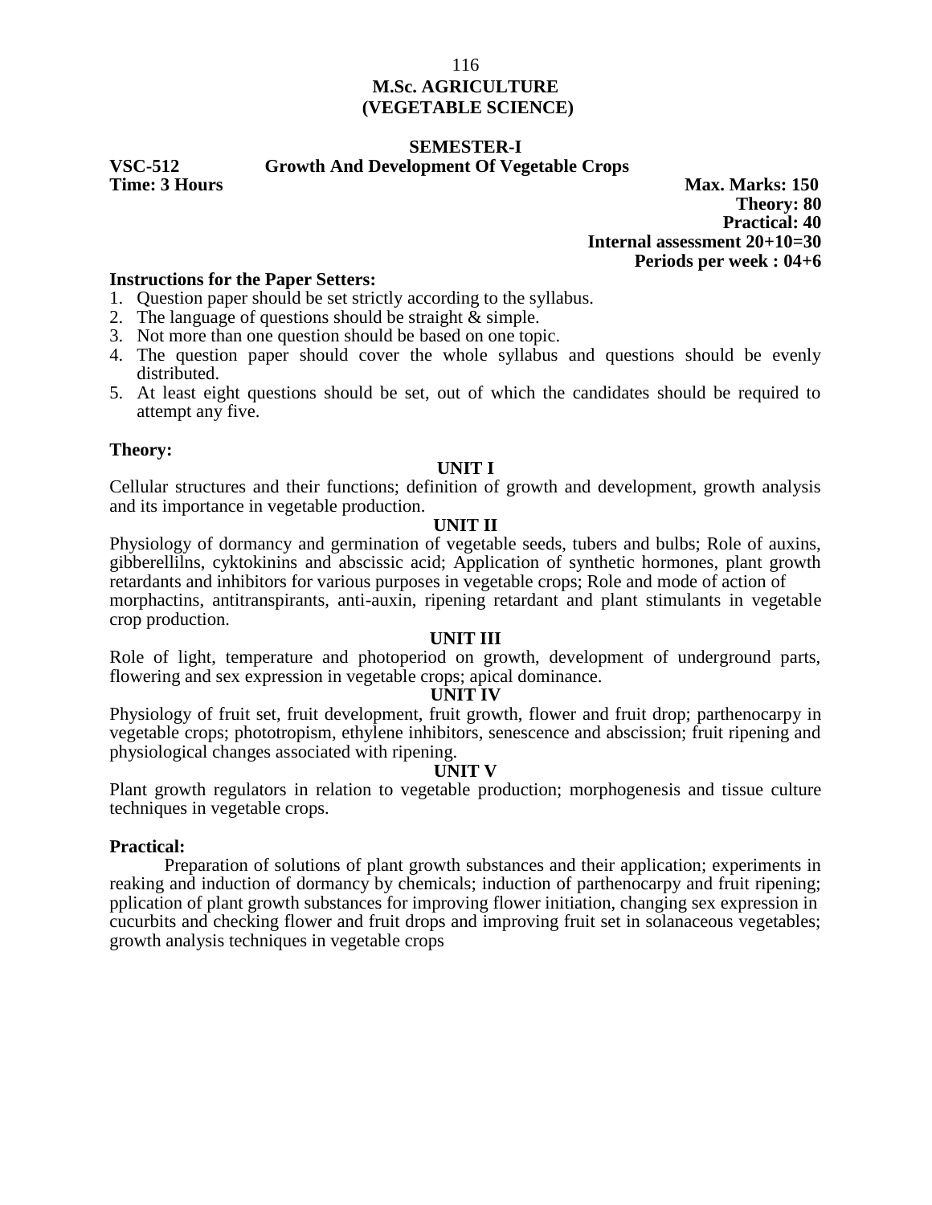**M.Sc. AGRICULTURE**
**(VEGETABLE SCIENCE)**

**SEMESTER-I**

**VSC-512 Growth And Development Of Vegetable Crops**

**Time: 3 Hours**

**Max. Marks: 150**
**Theory: 80**
**Practical: 40**
**Internal assessment 20+10=30**
**Periods per week : 04+6**

**Instructions for the Paper Setters:**

1. Question paper should be set strictly according to the syllabus.
2. The language of questions should be straight & simple.
3. Not more than one question should be based on one topic.
4. The question paper should cover the whole syllabus and questions should be evenly distributed.
5. At least eight questions should be set, out of which the candidates should be required to attempt any five.

**Theory:**

**UNIT I**

Cellular structures and their functions; definition of growth and development, growth analysis and its importance in vegetable production.

**UNIT II**

Physiology of dormancy and germination of vegetable seeds, tubers and bulbs; Role of auxins, gibberellilns, cyktokinins and abscissic acid; Application of synthetic hormones, plant growth retardants and inhibitors for various purposes in vegetable crops; Role and mode of action of morphactins, antitranspirants, anti-auxin, ripening retardant and plant stimulants in vegetable crop production.

**UNIT III**

Role of light, temperature and photoperiod on growth, development of underground parts, flowering and sex expression in vegetable crops; apical dominance.

**UNIT IV**

Physiology of fruit set, fruit development, fruit growth, flower and fruit drop; parthenocarpy in vegetable crops; phototropism, ethylene inhibitors, senescence and abscission; fruit ripening and physiological changes associated with ripening.

**UNIT V**

Plant growth regulators in relation to vegetable production; morphogenesis and tissue culture techniques in vegetable crops.

**Practical:**

Preparation of solutions of plant growth substances and their application; experiments in reaking and induction of dormancy by chemicals; induction of parthenocarpy and fruit ripening; pplication of plant growth substances for improving flower initiation, changing sex expression in cucurbits and checking flower and fruit drops and improving fruit set in solanaceous vegetables; growth analysis techniques in vegetable crops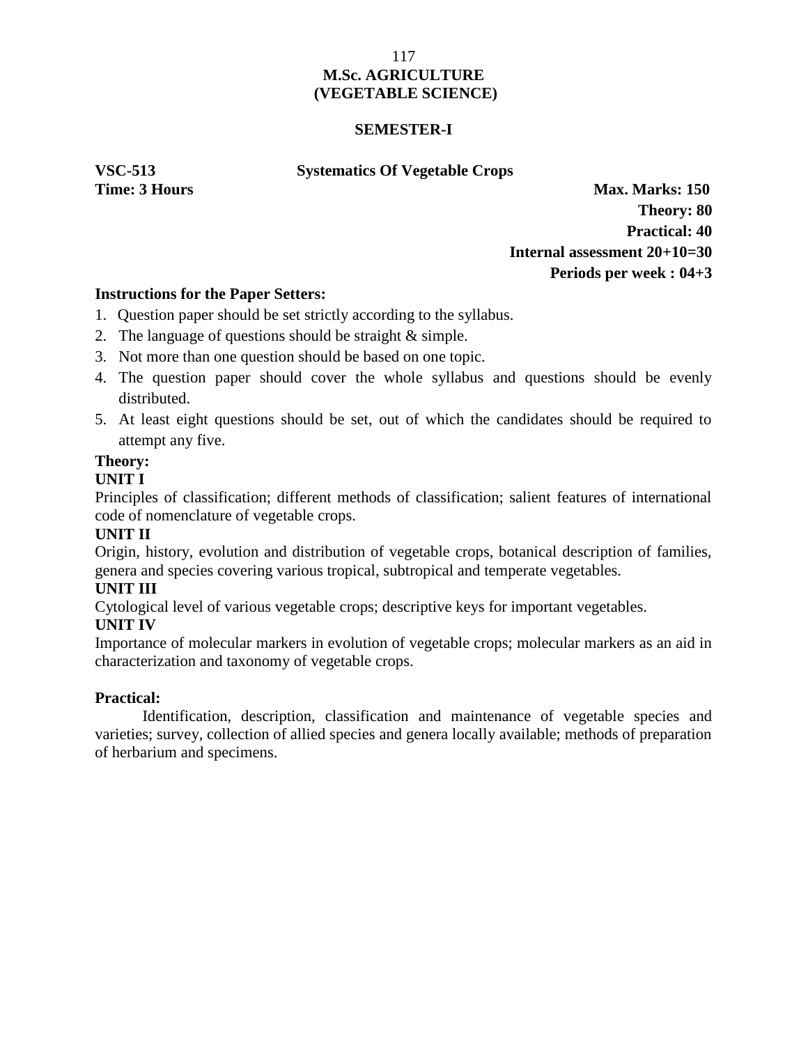# M.Sc. AGRICULTURE
# (VEGETABLE SCIENCE)

## SEMESTER-I

**VSC-513** **Systematics Of Vegetable Crops**

**Time: 3 Hours** **Max. Marks: 150**

**Theory: 80**

**Practical: 40**

**Internal assessment 20+10=30**

**Periods per week : 04+3**

**Instructions for the Paper Setters:**

1. Question paper should be set strictly according to the syllabus.
2. The language of questions should be straight & simple.
3. Not more than one question should be based on one topic.
4. The question paper should cover the whole syllabus and questions should be evenly distributed.
5. At least eight questions should be set, out of which the candidates should be required to attempt any five.

**Theory:**

**UNIT I**

Principles of classification; different methods of classification; salient features of international code of nomenclature of vegetable crops.

**UNIT II**

Origin, history, evolution and distribution of vegetable crops, botanical description of families, genera and species covering various tropical, subtropical and temperate vegetables.

**UNIT III**

Cytological level of various vegetable crops; descriptive keys for important vegetables.

**UNIT IV**

Importance of molecular markers in evolution of vegetable crops; molecular markers as an aid in characterization and taxonomy of vegetable crops.

**Practical:**

Identification, description, classification and maintenance of vegetable species and varieties; survey, collection of allied species and genera locally available; methods of preparation of herbarium and specimens.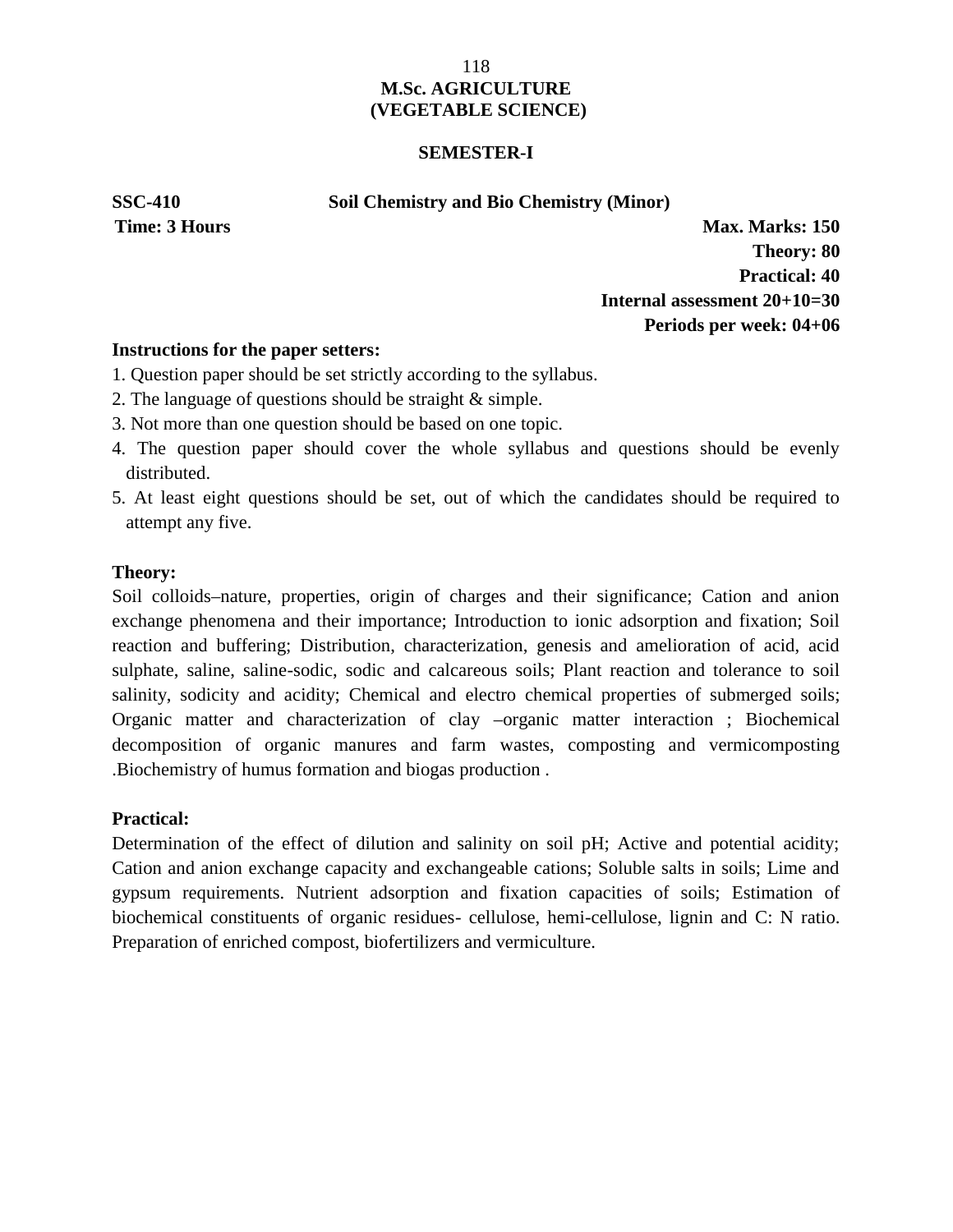# M.Sc. AGRICULTURE
# (VEGETABLE SCIENCE)

## SEMESTER-I

**SSC-410** **Soil Chemistry and Bio Chemistry (Minor)**

**Time: 3 Hours** **Max. Marks: 150**

**Theory: 80**

**Practical: 40**

**Internal assessment 20+10=30**

**Periods per week: 04+06**

**Instructions for the paper setters:**

1. Question paper should be set strictly according to the syllabus.
2. The language of questions should be straight & simple.
3. Not more than one question should be based on one topic.
4. The question paper should cover the whole syllabus and questions should be evenly distributed.
5. At least eight questions should be set, out of which the candidates should be required to attempt any five.

**Theory:**

Soil colloids–nature, properties, origin of charges and their significance; Cation and anion exchange phenomena and their importance; Introduction to ionic adsorption and fixation; Soil reaction and buffering; Distribution, characterization, genesis and amelioration of acid, acid sulphate, saline, saline-sodic, sodic and calcareous soils; Plant reaction and tolerance to soil salinity, sodicity and acidity; Chemical and electro chemical properties of submerged soils; Organic matter and characterization of clay –organic matter interaction ; Biochemical decomposition of organic manures and farm wastes, composting and vermicomposting .Biochemistry of humus formation and biogas production .

**Practical:**

Determination of the effect of dilution and salinity on soil pH; Active and potential acidity; Cation and anion exchange capacity and exchangeable cations; Soluble salts in soils; Lime and gypsum requirements. Nutrient adsorption and fixation capacities of soils; Estimation of biochemical constituents of organic residues- cellulose, hemi-cellulose, lignin and C: N ratio. Preparation of enriched compost, biofertilizers and vermiculture.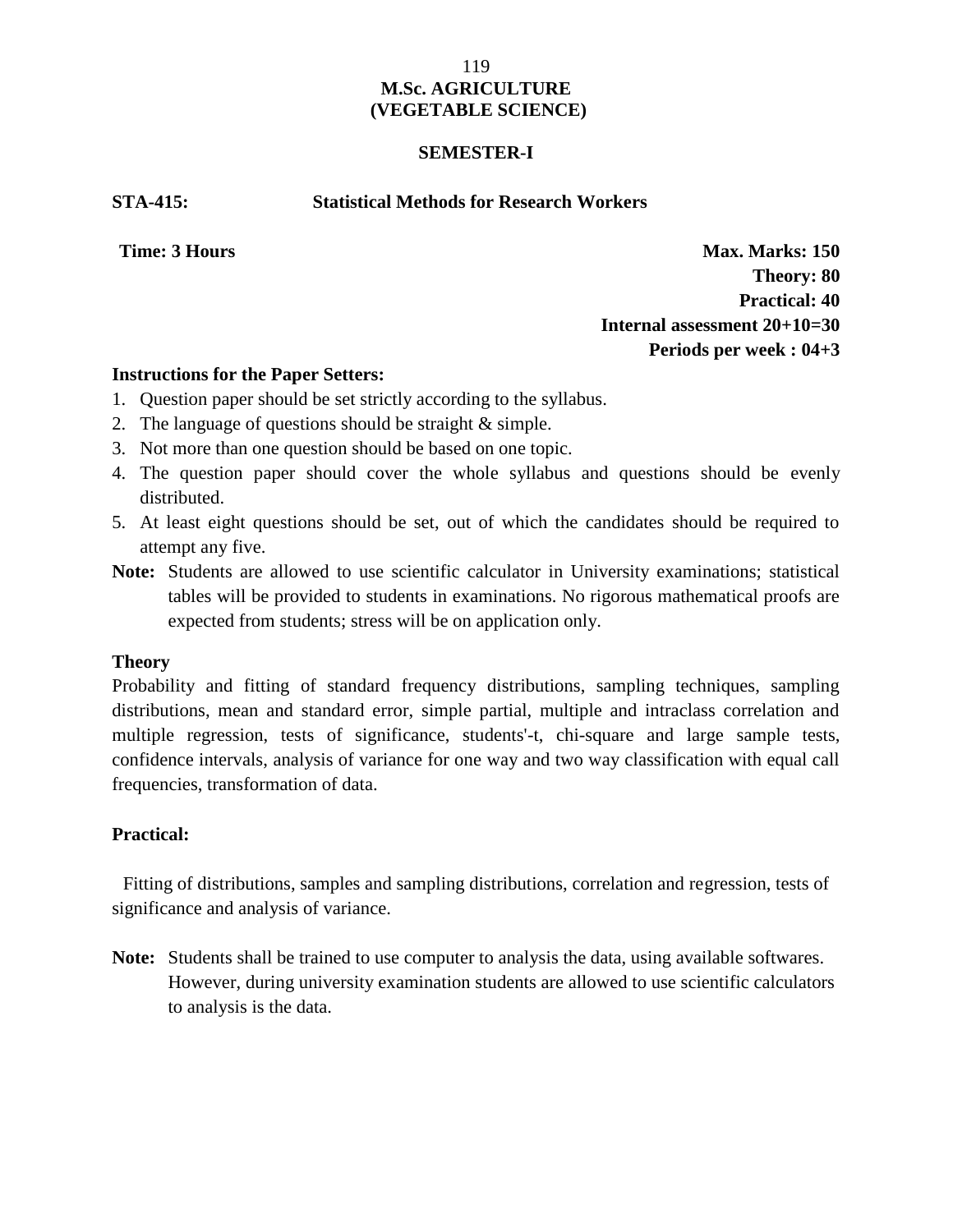# M.Sc. AGRICULTURE
# (VEGETABLE SCIENCE)

## SEMESTER-I

**STA-415: Statistical Methods for Research Workers**

**Time: 3 Hours**

**Max. Marks: 150**
**Theory: 80**
**Practical: 40**
**Internal assessment 20+10=30**
**Periods per week : 04+3**

**Instructions for the Paper Setters:**

1. Question paper should be set strictly according to the syllabus.
2. The language of questions should be straight & simple.
3. Not more than one question should be based on one topic.
4. The question paper should cover the whole syllabus and questions should be evenly distributed.
5. At least eight questions should be set, out of which the candidates should be required to attempt any five.

**Note:** Students are allowed to use scientific calculator in University examinations; statistical tables will be provided to students in examinations. No rigorous mathematical proofs are expected from students; stress will be on application only.

**Theory**

Probability and fitting of standard frequency distributions, sampling techniques, sampling distributions, mean and standard error, simple partial, multiple and intraclass correlation and multiple regression, tests of significance, students'-t, chi-square and large sample tests, confidence intervals, analysis of variance for one way and two way classification with equal call frequencies, transformation of data.

**Practical:**

Fitting of distributions, samples and sampling distributions, correlation and regression, tests of significance and analysis of variance.

**Note:** Students shall be trained to use computer to analysis the data, using available softwares. However, during university examination students are allowed to use scientific calculators to analysis is the data.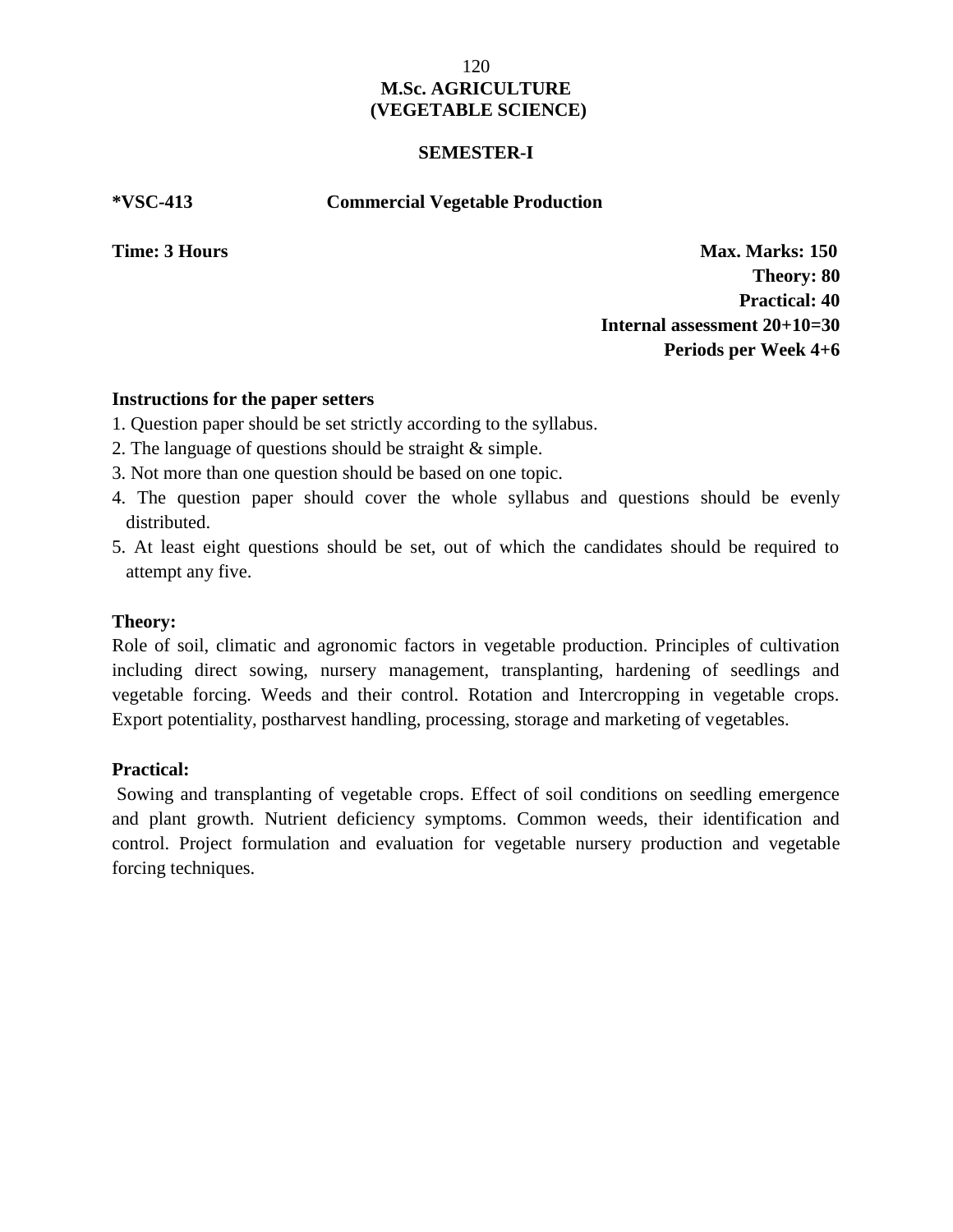# M.Sc. AGRICULTURE
# (VEGETABLE SCIENCE)

## SEMESTER-I

**\*VSC-413 Commercial Vegetable Production**

**Time: 3 Hours**

**Max. Marks: 150**
**Theory: 80**
**Practical: 40**
**Internal assessment 20+10=30**
**Periods per Week 4+6**

**Instructions for the paper setters**

1. Question paper should be set strictly according to the syllabus.
2. The language of questions should be straight & simple.
3. Not more than one question should be based on one topic.
4. The question paper should cover the whole syllabus and questions should be evenly distributed.
5. At least eight questions should be set, out of which the candidates should be required to attempt any five.

**Theory:**

Role of soil, climatic and agronomic factors in vegetable production. Principles of cultivation including direct sowing, nursery management, transplanting, hardening of seedlings and vegetable forcing. Weeds and their control. Rotation and Intercropping in vegetable crops. Export potentiality, postharvest handling, processing, storage and marketing of vegetables.

**Practical:**

Sowing and transplanting of vegetable crops. Effect of soil conditions on seedling emergence and plant growth. Nutrient deficiency symptoms. Common weeds, their identification and control. Project formulation and evaluation for vegetable nursery production and vegetable forcing techniques.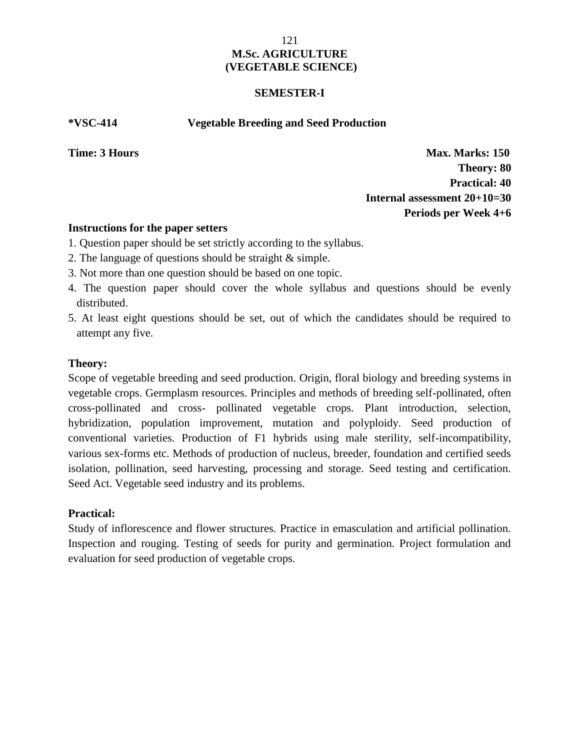# M.Sc. AGRICULTURE
# (VEGETABLE SCIENCE)

## SEMESTER-I

**\*VSC-414 Vegetable Breeding and Seed Production**

**Time: 3 Hours**

**Max. Marks: 150**
**Theory: 80**
**Practical: 40**
**Internal assessment 20+10=30**
**Periods per Week 4+6**

**Instructions for the paper setters**

1. Question paper should be set strictly according to the syllabus.
2. The language of questions should be straight & simple.
3. Not more than one question should be based on one topic.
4. The question paper should cover the whole syllabus and questions should be evenly distributed.
5. At least eight questions should be set, out of which the candidates should be required to attempt any five.

**Theory:**

Scope of vegetable breeding and seed production. Origin, floral biology and breeding systems in vegetable crops. Germplasm resources. Principles and methods of breeding self-pollinated, often cross-pollinated and cross- pollinated vegetable crops. Plant introduction, selection, hybridization, population improvement, mutation and polyploidy. Seed production of conventional varieties. Production of F1 hybrids using male sterility, self-incompatibility, various sex-forms etc. Methods of production of nucleus, breeder, foundation and certified seeds isolation, pollination, seed harvesting, processing and storage. Seed testing and certification. Seed Act. Vegetable seed industry and its problems.

**Practical:**

Study of inflorescence and flower structures. Practice in emasculation and artificial pollination. Inspection and rouging. Testing of seeds for purity and germination. Project formulation and evaluation for seed production of vegetable crops.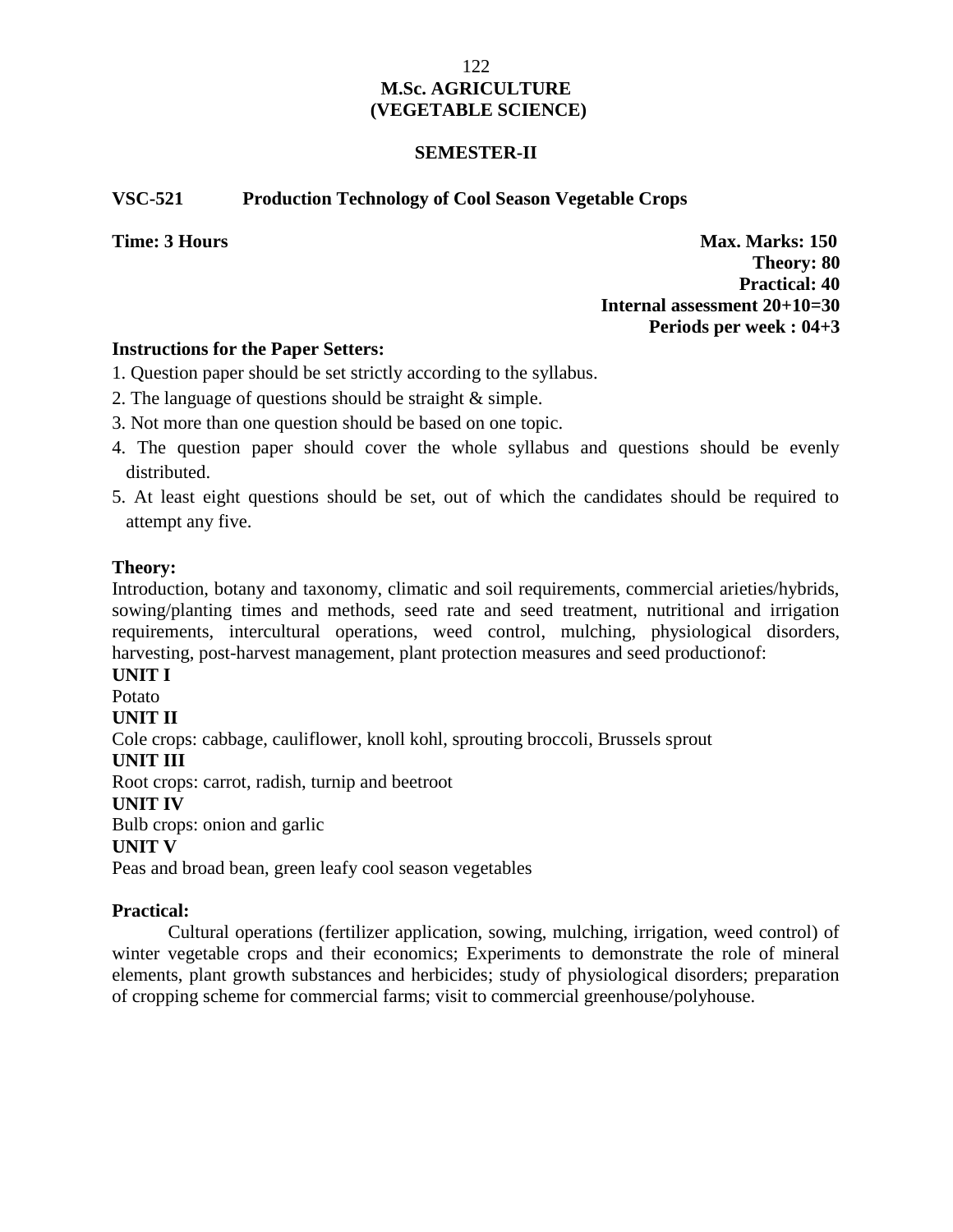# M.Sc. AGRICULTURE
# (VEGETABLE SCIENCE)

## SEMESTER-II

### VSC-521 Production Technology of Cool Season Vegetable Crops

**Time: 3 Hours**

**Max. Marks: 150**
**Theory: 80**
**Practical: 40**
**Internal assessment 20+10=30**
**Periods per week : 04+3**

**Instructions for the Paper Setters:**

1. Question paper should be set strictly according to the syllabus.
2. The language of questions should be straight & simple.
3. Not more than one question should be based on one topic.
4. The question paper should cover the whole syllabus and questions should be evenly distributed.
5. At least eight questions should be set, out of which the candidates should be required to attempt any five.

**Theory:**

Introduction, botany and taxonomy, climatic and soil requirements, commercial arieties/hybrids, sowing/planting times and methods, seed rate and seed treatment, nutritional and irrigation requirements, intercultural operations, weed control, mulching, physiological disorders, harvesting, post-harvest management, plant protection measures and seed productionof:

**UNIT I**

Potato

**UNIT II**

Cole crops: cabbage, cauliflower, knoll kohl, sprouting broccoli, Brussels sprout

**UNIT III**

Root crops: carrot, radish, turnip and beetroot

**UNIT IV**

Bulb crops: onion and garlic

**UNIT V**

Peas and broad bean, green leafy cool season vegetables

**Practical:**

Cultural operations (fertilizer application, sowing, mulching, irrigation, weed control) of winter vegetable crops and their economics; Experiments to demonstrate the role of mineral elements, plant growth substances and herbicides; study of physiological disorders; preparation of cropping scheme for commercial farms; visit to commercial greenhouse/polyhouse.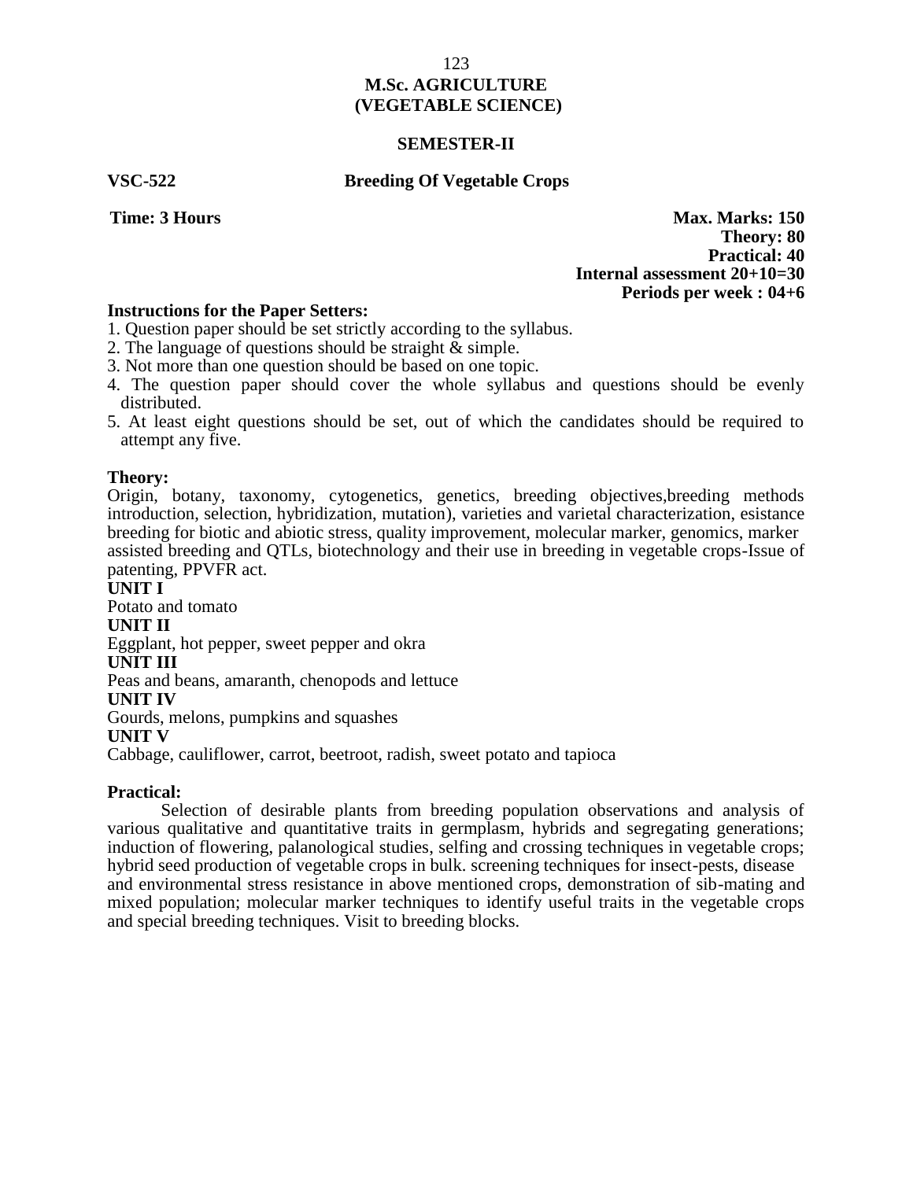# M.Sc. AGRICULTURE (VEGETABLE SCIENCE)

## SEMESTER-II

**VSC-522** **Breeding Of Vegetable Crops**

**Time: 3 Hours**

**Max. Marks: 150**
**Theory: 80**
**Practical: 40**
**Internal assessment 20+10=30**
**Periods per week : 04+6**

**Instructions for the Paper Setters:**

1. Question paper should be set strictly according to the syllabus.
2. The language of questions should be straight & simple.
3. Not more than one question should be based on one topic.
4. The question paper should cover the whole syllabus and questions should be evenly distributed.
5. At least eight questions should be set, out of which the candidates should be required to attempt any five.

**Theory:**

Origin, botany, taxonomy, cytogenetics, genetics, breeding objectives,breeding methods introduction, selection, hybridization, mutation), varieties and varietal characterization, esistance breeding for biotic and abiotic stress, quality improvement, molecular marker, genomics, marker assisted breeding and QTLs, biotechnology and their use in breeding in vegetable crops-Issue of patenting, PPVFR act.

**UNIT I**

Potato and tomato

**UNIT II**

Eggplant, hot pepper, sweet pepper and okra

**UNIT III**

Peas and beans, amaranth, chenopods and lettuce

**UNIT IV**

Gourds, melons, pumpkins and squashes

**UNIT V**

Cabbage, cauliflower, carrot, beetroot, radish, sweet potato and tapioca

**Practical:**

Selection of desirable plants from breeding population observations and analysis of various qualitative and quantitative traits in germplasm, hybrids and segregating generations; induction of flowering, palanological studies, selfing and crossing techniques in vegetable crops; hybrid seed production of vegetable crops in bulk. screening techniques for insect-pests, disease and environmental stress resistance in above mentioned crops, demonstration of sib-mating and mixed population; molecular marker techniques to identify useful traits in the vegetable crops and special breeding techniques. Visit to breeding blocks.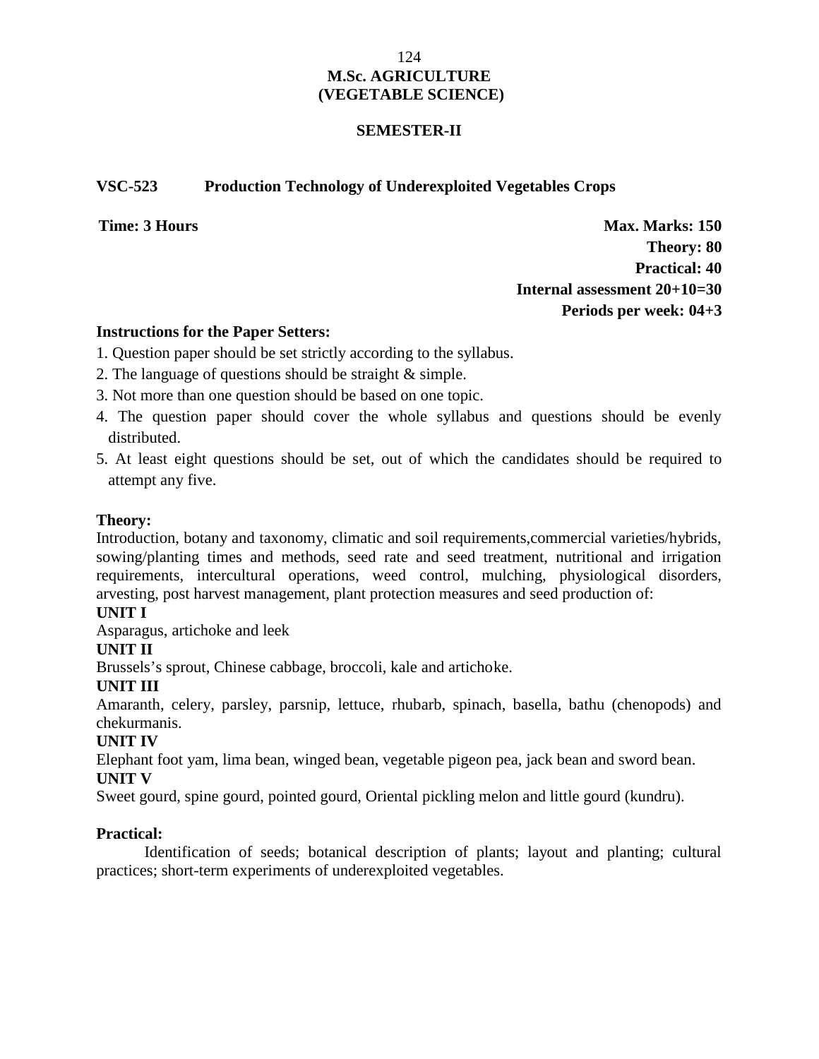# M.Sc. AGRICULTURE
# (VEGETABLE SCIENCE)

## SEMESTER-II

### VSC-523 Production Technology of Underexploited Vegetables Crops

**Time: 3 Hours**

**Max. Marks: 150**
**Theory: 80**
**Practical: 40**
**Internal assessment 20+10=30**
**Periods per week: 04+3**

**Instructions for the Paper Setters:**

1. Question paper should be set strictly according to the syllabus.
2. The language of questions should be straight & simple.
3. Not more than one question should be based on one topic.
4. The question paper should cover the whole syllabus and questions should be evenly distributed.
5. At least eight questions should be set, out of which the candidates should be required to attempt any five.

**Theory:**

Introduction, botany and taxonomy, climatic and soil requirements,commercial varieties/hybrids, sowing/planting times and methods, seed rate and seed treatment, nutritional and irrigation requirements, intercultural operations, weed control, mulching, physiological disorders, arvesting, post harvest management, plant protection measures and seed production of:

**UNIT I**

Asparagus, artichoke and leek

**UNIT II**

Brussels's sprout, Chinese cabbage, broccoli, kale and artichoke.

**UNIT III**

Amaranth, celery, parsley, parsnip, lettuce, rhubarb, spinach, basella, bathu (chenopods) and chekurmanis.

**UNIT IV**

Elephant foot yam, lima bean, winged bean, vegetable pigeon pea, jack bean and sword bean.

**UNIT V**

Sweet gourd, spine gourd, pointed gourd, Oriental pickling melon and little gourd (kundru).

**Practical:**

Identification of seeds; botanical description of plants; layout and planting; cultural practices; short-term experiments of underexploited vegetables.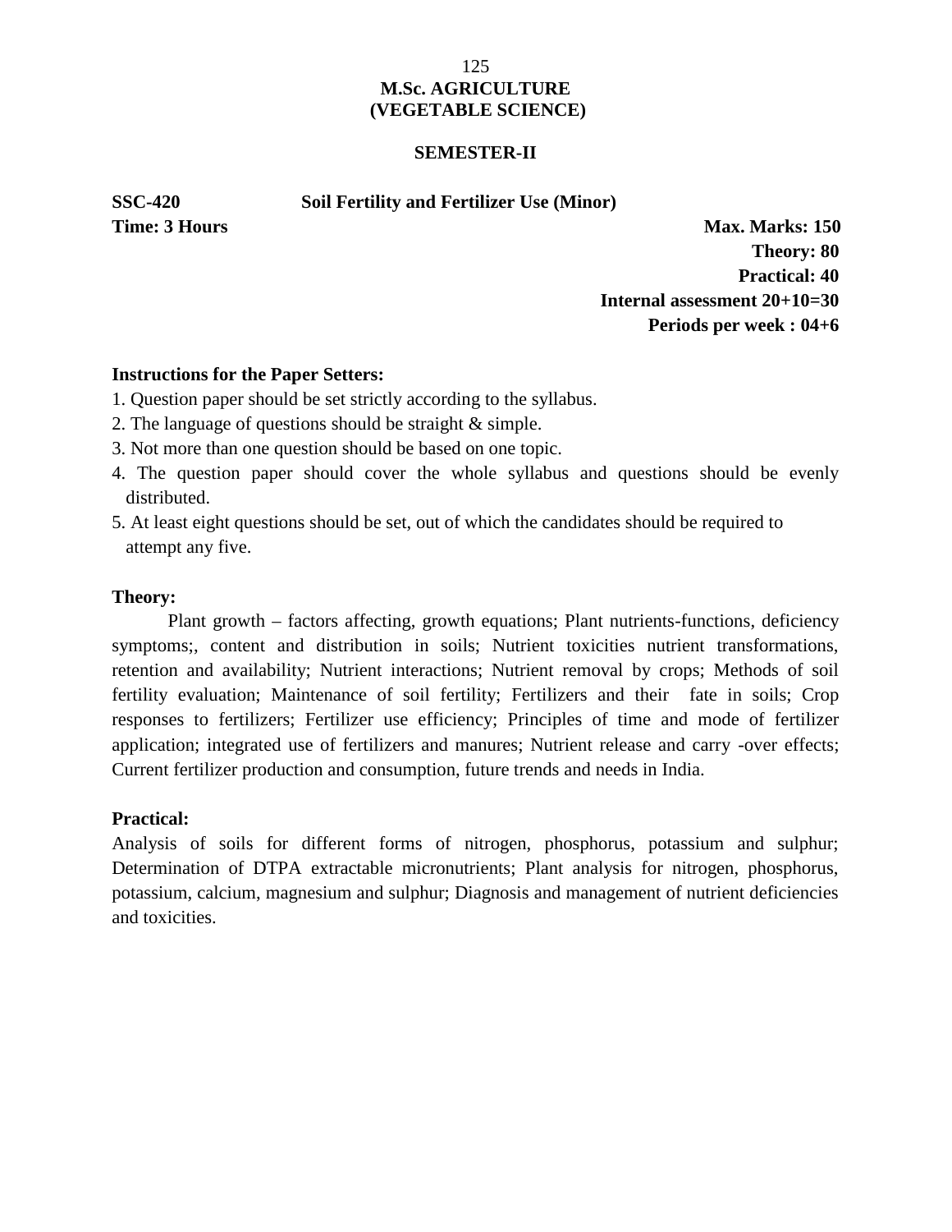# M.Sc. AGRICULTURE
# (VEGETABLE SCIENCE)

## SEMESTER-II

**SSC-420 Soil Fertility and Fertilizer Use (Minor)**

**Time: 3 Hours**

**Max. Marks: 150**
**Theory: 80**
**Practical: 40**
**Internal assessment 20+10=30**
**Periods per week : 04+6**

**Instructions for the Paper Setters:**

1. Question paper should be set strictly according to the syllabus.
2. The language of questions should be straight & simple.
3. Not more than one question should be based on one topic.
4. The question paper should cover the whole syllabus and questions should be evenly distributed.
5. At least eight questions should be set, out of which the candidates should be required to attempt any five.

**Theory:**

Plant growth – factors affecting, growth equations; Plant nutrients-functions, deficiency symptoms;, content and distribution in soils; Nutrient toxicities nutrient transformations, retention and availability; Nutrient interactions; Nutrient removal by crops; Methods of soil fertility evaluation; Maintenance of soil fertility; Fertilizers and their fate in soils; Crop responses to fertilizers; Fertilizer use efficiency; Principles of time and mode of fertilizer application; integrated use of fertilizers and manures; Nutrient release and carry -over effects; Current fertilizer production and consumption, future trends and needs in India.

**Practical:**

Analysis of soils for different forms of nitrogen, phosphorus, potassium and sulphur; Determination of DTPA extractable micronutrients; Plant analysis for nitrogen, phosphorus, potassium, calcium, magnesium and sulphur; Diagnosis and management of nutrient deficiencies and toxicities.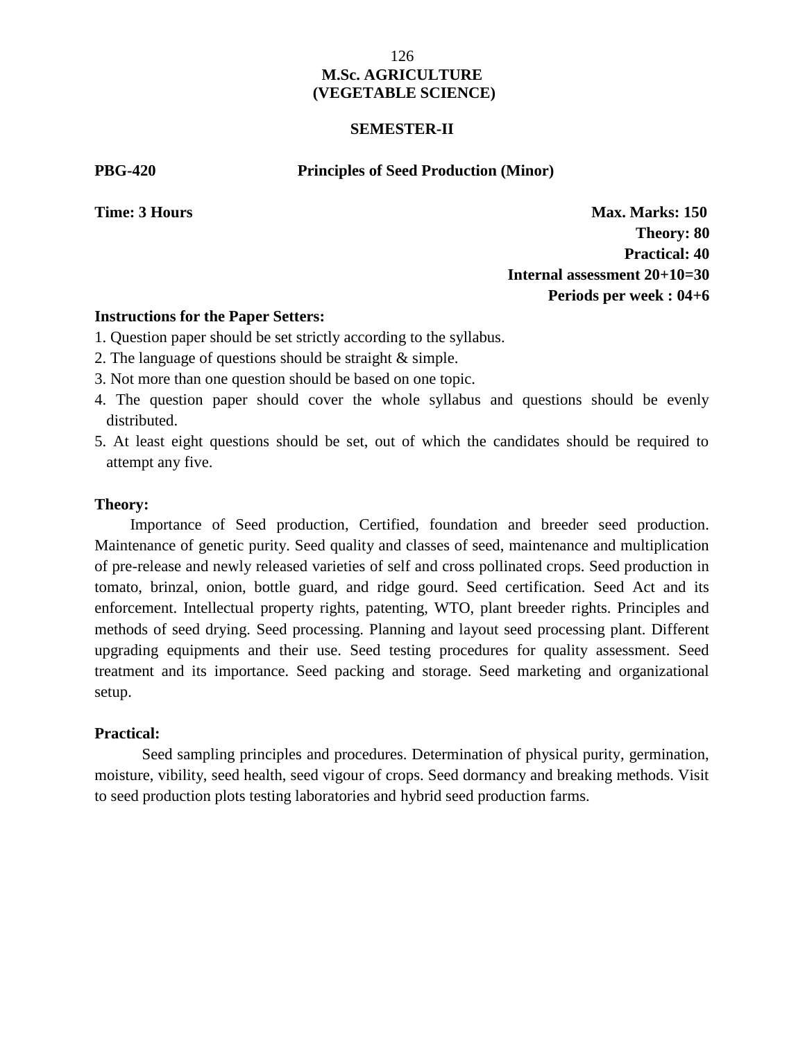# M.Sc. AGRICULTURE
# (VEGETABLE SCIENCE)

## SEMESTER-II

**PBG-420** **Principles of Seed Production (Minor)**

**Time: 3 Hours**

**Max. Marks: 150**
**Theory: 80**
**Practical: 40**
**Internal assessment 20+10=30**
**Periods per week : 04+6**

**Instructions for the Paper Setters:**

1. Question paper should be set strictly according to the syllabus.
2. The language of questions should be straight & simple.
3. Not more than one question should be based on one topic.
4. The question paper should cover the whole syllabus and questions should be evenly distributed.
5. At least eight questions should be set, out of which the candidates should be required to attempt any five.

**Theory:**

Importance of Seed production, Certified, foundation and breeder seed production. Maintenance of genetic purity. Seed quality and classes of seed, maintenance and multiplication of pre-release and newly released varieties of self and cross pollinated crops. Seed production in tomato, brinzal, onion, bottle guard, and ridge gourd. Seed certification. Seed Act and its enforcement. Intellectual property rights, patenting, WTO, plant breeder rights. Principles and methods of seed drying. Seed processing. Planning and layout seed processing plant. Different upgrading equipments and their use. Seed testing procedures for quality assessment. Seed treatment and its importance. Seed packing and storage. Seed marketing and organizational setup.

**Practical:**

Seed sampling principles and procedures. Determination of physical purity, germination, moisture, vibility, seed health, seed vigour of crops. Seed dormancy and breaking methods. Visit to seed production plots testing laboratories and hybrid seed production farms.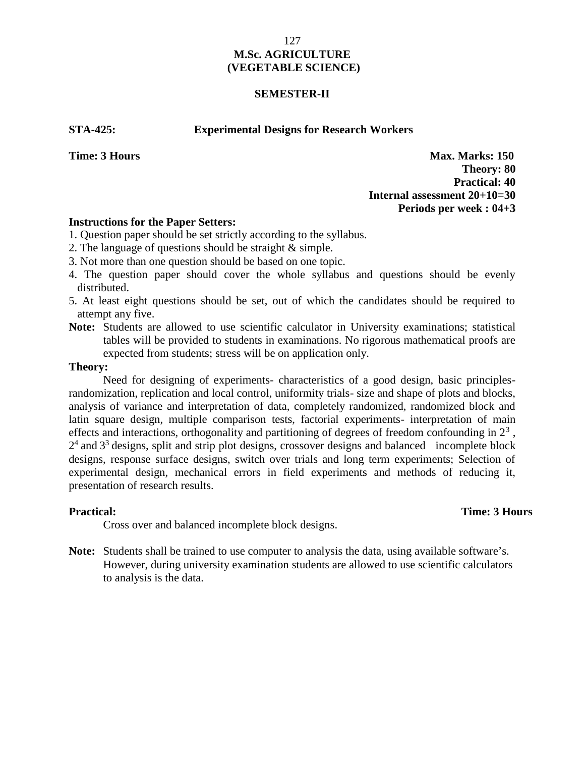# M.Sc. AGRICULTURE
# (VEGETABLE SCIENCE)

## SEMESTER-II

**STA-425: Experimental Designs for Research Workers**

**Time: 3 Hours**

**Max. Marks: 150**
**Theory: 80**
**Practical: 40**
**Internal assessment 20+10=30**
**Periods per week : 04+3**

**Instructions for the Paper Setters:**

1. Question paper should be set strictly according to the syllabus.
2. The language of questions should be straight & simple.
3. Not more than one question should be based on one topic.
4. The question paper should cover the whole syllabus and questions should be evenly distributed.
5. At least eight questions should be set, out of which the candidates should be required to attempt any five.

**Note:** Students are allowed to use scientific calculator in University examinations; statistical tables will be provided to students in examinations. No rigorous mathematical proofs are expected from students; stress will be on application only.

**Theory:**

Need for designing of experiments- characteristics of a good design, basic principles-randomization, replication and local control, uniformity trials- size and shape of plots and blocks, analysis of variance and interpretation of data, completely randomized, randomized block and latin square design, multiple comparison tests, factorial experiments- interpretation of main effects and interactions, orthogonality and partitioning of degrees of freedom confounding in $2^3$, $2^4$ and $3^3$ designs, split and strip plot designs, crossover designs and balanced incomplete block designs, response surface designs, switch over trials and long term experiments; Selection of experimental design, mechanical errors in field experiments and methods of reducing it, presentation of research results.

**Practical:** **Time: 3 Hours**

Cross over and balanced incomplete block designs.

**Note:** Students shall be trained to use computer to analysis the data, using available software's. However, during university examination students are allowed to use scientific calculators to analysis is the data.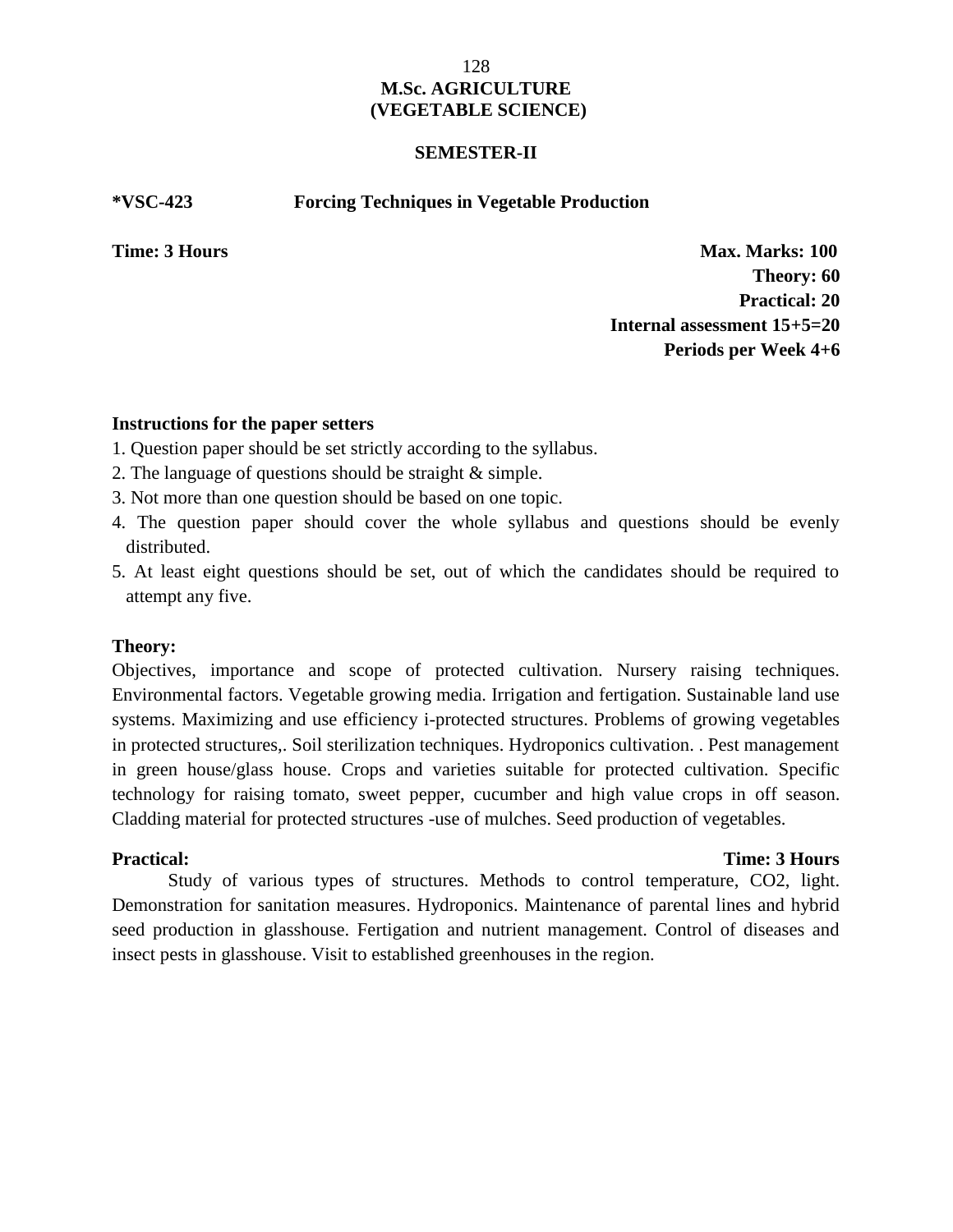# M.Sc. AGRICULTURE
# (VEGETABLE SCIENCE)

## SEMESTER-II

**\*VSC-423 Forcing Techniques in Vegetable Production**

**Time: 3 Hours**

**Max. Marks: 100**
**Theory: 60**
**Practical: 20**
**Internal assessment 15+5=20**
**Periods per Week 4+6**

**Instructions for the paper setters**

1. Question paper should be set strictly according to the syllabus.
2. The language of questions should be straight & simple.
3. Not more than one question should be based on one topic.
4. The question paper should cover the whole syllabus and questions should be evenly distributed.
5. At least eight questions should be set, out of which the candidates should be required to attempt any five.

**Theory:**

Objectives, importance and scope of protected cultivation. Nursery raising techniques. Environmental factors. Vegetable growing media. Irrigation and fertigation. Sustainable land use systems. Maximizing and use efficiency i-protected structures. Problems of growing vegetables in protected structures,. Soil sterilization techniques. Hydroponics cultivation. . Pest management in green house/glass house. Crops and varieties suitable for protected cultivation. Specific technology for raising tomato, sweet pepper, cucumber and high value crops in off season. Cladding material for protected structures -use of mulches. Seed production of vegetables.

**Practical:** **Time: 3 Hours**

Study of various types of structures. Methods to control temperature, $CO_2$, light. Demonstration for sanitation measures. Hydroponics. Maintenance of parental lines and hybrid seed production in glasshouse. Fertigation and nutrient management. Control of diseases and insect pests in glasshouse. Visit to established greenhouses in the region.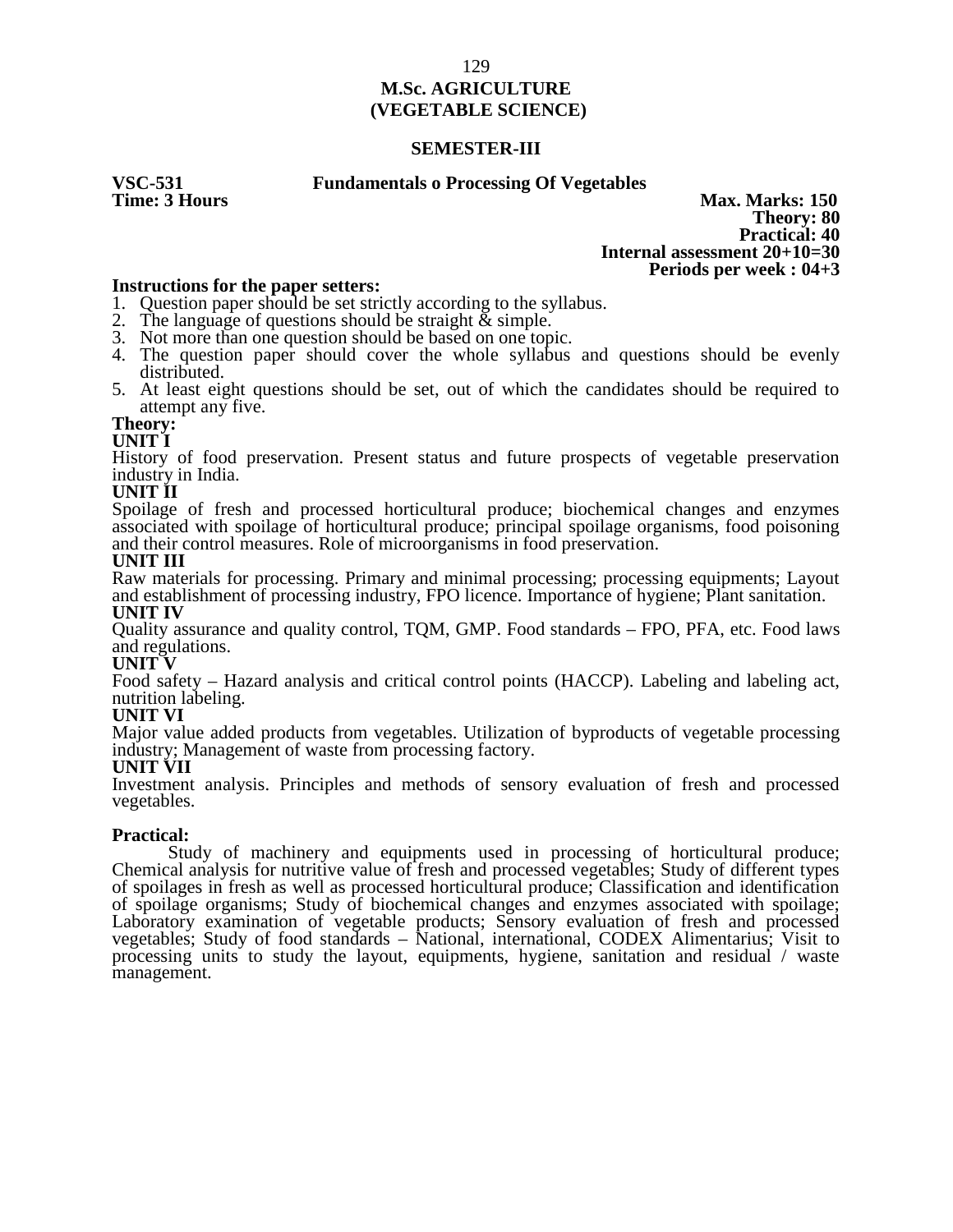# M.Sc. AGRICULTURE
# (VEGETABLE SCIENCE)

## SEMESTER-III

**VSC-531 Fundamentals o Processing Of Vegetables**

**Time: 3 Hours**

**Max. Marks: 150**
**Theory: 80**
**Practical: 40**
**Internal assessment 20+10=30**
**Periods per week : 04+3**

**Instructions for the paper setters:**

1. Question paper should be set strictly according to the syllabus.
2. The language of questions should be straight & simple.
3. Not more than one question should be based on one topic.
4. The question paper should cover the whole syllabus and questions should be evenly distributed.
5. At least eight questions should be set, out of which the candidates should be required to attempt any five.

**Theory:**

**UNIT I**

History of food preservation. Present status and future prospects of vegetable preservation industry in India.

**UNIT II**

Spoilage of fresh and processed horticultural produce; biochemical changes and enzymes associated with spoilage of horticultural produce; principal spoilage organisms, food poisoning and their control measures. Role of microorganisms in food preservation.

**UNIT III**

Raw materials for processing. Primary and minimal processing; processing equipments; Layout and establishment of processing industry, FPO licence. Importance of hygiene; Plant sanitation.

**UNIT IV**

Quality assurance and quality control, TQM, GMP. Food standards – FPO, PFA, etc. Food laws and regulations.

**UNIT V**

Food safety – Hazard analysis and critical control points (HACCP). Labeling and labeling act, nutrition labeling.

**UNIT VI**

Major value added products from vegetables. Utilization of byproducts of vegetable processing industry; Management of waste from processing factory.

**UNIT VII**

Investment analysis. Principles and methods of sensory evaluation of fresh and processed vegetables.

**Practical:**

Study of machinery and equipments used in processing of horticultural produce; Chemical analysis for nutritive value of fresh and processed vegetables; Study of different types of spoilages in fresh as well as processed horticultural produce; Classification and identification of spoilage organisms; Study of biochemical changes and enzymes associated with spoilage; Laboratory examination of vegetable products; Sensory evaluation of fresh and processed vegetables; Study of food standards – National, international, CODEX Alimentarius; Visit to processing units to study the layout, equipments, hygiene, sanitation and residual / waste management.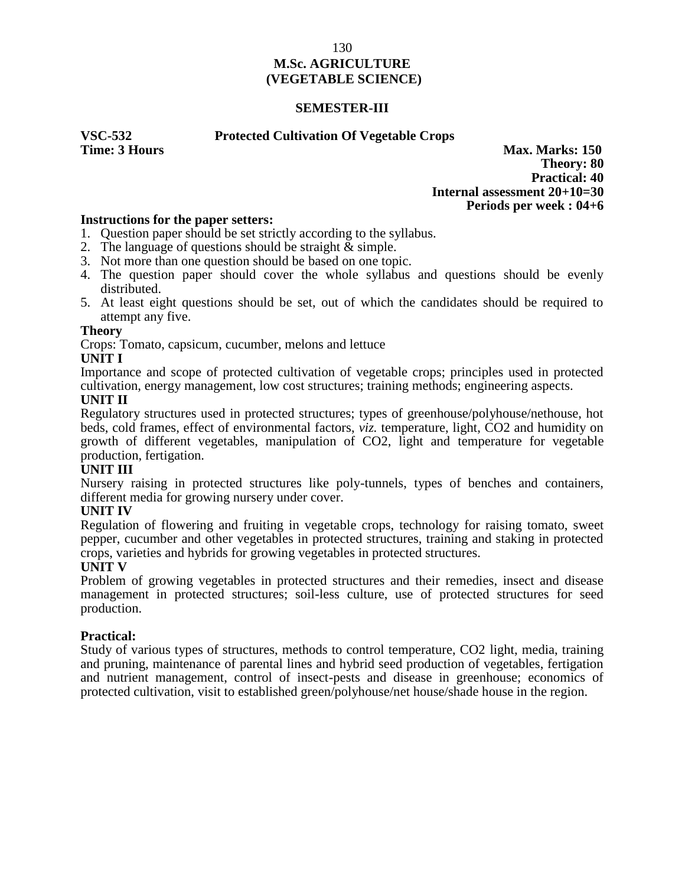# M.Sc. AGRICULTURE
# (VEGETABLE SCIENCE)

## SEMESTER-III

**VSC-532 Protected Cultivation Of Vegetable Crops**

**Time: 3 Hours**

**Max. Marks: 150**
**Theory: 80**
**Practical: 40**
**Internal assessment 20+10=30**
**Periods per week : 04+6**

**Instructions for the paper setters:**

1. Question paper should be set strictly according to the syllabus.
2. The language of questions should be straight & simple.
3. Not more than one question should be based on one topic.
4. The question paper should cover the whole syllabus and questions should be evenly distributed.
5. At least eight questions should be set, out of which the candidates should be required to attempt any five.

**Theory**

Crops: Tomato, capsicum, cucumber, melons and lettuce

**UNIT I**

Importance and scope of protected cultivation of vegetable crops; principles used in protected cultivation, energy management, low cost structures; training methods; engineering aspects.

**UNIT II**

Regulatory structures used in protected structures; types of greenhouse/polyhouse/nethouse, hot beds, cold frames, effect of environmental factors, *viz.* temperature, light, $CO_2$ and humidity on growth of different vegetables, manipulation of $CO_2$, light and temperature for vegetable production, fertigation.

**UNIT III**

Nursery raising in protected structures like poly-tunnels, types of benches and containers, different media for growing nursery under cover.

**UNIT IV**

Regulation of flowering and fruiting in vegetable crops, technology for raising tomato, sweet pepper, cucumber and other vegetables in protected structures, training and staking in protected crops, varieties and hybrids for growing vegetables in protected structures.

**UNIT V**

Problem of growing vegetables in protected structures and their remedies, insect and disease management in protected structures; soil-less culture, use of protected structures for seed production.

**Practical:**

Study of various types of structures, methods to control temperature, $CO_2$ light, media, training and pruning, maintenance of parental lines and hybrid seed production of vegetables, fertigation and nutrient management, control of insect-pests and disease in greenhouse; economics of protected cultivation, visit to established green/polyhouse/net house/shade house in the region.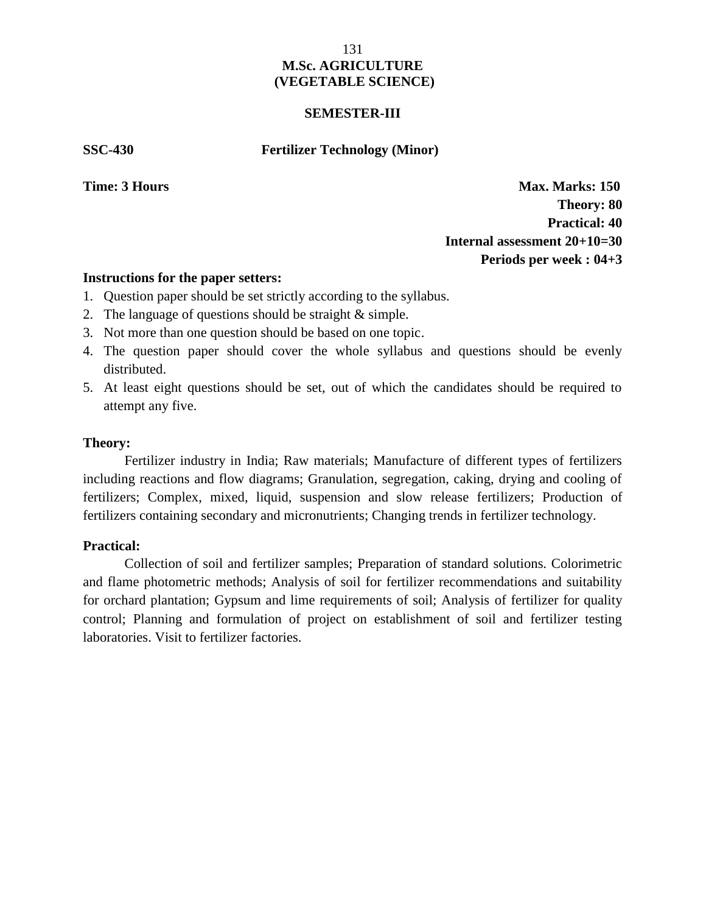# M.Sc. AGRICULTURE
# (VEGETABLE SCIENCE)

## SEMESTER-III

**SSC-430** **Fertilizer Technology (Minor)**

**Time: 3 Hours**

**Max. Marks: 150**
**Theory: 80**
**Practical: 40**
**Internal assessment 20+10=30**
**Periods per week : 04+3**

**Instructions for the paper setters:**

1. Question paper should be set strictly according to the syllabus.
2. The language of questions should be straight & simple.
3. Not more than one question should be based on one topic.
4. The question paper should cover the whole syllabus and questions should be evenly distributed.
5. At least eight questions should be set, out of which the candidates should be required to attempt any five.

**Theory:**

Fertilizer industry in India; Raw materials; Manufacture of different types of fertilizers including reactions and flow diagrams; Granulation, segregation, caking, drying and cooling of fertilizers; Complex, mixed, liquid, suspension and slow release fertilizers; Production of fertilizers containing secondary and micronutrients; Changing trends in fertilizer technology.

**Practical:**

Collection of soil and fertilizer samples; Preparation of standard solutions. Colorimetric and flame photometric methods; Analysis of soil for fertilizer recommendations and suitability for orchard plantation; Gypsum and lime requirements of soil; Analysis of fertilizer for quality control; Planning and formulation of project on establishment of soil and fertilizer testing laboratories. Visit to fertilizer factories.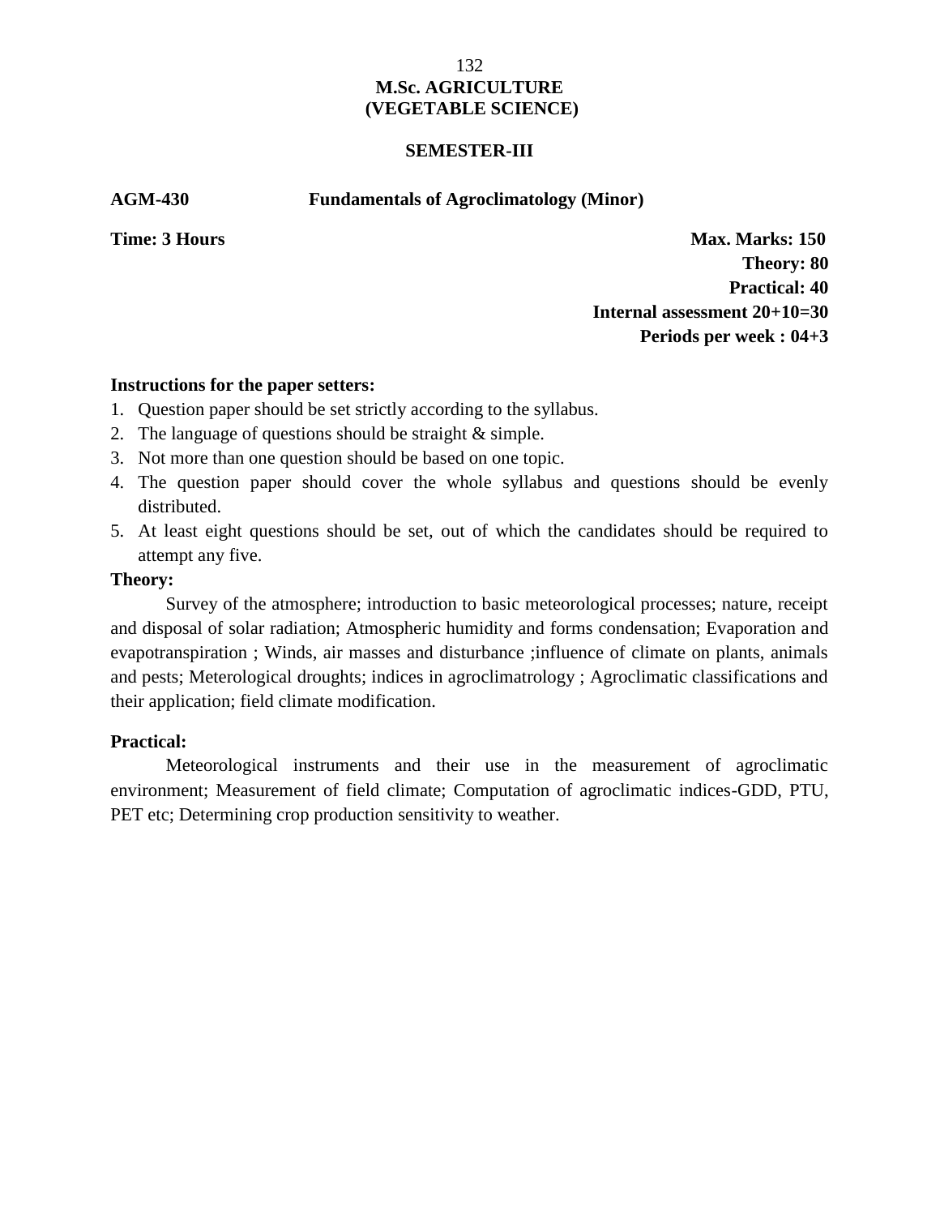# M.Sc. AGRICULTURE
# (VEGETABLE SCIENCE)

## SEMESTER-III

**AGM-430** **Fundamentals of Agroclimatology (Minor)**

**Time: 3 Hours**

**Max. Marks: 150**
**Theory: 80**
**Practical: 40**
**Internal assessment 20+10=30**
**Periods per week : 04+3**

**Instructions for the paper setters:**

1. Question paper should be set strictly according to the syllabus.
2. The language of questions should be straight & simple.
3. Not more than one question should be based on one topic.
4. The question paper should cover the whole syllabus and questions should be evenly distributed.
5. At least eight questions should be set, out of which the candidates should be required to attempt any five.

**Theory:**

Survey of the atmosphere; introduction to basic meteorological processes; nature, receipt and disposal of solar radiation; Atmospheric humidity and forms condensation; Evaporation and evapotranspiration ; Winds, air masses and disturbance ;influence of climate on plants, animals and pests; Meterological droughts; indices in agroclimatrology ; Agroclimatic classifications and their application; field climate modification.

**Practical:**

Meteorological instruments and their use in the measurement of agroclimatic environment; Measurement of field climate; Computation of agroclimatic indices-GDD, PTU, PET etc; Determining crop production sensitivity to weather.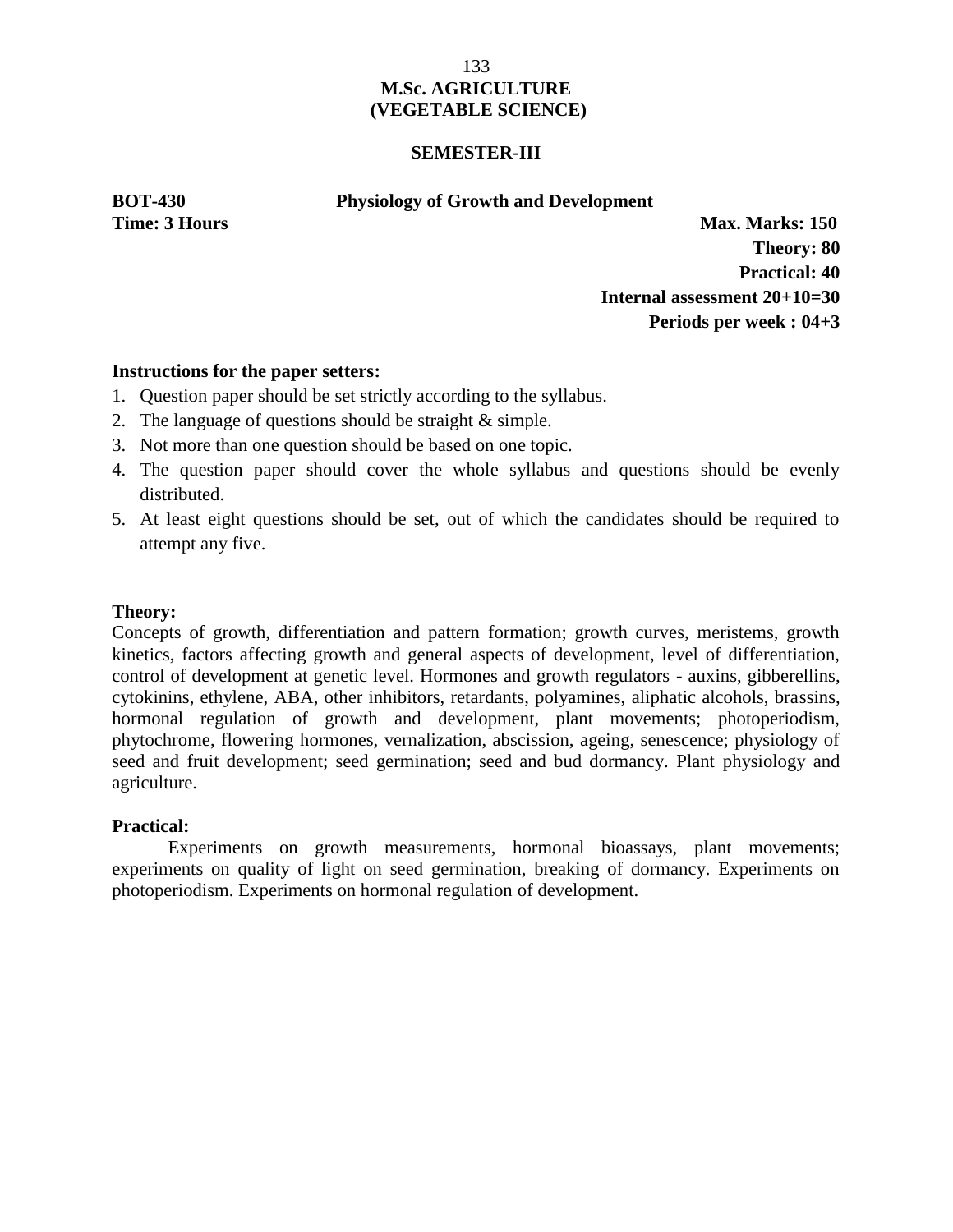# M.Sc. AGRICULTURE
# (VEGETABLE SCIENCE)

## SEMESTER-III

**BOT-430** **Physiology of Growth and Development**

**Time: 3 Hours**

**Max. Marks: 150**
**Theory: 80**
**Practical: 40**
**Internal assessment 20+10=30**
**Periods per week : 04+3**

**Instructions for the paper setters:**

1. Question paper should be set strictly according to the syllabus.
2. The language of questions should be straight & simple.
3. Not more than one question should be based on one topic.
4. The question paper should cover the whole syllabus and questions should be evenly distributed.
5. At least eight questions should be set, out of which the candidates should be required to attempt any five.

**Theory:**

Concepts of growth, differentiation and pattern formation; growth curves, meristems, growth kinetics, factors affecting growth and general aspects of development, level of differentiation, control of development at genetic level. Hormones and growth regulators - auxins, gibberellins, cytokinins, ethylene, ABA, other inhibitors, retardants, polyamines, aliphatic alcohols, brassins, hormonal regulation of growth and development, plant movements; photoperiodism, phytochrome, flowering hormones, vernalization, abscission, ageing, senescence; physiology of seed and fruit development; seed germination; seed and bud dormancy. Plant physiology and agriculture.

**Practical:**

Experiments on growth measurements, hormonal bioassays, plant movements; experiments on quality of light on seed germination, breaking of dormancy. Experiments on photoperiodism. Experiments on hormonal regulation of development.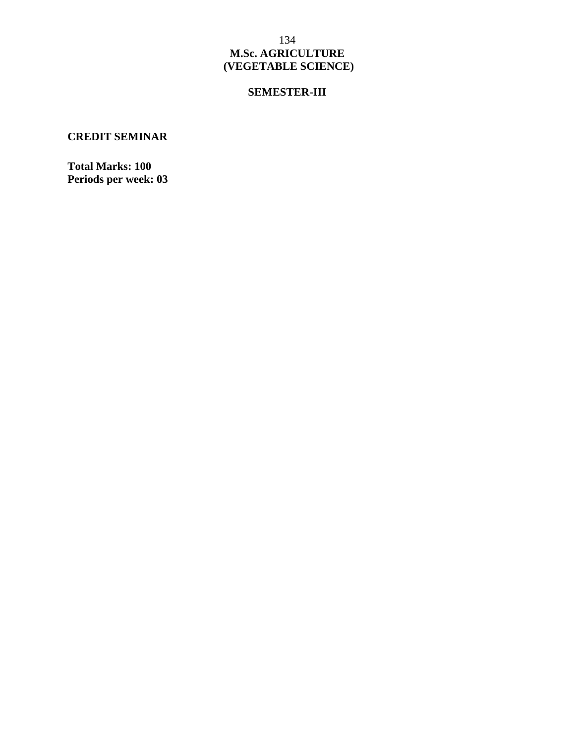# M.Sc. AGRICULTURE
# (VEGETABLE SCIENCE)

## SEMESTER-III

### CREDIT SEMINAR

**Total Marks: 100**
**Periods per week: 03**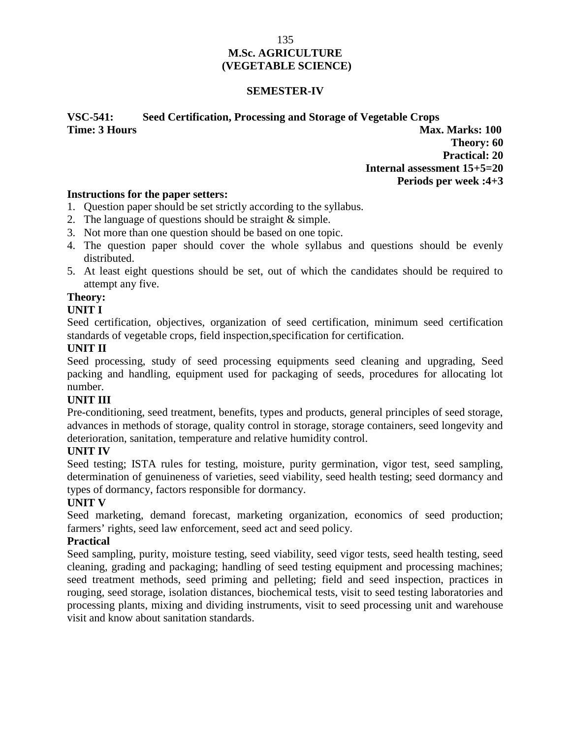# M.Sc. AGRICULTURE
# (VEGETABLE SCIENCE)

## SEMESTER-IV

**VSC-541: Seed Certification, Processing and Storage of Vegetable Crops**

**Time: 3 Hours**

**Max. Marks: 100**
**Theory: 60**
**Practical: 20**
**Internal assessment 15+5=20**
**Periods per week :4+3**

**Instructions for the paper setters:**

1. Question paper should be set strictly according to the syllabus.
2. The language of questions should be straight & simple.
3. Not more than one question should be based on one topic.
4. The question paper should cover the whole syllabus and questions should be evenly distributed.
5. At least eight questions should be set, out of which the candidates should be required to attempt any five.

**Theory:**

**UNIT I**

Seed certification, objectives, organization of seed certification, minimum seed certification standards of vegetable crops, field inspection,specification for certification.

**UNIT II**

Seed processing, study of seed processing equipments seed cleaning and upgrading, Seed packing and handling, equipment used for packaging of seeds, procedures for allocating lot number.

**UNIT III**

Pre-conditioning, seed treatment, benefits, types and products, general principles of seed storage, advances in methods of storage, quality control in storage, storage containers, seed longevity and deterioration, sanitation, temperature and relative humidity control.

**UNIT IV**

Seed testing; ISTA rules for testing, moisture, purity germination, vigor test, seed sampling, determination of genuineness of varieties, seed viability, seed health testing; seed dormancy and types of dormancy, factors responsible for dormancy.

**UNIT V**

Seed marketing, demand forecast, marketing organization, economics of seed production; farmers' rights, seed law enforcement, seed act and seed policy.

**Practical**

Seed sampling, purity, moisture testing, seed viability, seed vigor tests, seed health testing, seed cleaning, grading and packaging; handling of seed testing equipment and processing machines; seed treatment methods, seed priming and pelleting; field and seed inspection, practices in rouging, seed storage, isolation distances, biochemical tests, visit to seed testing laboratories and processing plants, mixing and dividing instruments, visit to seed processing unit and warehouse visit and know about sanitation standards.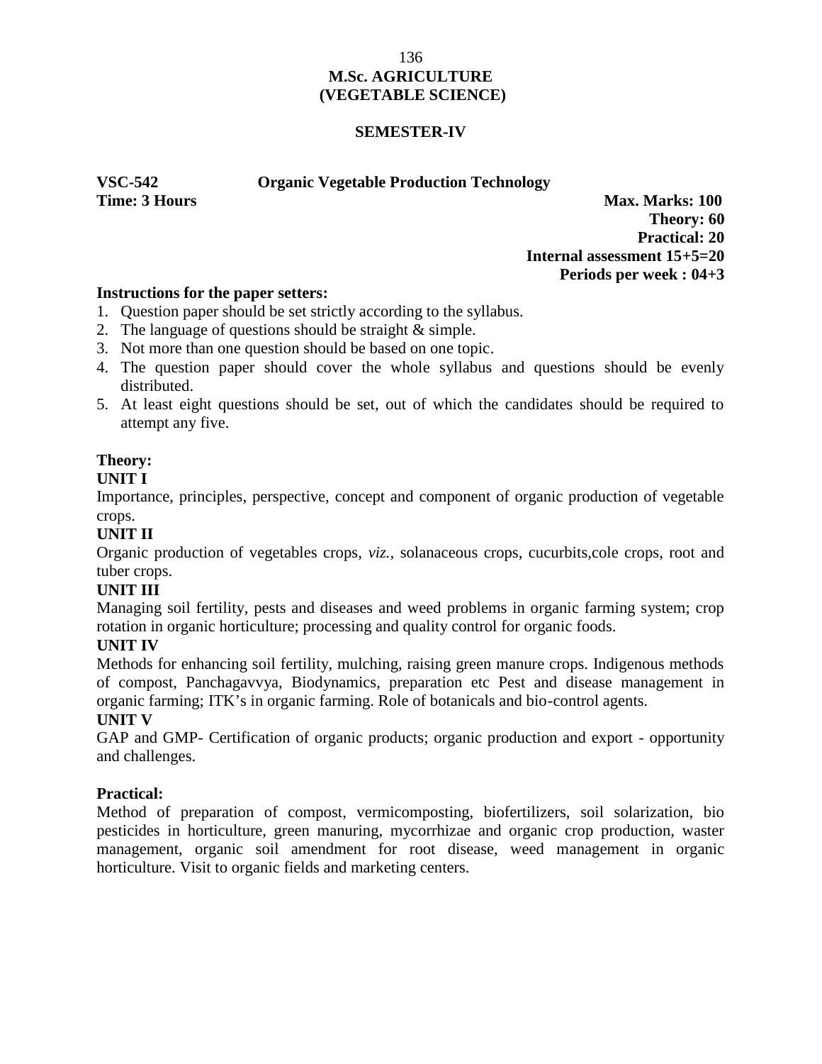# M.Sc. AGRICULTURE
# (VEGETABLE SCIENCE)

## SEMESTER-IV

**VSC-542 Organic Vegetable Production Technology**

**Time: 3 Hours**

**Max. Marks: 100**
**Theory: 60**
**Practical: 20**
**Internal assessment 15+5=20**
**Periods per week : 04+3**

**Instructions for the paper setters:**

1. Question paper should be set strictly according to the syllabus.
2. The language of questions should be straight & simple.
3. Not more than one question should be based on one topic.
4. The question paper should cover the whole syllabus and questions should be evenly distributed.
5. At least eight questions should be set, out of which the candidates should be required to attempt any five.

### Theory:

**UNIT I**

Importance, principles, perspective, concept and component of organic production of vegetable crops.

**UNIT II**

Organic production of vegetables crops, *viz.,* solanaceous crops, cucurbits,cole crops, root and tuber crops.

**UNIT III**

Managing soil fertility, pests and diseases and weed problems in organic farming system; crop rotation in organic horticulture; processing and quality control for organic foods.

**UNIT IV**

Methods for enhancing soil fertility, mulching, raising green manure crops. Indigenous methods of compost, Panchagavvya, Biodynamics, preparation etc Pest and disease management in organic farming; ITK's in organic farming. Role of botanicals and bio-control agents.

**UNIT V**

GAP and GMP- Certification of organic products; organic production and export - opportunity and challenges.

### Practical:

Method of preparation of compost, vermicomposting, biofertilizers, soil solarization, bio pesticides in horticulture, green manuring, mycorrhizae and organic crop production, waster management, organic soil amendment for root disease, weed management in organic horticulture. Visit to organic fields and marketing centers.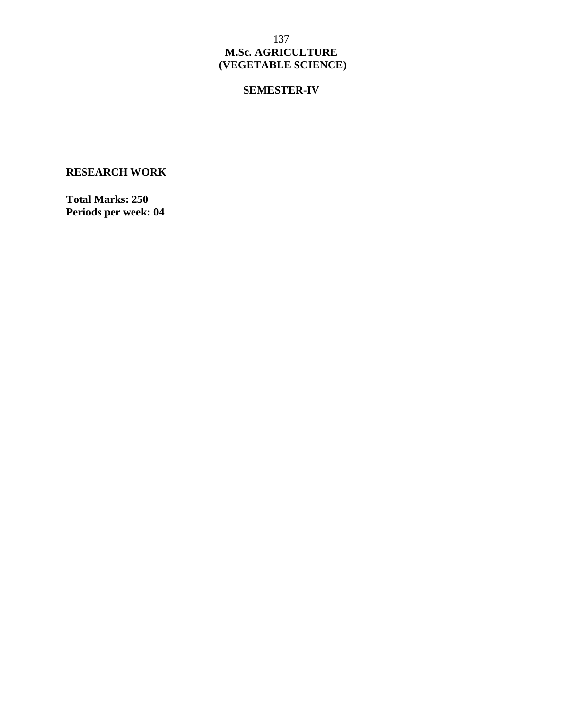# M.Sc. AGRICULTURE
# (VEGETABLE SCIENCE)

## SEMESTER-IV

**RESEARCH WORK**

**Total Marks: 250**
**Periods per week: 04**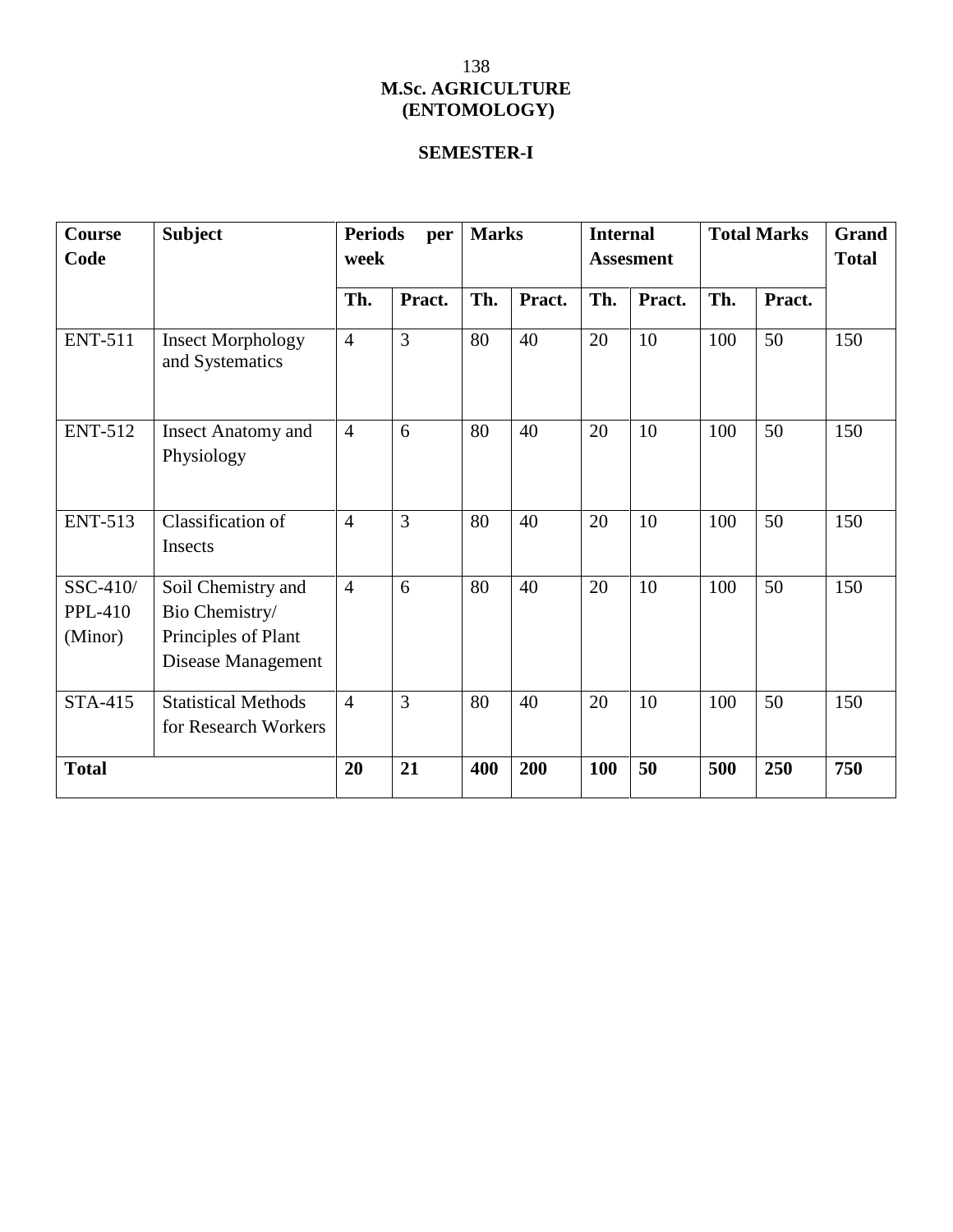# M.Sc. AGRICULTURE (ENTOMOLOGY)

## SEMESTER-I

| Course Code | Subject | Periods per week | | Marks | | Internal Assesment | | Total Marks | | Grand Total |
|---|---|---|---|---|---|---|---|---|---|---|
| | | Th. | Pract. | Th. | Pract. | Th. | Pract. | Th. | Pract. | |
| ENT-511 | Insect Morphology and Systematics | 4 | 3 | 80 | 40 | 20 | 10 | 100 | 50 | 150 |
| ENT-512 | Insect Anatomy and Physiology | 4 | 6 | 80 | 40 | 20 | 10 | 100 | 50 | 150 |
| ENT-513 | Classification of Insects | 4 | 3 | 80 | 40 | 20 | 10 | 100 | 50 | 150 |
| SSC-410/ PPL-410 (Minor) | Soil Chemistry and Bio Chemistry/ Principles of Plant Disease Management | 4 | 6 | 80 | 40 | 20 | 10 | 100 | 50 | 150 |
| STA-415 | Statistical Methods for Research Workers | 4 | 3 | 80 | 40 | 20 | 10 | 100 | 50 | 150 |
| **Total** | | **20** | **21** | **400** | **200** | **100** | **50** | **500** | **250** | **750** |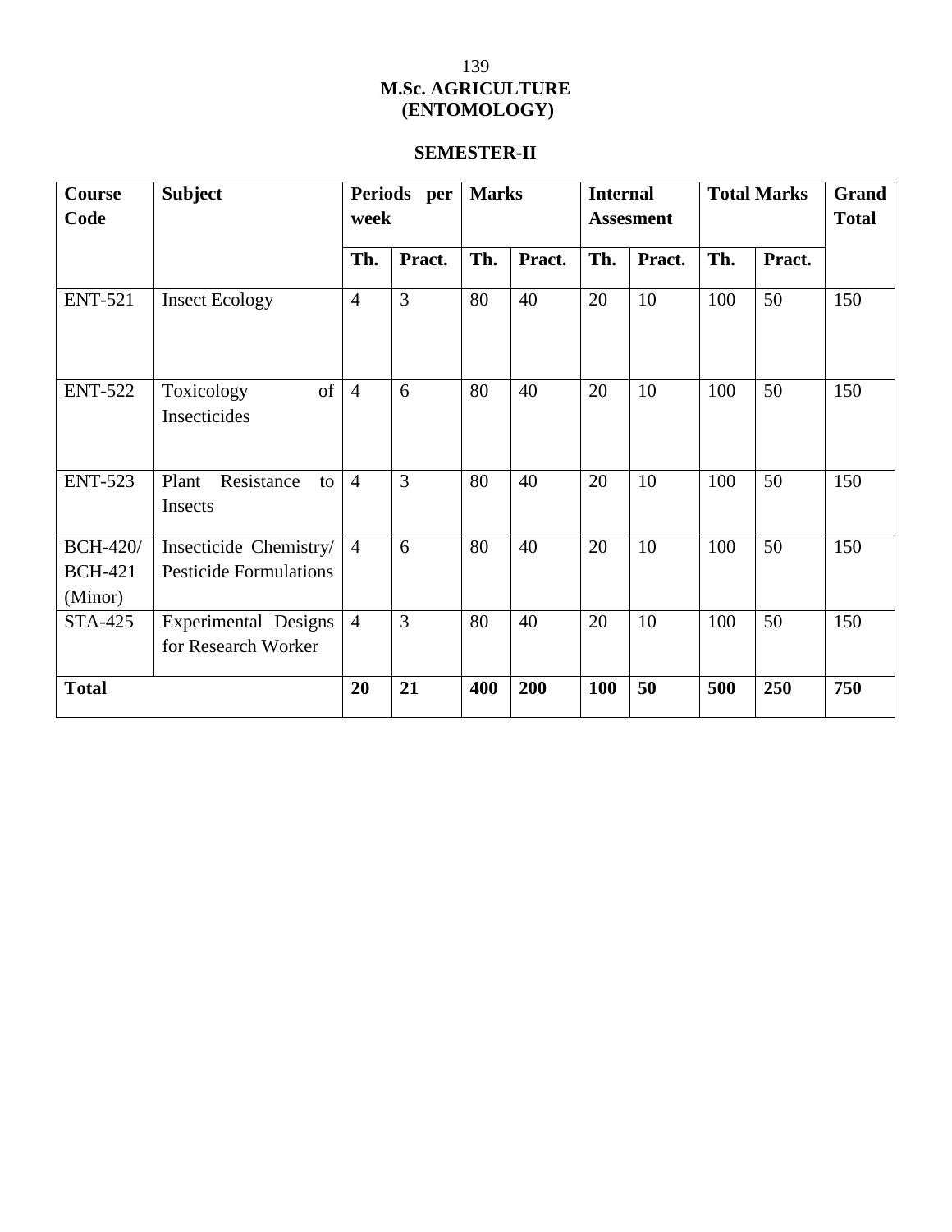# M.Sc. AGRICULTURE
## (ENTOMOLOGY)

### SEMESTER-II

| Course Code | Subject | Periods per week | | Marks | | Internal Assesment | | Total Marks | | Grand Total |
|---|---|---|---|---|---|---|---|---|---|---|
| | | Th. | Pract. | Th. | Pract. | Th. | Pract. | Th. | Pract. | |
| ENT-521 | Insect Ecology | 4 | 3 | 80 | 40 | 20 | 10 | 100 | 50 | 150 |
| ENT-522 | Toxicology of Insecticides | 4 | 6 | 80 | 40 | 20 | 10 | 100 | 50 | 150 |
| ENT-523 | Plant Resistance to Insects | 4 | 3 | 80 | 40 | 20 | 10 | 100 | 50 | 150 |
| BCH-420/ BCH-421 (Minor) | Insecticide Chemistry/ Pesticide Formulations | 4 | 6 | 80 | 40 | 20 | 10 | 100 | 50 | 150 |
| STA-425 | Experimental Designs for Research Worker | 4 | 3 | 80 | 40 | 20 | 10 | 100 | 50 | 150 |
| **Total** | | **20** | **21** | **400** | **200** | **100** | **50** | **500** | **250** | **750** |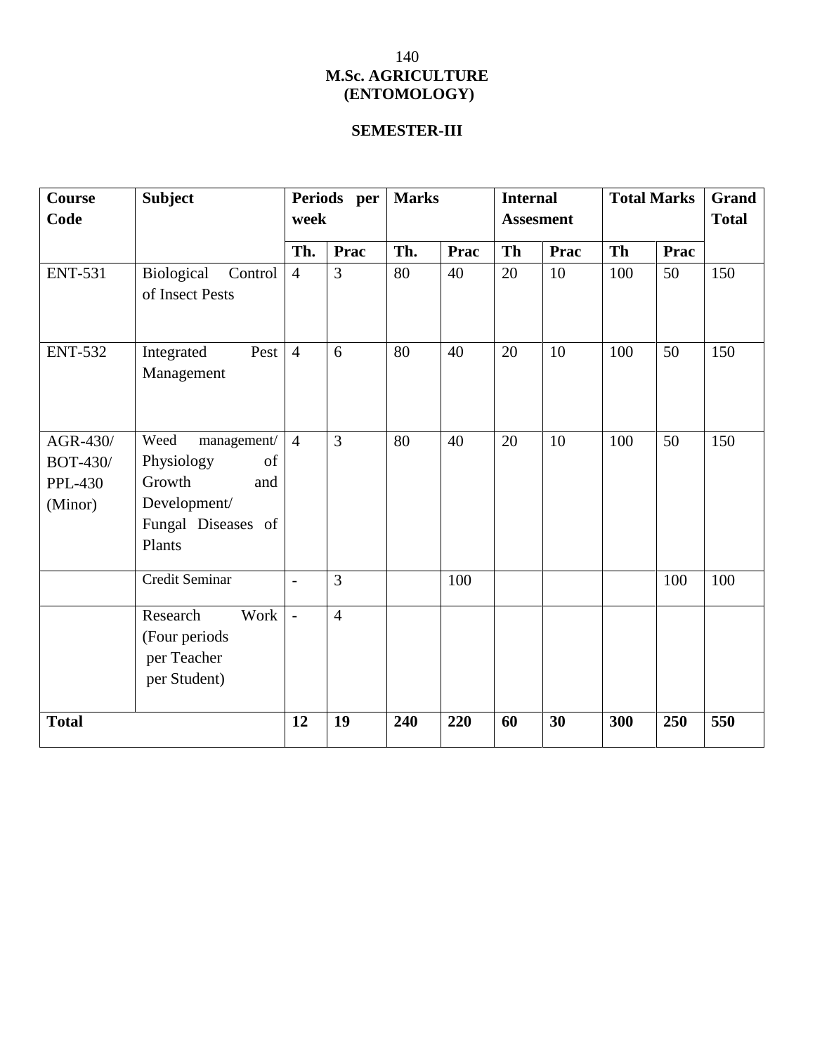## M.Sc. AGRICULTURE (ENTOMOLOGY)

### SEMESTER-III

| Course Code | Subject | Periods per week | | Marks | | Internal Assesment | | Total Marks | | Grand Total |
|---|---|---|---|---|---|---|---|---|---|---|
| | | Th. | Prac | Th. | Prac | Th | Prac | Th | Prac | |
| ENT-531 | Biological Control of Insect Pests | 4 | 3 | 80 | 40 | 20 | 10 | 100 | 50 | 150 |
| ENT-532 | Integrated Pest Management | 4 | 6 | 80 | 40 | 20 | 10 | 100 | 50 | 150 |
| AGR-430/ BOT-430/ PPL-430 (Minor) | Weed management/ Physiology of Growth and Development/ Fungal Diseases of Plants | 4 | 3 | 80 | 40 | 20 | 10 | 100 | 50 | 150 |
| | Credit Seminar | - | 3 | | 100 | | | | 100 | 100 |
| | Research Work (Four periods per Teacher per Student) | - | 4 | | | | | | | |
| **Total** | | **12** | **19** | **240** | **220** | **60** | **30** | **300** | **250** | **550** |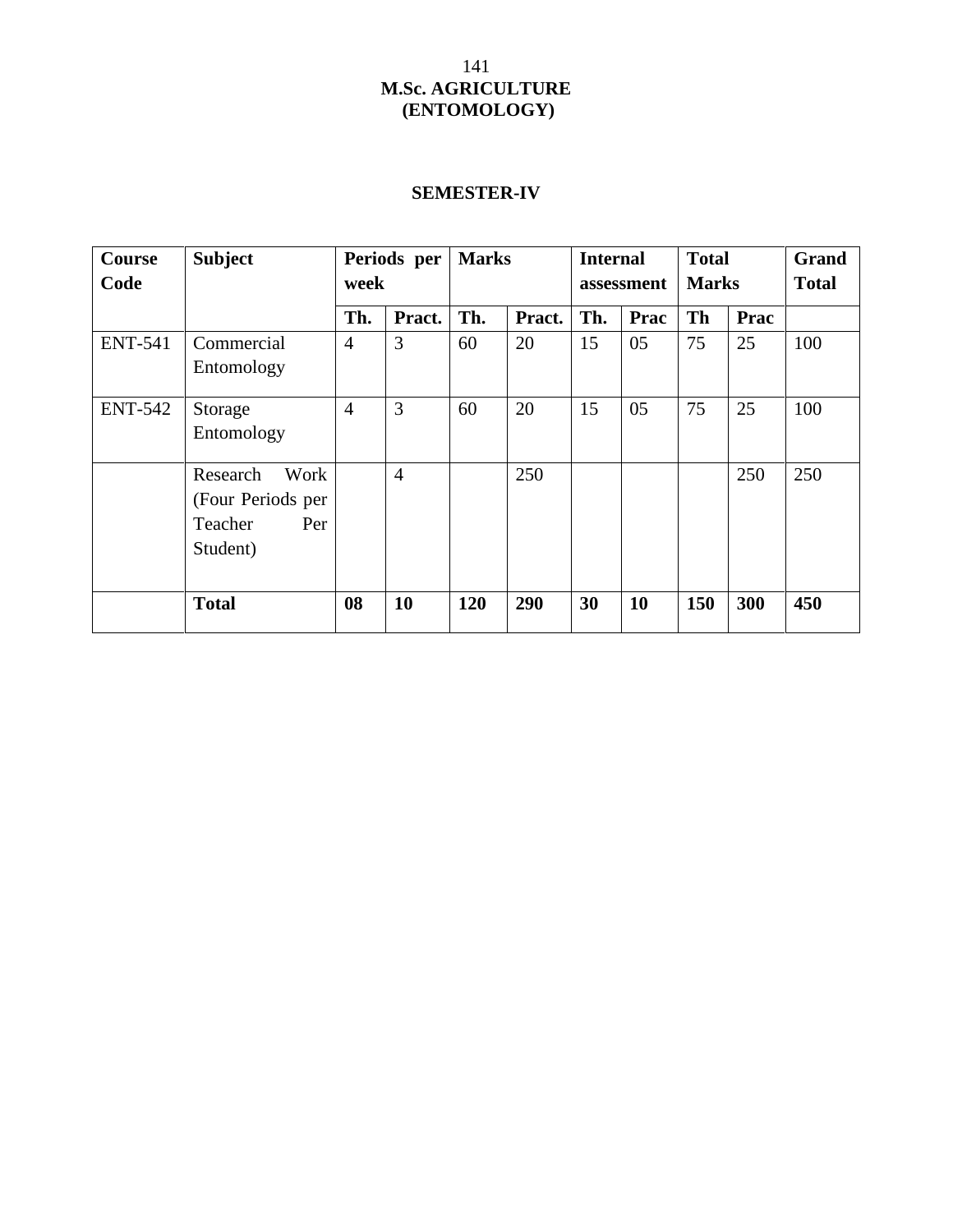# M.Sc. AGRICULTURE (ENTOMOLOGY)

## SEMESTER-IV

| Course Code | Subject | Periods per week | | Marks | | Internal assessment | | Total Marks | | Grand Total |
|---|---|---|---|---|---|---|---|---|---|---|
| | | Th. | Pract. | Th. | Pract. | Th. | Prac | Th | Prac | |
| ENT-541 | Commercial Entomology | 4 | 3 | 60 | 20 | 15 | 05 | 75 | 25 | 100 |
| ENT-542 | Storage Entomology | 4 | 3 | 60 | 20 | 15 | 05 | 75 | 25 | 100 |
| | Research Work (Four Periods per Teacher Per Student) | | 4 | | 250 | | | | 250 | 250 |
| | **Total** | **08** | **10** | **120** | **290** | **30** | **10** | **150** | **300** | **450** |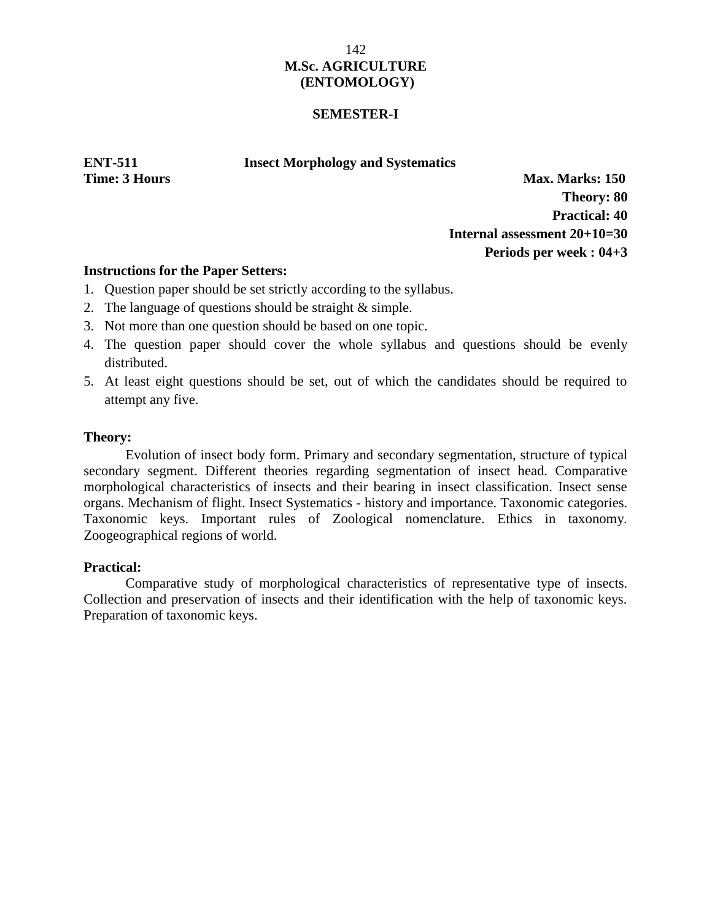# M.Sc. AGRICULTURE (ENTOMOLOGY)

## SEMESTER-I

**ENT-511** **Insect Morphology and Systematics**

**Time: 3 Hours** **Max. Marks: 150**

**Theory: 80**

**Practical: 40**

**Internal assessment 20+10=30**

**Periods per week : 04+3**

**Instructions for the Paper Setters:**

1. Question paper should be set strictly according to the syllabus.
2. The language of questions should be straight & simple.
3. Not more than one question should be based on one topic.
4. The question paper should cover the whole syllabus and questions should be evenly distributed.
5. At least eight questions should be set, out of which the candidates should be required to attempt any five.

**Theory:**

Evolution of insect body form. Primary and secondary segmentation, structure of typical secondary segment. Different theories regarding segmentation of insect head. Comparative morphological characteristics of insects and their bearing in insect classification. Insect sense organs. Mechanism of flight. Insect Systematics - history and importance. Taxonomic categories. Taxonomic keys. Important rules of Zoological nomenclature. Ethics in taxonomy. Zoogeographical regions of world.

**Practical:**

Comparative study of morphological characteristics of representative type of insects. Collection and preservation of insects and their identification with the help of taxonomic keys. Preparation of taxonomic keys.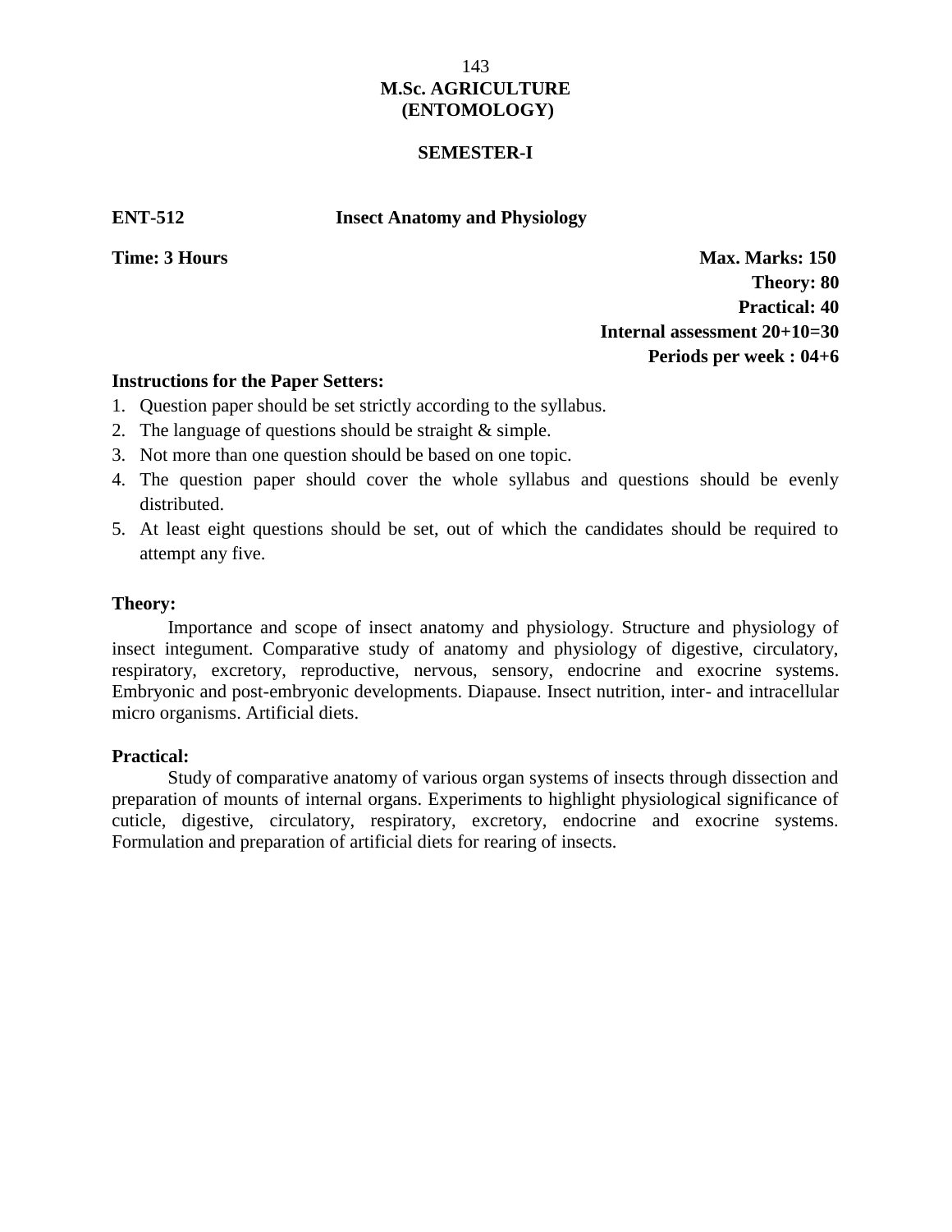# M.Sc. AGRICULTURE (ENTOMOLOGY)

## SEMESTER-I

**ENT-512 Insect Anatomy and Physiology**

**Time: 3 Hours**

**Max. Marks: 150**
**Theory: 80**
**Practical: 40**
**Internal assessment 20+10=30**
**Periods per week : 04+6**

**Instructions for the Paper Setters:**

1. Question paper should be set strictly according to the syllabus.
2. The language of questions should be straight & simple.
3. Not more than one question should be based on one topic.
4. The question paper should cover the whole syllabus and questions should be evenly distributed.
5. At least eight questions should be set, out of which the candidates should be required to attempt any five.

**Theory:**

Importance and scope of insect anatomy and physiology. Structure and physiology of insect integument. Comparative study of anatomy and physiology of digestive, circulatory, respiratory, excretory, reproductive, nervous, sensory, endocrine and exocrine systems. Embryonic and post-embryonic developments. Diapause. Insect nutrition, inter- and intracellular micro organisms. Artificial diets.

**Practical:**

Study of comparative anatomy of various organ systems of insects through dissection and preparation of mounts of internal organs. Experiments to highlight physiological significance of cuticle, digestive, circulatory, respiratory, excretory, endocrine and exocrine systems. Formulation and preparation of artificial diets for rearing of insects.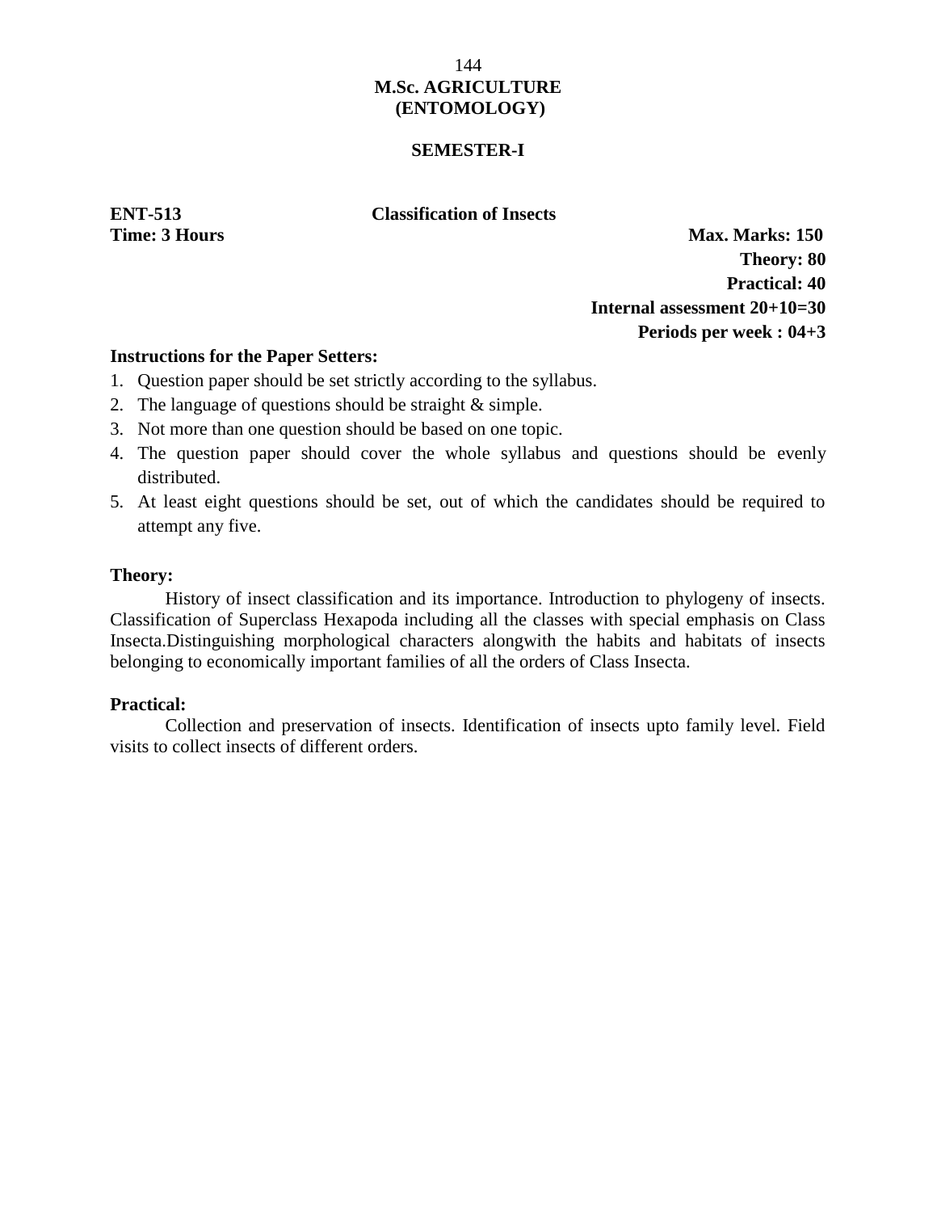**M.Sc. AGRICULTURE**
**(ENTOMOLOGY)**

**SEMESTER-I**

**ENT-513** **Classification of Insects**

**Time: 3 Hours**

**Max. Marks: 150**
**Theory: 80**
**Practical: 40**
**Internal assessment 20+10=30**
**Periods per week : 04+3**

**Instructions for the Paper Setters:**

1. Question paper should be set strictly according to the syllabus.
2. The language of questions should be straight & simple.
3. Not more than one question should be based on one topic.
4. The question paper should cover the whole syllabus and questions should be evenly distributed.
5. At least eight questions should be set, out of which the candidates should be required to attempt any five.

**Theory:**

History of insect classification and its importance. Introduction to phylogeny of insects. Classification of Superclass Hexapoda including all the classes with special emphasis on Class Insecta.Distinguishing morphological characters alongwith the habits and habitats of insects belonging to economically important families of all the orders of Class Insecta.

**Practical:**

Collection and preservation of insects. Identification of insects upto family level. Field visits to collect insects of different orders.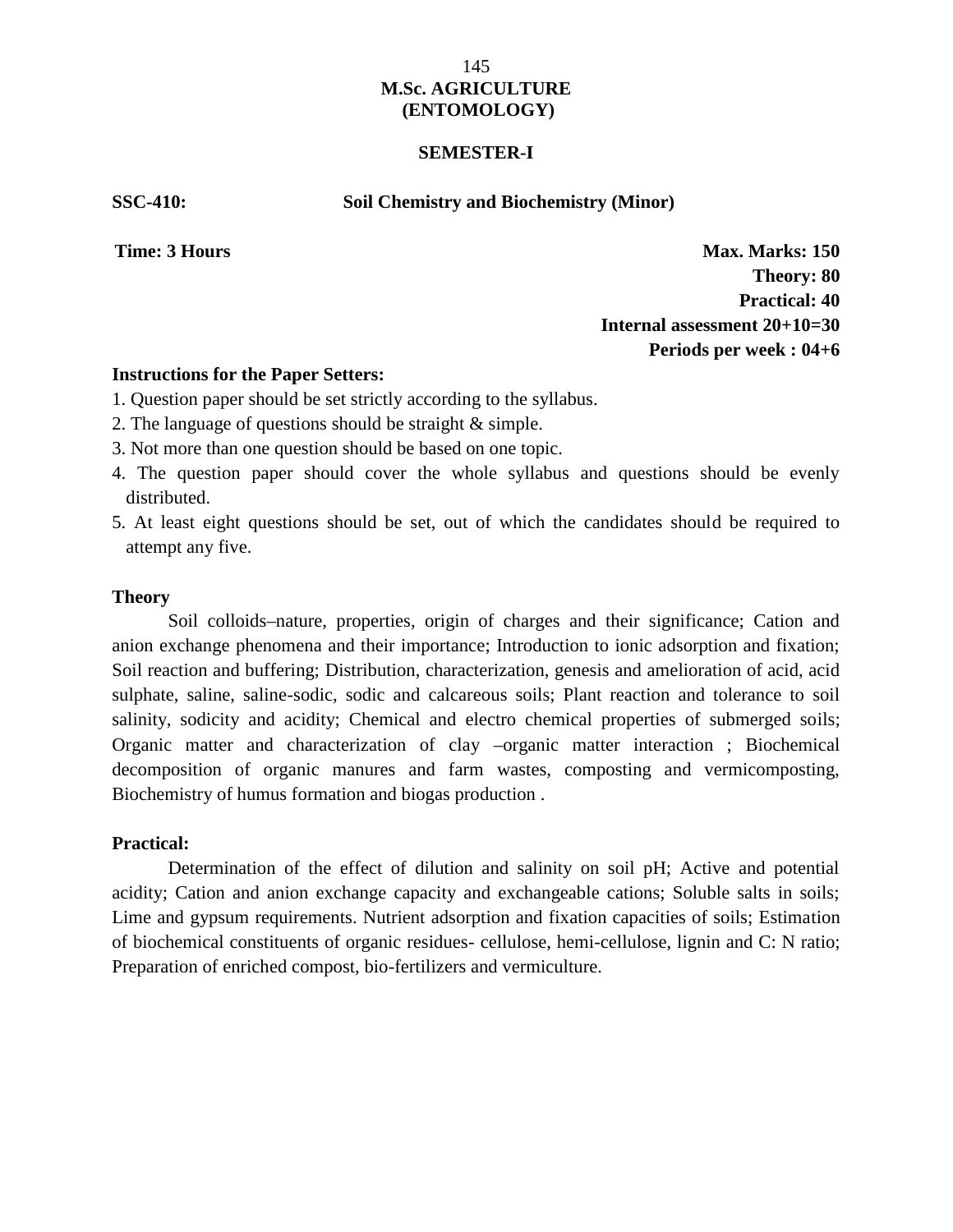# M.Sc. AGRICULTURE (ENTOMOLOGY)

## SEMESTER-I

**SSC-410: Soil Chemistry and Biochemistry (Minor)**

**Time: 3 Hours**

**Max. Marks: 150**
**Theory: 80**
**Practical: 40**
**Internal assessment 20+10=30**
**Periods per week : 04+6**

**Instructions for the Paper Setters:**

1. Question paper should be set strictly according to the syllabus.
2. The language of questions should be straight & simple.
3. Not more than one question should be based on one topic.
4. The question paper should cover the whole syllabus and questions should be evenly distributed.
5. At least eight questions should be set, out of which the candidates should be required to attempt any five.

### Theory

Soil colloids–nature, properties, origin of charges and their significance; Cation and anion exchange phenomena and their importance; Introduction to ionic adsorption and fixation; Soil reaction and buffering; Distribution, characterization, genesis and amelioration of acid, acid sulphate, saline, saline-sodic, sodic and calcareous soils; Plant reaction and tolerance to soil salinity, sodicity and acidity; Chemical and electro chemical properties of submerged soils; Organic matter and characterization of clay –organic matter interaction ; Biochemical decomposition of organic manures and farm wastes, composting and vermicomposting, Biochemistry of humus formation and biogas production .

### Practical:

Determination of the effect of dilution and salinity on soil pH; Active and potential acidity; Cation and anion exchange capacity and exchangeable cations; Soluble salts in soils; Lime and gypsum requirements. Nutrient adsorption and fixation capacities of soils; Estimation of biochemical constituents of organic residues- cellulose, hemi-cellulose, lignin and C: N ratio; Preparation of enriched compost, bio-fertilizers and vermiculture.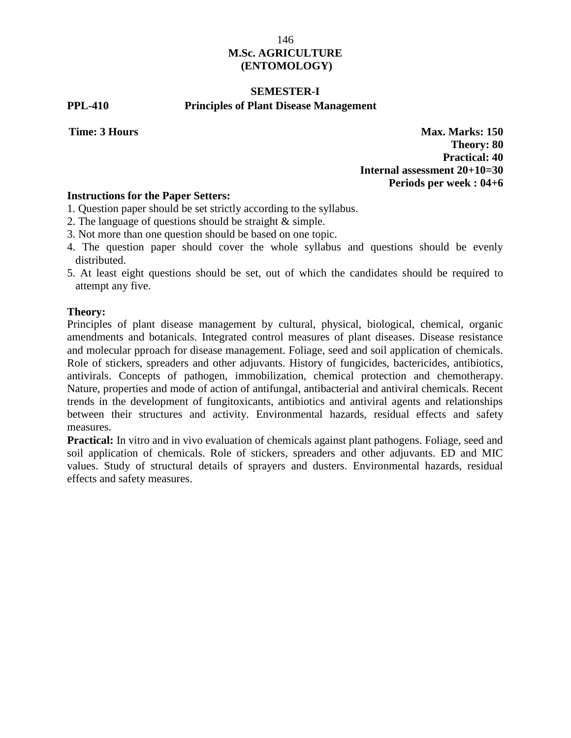# M.Sc. AGRICULTURE
# (ENTOMOLOGY)

## SEMESTER-I

**PPL-410 Principles of Plant Disease Management**

**Time: 3 Hours**

**Max. Marks: 150**
**Theory: 80**
**Practical: 40**
**Internal assessment 20+10=30**
**Periods per week : 04+6**

**Instructions for the Paper Setters:**

1. Question paper should be set strictly according to the syllabus.
2. The language of questions should be straight & simple.
3. Not more than one question should be based on one topic.
4. The question paper should cover the whole syllabus and questions should be evenly distributed.
5. At least eight questions should be set, out of which the candidates should be required to attempt any five.

**Theory:**

Principles of plant disease management by cultural, physical, biological, chemical, organic amendments and botanicals. Integrated control measures of plant diseases. Disease resistance and molecular pproach for disease management. Foliage, seed and soil application of chemicals. Role of stickers, spreaders and other adjuvants. History of fungicides, bactericides, antibiotics, antivirals. Concepts of pathogen, immobilization, chemical protection and chemotherapy. Nature, properties and mode of action of antifungal, antibacterial and antiviral chemicals. Recent trends in the development of fungitoxicants, antibiotics and antiviral agents and relationships between their structures and activity. Environmental hazards, residual effects and safety measures.

**Practical:** In vitro and in vivo evaluation of chemicals against plant pathogens. Foliage, seed and soil application of chemicals. Role of stickers, spreaders and other adjuvants. ED and MIC values. Study of structural details of sprayers and dusters. Environmental hazards, residual effects and safety measures.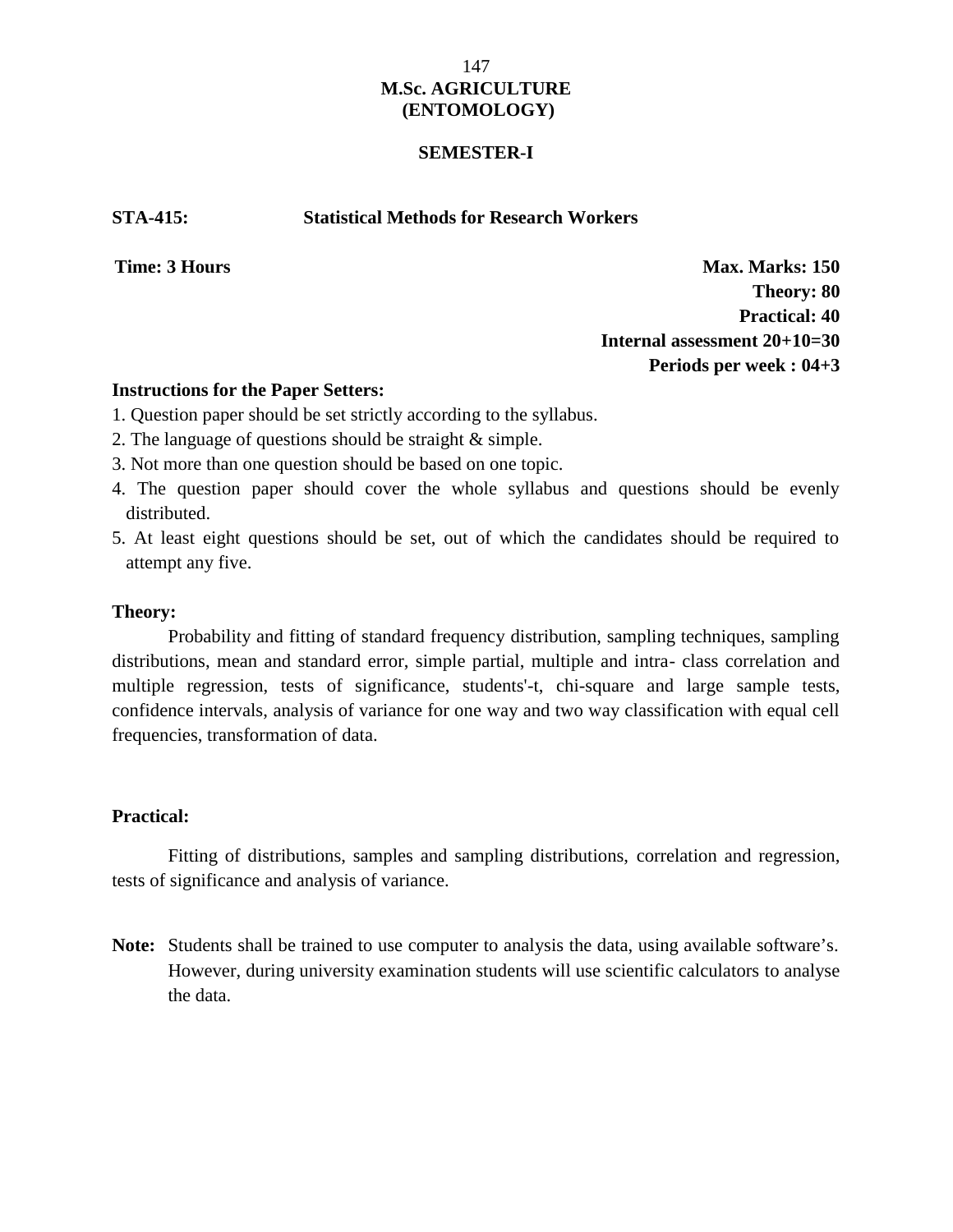# M.Sc. AGRICULTURE (ENTOMOLOGY)

## SEMESTER-I

**STA-415: Statistical Methods for Research Workers**

**Time: 3 Hours**

**Max. Marks: 150**
**Theory: 80**
**Practical: 40**
**Internal assessment 20+10=30**
**Periods per week : 04+3**

**Instructions for the Paper Setters:**

1. Question paper should be set strictly according to the syllabus.
2. The language of questions should be straight & simple.
3. Not more than one question should be based on one topic.
4. The question paper should cover the whole syllabus and questions should be evenly distributed.
5. At least eight questions should be set, out of which the candidates should be required to attempt any five.

**Theory:**

Probability and fitting of standard frequency distribution, sampling techniques, sampling distributions, mean and standard error, simple partial, multiple and intra- class correlation and multiple regression, tests of significance, students'-t, chi-square and large sample tests, confidence intervals, analysis of variance for one way and two way classification with equal cell frequencies, transformation of data.

**Practical:**

Fitting of distributions, samples and sampling distributions, correlation and regression, tests of significance and analysis of variance.

**Note:** Students shall be trained to use computer to analysis the data, using available software's. However, during university examination students will use scientific calculators to analyse the data.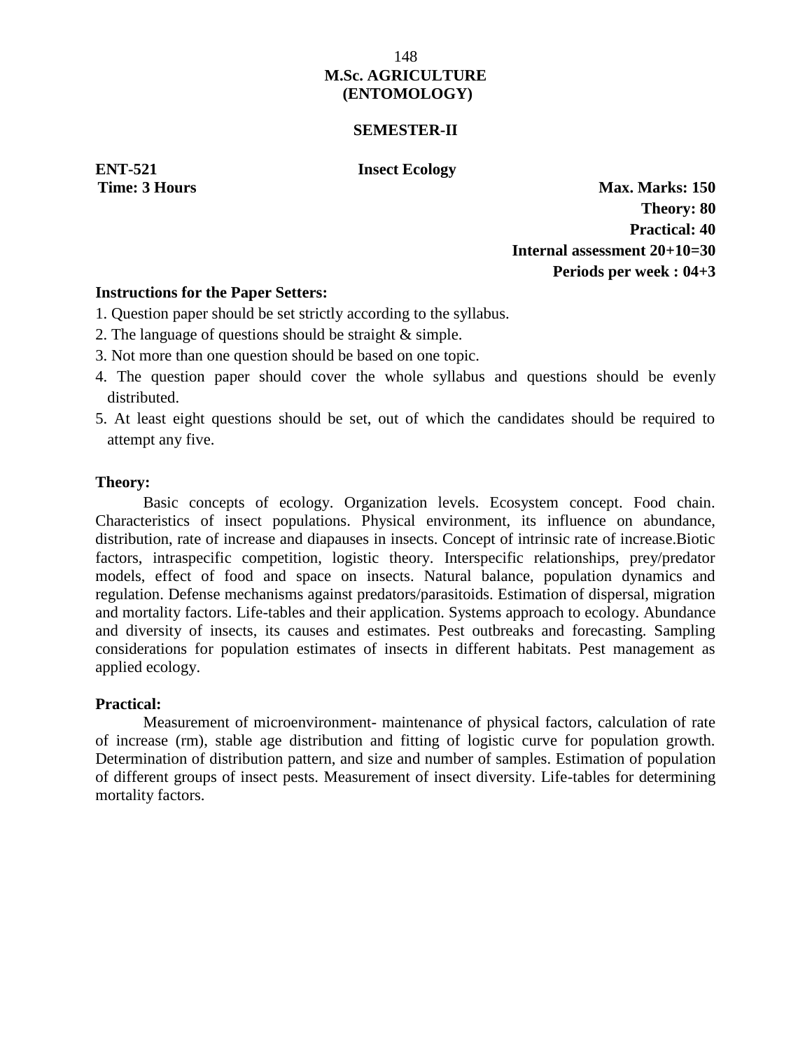# M.Sc. AGRICULTURE (ENTOMOLOGY)

## SEMESTER-II

**ENT-521** **Insect Ecology**

**Time: 3 Hours** **Max. Marks: 150**

**Theory: 80**

**Practical: 40**

**Internal assessment 20+10=30**

**Periods per week : 04+3**

**Instructions for the Paper Setters:**

1. Question paper should be set strictly according to the syllabus.
2. The language of questions should be straight & simple.
3. Not more than one question should be based on one topic.
4. The question paper should cover the whole syllabus and questions should be evenly distributed.
5. At least eight questions should be set, out of which the candidates should be required to attempt any five.

**Theory:**

Basic concepts of ecology. Organization levels. Ecosystem concept. Food chain. Characteristics of insect populations. Physical environment, its influence on abundance, distribution, rate of increase and diapauses in insects. Concept of intrinsic rate of increase.Biotic factors, intraspecific competition, logistic theory. Interspecific relationships, prey/predator models, effect of food and space on insects. Natural balance, population dynamics and regulation. Defense mechanisms against predators/parasitoids. Estimation of dispersal, migration and mortality factors. Life-tables and their application. Systems approach to ecology. Abundance and diversity of insects, its causes and estimates. Pest outbreaks and forecasting. Sampling considerations for population estimates of insects in different habitats. Pest management as applied ecology.

**Practical:**

Measurement of microenvironment- maintenance of physical factors, calculation of rate of increase (rm), stable age distribution and fitting of logistic curve for population growth. Determination of distribution pattern, and size and number of samples. Estimation of population of different groups of insect pests. Measurement of insect diversity. Life-tables for determining mortality factors.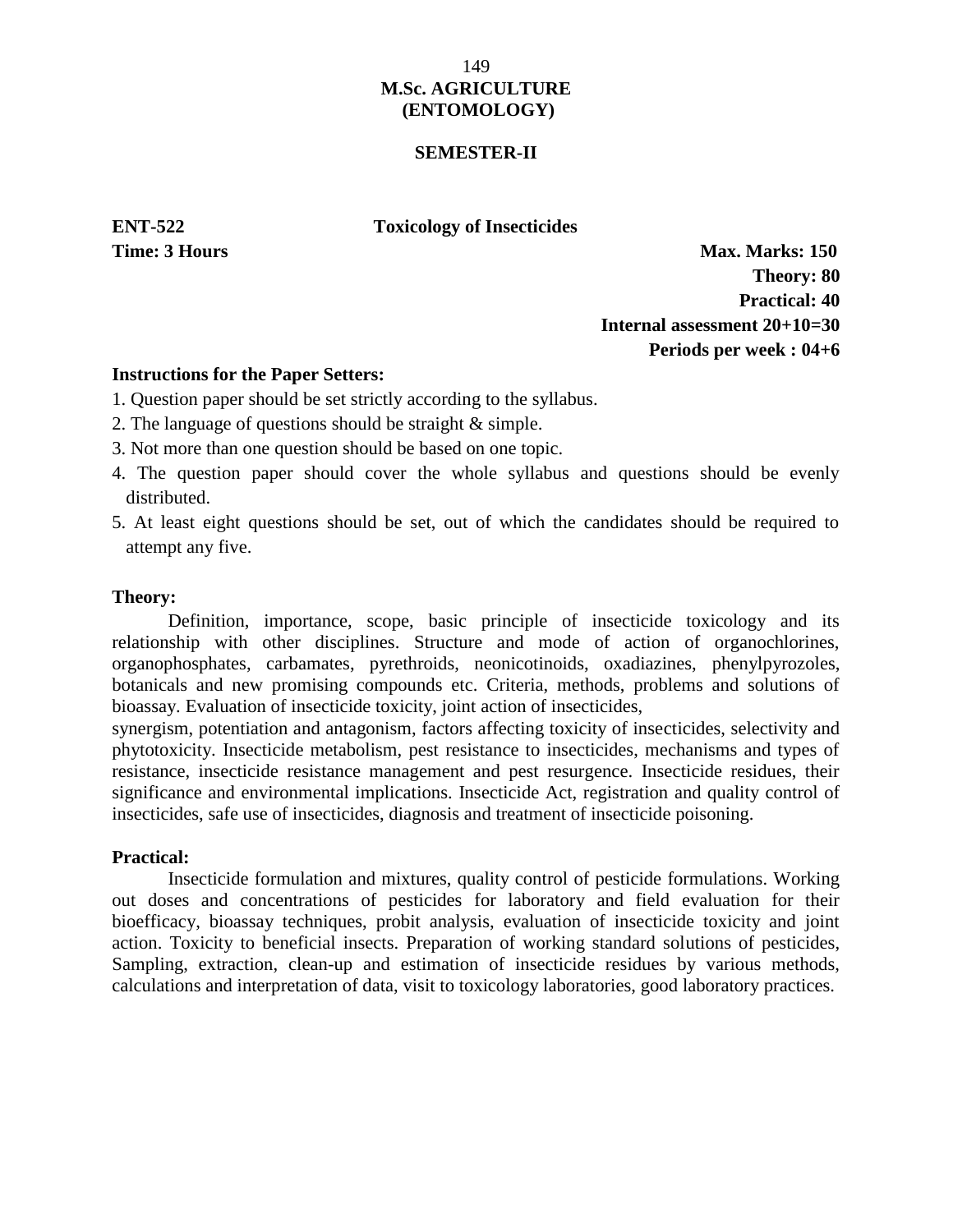# M.Sc. AGRICULTURE (ENTOMOLOGY)

## SEMESTER-II

**ENT-522** **Toxicology of Insecticides**

**Time: 3 Hours**

**Max. Marks: 150**
**Theory: 80**
**Practical: 40**
**Internal assessment 20+10=30**
**Periods per week : 04+6**

**Instructions for the Paper Setters:**

1. Question paper should be set strictly according to the syllabus.
2. The language of questions should be straight & simple.
3. Not more than one question should be based on one topic.
4. The question paper should cover the whole syllabus and questions should be evenly distributed.
5. At least eight questions should be set, out of which the candidates should be required to attempt any five.

**Theory:**

Definition, importance, scope, basic principle of insecticide toxicology and its relationship with other disciplines. Structure and mode of action of organochlorines, organophosphates, carbamates, pyrethroids, neonicotinoids, oxadiazines, phenylpyrozoles, botanicals and new promising compounds etc. Criteria, methods, problems and solutions of bioassay. Evaluation of insecticide toxicity, joint action of insecticides,
synergism, potentiation and antagonism, factors affecting toxicity of insecticides, selectivity and phytotoxicity. Insecticide metabolism, pest resistance to insecticides, mechanisms and types of resistance, insecticide resistance management and pest resurgence. Insecticide residues, their significance and environmental implications. Insecticide Act, registration and quality control of insecticides, safe use of insecticides, diagnosis and treatment of insecticide poisoning.

**Practical:**

Insecticide formulation and mixtures, quality control of pesticide formulations. Working out doses and concentrations of pesticides for laboratory and field evaluation for their bioefficacy, bioassay techniques, probit analysis, evaluation of insecticide toxicity and joint action. Toxicity to beneficial insects. Preparation of working standard solutions of pesticides, Sampling, extraction, clean-up and estimation of insecticide residues by various methods, calculations and interpretation of data, visit to toxicology laboratories, good laboratory practices.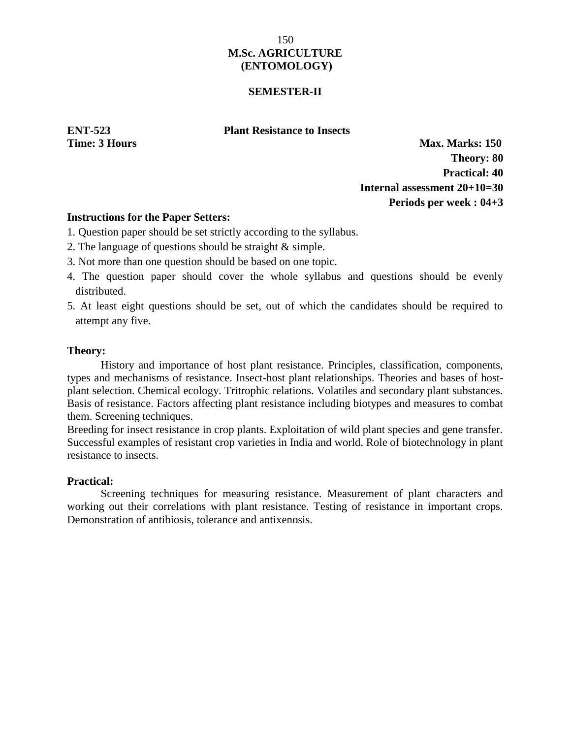**M.Sc. AGRICULTURE**
**(ENTOMOLOGY)**

**SEMESTER-II**

**ENT-523** **Plant Resistance to Insects**

**Time: 3 Hours** **Max. Marks: 150**

**Theory: 80**

**Practical: 40**

**Internal assessment 20+10=30**

**Periods per week : 04+3**

**Instructions for the Paper Setters:**

1. Question paper should be set strictly according to the syllabus.
2. The language of questions should be straight & simple.
3. Not more than one question should be based on one topic.
4. The question paper should cover the whole syllabus and questions should be evenly distributed.
5. At least eight questions should be set, out of which the candidates should be required to attempt any five.

**Theory:**

History and importance of host plant resistance. Principles, classification, components, types and mechanisms of resistance. Insect-host plant relationships. Theories and bases of host-plant selection. Chemical ecology. Tritrophic relations. Volatiles and secondary plant substances. Basis of resistance. Factors affecting plant resistance including biotypes and measures to combat them. Screening techniques.

Breeding for insect resistance in crop plants. Exploitation of wild plant species and gene transfer. Successful examples of resistant crop varieties in India and world. Role of biotechnology in plant resistance to insects.

**Practical:**

Screening techniques for measuring resistance. Measurement of plant characters and working out their correlations with plant resistance. Testing of resistance in important crops. Demonstration of antibiosis, tolerance and antixenosis.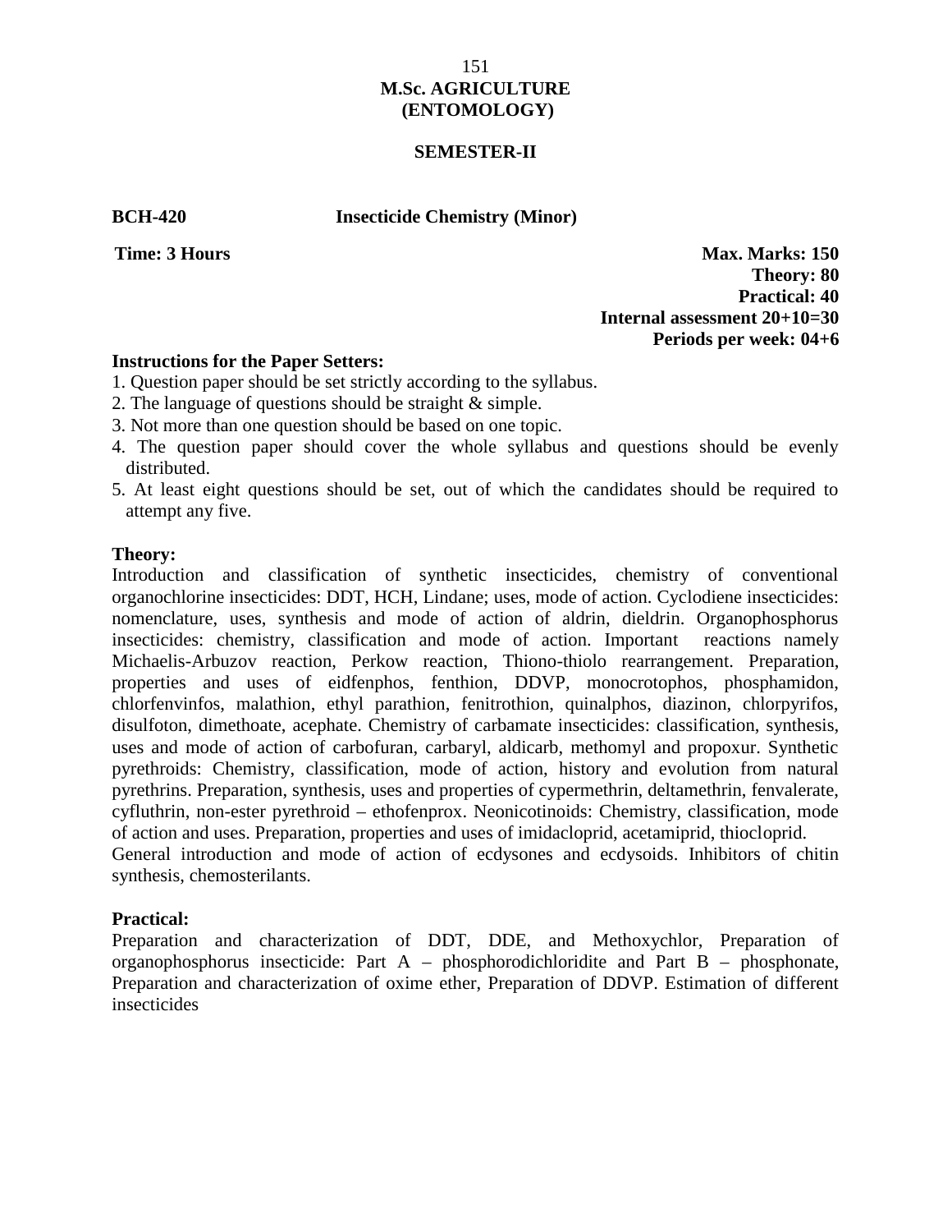# M.Sc. AGRICULTURE (ENTOMOLOGY)

## SEMESTER-II

**BCH-420** **Insecticide Chemistry (Minor)**

**Time: 3 Hours** **Max. Marks: 150**
**Theory: 80**
**Practical: 40**
**Internal assessment 20+10=30**
**Periods per week: 04+6**

**Instructions for the Paper Setters:**

1. Question paper should be set strictly according to the syllabus.
2. The language of questions should be straight & simple.
3. Not more than one question should be based on one topic.
4. The question paper should cover the whole syllabus and questions should be evenly distributed.
5. At least eight questions should be set, out of which the candidates should be required to attempt any five.

**Theory:**

Introduction and classification of synthetic insecticides, chemistry of conventional organochlorine insecticides: DDT, HCH, Lindane; uses, mode of action. Cyclodiene insecticides: nomenclature, uses, synthesis and mode of action of aldrin, dieldrin. Organophosphorus insecticides: chemistry, classification and mode of action. Important reactions namely Michaelis-Arbuzov reaction, Perkow reaction, Thiono-thiolo rearrangement. Preparation, properties and uses of eidfenphos, fenthion, DDVP, monocrotophos, phosphamidon, chlorfenvinfos, malathion, ethyl parathion, fenitrothion, quinalphos, diazinon, chlorpyrifos, disulfoton, dimethoate, acephate. Chemistry of carbamate insecticides: classification, synthesis, uses and mode of action of carbofuran, carbaryl, aldicarb, methomyl and propoxur. Synthetic pyrethroids: Chemistry, classification, mode of action, history and evolution from natural pyrethrins. Preparation, synthesis, uses and properties of cypermethrin, deltamethrin, fenvalerate, cyfluthrin, non-ester pyrethroid – ethofenprox. Neonicotinoids: Chemistry, classification, mode of action and uses. Preparation, properties and uses of imidacloprid, acetamiprid, thiocloprid.
General introduction and mode of action of ecdysones and ecdysoids. Inhibitors of chitin synthesis, chemosterilants.

**Practical:**

Preparation and characterization of DDT, DDE, and Methoxychlor, Preparation of organophosphorus insecticide: Part A – phosphorodichloridite and Part B – phosphonate, Preparation and characterization of oxime ether, Preparation of DDVP. Estimation of different insecticides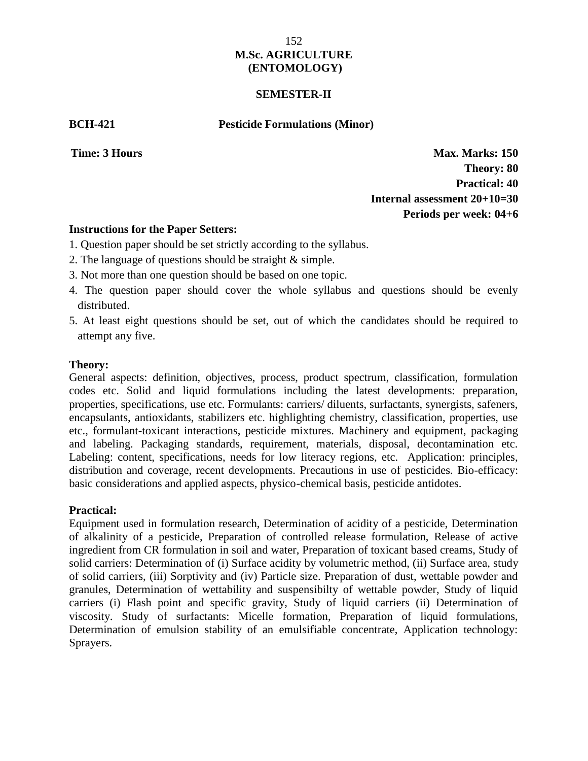# M.Sc. AGRICULTURE (ENTOMOLOGY)

## SEMESTER-II

**BCH-421 Pesticide Formulations (Minor)**

**Time: 3 Hours**

**Max. Marks: 150**
**Theory: 80**
**Practical: 40**
**Internal assessment 20+10=30**
**Periods per week: 04+6**

**Instructions for the Paper Setters:**

1. Question paper should be set strictly according to the syllabus.
2. The language of questions should be straight & simple.
3. Not more than one question should be based on one topic.
4. The question paper should cover the whole syllabus and questions should be evenly distributed.
5. At least eight questions should be set, out of which the candidates should be required to attempt any five.

**Theory:**

General aspects: definition, objectives, process, product spectrum, classification, formulation codes etc. Solid and liquid formulations including the latest developments: preparation, properties, specifications, use etc. Formulants: carriers/ diluents, surfactants, synergists, safeners, encapsulants, antioxidants, stabilizers etc. highlighting chemistry, classification, properties, use etc., formulant-toxicant interactions, pesticide mixtures. Machinery and equipment, packaging and labeling. Packaging standards, requirement, materials, disposal, decontamination etc. Labeling: content, specifications, needs for low literacy regions, etc. Application: principles, distribution and coverage, recent developments. Precautions in use of pesticides. Bio-efficacy: basic considerations and applied aspects, physico-chemical basis, pesticide antidotes.

**Practical:**

Equipment used in formulation research, Determination of acidity of a pesticide, Determination of alkalinity of a pesticide, Preparation of controlled release formulation, Release of active ingredient from CR formulation in soil and water, Preparation of toxicant based creams, Study of solid carriers: Determination of (i) Surface acidity by volumetric method, (ii) Surface area, study of solid carriers, (iii) Sorptivity and (iv) Particle size. Preparation of dust, wettable powder and granules, Determination of wettability and suspensibilty of wettable powder, Study of liquid carriers (i) Flash point and specific gravity, Study of liquid carriers (ii) Determination of viscosity. Study of surfactants: Micelle formation, Preparation of liquid formulations, Determination of emulsion stability of an emulsifiable concentrate, Application technology: Sprayers.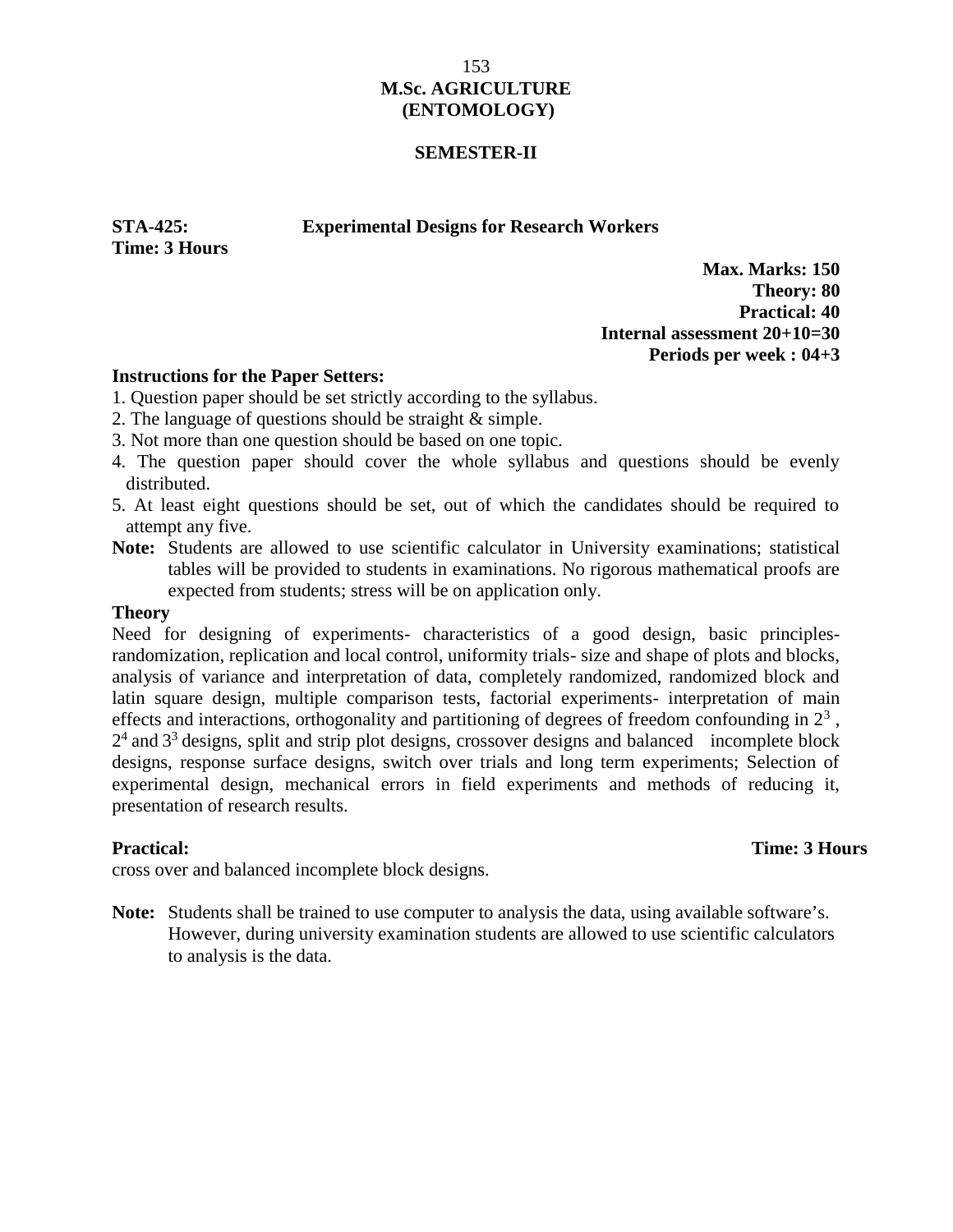# M.Sc. AGRICULTURE (ENTOMOLOGY)

## SEMESTER-II

**STA-425: Experimental Designs for Research Workers**
**Time: 3 Hours**

**Max. Marks: 150**
**Theory: 80**
**Practical: 40**
**Internal assessment 20+10=30**
**Periods per week : 04+3**

**Instructions for the Paper Setters:**

1. Question paper should be set strictly according to the syllabus.
2. The language of questions should be straight & simple.
3. Not more than one question should be based on one topic.
4. The question paper should cover the whole syllabus and questions should be evenly distributed.
5. At least eight questions should be set, out of which the candidates should be required to attempt any five.

**Note:** Students are allowed to use scientific calculator in University examinations; statistical tables will be provided to students in examinations. No rigorous mathematical proofs are expected from students; stress will be on application only.

**Theory**

Need for designing of experiments- characteristics of a good design, basic principles- randomization, replication and local control, uniformity trials- size and shape of plots and blocks, analysis of variance and interpretation of data, completely randomized, randomized block and latin square design, multiple comparison tests, factorial experiments- interpretation of main effects and interactions, orthogonality and partitioning of degrees of freedom confounding in $2^3$, $2^4$ and $3^3$ designs, split and strip plot designs, crossover designs and balanced incomplete block designs, response surface designs, switch over trials and long term experiments; Selection of experimental design, mechanical errors in field experiments and methods of reducing it, presentation of research results.

**Practical:** **Time: 3 Hours**

cross over and balanced incomplete block designs.

**Note:** Students shall be trained to use computer to analysis the data, using available software's. However, during university examination students are allowed to use scientific calculators to analysis is the data.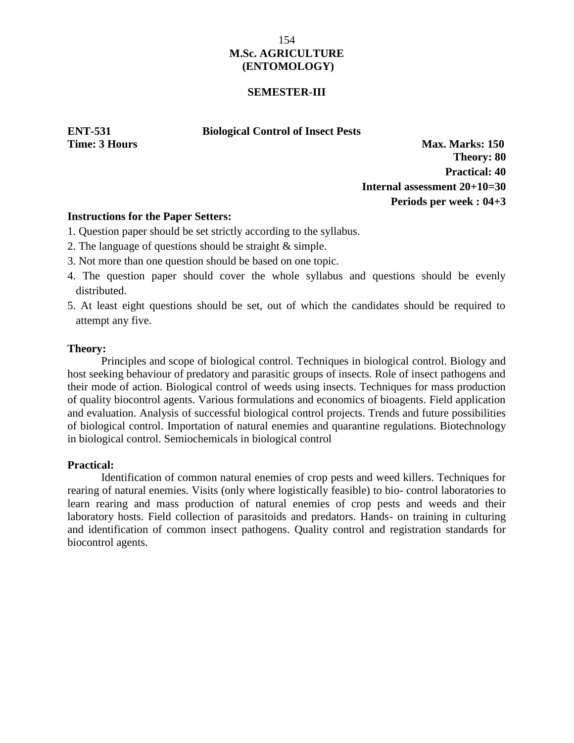# M.Sc. AGRICULTURE
# (ENTOMOLOGY)

## SEMESTER-III

**ENT-531 Biological Control of Insect Pests**

**Time: 3 Hours**

**Max. Marks: 150**
**Theory: 80**
**Practical: 40**
**Internal assessment 20+10=30**
**Periods per week : 04+3**

**Instructions for the Paper Setters:**

1. Question paper should be set strictly according to the syllabus.
2. The language of questions should be straight & simple.
3. Not more than one question should be based on one topic.
4. The question paper should cover the whole syllabus and questions should be evenly distributed.
5. At least eight questions should be set, out of which the candidates should be required to attempt any five.

**Theory:**

Principles and scope of biological control. Techniques in biological control. Biology and host seeking behaviour of predatory and parasitic groups of insects. Role of insect pathogens and their mode of action. Biological control of weeds using insects. Techniques for mass production of quality biocontrol agents. Various formulations and economics of bioagents. Field application and evaluation. Analysis of successful biological control projects. Trends and future possibilities of biological control. Importation of natural enemies and quarantine regulations. Biotechnology in biological control. Semiochemicals in biological control

**Practical:**

Identification of common natural enemies of crop pests and weed killers. Techniques for rearing of natural enemies. Visits (only where logistically feasible) to bio- control laboratories to learn rearing and mass production of natural enemies of crop pests and weeds and their laboratory hosts. Field collection of parasitoids and predators. Hands- on training in culturing and identification of common insect pathogens. Quality control and registration standards for biocontrol agents.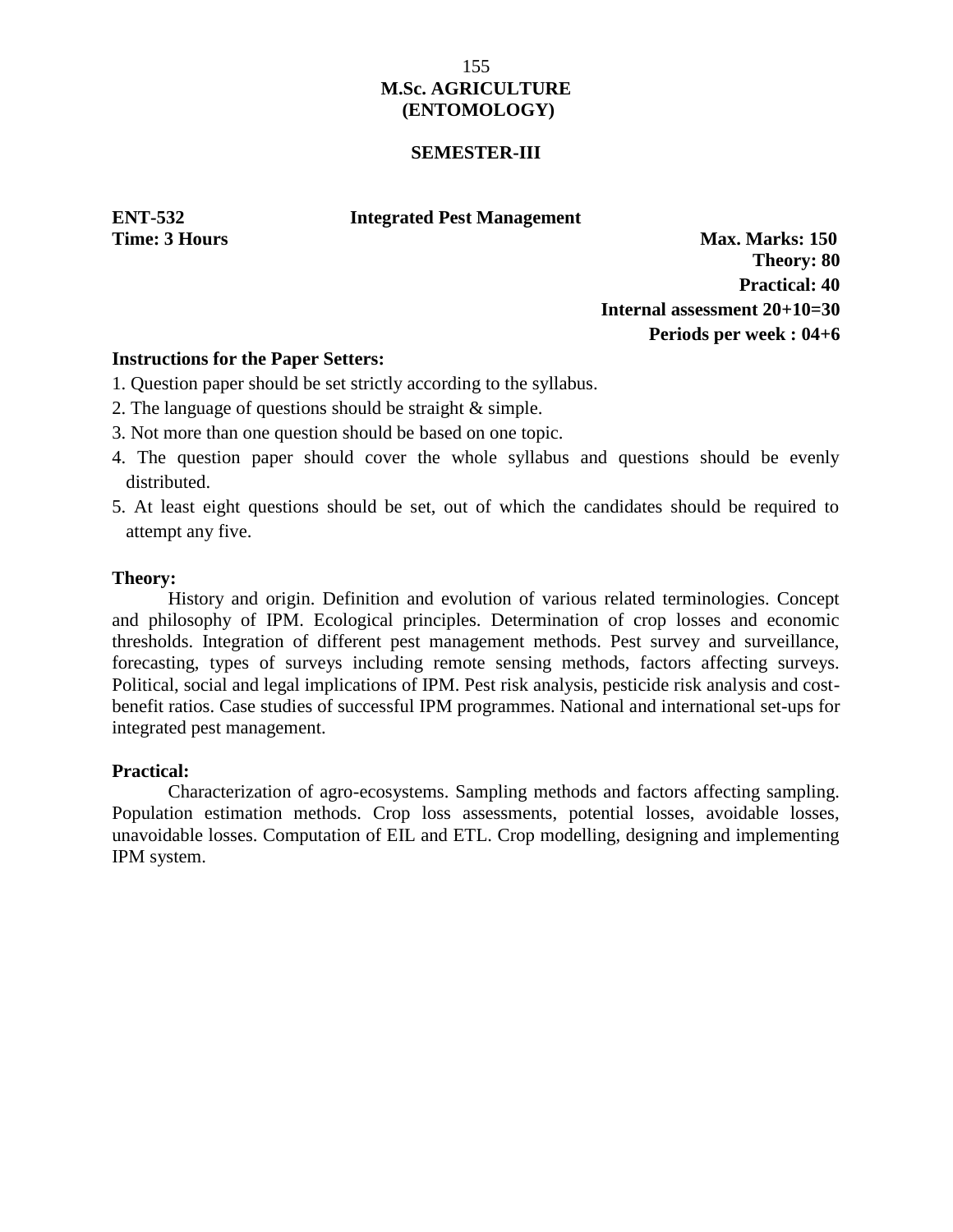# M.Sc. AGRICULTURE (ENTOMOLOGY)

## SEMESTER-III

**ENT-532** **Integrated Pest Management**

**Time: 3 Hours**

**Max. Marks: 150**
**Theory: 80**
**Practical: 40**
**Internal assessment 20+10=30**
**Periods per week : 04+6**

**Instructions for the Paper Setters:**

1. Question paper should be set strictly according to the syllabus.
2. The language of questions should be straight & simple.
3. Not more than one question should be based on one topic.
4. The question paper should cover the whole syllabus and questions should be evenly distributed.
5. At least eight questions should be set, out of which the candidates should be required to attempt any five.

**Theory:**

History and origin. Definition and evolution of various related terminologies. Concept and philosophy of IPM. Ecological principles. Determination of crop losses and economic thresholds. Integration of different pest management methods. Pest survey and surveillance, forecasting, types of surveys including remote sensing methods, factors affecting surveys. Political, social and legal implications of IPM. Pest risk analysis, pesticide risk analysis and cost-benefit ratios. Case studies of successful IPM programmes. National and international set-ups for integrated pest management.

**Practical:**

Characterization of agro-ecosystems. Sampling methods and factors affecting sampling. Population estimation methods. Crop loss assessments, potential losses, avoidable losses, unavoidable losses. Computation of EIL and ETL. Crop modelling, designing and implementing IPM system.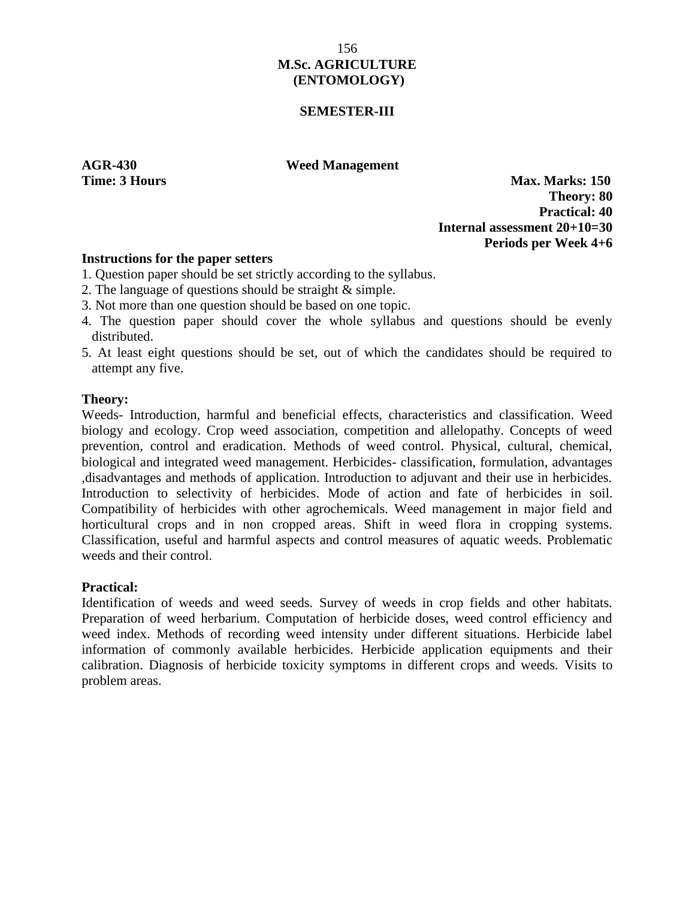# M.Sc. AGRICULTURE (ENTOMOLOGY)

## SEMESTER-III

**AGR-430** **Weed Management**

**Time: 3 Hours**

**Max. Marks: 150**
**Theory: 80**
**Practical: 40**
**Internal assessment 20+10=30**
**Periods per Week 4+6**

**Instructions for the paper setters**

1. Question paper should be set strictly according to the syllabus.
2. The language of questions should be straight & simple.
3. Not more than one question should be based on one topic.
4. The question paper should cover the whole syllabus and questions should be evenly distributed.
5. At least eight questions should be set, out of which the candidates should be required to attempt any five.

**Theory:**

Weeds- Introduction, harmful and beneficial effects, characteristics and classification. Weed biology and ecology. Crop weed association, competition and allelopathy. Concepts of weed prevention, control and eradication. Methods of weed control. Physical, cultural, chemical, biological and integrated weed management. Herbicides- classification, formulation, advantages ,disadvantages and methods of application. Introduction to adjuvant and their use in herbicides. Introduction to selectivity of herbicides. Mode of action and fate of herbicides in soil. Compatibility of herbicides with other agrochemicals. Weed management in major field and horticultural crops and in non cropped areas. Shift in weed flora in cropping systems. Classification, useful and harmful aspects and control measures of aquatic weeds. Problematic weeds and their control.

**Practical:**

Identification of weeds and weed seeds. Survey of weeds in crop fields and other habitats. Preparation of weed herbarium. Computation of herbicide doses, weed control efficiency and weed index. Methods of recording weed intensity under different situations. Herbicide label information of commonly available herbicides. Herbicide application equipments and their calibration. Diagnosis of herbicide toxicity symptoms in different crops and weeds. Visits to problem areas.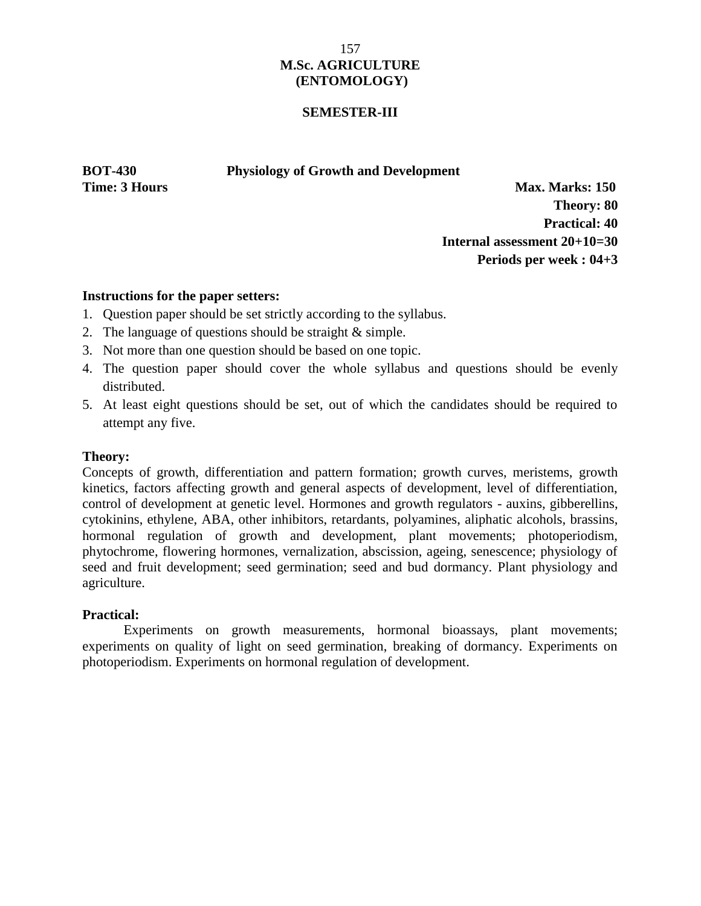# M.Sc. AGRICULTURE (ENTOMOLOGY)

## SEMESTER-III

**BOT-430 Physiology of Growth and Development**

**Time: 3 Hours**

**Max. Marks: 150**
**Theory: 80**
**Practical: 40**
**Internal assessment 20+10=30**
**Periods per week : 04+3**

**Instructions for the paper setters:**

1. Question paper should be set strictly according to the syllabus.
2. The language of questions should be straight & simple.
3. Not more than one question should be based on one topic.
4. The question paper should cover the whole syllabus and questions should be evenly distributed.
5. At least eight questions should be set, out of which the candidates should be required to attempt any five.

**Theory:**

Concepts of growth, differentiation and pattern formation; growth curves, meristems, growth kinetics, factors affecting growth and general aspects of development, level of differentiation, control of development at genetic level. Hormones and growth regulators - auxins, gibberellins, cytokinins, ethylene, ABA, other inhibitors, retardants, polyamines, aliphatic alcohols, brassins, hormonal regulation of growth and development, plant movements; photoperiodism, phytochrome, flowering hormones, vernalization, abscission, ageing, senescence; physiology of seed and fruit development; seed germination; seed and bud dormancy. Plant physiology and agriculture.

**Practical:**

Experiments on growth measurements, hormonal bioassays, plant movements; experiments on quality of light on seed germination, breaking of dormancy. Experiments on photoperiodism. Experiments on hormonal regulation of development.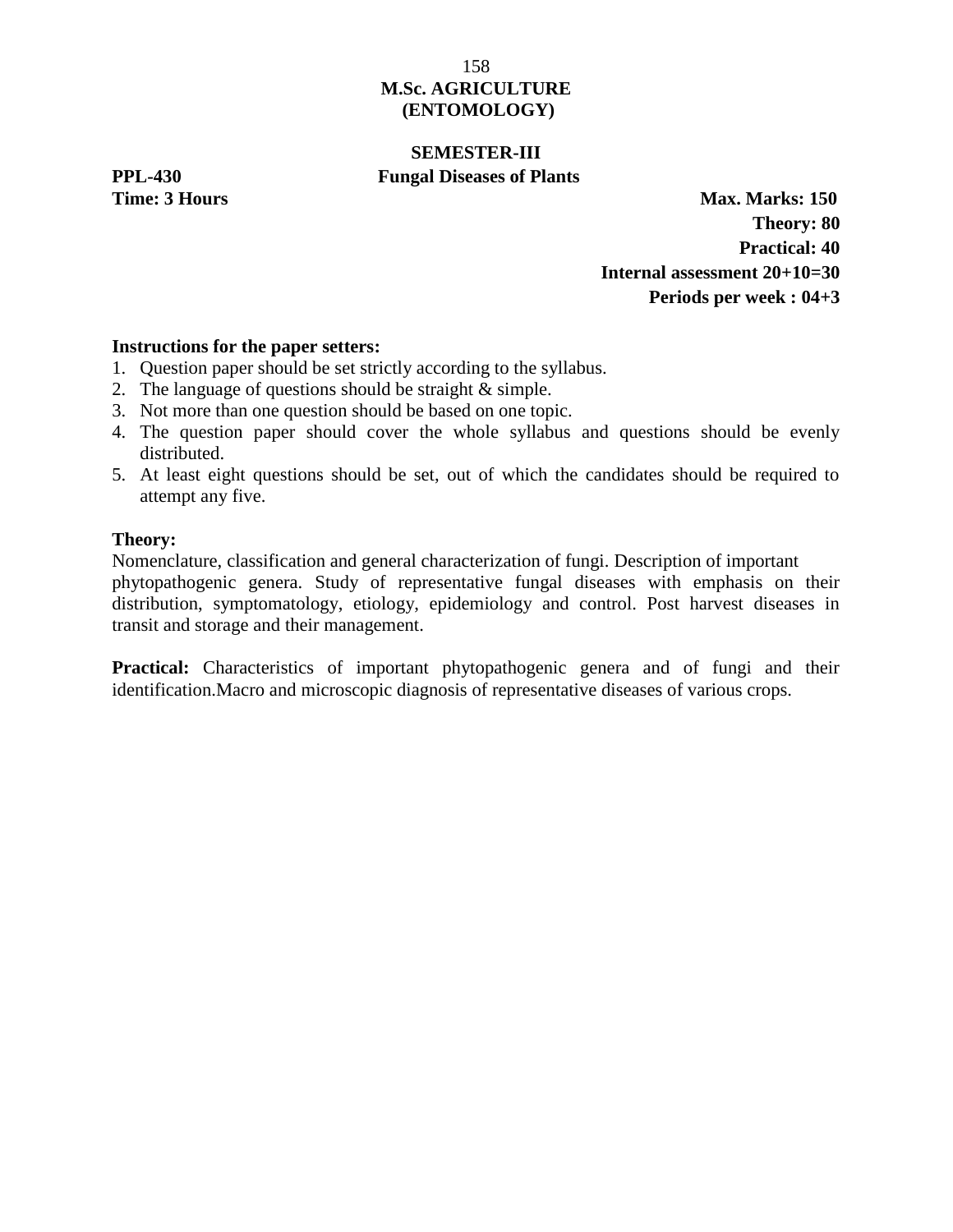**M.Sc. AGRICULTURE**
**(ENTOMOLOGY)**

**SEMESTER-III**

**PPL-430** **Fungal Diseases of Plants**

**Time: 3 Hours**

**Max. Marks: 150**
**Theory: 80**
**Practical: 40**
**Internal assessment 20+10=30**
**Periods per week : 04+3**

**Instructions for the paper setters:**

1. Question paper should be set strictly according to the syllabus.
2. The language of questions should be straight & simple.
3. Not more than one question should be based on one topic.
4. The question paper should cover the whole syllabus and questions should be evenly distributed.
5. At least eight questions should be set, out of which the candidates should be required to attempt any five.

**Theory:**

Nomenclature, classification and general characterization of fungi. Description of important phytopathogenic genera. Study of representative fungal diseases with emphasis on their distribution, symptomatology, etiology, epidemiology and control. Post harvest diseases in transit and storage and their management.

**Practical:** Characteristics of important phytopathogenic genera and of fungi and their identification.Macro and microscopic diagnosis of representative diseases of various crops.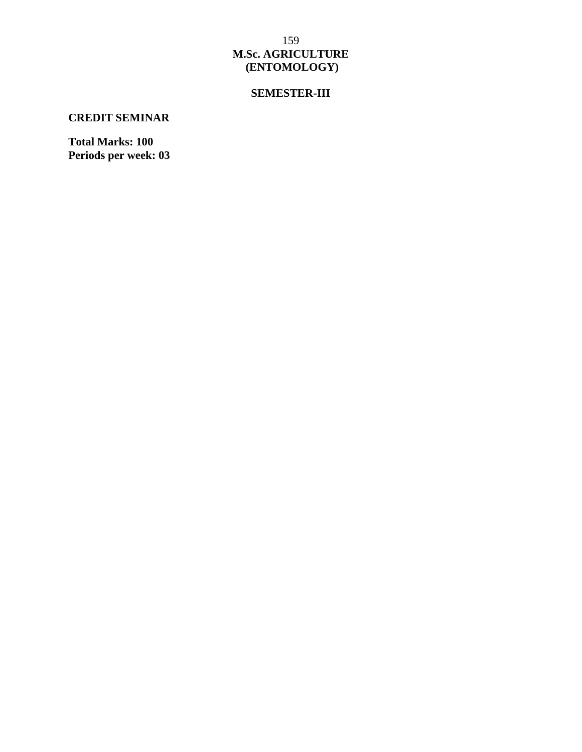# M.Sc. AGRICULTURE (ENTOMOLOGY)

## SEMESTER-III

### CREDIT SEMINAR

**Total Marks: 100**
**Periods per week: 03**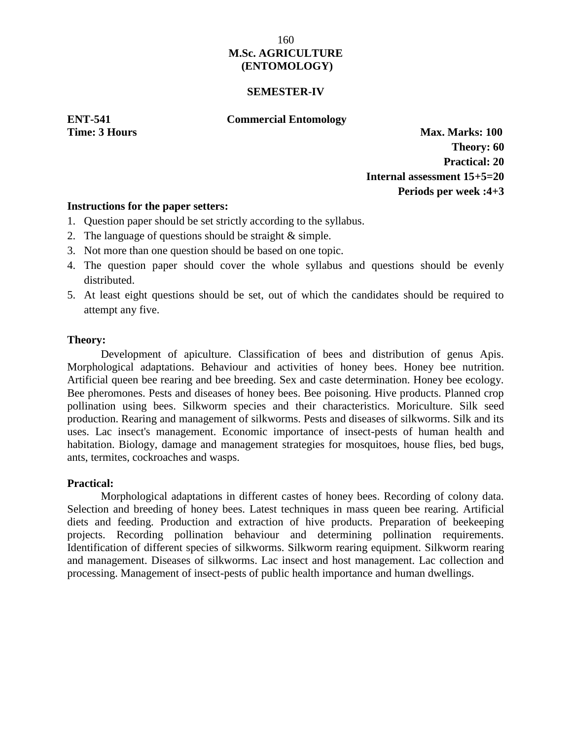**M.Sc. AGRICULTURE**
**(ENTOMOLOGY)**

**SEMESTER-IV**

**ENT-541** **Commercial Entomology**

**Time: 3 Hours**

**Max. Marks: 100**
**Theory: 60**
**Practical: 20**
**Internal assessment 15+5=20**
**Periods per week :4+3**

**Instructions for the paper setters:**

1. Question paper should be set strictly according to the syllabus.
2. The language of questions should be straight & simple.
3. Not more than one question should be based on one topic.
4. The question paper should cover the whole syllabus and questions should be evenly distributed.
5. At least eight questions should be set, out of which the candidates should be required to attempt any five.

**Theory:**

Development of apiculture. Classification of bees and distribution of genus Apis. Morphological adaptations. Behaviour and activities of honey bees. Honey bee nutrition. Artificial queen bee rearing and bee breeding. Sex and caste determination. Honey bee ecology. Bee pheromones. Pests and diseases of honey bees. Bee poisoning. Hive products. Planned crop pollination using bees. Silkworm species and their characteristics. Moriculture. Silk seed production. Rearing and management of silkworms. Pests and diseases of silkworms. Silk and its uses. Lac insect's management. Economic importance of insect-pests of human health and habitation. Biology, damage and management strategies for mosquitoes, house flies, bed bugs, ants, termites, cockroaches and wasps.

**Practical:**

Morphological adaptations in different castes of honey bees. Recording of colony data. Selection and breeding of honey bees. Latest techniques in mass queen bee rearing. Artificial diets and feeding. Production and extraction of hive products. Preparation of beekeeping projects. Recording pollination behaviour and determining pollination requirements. Identification of different species of silkworms. Silkworm rearing equipment. Silkworm rearing and management. Diseases of silkworms. Lac insect and host management. Lac collection and processing. Management of insect-pests of public health importance and human dwellings.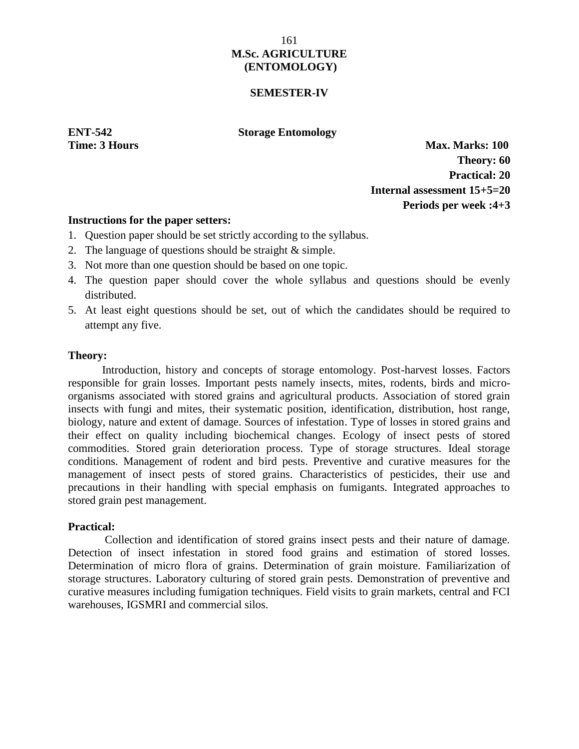# M.Sc. AGRICULTURE (ENTOMOLOGY)

## SEMESTER-IV

**ENT-542** **Storage Entomology**

**Time: 3 Hours**

**Max. Marks: 100**
**Theory: 60**
**Practical: 20**
**Internal assessment 15+5=20**
**Periods per week :4+3**

**Instructions for the paper setters:**

1. Question paper should be set strictly according to the syllabus.
2. The language of questions should be straight & simple.
3. Not more than one question should be based on one topic.
4. The question paper should cover the whole syllabus and questions should be evenly distributed.
5. At least eight questions should be set, out of which the candidates should be required to attempt any five.

**Theory:**

Introduction, history and concepts of storage entomology. Post-harvest losses. Factors responsible for grain losses. Important pests namely insects, mites, rodents, birds and micro-organisms associated with stored grains and agricultural products. Association of stored grain insects with fungi and mites, their systematic position, identification, distribution, host range, biology, nature and extent of damage. Sources of infestation. Type of losses in stored grains and their effect on quality including biochemical changes. Ecology of insect pests of stored commodities. Stored grain deterioration process. Type of storage structures. Ideal storage conditions. Management of rodent and bird pests. Preventive and curative measures for the management of insect pests of stored grains. Characteristics of pesticides, their use and precautions in their handling with special emphasis on fumigants. Integrated approaches to stored grain pest management.

**Practical:**

Collection and identification of stored grains insect pests and their nature of damage. Detection of insect infestation in stored food grains and estimation of stored losses. Determination of micro flora of grains. Determination of grain moisture. Familiarization of storage structures. Laboratory culturing of stored grain pests. Demonstration of preventive and curative measures including fumigation techniques. Field visits to grain markets, central and FCI warehouses, IGSMRI and commercial silos.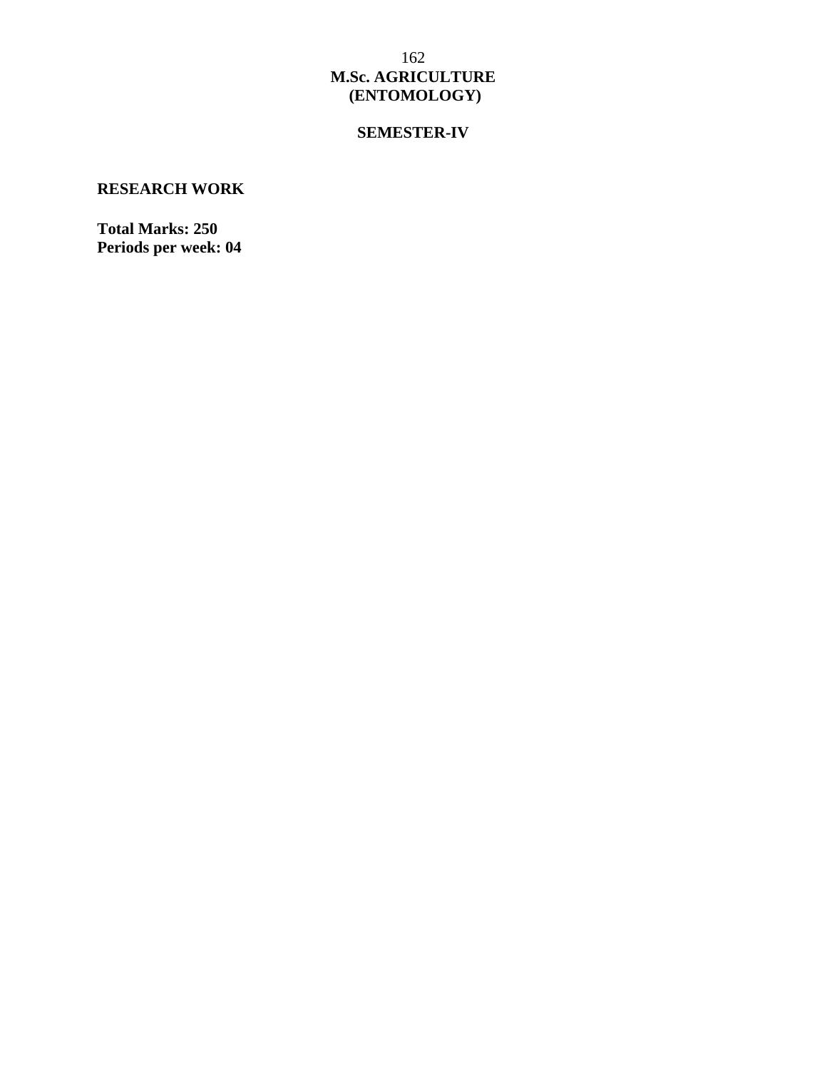**M.Sc. AGRICULTURE**
**(ENTOMOLOGY)**

**SEMESTER-IV**

## RESEARCH WORK

**Total Marks: 250**
**Periods per week: 04**